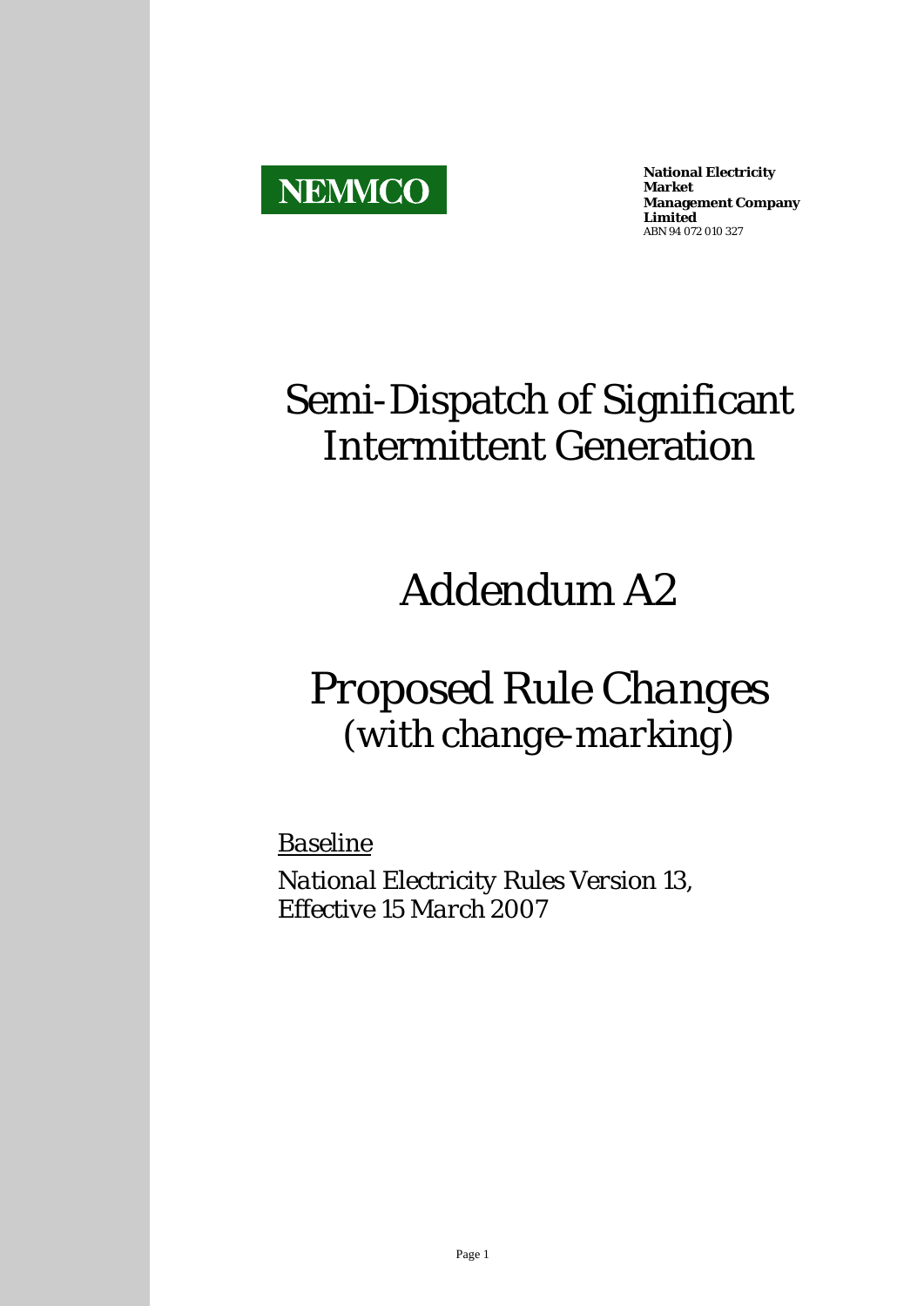**NEMMCO**

**National Electricity Market Management Company Limited**
ABN 94 072 010 327

# Semi-Dispatch of Significant Intermittent Generation

# Addendum A2

# *Proposed Rule Changes*
## *(with change-marking)*

*Baseline*

*National Electricity Rules Version 13, Effective 15 March 2007*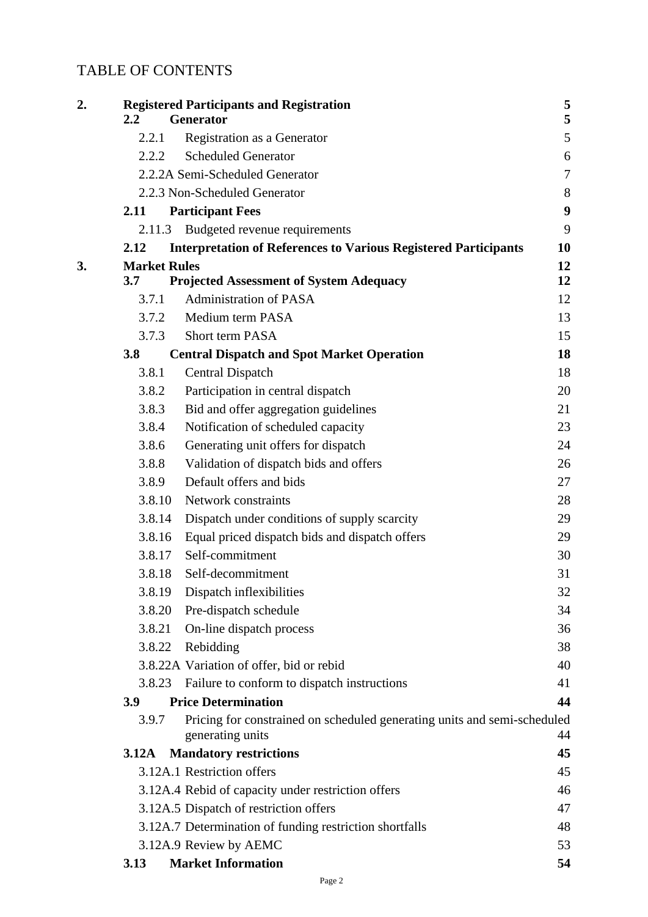# TABLE OF CONTENTS

| | | | |
|---|---|---|---|
| **2.** | **Registered Participants and Registration** | | **5** |
| | **2.2** | **Generator** | **5** |
| | 2.2.1 | Registration as a Generator | 5 |
| | 2.2.2 | Scheduled Generator | 6 |
| | 2.2.2A | Semi-Scheduled Generator | 7 |
| | 2.2.3 | Non-Scheduled Generator | 8 |
| | **2.11** | **Participant Fees** | **9** |
| | 2.11.3 | Budgeted revenue requirements | 9 |
| | **2.12** | **Interpretation of References to Various Registered Participants** | **10** |
| **3.** | **Market Rules** | | **12** |
| | **3.7** | **Projected Assessment of System Adequacy** | **12** |
| | 3.7.1 | Administration of PASA | 12 |
| | 3.7.2 | Medium term PASA | 13 |
| | 3.7.3 | Short term PASA | 15 |
| | **3.8** | **Central Dispatch and Spot Market Operation** | **18** |
| | 3.8.1 | Central Dispatch | 18 |
| | 3.8.2 | Participation in central dispatch | 20 |
| | 3.8.3 | Bid and offer aggregation guidelines | 21 |
| | 3.8.4 | Notification of scheduled capacity | 23 |
| | 3.8.6 | Generating unit offers for dispatch | 24 |
| | 3.8.8 | Validation of dispatch bids and offers | 26 |
| | 3.8.9 | Default offers and bids | 27 |
| | 3.8.10 | Network constraints | 28 |
| | 3.8.14 | Dispatch under conditions of supply scarcity | 29 |
| | 3.8.16 | Equal priced dispatch bids and dispatch offers | 29 |
| | 3.8.17 | Self-commitment | 30 |
| | 3.8.18 | Self-decommitment | 31 |
| | 3.8.19 | Dispatch inflexibilities | 32 |
| | 3.8.20 | Pre-dispatch schedule | 34 |
| | 3.8.21 | On-line dispatch process | 36 |
| | 3.8.22 | Rebidding | 38 |
| | 3.8.22A | Variation of offer, bid or rebid | 40 |
| | 3.8.23 | Failure to conform to dispatch instructions | 41 |
| | **3.9** | **Price Determination** | **44** |
| | 3.9.7 | Pricing for constrained on scheduled generating units and semi-scheduled generating units | 44 |
| | **3.12A** | **Mandatory restrictions** | **45** |
| | 3.12A.1 | Restriction offers | 45 |
| | 3.12A.4 | Rebid of capacity under restriction offers | 46 |
| | 3.12A.5 | Dispatch of restriction offers | 47 |
| | 3.12A.7 | Determination of funding restriction shortfalls | 48 |
| | 3.12A.9 | Review by AEMC | 53 |
| | **3.13** | **Market Information** | **54** |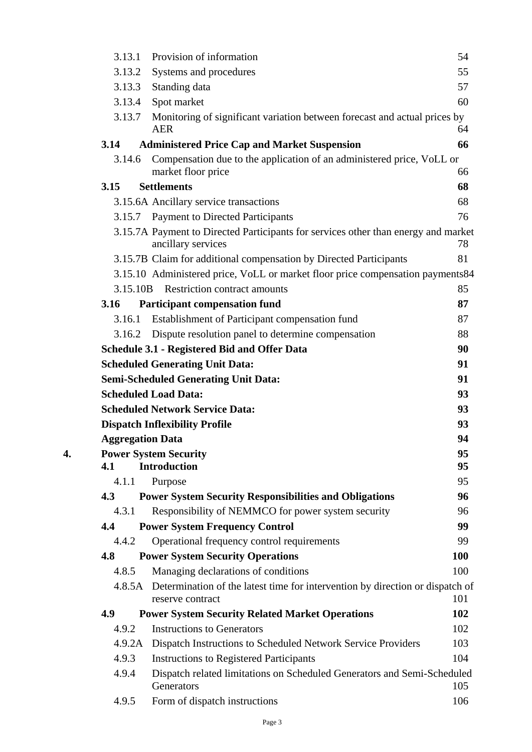3.13.1 Provision of information 54

3.13.2 Systems and procedures 55

3.13.3 Standing data 57

3.13.4 Spot market 60

3.13.7 Monitoring of significant variation between forecast and actual prices by AER 64

**3.14 Administered Price Cap and Market Suspension 66**

3.14.6 Compensation due to the application of an administered price, VoLL or market floor price 66

**3.15 Settlements 68**

3.15.6A Ancillary service transactions 68

3.15.7 Payment to Directed Participants 76

3.15.7A Payment to Directed Participants for services other than energy and market ancillary services 78

3.15.7B Claim for additional compensation by Directed Participants 81

3.15.10 Administered price, VoLL or market floor price compensation payments 84

3.15.10B Restriction contract amounts 85

**3.16 Participant compensation fund 87**

3.16.1 Establishment of Participant compensation fund 87

3.16.2 Dispute resolution panel to determine compensation 88

**Schedule 3.1 - Registered Bid and Offer Data 90**

**Scheduled Generating Unit Data: 91**

**Semi-Scheduled Generating Unit Data: 91**

**Scheduled Load Data: 93**

**Scheduled Network Service Data: 93**

**Dispatch Inflexibility Profile 93**

**Aggregation Data 94**

**4. Power System Security 95**

**4.1 Introduction 95**

4.1.1 Purpose 95

**4.3 Power System Security Responsibilities and Obligations 96**

4.3.1 Responsibility of NEMMCO for power system security 96

**4.4 Power System Frequency Control 99**

4.4.2 Operational frequency control requirements 99

**4.8 Power System Security Operations 100**

4.8.5 Managing declarations of conditions 100

4.8.5A Determination of the latest time for intervention by direction or dispatch of reserve contract 101

**4.9 Power System Security Related Market Operations 102**

4.9.2 Instructions to Generators 102

4.9.2A Dispatch Instructions to Scheduled Network Service Providers 103

4.9.3 Instructions to Registered Participants 104

4.9.4 Dispatch related limitations on Scheduled Generators and Semi-Scheduled Generators 105

4.9.5 Form of dispatch instructions 106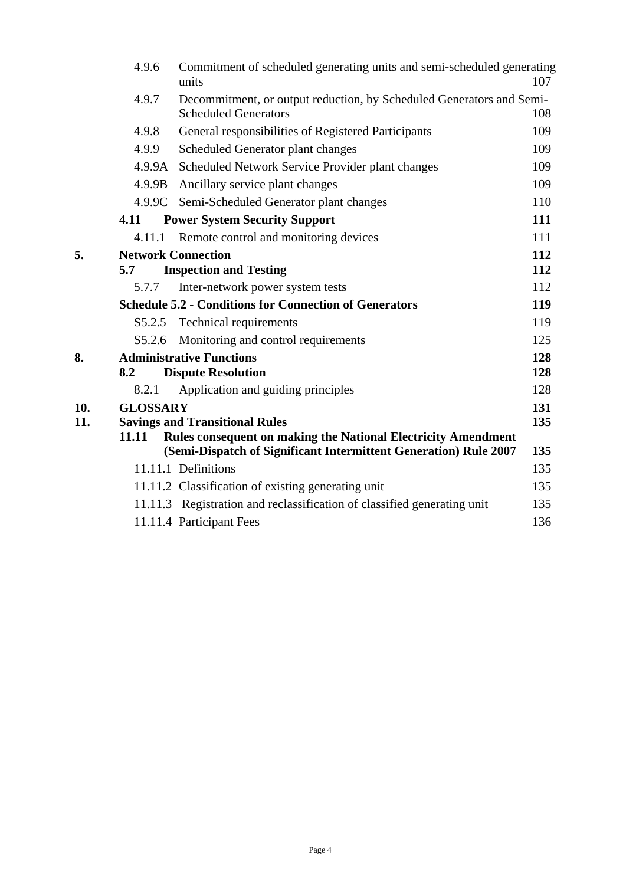| | | | |
|---|---|---|---|
| | 4.9.6 | Commitment of scheduled generating units and semi-scheduled generating units | 107 |
| | 4.9.7 | Decommitment, or output reduction, by Scheduled Generators and Semi-Scheduled Generators | 108 |
| | 4.9.8 | General responsibilities of Registered Participants | 109 |
| | 4.9.9 | Scheduled Generator plant changes | 109 |
| | 4.9.9A | Scheduled Network Service Provider plant changes | 109 |
| | 4.9.9B | Ancillary service plant changes | 109 |
| | 4.9.9C | Semi-Scheduled Generator plant changes | 110 |
| | **4.11** | **Power System Security Support** | **111** |
| | 4.11.1 | Remote control and monitoring devices | 111 |
| **5.** | | **Network Connection** | **112** |
| | **5.7** | **Inspection and Testing** | **112** |
| | 5.7.7 | Inter-network power system tests | 112 |
| | | **Schedule 5.2 - Conditions for Connection of Generators** | **119** |
| | S5.2.5 | Technical requirements | 119 |
| | S5.2.6 | Monitoring and control requirements | 125 |
| **8.** | | **Administrative Functions** | **128** |
| | **8.2** | **Dispute Resolution** | **128** |
| | 8.2.1 | Application and guiding principles | 128 |
| **10.** | | **GLOSSARY** | **131** |
| **11.** | | **Savings and Transitional Rules** | **135** |
| | **11.11** | **Rules consequent on making the National Electricity Amendment (Semi-Dispatch of Significant Intermittent Generation) Rule 2007** | **135** |
| | 11.11.1 | Definitions | 135 |
| | 11.11.2 | Classification of existing generating unit | 135 |
| | 11.11.3 | Registration and reclassification of classified generating unit | 135 |
| | 11.11.4 | Participant Fees | 136 |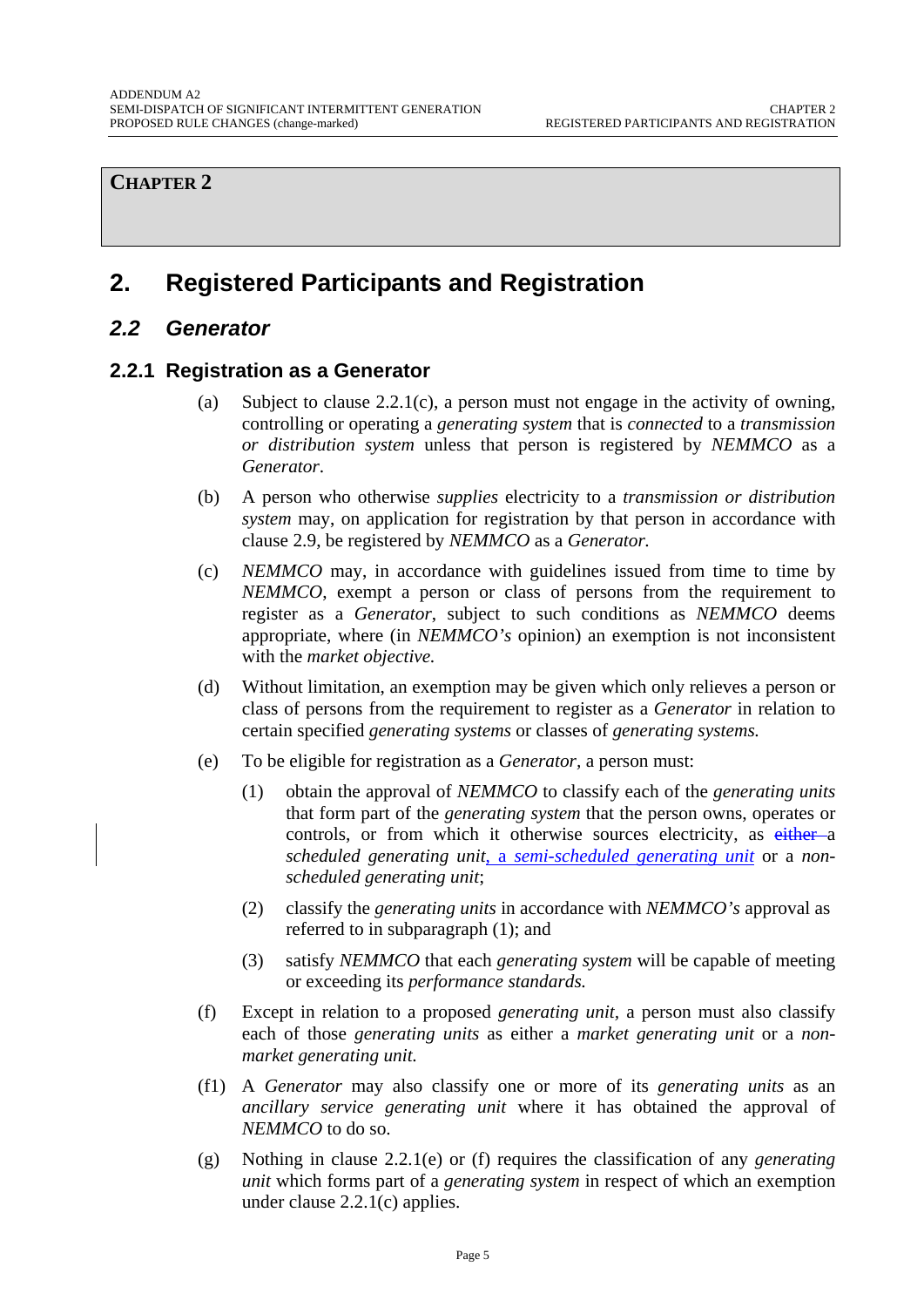**CHAPTER 2**

# 2. Registered Participants and Registration

## *2.2 Generator*

### 2.2.1 Registration as a Generator

(a) Subject to clause 2.2.1(c), a person must not engage in the activity of owning, controlling or operating a *generating system* that is *connected* to a *transmission or distribution system* unless that person is registered by *NEMMCO* as a *Generator*.

(b) A person who otherwise *supplies* electricity to a *transmission or distribution system* may, on application for registration by that person in accordance with clause 2.9, be registered by *NEMMCO* as a *Generator.*

(c) *NEMMCO* may, in accordance with guidelines issued from time to time by *NEMMCO*, exempt a person or class of persons from the requirement to register as a *Generator*, subject to such conditions as *NEMMCO* deems appropriate, where (in *NEMMCO's* opinion) an exemption is not inconsistent with the *market objective.*

(d) Without limitation, an exemption may be given which only relieves a person or class of persons from the requirement to register as a *Generator* in relation to certain specified *generating systems* or classes of *generating systems.*

(e) To be eligible for registration as a *Generator,* a person must:

(1) obtain the approval of *NEMMCO* to classify each of the *generating units* that form part of the *generating system* that the person owns, operates or controls, or from which it otherwise sources electricity, as ~~either~~ a *scheduled generating unit*, a *semi-scheduled generating unit* or a *non-scheduled generating unit*;

(2) classify the *generating units* in accordance with *NEMMCO's* approval as referred to in subparagraph (1); and

(3) satisfy *NEMMCO* that each *generating system* will be capable of meeting or exceeding its *performance standards.*

(f) Except in relation to a proposed *generating unit,* a person must also classify each of those *generating units* as either a *market generating unit* or a *non-market generating unit.*

(f1) A *Generator* may also classify one or more of its *generating units* as an *ancillary service generating unit* where it has obtained the approval of *NEMMCO* to do so.

(g) Nothing in clause 2.2.1(e) or (f) requires the classification of any *generating unit* which forms part of a *generating system* in respect of which an exemption under clause 2.2.1(c) applies.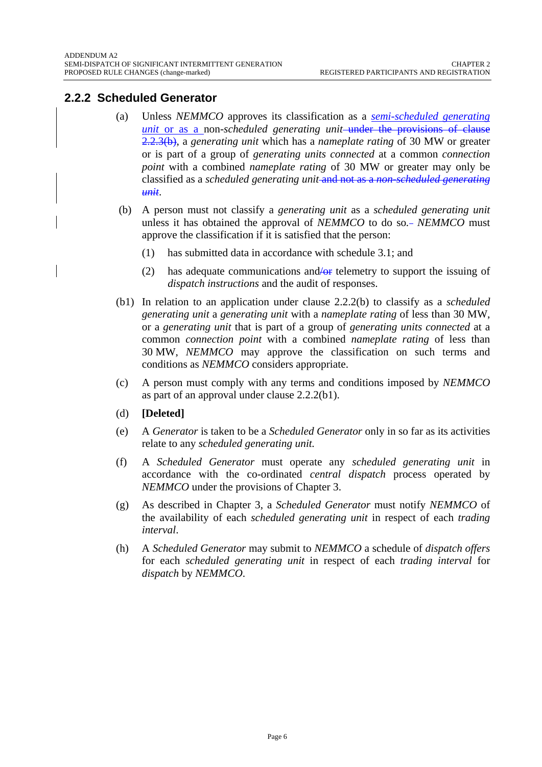## 2.2.2 Scheduled Generator

(a) Unless *NEMMCO* approves its classification as a *semi-scheduled generating unit* or as a non-*scheduled generating unit* ~~under the provisions of clause 2.2.3(b)~~, a *generating unit* which has a *nameplate rating* of 30 MW or greater or is part of a group of *generating units connected* at a common *connection point* with a combined *nameplate rating* of 30 MW or greater may only be classified as a *scheduled generating unit* ~~and not as a *non-scheduled generating unit*~~.

(b) A person must not classify a *generating unit* as a *scheduled generating unit* unless it has obtained the approval of *NEMMCO* to do so. *NEMMCO* must approve the classification if it is satisfied that the person:

(1) has submitted data in accordance with schedule 3.1; and

(2) has adequate communications and~~/or~~ telemetry to support the issuing of *dispatch instructions* and the audit of responses.

(b1) In relation to an application under clause 2.2.2(b) to classify as a *scheduled generating unit* a *generating unit* with a *nameplate rating* of less than 30 MW, or a *generating unit* that is part of a group of *generating units connected* at a common *connection point* with a combined *nameplate rating* of less than 30 MW, *NEMMCO* may approve the classification on such terms and conditions as *NEMMCO* considers appropriate.

(c) A person must comply with any terms and conditions imposed by *NEMMCO* as part of an approval under clause 2.2.2(b1).

(d) **[Deleted]**

(e) A *Generator* is taken to be a *Scheduled Generator* only in so far as its activities relate to any *scheduled generating unit.*

(f) A *Scheduled Generator* must operate any *scheduled generating unit* in accordance with the co-ordinated *central dispatch* process operated by *NEMMCO* under the provisions of Chapter 3.

(g) As described in Chapter 3, a *Scheduled Generator* must notify *NEMMCO* of the availability of each *scheduled generating unit* in respect of each *trading interval*.

(h) A *Scheduled Generator* may submit to *NEMMCO* a schedule of *dispatch offers* for each *scheduled generating unit* in respect of each *trading interval* for *dispatch* by *NEMMCO*.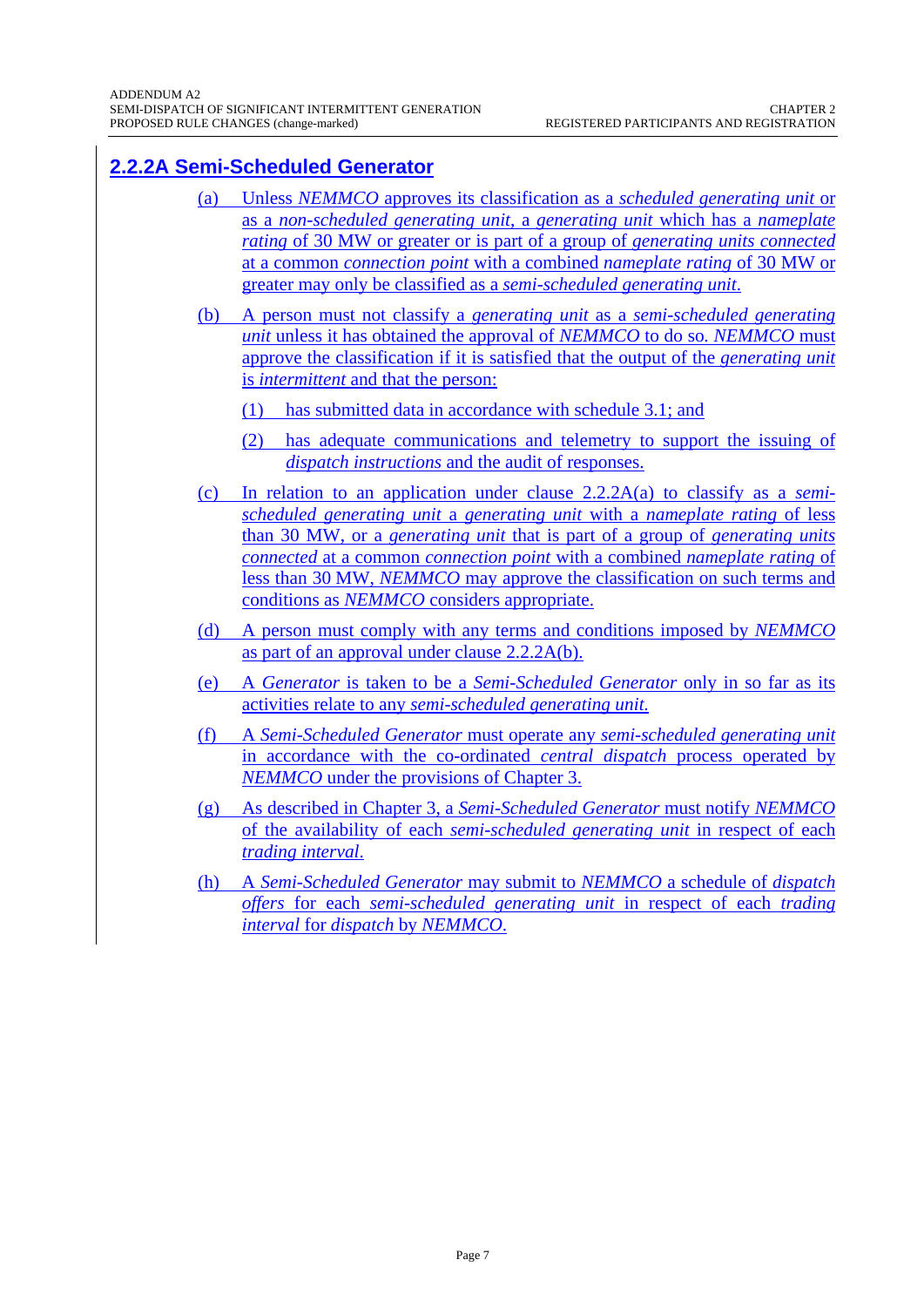## 2.2.2A Semi-Scheduled Generator

(a) Unless *NEMMCO* approves its classification as a *scheduled generating unit* or as a *non-scheduled generating unit*, a *generating unit* which has a *nameplate rating* of 30 MW or greater or is part of a group of *generating units connected* at a common *connection point* with a combined *nameplate rating* of 30 MW or greater may only be classified as a *semi-scheduled generating unit*.

(b) A person must not classify a *generating unit* as a *semi-scheduled generating unit* unless it has obtained the approval of *NEMMCO* to do so. *NEMMCO* must approve the classification if it is satisfied that the output of the *generating unit* is *intermittent* and that the person:

(1) has submitted data in accordance with schedule 3.1; and

(2) has adequate communications and telemetry to support the issuing of *dispatch instructions* and the audit of responses.

(c) In relation to an application under clause 2.2.2A(a) to classify as a *semi-scheduled generating unit* a *generating unit* with a *nameplate rating* of less than 30 MW, or a *generating unit* that is part of a group of *generating units connected* at a common *connection point* with a combined *nameplate rating* of less than 30 MW, *NEMMCO* may approve the classification on such terms and conditions as *NEMMCO* considers appropriate.

(d) A person must comply with any terms and conditions imposed by *NEMMCO* as part of an approval under clause 2.2.2A(b).

(e) A *Generator* is taken to be a *Semi-Scheduled Generator* only in so far as its activities relate to any *semi-scheduled generating unit*.

(f) A *Semi-Scheduled Generator* must operate any *semi-scheduled generating unit* in accordance with the co-ordinated *central dispatch* process operated by *NEMMCO* under the provisions of Chapter 3.

(g) As described in Chapter 3, a *Semi-Scheduled Generator* must notify *NEMMCO* of the availability of each *semi-scheduled generating unit* in respect of each *trading interval*.

(h) A *Semi-Scheduled Generator* may submit to *NEMMCO* a schedule of *dispatch offers* for each *semi-scheduled generating unit* in respect of each *trading interval* for *dispatch* by *NEMMCO*.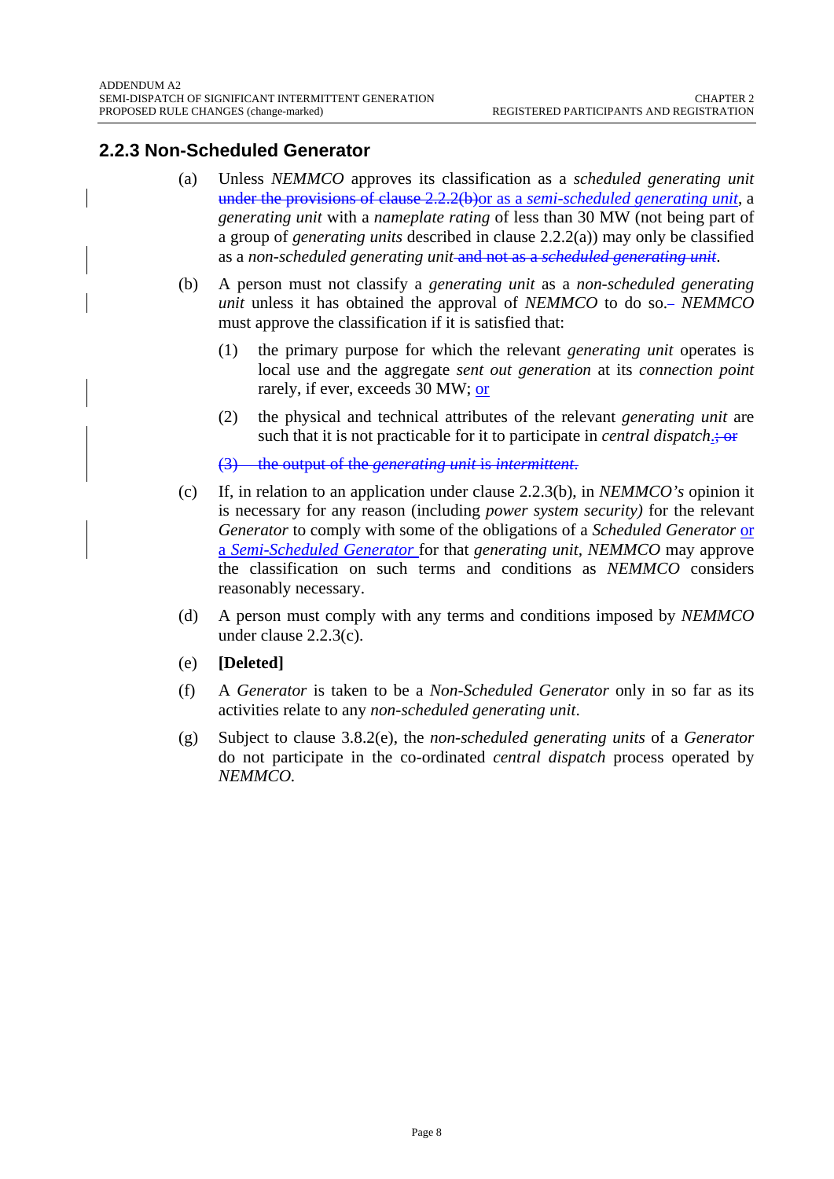## 2.2.3 Non-Scheduled Generator

(a) Unless *NEMMCO* approves its classification as a *scheduled generating unit* ~~under the provisions of clause 2.2.2(b)~~or as a *semi-scheduled generating unit*, a *generating unit* with a *nameplate rating* of less than 30 MW (not being part of a group of *generating units* described in clause 2.2.2(a)) may only be classified as a *non-scheduled generating unit* ~~and not as a *scheduled generating unit*~~.

(b) A person must not classify a *generating unit* as a *non-scheduled generating unit* unless it has obtained the approval of *NEMMCO* to do so.– *NEMMCO* must approve the classification if it is satisfied that:

(1) the primary purpose for which the relevant *generating unit* operates is local use and the aggregate *sent out generation* at its *connection point* rarely, if ever, exceeds 30 MW; or

(2) the physical and technical attributes of the relevant *generating unit* are such that it is not practicable for it to participate in *central dispatch*.~~; or~~

~~(3) the output of the *generating unit* is *intermittent*.~~

(c) If, in relation to an application under clause 2.2.3(b), in *NEMMCO's* opinion it is necessary for any reason (including *power system security)* for the relevant *Generator* to comply with some of the obligations of a *Scheduled Generator* or a *Semi-Scheduled Generator* for that *generating unit*, *NEMMCO* may approve the classification on such terms and conditions as *NEMMCO* considers reasonably necessary.

(d) A person must comply with any terms and conditions imposed by *NEMMCO* under clause 2.2.3(c).

(e) **[Deleted]**

(f) A *Generator* is taken to be a *Non-Scheduled Generator* only in so far as its activities relate to any *non-scheduled generating unit*.

(g) Subject to clause 3.8.2(e), the *non-scheduled generating units* of a *Generator* do not participate in the co-ordinated *central dispatch* process operated by *NEMMCO*.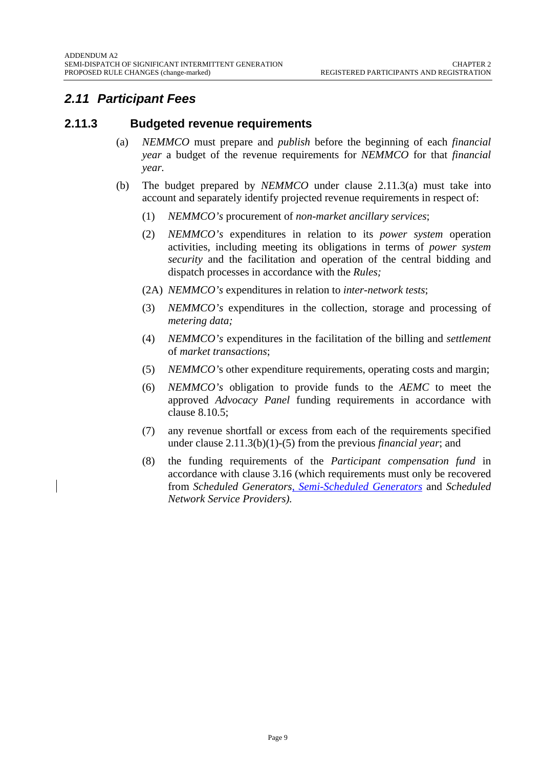## *2.11 Participant Fees*

### 2.11.3 Budgeted revenue requirements

(a) *NEMMCO* must prepare and *publish* before the beginning of each *financial year* a budget of the revenue requirements for *NEMMCO* for that *financial year.*

(b) The budget prepared by *NEMMCO* under clause 2.11.3(a) must take into account and separately identify projected revenue requirements in respect of:

(1) *NEMMCO's* procurement of *non-market ancillary services*;

(2) *NEMMCO's* expenditures in relation to its *power system* operation activities, including meeting its obligations in terms of *power system security* and the facilitation and operation of the central bidding and dispatch processes in accordance with the *Rules;*

(2A) *NEMMCO's* expenditures in relation to *inter-network tests*;

(3) *NEMMCO's* expenditures in the collection, storage and processing of *metering data;*

(4) *NEMMCO's* expenditures in the facilitation of the billing and *settlement* of *market transactions*;

(5) *NEMMCO*'s other expenditure requirements, operating costs and margin;

(6) *NEMMCO's* obligation to provide funds to the *AEMC* to meet the approved *Advocacy Panel* funding requirements in accordance with clause 8.10.5;

(7) any revenue shortfall or excess from each of the requirements specified under clause 2.11.3(b)(1)-(5) from the previous *financial year*; and

(8) the funding requirements of the *Participant compensation fund* in accordance with clause 3.16 (which requirements must only be recovered from *Scheduled Generators*, *Semi-Scheduled Generators* and *Scheduled Network Service Providers).*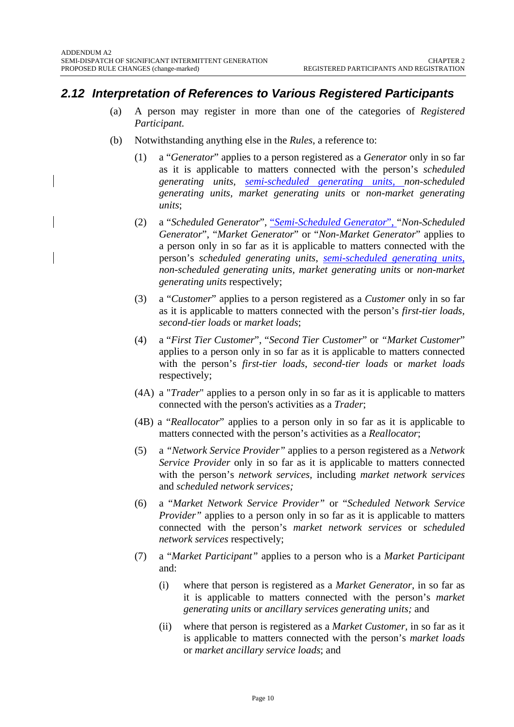## 2.12 Interpretation of References to Various Registered Participants

(a) A person may register in more than one of the categories of *Registered Participant.*

(b) Notwithstanding anything else in the *Rules*, a reference to:

(1) a "*Generator*" applies to a person registered as a *Generator* only in so far as it is applicable to matters connected with the person's *scheduled generating units*, *semi-scheduled generating units*, *non-scheduled generating units*, *market generating units* or *non-market generating units*;

(2) a "*Scheduled Generator*", "*Semi-Scheduled Generator*", "*Non-Scheduled Generator*", "*Market Generator*" or "*Non-Market Generator*" applies to a person only in so far as it is applicable to matters connected with the person's *scheduled generating units*, *semi-scheduled generating units*, *non-scheduled generating units, market generating units* or *non-market generating units* respectively;

(3) a "*Customer*" applies to a person registered as a *Customer* only in so far as it is applicable to matters connected with the person's *first-tier loads, second-tier loads* or *market loads*;

(4) a "*First Tier Customer*", "*Second Tier Customer*" or *"Market Customer*" applies to a person only in so far as it is applicable to matters connected with the person's *first-tier loads*, *second-tier loads* or *market loads* respectively;

(4A) a "*Trader*" applies to a person only in so far as it is applicable to matters connected with the person's activities as a *Trader*;

(4B) a "*Reallocator*" applies to a person only in so far as it is applicable to matters connected with the person's activities as a *Reallocator*;

(5) a *"Network Service Provider"* applies to a person registered as a *Network Service Provider* only in so far as it is applicable to matters connected with the person's *network services,* including *market network services* and *scheduled network services;*

(6) a *"Market Network Service Provider"* or "*Scheduled Network Service Provider"* applies to a person only in so far as it is applicable to matters connected with the person's *market network services* or *scheduled network services* respectively;

(7) a *"Market Participant"* applies to a person who is a *Market Participant* and:

(i) where that person is registered as a *Market Generator*, in so far as it is applicable to matters connected with the person's *market generating units* or *ancillary services generating units;* and

(ii) where that person is registered as a *Market Customer*, in so far as it is applicable to matters connected with the person's *market loads* or *market ancillary service loads*; and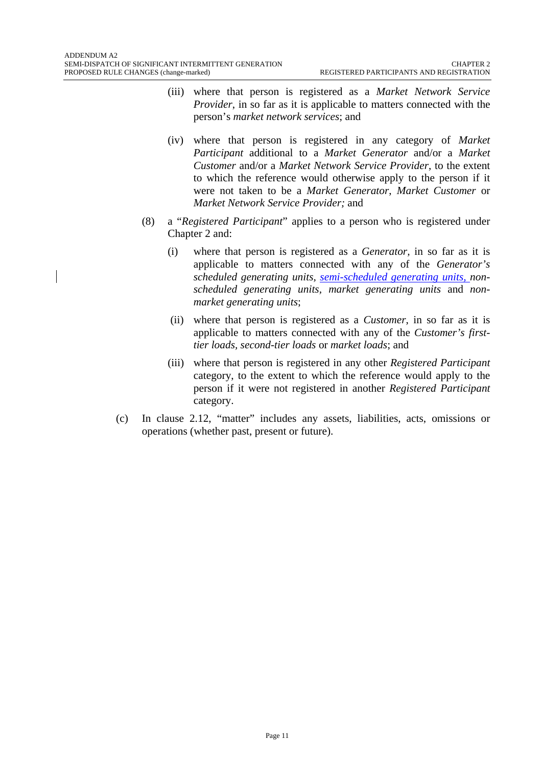(iii) where that person is registered as a *Market Network Service Provider*, in so far as it is applicable to matters connected with the person's *market network services*; and

(iv) where that person is registered in any category of *Market Participant* additional to a *Market Generator* and/or a *Market Customer* and/or a *Market Network Service Provider*, to the extent to which the reference would otherwise apply to the person if it were not taken to be a *Market Generator*, *Market Customer* or *Market Network Service Provider;* and

(8) a "*Registered Participant*" applies to a person who is registered under Chapter 2 and:

(i) where that person is registered as a *Generator*, in so far as it is applicable to matters connected with any of the *Generator's scheduled generating units*, *semi-scheduled generating units*, *non-scheduled generating units*, *market generating units* and *non-market generating units*;

(ii) where that person is registered as a *Customer*, in so far as it is applicable to matters connected with any of the *Customer's first-tier loads*, *second-tier loads* or *market loads*; and

(iii) where that person is registered in any other *Registered Participant* category, to the extent to which the reference would apply to the person if it were not registered in another *Registered Participant* category.

(c) In clause 2.12, "matter" includes any assets, liabilities, acts, omissions or operations (whether past, present or future).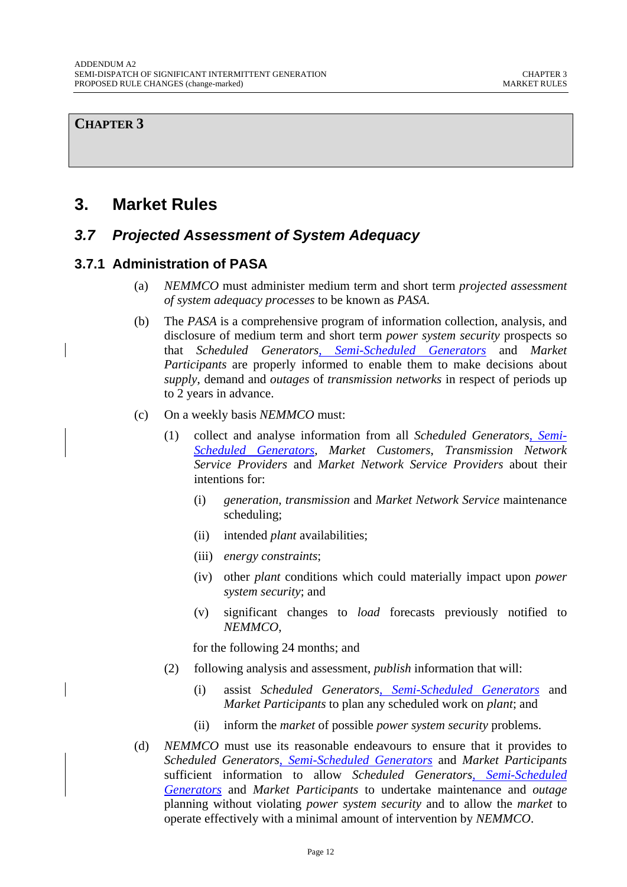# CHAPTER 3

# 3. Market Rules

## 3.7 Projected Assessment of System Adequacy

### 3.7.1 Administration of PASA

(a) *NEMMCO* must administer medium term and short term *projected assessment of system adequacy processes* to be known as *PASA*.

(b) The *PASA* is a comprehensive program of information collection, analysis, and disclosure of medium term and short term *power system security* prospects so that *Scheduled Generators*, *Semi-Scheduled Generators* and *Market Participants* are properly informed to enable them to make decisions about *supply*, demand and *outages* of *transmission networks* in respect of periods up to 2 years in advance.

(c) On a weekly basis *NEMMCO* must:

(1) collect and analyse information from all *Scheduled Generators*, *Semi-Scheduled Generators*, *Market Customers*, *Transmission Network Service Providers* and *Market Network Service Providers* about their intentions for:

(i) *generation*, *transmission* and *Market Network Service* maintenance scheduling;

(ii) intended *plant* availabilities;

(iii) *energy constraints*;

(iv) other *plant* conditions which could materially impact upon *power system security*; and

(v) significant changes to *load* forecasts previously notified to *NEMMCO*,

for the following 24 months; and

(2) following analysis and assessment, *publish* information that will:

(i) assist *Scheduled Generators*, *Semi-Scheduled Generators* and *Market Participants* to plan any scheduled work on *plant*; and

(ii) inform the *market* of possible *power system security* problems.

(d) *NEMMCO* must use its reasonable endeavours to ensure that it provides to *Scheduled Generators*, *Semi-Scheduled Generators* and *Market Participants* sufficient information to allow *Scheduled Generators*, *Semi-Scheduled Generators* and *Market Participants* to undertake maintenance and *outage* planning without violating *power system security* and to allow the *market* to operate effectively with a minimal amount of intervention by *NEMMCO*.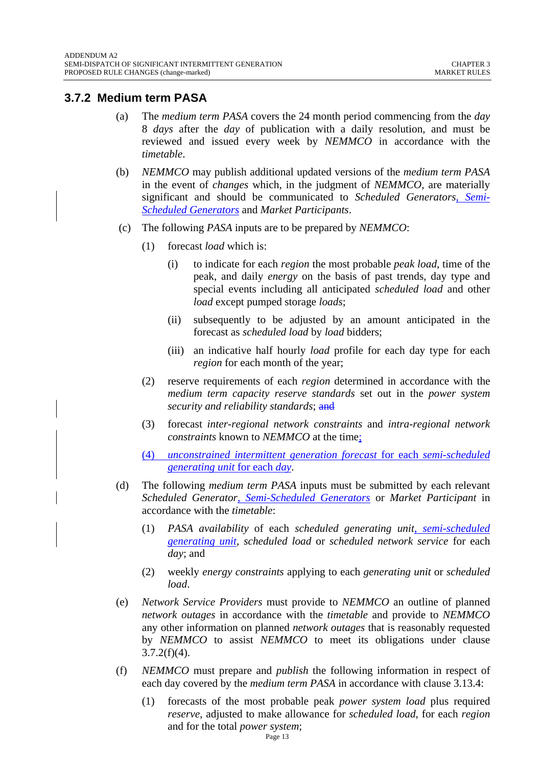### 3.7.2 Medium term PASA

(a) The *medium term PASA* covers the 24 month period commencing from the *day* 8 *days* after the *day* of publication with a daily resolution, and must be reviewed and issued every week by *NEMMCO* in accordance with the *timetable*.

(b) *NEMMCO* may publish additional updated versions of the *medium term PASA* in the event of *changes* which, in the judgment of *NEMMCO*, are materially significant and should be communicated to *Scheduled Generators*, *Semi-Scheduled Generators* and *Market Participants*.

(c) The following *PASA* inputs are to be prepared by *NEMMCO*:

(1) forecast *load* which is:

(i) to indicate for each *region* the most probable *peak load*, time of the peak, and daily *energy* on the basis of past trends, day type and special events including all anticipated *scheduled load* and other *load* except pumped storage *loads*;

(ii) subsequently to be adjusted by an amount anticipated in the forecast as *scheduled load* by *load* bidders;

(iii) an indicative half hourly *load* profile for each day type for each *region* for each month of the year;

(2) reserve requirements of each *region* determined in accordance with the *medium term capacity reserve standards* set out in the *power system security and reliability standards*; ~~and~~

(3) forecast *inter-regional network constraints* and *intra-regional network constraints* known to *NEMMCO* at the time;

(4) *unconstrained intermittent generation forecast* for each *semi-scheduled generating unit* for each *day*.

(d) The following *medium term PASA* inputs must be submitted by each relevant *Scheduled Generator*, *Semi-Scheduled Generators* or *Market Participant* in accordance with the *timetable*:

(1) *PASA availability* of each *scheduled generating unit*, *semi-scheduled generating unit*, *scheduled load* or *scheduled network service* for each *day*; and

(2) weekly *energy constraints* applying to each *generating unit* or *scheduled load*.

(e) *Network Service Providers* must provide to *NEMMCO* an outline of planned *network outages* in accordance with the *timetable* and provide to *NEMMCO* any other information on planned *network outages* that is reasonably requested by *NEMMCO* to assist *NEMMCO* to meet its obligations under clause 3.7.2(f)(4).

(f) *NEMMCO* must prepare and *publish* the following information in respect of each day covered by the *medium term PASA* in accordance with clause 3.13.4:

(1) forecasts of the most probable peak *power system load* plus required *reserve*, adjusted to make allowance for *scheduled load*, for each *region* and for the total *power system*;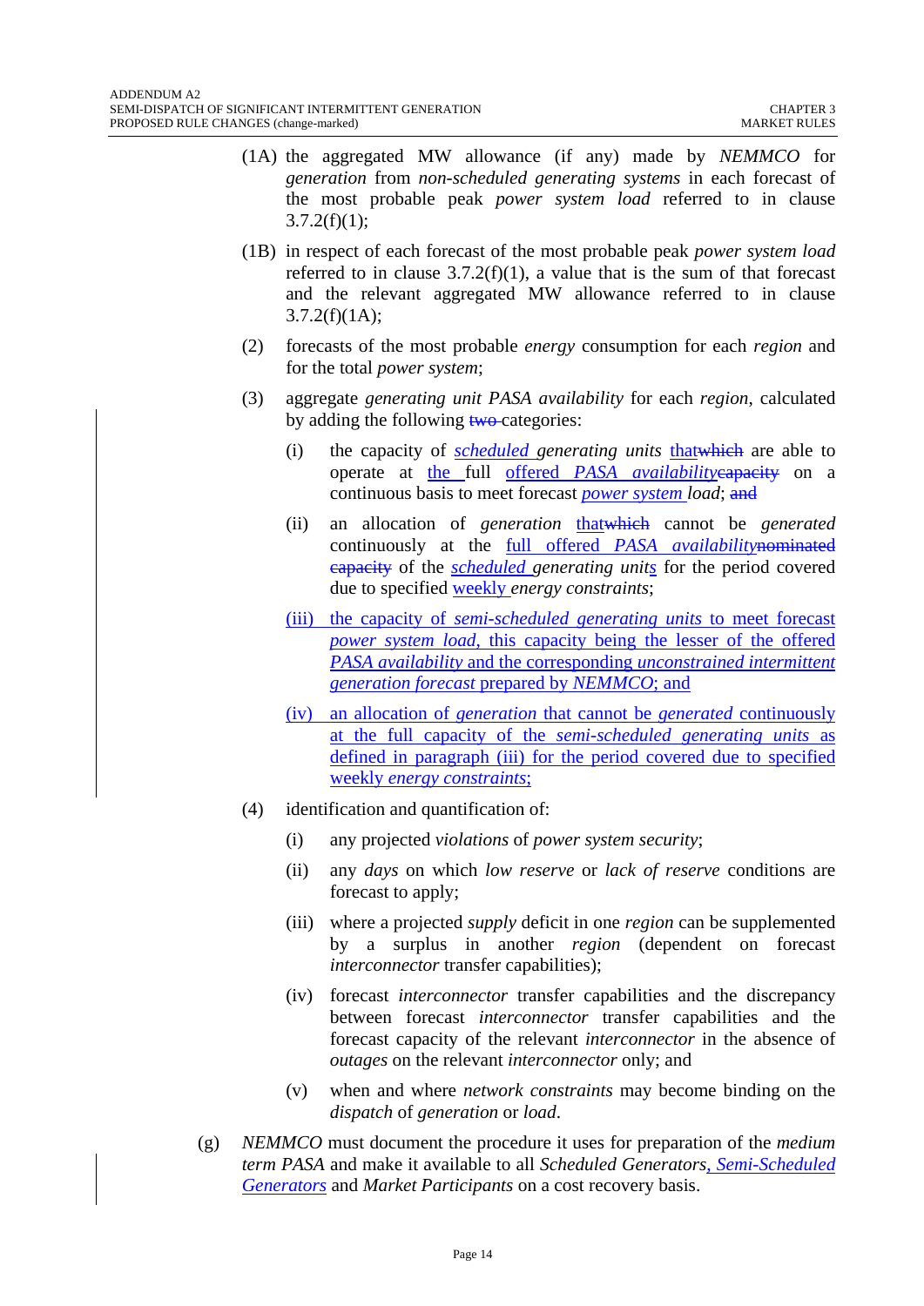(1A) the aggregated MW allowance (if any) made by *NEMMCO* for *generation* from *non-scheduled generating systems* in each forecast of the most probable peak *power system load* referred to in clause 3.7.2(f)(1);

(1B) in respect of each forecast of the most probable peak *power system load* referred to in clause 3.7.2(f)(1), a value that is the sum of that forecast and the relevant aggregated MW allowance referred to in clause 3.7.2(f)(1A);

(2) forecasts of the most probable *energy* consumption for each *region* and for the total *power system*;

(3) aggregate *generating unit PASA availability* for each *region*, calculated by adding the following ~~two~~ categories:

   (i) the capacity of *scheduled generating units* that~~which~~ are able to operate at the full offered *PASA availability*~~capacity~~ on a continuous basis to meet forecast *power system load*; ~~and~~

   (ii) an allocation of *generation* that~~which~~ cannot be *generated* continuously at the full offered *PASA availability*~~nominated capacity~~ of the *scheduled generating units* for the period covered due to specified weekly *energy constraints*;

   (iii) the capacity of *semi-scheduled generating units* to meet forecast *power system load*, this capacity being the lesser of the offered *PASA availability* and the corresponding *unconstrained intermittent generation forecast* prepared by *NEMMCO*; and

   (iv) an allocation of *generation* that cannot be *generated* continuously at the full capacity of the *semi-scheduled generating units* as defined in paragraph (iii) for the period covered due to specified weekly *energy constraints*;

(4) identification and quantification of:

   (i) any projected *violations* of *power system security*;

   (ii) any *days* on which *low reserve* or *lack of reserve* conditions are forecast to apply;

   (iii) where a projected *supply* deficit in one *region* can be supplemented by a surplus in another *region* (dependent on forecast *interconnector* transfer capabilities);

   (iv) forecast *interconnector* transfer capabilities and the discrepancy between forecast *interconnector* transfer capabilities and the forecast capacity of the relevant *interconnector* in the absence of *outages* on the relevant *interconnector* only; and

   (v) when and where *network constraints* may become binding on the *dispatch* of *generation* or *load*.

(g) *NEMMCO* must document the procedure it uses for preparation of the *medium term PASA* and make it available to all *Scheduled Generators*, *Semi-Scheduled Generators* and *Market Participants* on a cost recovery basis.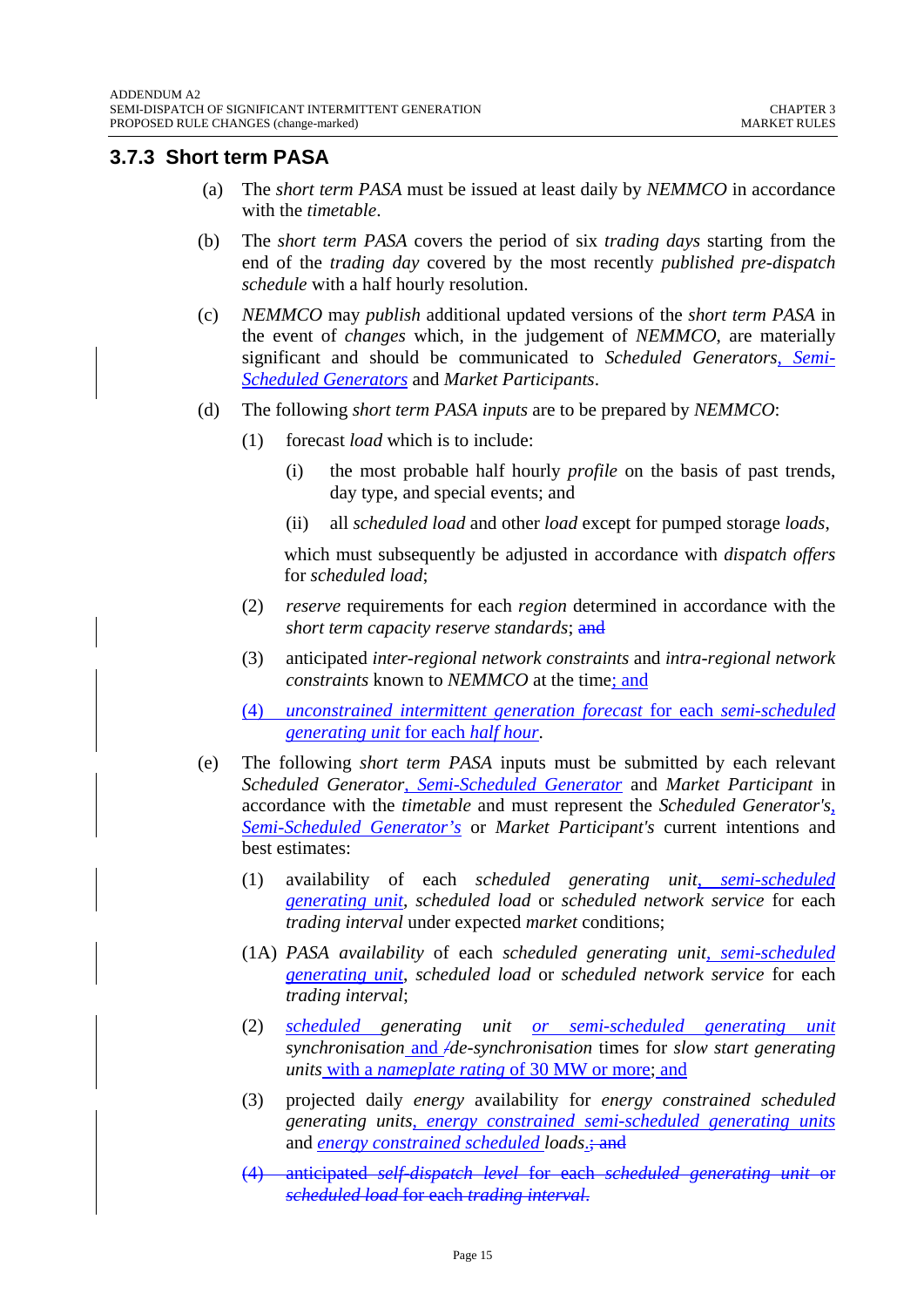## 3.7.3 Short term PASA

(a) The *short term PASA* must be issued at least daily by *NEMMCO* in accordance with the *timetable*.

(b) The *short term PASA* covers the period of six *trading days* starting from the end of the *trading day* covered by the most recently *published pre-dispatch schedule* with a half hourly resolution.

(c) *NEMMCO* may *publish* additional updated versions of the *short term PASA* in the event of *changes* which, in the judgement of *NEMMCO*, are materially significant and should be communicated to *Scheduled Generators*, *Semi-Scheduled Generators* and *Market Participants*.

(d) The following *short term PASA inputs* are to be prepared by *NEMMCO*:

(1) forecast *load* which is to include:

(i) the most probable half hourly *profile* on the basis of past trends, day type, and special events; and

(ii) all *scheduled load* and other *load* except for pumped storage *loads*,

which must subsequently be adjusted in accordance with *dispatch offers* for *scheduled load*;

(2) *reserve* requirements for each *region* determined in accordance with the *short term capacity reserve standards*; ~~and~~

(3) anticipated *inter-regional network constraints* and *intra-regional network constraints* known to *NEMMCO* at the time; and

(4) *unconstrained intermittent generation forecast* for each *semi-scheduled generating unit* for each *half hour*.

(e) The following *short term PASA* inputs must be submitted by each relevant *Scheduled Generator*, *Semi-Scheduled Generator* and *Market Participant* in accordance with the *timetable* and must represent the *Scheduled Generator's*, *Semi-Scheduled Generator's* or *Market Participant's* current intentions and best estimates:

(1) availability of each *scheduled generating unit*, *semi-scheduled generating unit*, *scheduled load* or *scheduled network service* for each *trading interval* under expected *market* conditions;

(1A) *PASA availability* of each *scheduled generating unit*, *semi-scheduled generating unit*, *scheduled load* or *scheduled network service* for each *trading interval*;

(2) *scheduled generating unit or semi-scheduled generating unit synchronisation* and ~~/~~*de-synchronisation* times for *slow start generating units* with a *nameplate rating* of 30 MW or more; and

(3) projected daily *energy* availability for *energy constrained scheduled generating units*, *energy constrained semi-scheduled generating units* and *energy constrained scheduled loads*.~~; and~~

~~(4) anticipated *self-dispatch level* for each *scheduled generating unit* or *scheduled load* for each *trading interval*.~~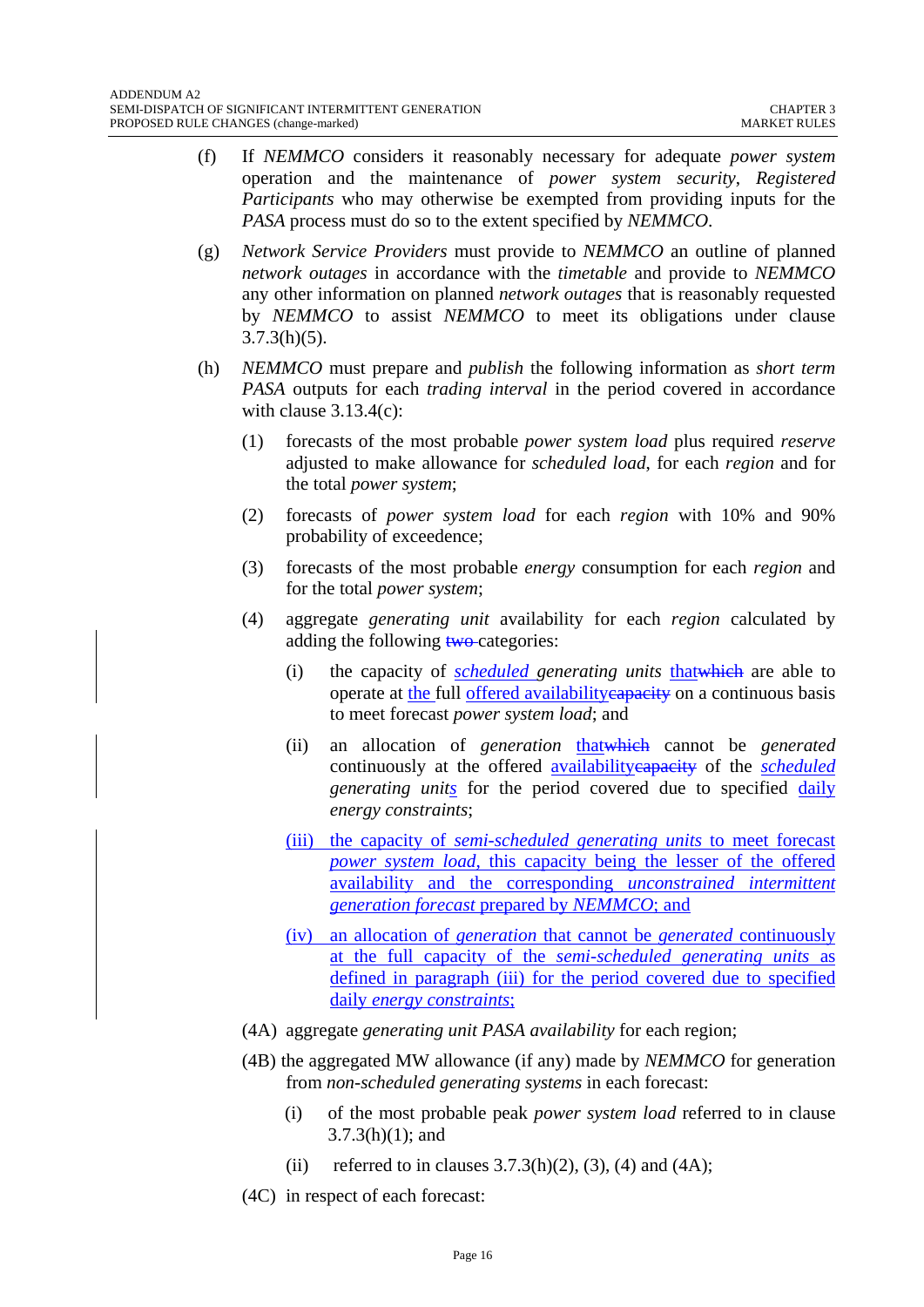(f) If *NEMMCO* considers it reasonably necessary for adequate *power system* operation and the maintenance of *power system security*, *Registered Participants* who may otherwise be exempted from providing inputs for the *PASA* process must do so to the extent specified by *NEMMCO*.

(g) *Network Service Providers* must provide to *NEMMCO* an outline of planned *network outages* in accordance with the *timetable* and provide to *NEMMCO* any other information on planned *network outages* that is reasonably requested by *NEMMCO* to assist *NEMMCO* to meet its obligations under clause 3.7.3(h)(5).

(h) *NEMMCO* must prepare and *publish* the following information as *short term PASA* outputs for each *trading interval* in the period covered in accordance with clause 3.13.4(c):

(1) forecasts of the most probable *power system load* plus required *reserve* adjusted to make allowance for *scheduled load*, for each *region* and for the total *power system*;

(2) forecasts of *power system load* for each *region* with 10% and 90% probability of exceedence;

(3) forecasts of the most probable *energy* consumption for each *region* and for the total *power system*;

(4) aggregate *generating unit* availability for each *region* calculated by adding the following ~~two~~ categories:

(i) the capacity of *scheduled generating units* thatwhich are able to operate at the full offered availabilitycapacity on a continuous basis to meet forecast *power system load*; and

(ii) an allocation of *generation* thatwhich cannot be *generated* continuously at the offered availabilitycapacity of the *scheduled generating units* for the period covered due to specified daily *energy constraints*;

(iii) the capacity of *semi-scheduled generating units* to meet forecast *power system load*, this capacity being the lesser of the offered availability and the corresponding *unconstrained intermittent generation forecast* prepared by *NEMMCO*; and

(iv) an allocation of *generation* that cannot be *generated* continuously at the full capacity of the *semi-scheduled generating units* as defined in paragraph (iii) for the period covered due to specified daily *energy constraints*;

(4A) aggregate *generating unit PASA availability* for each region;

(4B) the aggregated MW allowance (if any) made by *NEMMCO* for generation from *non-scheduled generating systems* in each forecast:

(i) of the most probable peak *power system load* referred to in clause 3.7.3(h)(1); and

(ii) referred to in clauses 3.7.3(h)(2), (3), (4) and (4A);

(4C) in respect of each forecast: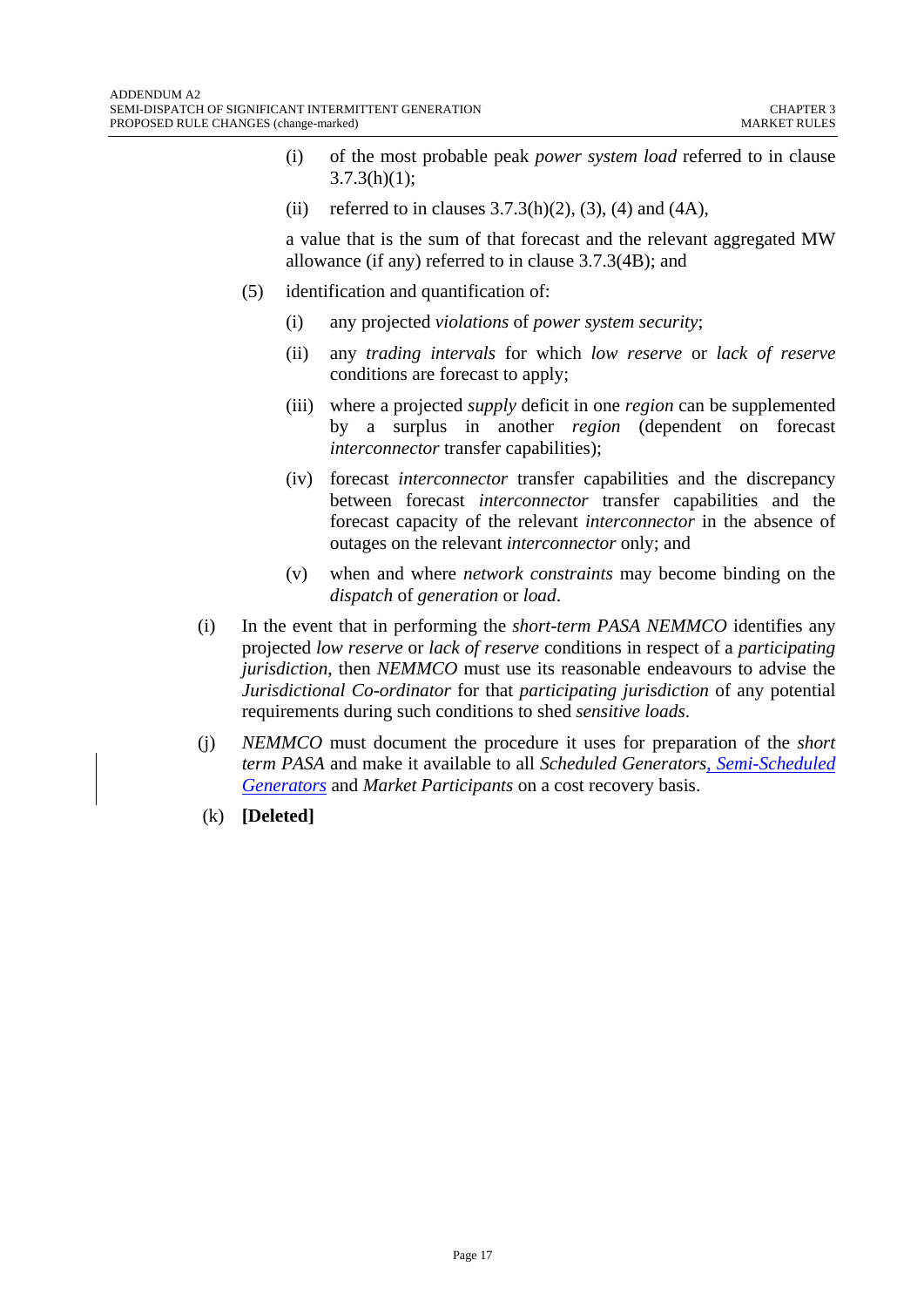(i) of the most probable peak *power system load* referred to in clause 3.7.3(h)(1);

(ii) referred to in clauses 3.7.3(h)(2), (3), (4) and (4A),

a value that is the sum of that forecast and the relevant aggregated MW allowance (if any) referred to in clause 3.7.3(4B); and

(5) identification and quantification of:

(i) any projected *violations* of *power system security*;

(ii) any *trading intervals* for which *low reserve* or *lack of reserve* conditions are forecast to apply;

(iii) where a projected *supply* deficit in one *region* can be supplemented by a surplus in another *region* (dependent on forecast *interconnector* transfer capabilities);

(iv) forecast *interconnector* transfer capabilities and the discrepancy between forecast *interconnector* transfer capabilities and the forecast capacity of the relevant *interconnector* in the absence of outages on the relevant *interconnector* only; and

(v) when and where *network constraints* may become binding on the *dispatch* of *generation* or *load*.

(i) In the event that in performing the *short-term PASA NEMMCO* identifies any projected *low reserve* or *lack of reserve* conditions in respect of a *participating jurisdiction*, then *NEMMCO* must use its reasonable endeavours to advise the *Jurisdictional Co-ordinator* for that *participating jurisdiction* of any potential requirements during such conditions to shed *sensitive loads*.

(j) *NEMMCO* must document the procedure it uses for preparation of the *short term PASA* and make it available to all *Scheduled Generators*, *Semi-Scheduled Generators* and *Market Participants* on a cost recovery basis.

(k) **[Deleted]**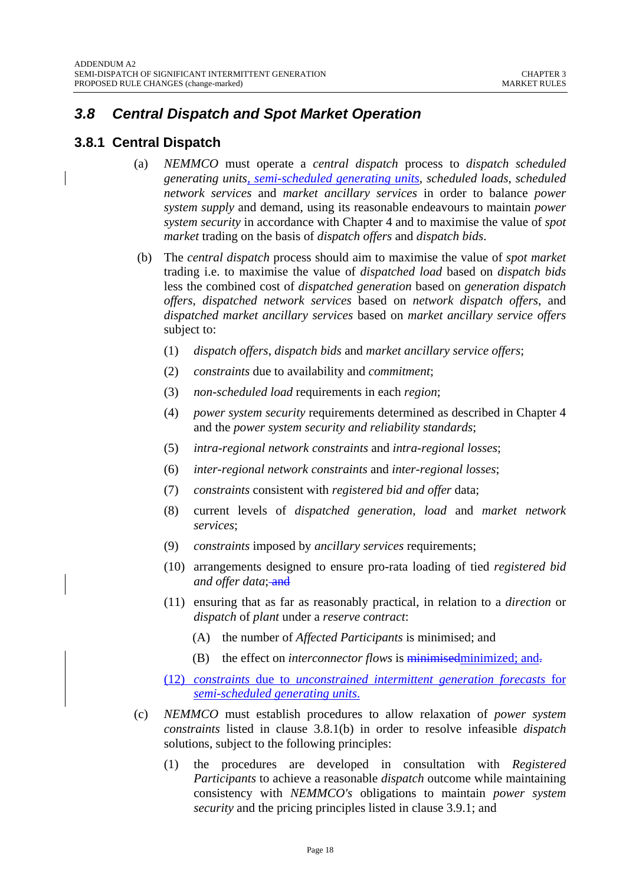## *3.8 Central Dispatch and Spot Market Operation*

### 3.8.1 Central Dispatch

(a) *NEMMCO* must operate a *central dispatch* process to *dispatch scheduled generating units*, *semi-scheduled generating units*, *scheduled loads*, *scheduled network services* and *market ancillary services* in order to balance *power system supply* and demand, using its reasonable endeavours to maintain *power system security* in accordance with Chapter 4 and to maximise the value of *spot market* trading on the basis of *dispatch offers* and *dispatch bids*.

(b) The *central dispatch* process should aim to maximise the value of *spot market* trading i.e. to maximise the value of *dispatched load* based on *dispatch bids* less the combined cost of *dispatched generation* based on *generation dispatch offers*, *dispatched network services* based on *network dispatch offers*, and *dispatched market ancillary services* based on *market ancillary service offers* subject to:

(1) *dispatch offers*, *dispatch bids* and *market ancillary service offers*;

(2) *constraints* due to availability and *commitment*;

(3) *non-scheduled load* requirements in each *region*;

(4) *power system security* requirements determined as described in Chapter 4 and the *power system security and reliability standards*;

(5) *intra-regional network constraints* and *intra-regional losses*;

(6) *inter-regional network constraints* and *inter-regional losses*;

(7) *constraints* consistent with *registered bid and offer* data;

(8) current levels of *dispatched generation*, *load* and *market network services*;

(9) *constraints* imposed by *ancillary services* requirements;

(10) arrangements designed to ensure pro-rata loading of tied *registered bid and offer data*; ~~and~~

(11) ensuring that as far as reasonably practical, in relation to a *direction* or *dispatch* of *plant* under a *reserve contract*:

(A) the number of *Affected Participants* is minimised; and

(B) the effect on *interconnector flows* is ~~minimised~~minimized; and~~.~~

(12) *constraints* due to *unconstrained intermittent generation forecasts* for *semi-scheduled generating units*.

(c) *NEMMCO* must establish procedures to allow relaxation of *power system constraints* listed in clause 3.8.1(b) in order to resolve infeasible *dispatch* solutions, subject to the following principles:

(1) the procedures are developed in consultation with *Registered Participants* to achieve a reasonable *dispatch* outcome while maintaining consistency with *NEMMCO's* obligations to maintain *power system security* and the pricing principles listed in clause 3.9.1; and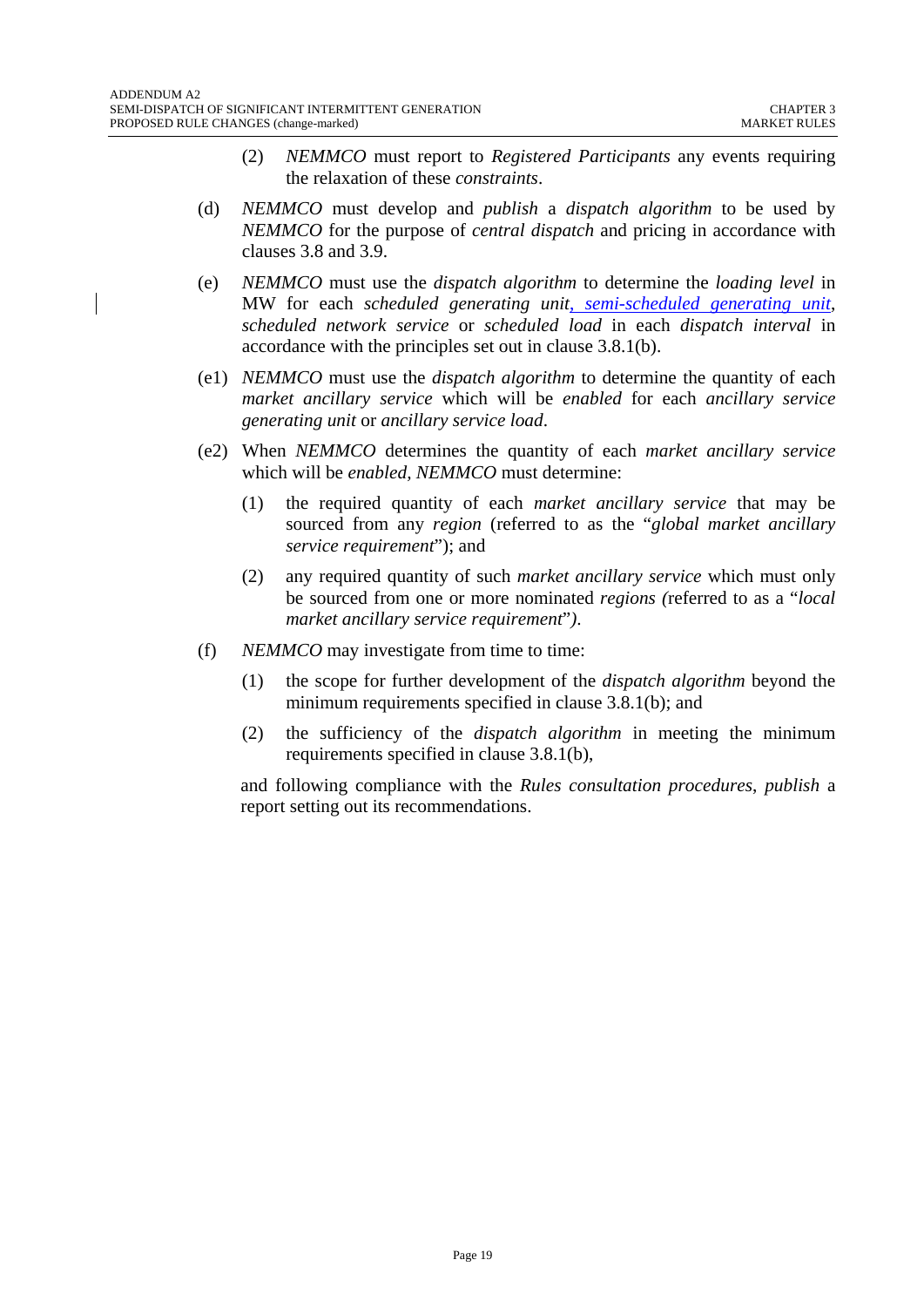(2) *NEMMCO* must report to *Registered Participants* any events requiring the relaxation of these *constraints*.

(d) *NEMMCO* must develop and *publish* a *dispatch algorithm* to be used by *NEMMCO* for the purpose of *central dispatch* and pricing in accordance with clauses 3.8 and 3.9.

(e) *NEMMCO* must use the *dispatch algorithm* to determine the *loading level* in MW for each *scheduled generating unit*, *semi-scheduled generating unit*, *scheduled network service* or *scheduled load* in each *dispatch interval* in accordance with the principles set out in clause 3.8.1(b).

(e1) *NEMMCO* must use the *dispatch algorithm* to determine the quantity of each *market ancillary service* which will be *enabled* for each *ancillary service generating unit* or *ancillary service load*.

(e2) When *NEMMCO* determines the quantity of each *market ancillary service* which will be *enabled*, *NEMMCO* must determine:

(1) the required quantity of each *market ancillary service* that may be sourced from any *region* (referred to as the "*global market ancillary service requirement*"); and

(2) any required quantity of such *market ancillary service* which must only be sourced from one or more nominated *regions* (referred to as a "*local market ancillary service requirement*").

(f) *NEMMCO* may investigate from time to time:

(1) the scope for further development of the *dispatch algorithm* beyond the minimum requirements specified in clause 3.8.1(b); and

(2) the sufficiency of the *dispatch algorithm* in meeting the minimum requirements specified in clause 3.8.1(b),

and following compliance with the *Rules consultation procedures*, *publish* a report setting out its recommendations.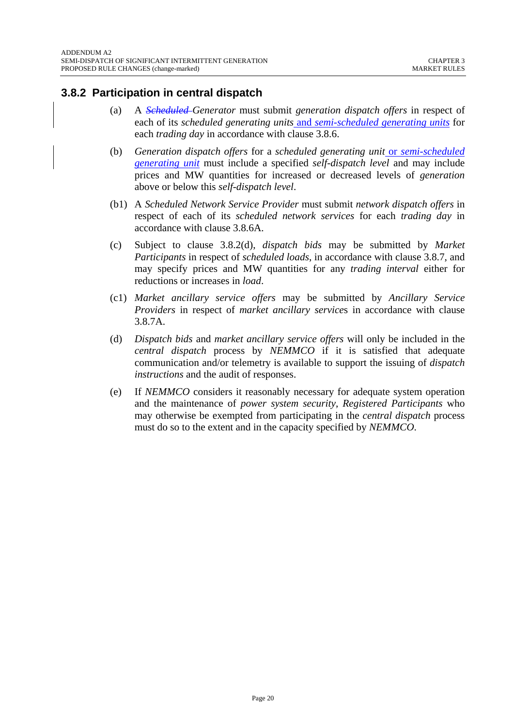## 3.8.2 Participation in central dispatch

(a) A ~~*Scheduled*~~ *Generator* must submit *generation dispatch offers* in respect of each of its *scheduled generating units* and *semi-scheduled generating units* for each *trading day* in accordance with clause 3.8.6.

(b) *Generation dispatch offers* for a *scheduled generating unit* or *semi-scheduled generating unit* must include a specified *self-dispatch level* and may include prices and MW quantities for increased or decreased levels of *generation* above or below this *self-dispatch level*.

(b1) A *Scheduled Network Service Provider* must submit *network dispatch offers* in respect of each of its *scheduled network services* for each *trading day* in accordance with clause 3.8.6A.

(c) Subject to clause 3.8.2(d), *dispatch bids* may be submitted by *Market Participants* in respect of *scheduled loads*, in accordance with clause 3.8.7, and may specify prices and MW quantities for any *trading interval* either for reductions or increases in *load*.

(c1) *Market ancillary service offers* may be submitted by *Ancillary Service Providers* in respect of *market ancillary service*s in accordance with clause 3.8.7A.

(d) *Dispatch bids* and *market ancillary service offers* will only be included in the *central dispatch* process by *NEMMCO* if it is satisfied that adequate communication and/or telemetry is available to support the issuing of *dispatch instructions* and the audit of responses.

(e) If *NEMMCO* considers it reasonably necessary for adequate system operation and the maintenance of *power system security*, *Registered Participants* who may otherwise be exempted from participating in the *central dispatch* process must do so to the extent and in the capacity specified by *NEMMCO*.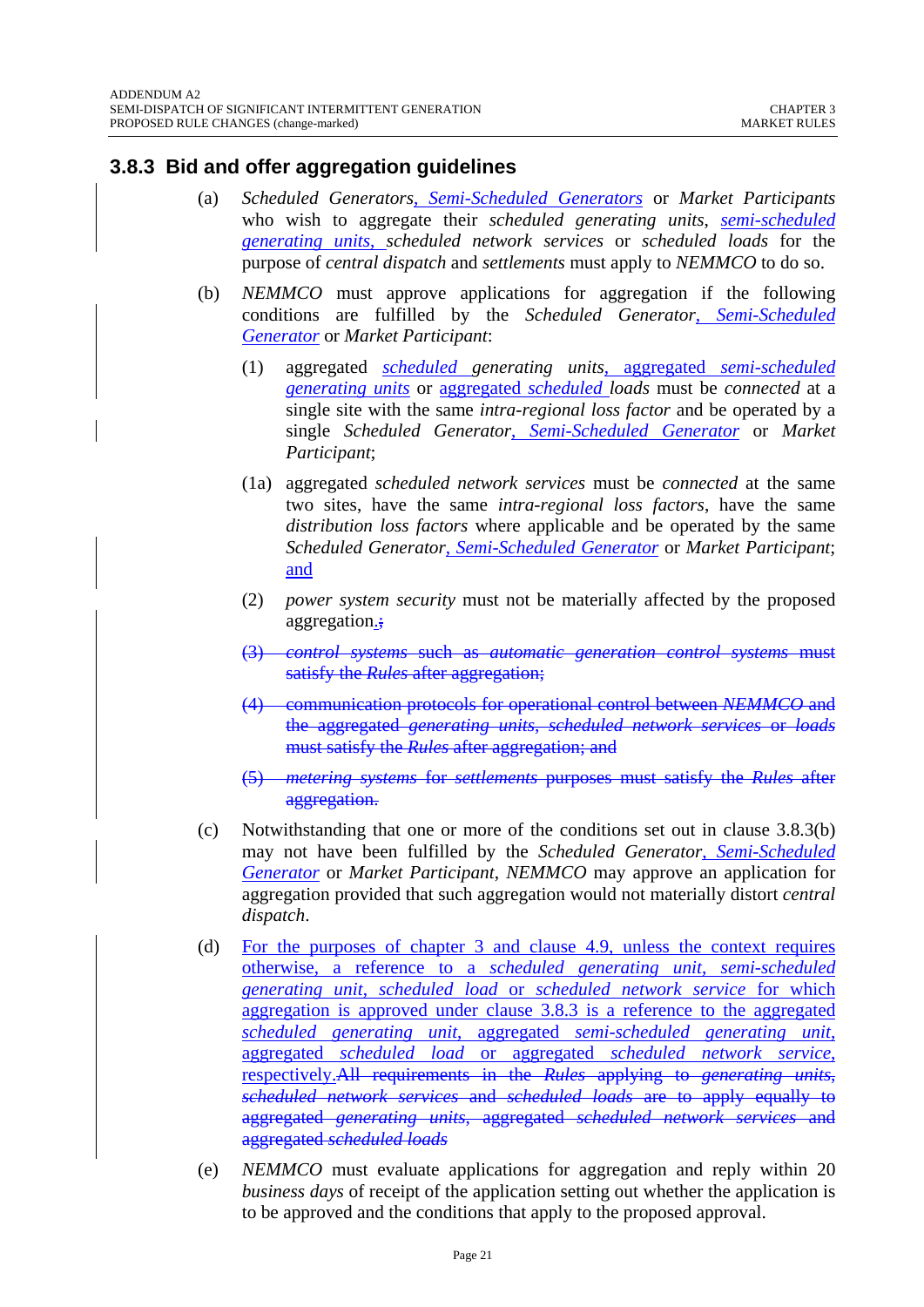### 3.8.3 Bid and offer aggregation guidelines

(a) *Scheduled Generators*, *Semi-Scheduled Generators* or *Market Participants* who wish to aggregate their *scheduled generating units*, *semi-scheduled generating units*, *scheduled network services* or *scheduled loads* for the purpose of *central dispatch* and *settlements* must apply to *NEMMCO* to do so.

(b) *NEMMCO* must approve applications for aggregation if the following conditions are fulfilled by the *Scheduled Generator*, *Semi-Scheduled Generator* or *Market Participant*:

(1) aggregated *scheduled generating units*, aggregated *semi-scheduled generating units* or aggregated *scheduled loads* must be *connected* at a single site with the same *intra-regional loss factor* and be operated by a single *Scheduled Generator*, *Semi-Scheduled Generator* or *Market Participant*;

(1a) aggregated *scheduled network services* must be *connected* at the same two sites, have the same *intra-regional loss factors*, have the same *distribution loss factors* where applicable and be operated by the same *Scheduled Generator*, *Semi-Scheduled Generator* or *Market Participant*; and

(2) *power system security* must not be materially affected by the proposed aggregation.~~;~~

~~(3) *control systems* such as *automatic generation control systems* must satisfy the *Rules* after aggregation;~~

~~(4) communication protocols for operational control between *NEMMCO* and the aggregated *generating units*, *scheduled network services* or *loads* must satisfy the *Rules* after aggregation; and~~

~~(5) *metering systems* for *settlements* purposes must satisfy the *Rules* after aggregation.~~

(c) Notwithstanding that one or more of the conditions set out in clause 3.8.3(b) may not have been fulfilled by the *Scheduled Generator*, *Semi-Scheduled Generator* or *Market Participant*, *NEMMCO* may approve an application for aggregation provided that such aggregation would not materially distort *central dispatch*.

(d) For the purposes of chapter 3 and clause 4.9, unless the context requires otherwise, a reference to a *scheduled generating unit*, *semi-scheduled generating unit*, *scheduled load* or *scheduled network service* for which aggregation is approved under clause 3.8.3 is a reference to the aggregated *scheduled generating unit*, aggregated *semi-scheduled generating unit*, aggregated *scheduled load* or aggregated *scheduled network service*, respectively.~~All requirements in the *Rules* applying to *generating units*, *scheduled network services* and *scheduled loads* are to apply equally to aggregated *generating units*, aggregated *scheduled network services* and aggregated *scheduled loads*~~

(e) *NEMMCO* must evaluate applications for aggregation and reply within 20 *business days* of receipt of the application setting out whether the application is to be approved and the conditions that apply to the proposed approval.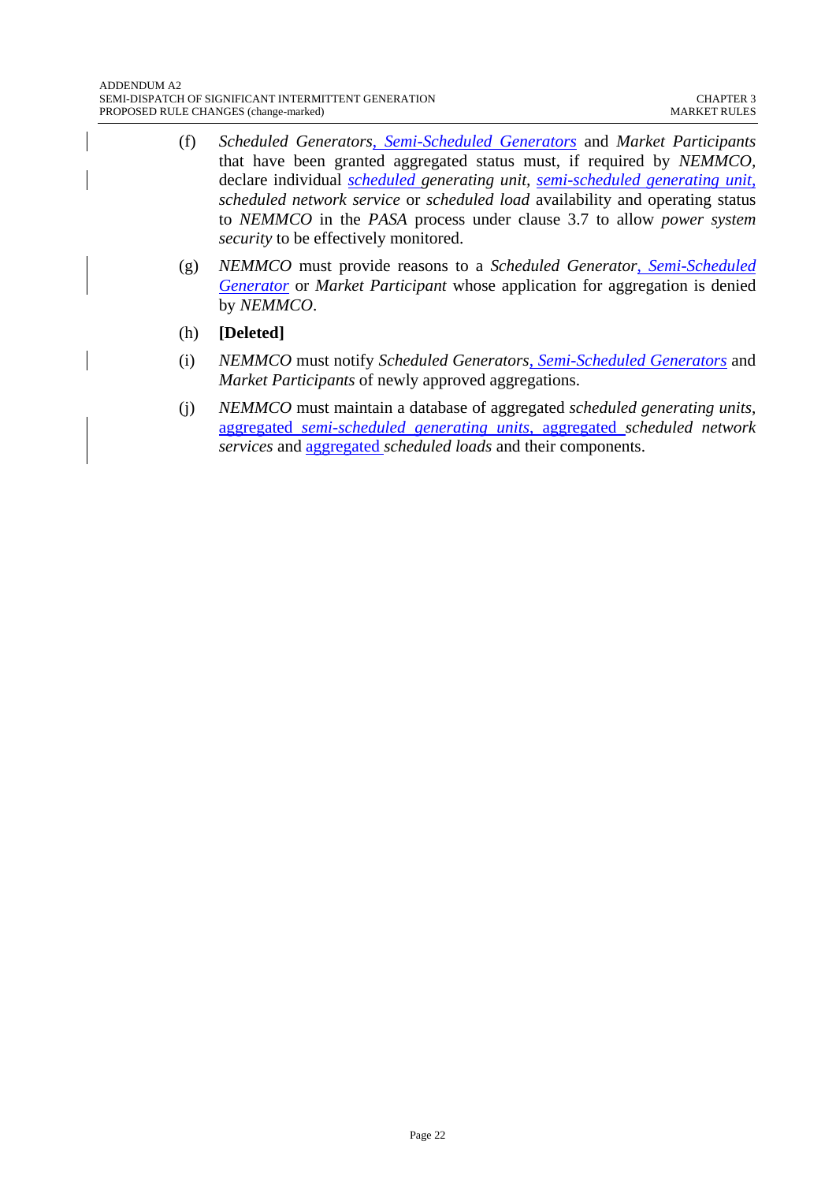(f) *Scheduled Generators, Semi-Scheduled Generators* and *Market Participants* that have been granted aggregated status must, if required by *NEMMCO*, declare individual *scheduled generating unit*, *semi-scheduled generating unit, scheduled network service* or *scheduled load* availability and operating status to *NEMMCO* in the *PASA* process under clause 3.7 to allow *power system security* to be effectively monitored.

(g) *NEMMCO* must provide reasons to a *Scheduled Generator, Semi-Scheduled Generator* or *Market Participant* whose application for aggregation is denied by *NEMMCO*.

(h) **[Deleted]**

(i) *NEMMCO* must notify *Scheduled Generators, Semi-Scheduled Generators* and *Market Participants* of newly approved aggregations.

(j) *NEMMCO* must maintain a database of aggregated *scheduled generating units*, aggregated *semi-scheduled generating units*, aggregated *scheduled network services* and aggregated *scheduled loads* and their components.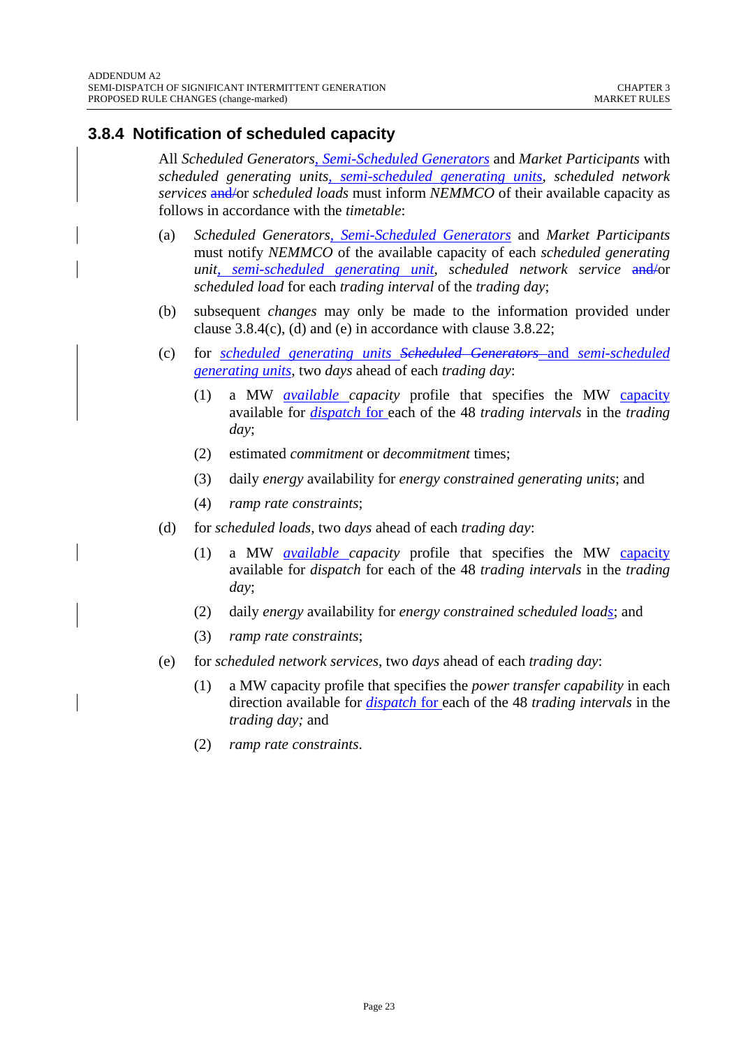### 3.8.4 Notification of scheduled capacity

All *Scheduled Generators*, *Semi-Scheduled Generators* and *Market Participants* with *scheduled generating units*, *semi-scheduled generating units*, *scheduled network services* ~~and/~~or *scheduled loads* must inform *NEMMCO* of their available capacity as follows in accordance with the *timetable*:

(a) *Scheduled Generators*, *Semi-Scheduled Generators* and *Market Participants* must notify *NEMMCO* of the available capacity of each *scheduled generating unit*, *semi-scheduled generating unit*, *scheduled network service* ~~and/~~or *scheduled load* for each *trading interval* of the *trading day*;

(b) subsequent *changes* may only be made to the information provided under clause 3.8.4(c), (d) and (e) in accordance with clause 3.8.22;

(c) for *scheduled generating units* ~~*Scheduled Generators*~~ and *semi-scheduled generating units*, two *days* ahead of each *trading day*:

   (1) a MW *available capacity* profile that specifies the MW capacity available for *dispatch* for each of the 48 *trading intervals* in the *trading day*;

   (2) estimated *commitment* or *decommitment* times;

   (3) daily *energy* availability for *energy constrained generating units*; and

   (4) *ramp rate constraints*;

(d) for *scheduled loads*, two *days* ahead of each *trading day*:

   (1) a MW *available capacity* profile that specifies the MW capacity available for *dispatch* for each of the 48 *trading intervals* in the *trading day*;

   (2) daily *energy* availability for *energy constrained scheduled loads*; and

   (3) *ramp rate constraints*;

(e) for *scheduled network services*, two *days* ahead of each *trading day*:

   (1) a MW capacity profile that specifies the *power transfer capability* in each direction available for *dispatch* for each of the 48 *trading intervals* in the *trading day;* and

   (2) *ramp rate constraints*.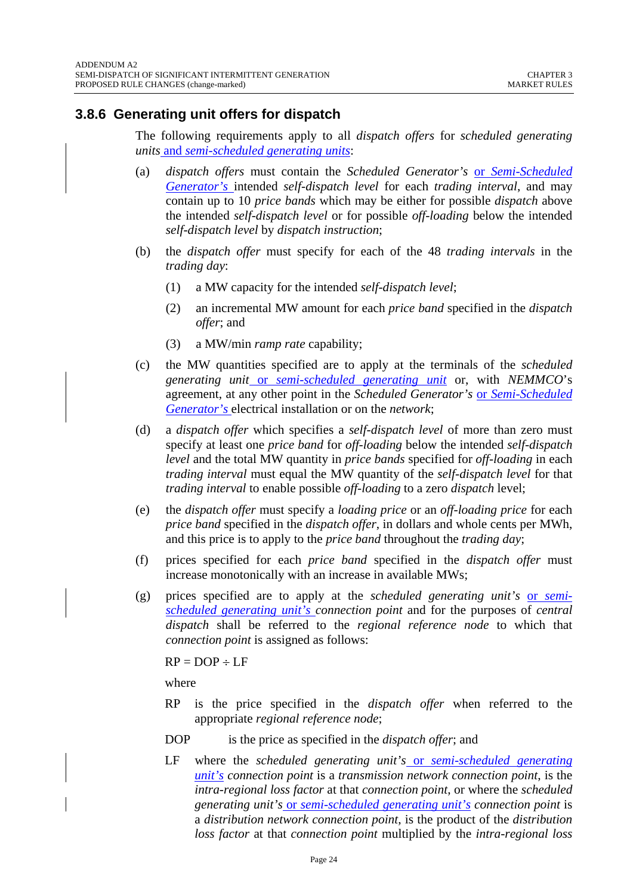### 3.8.6 Generating unit offers for dispatch

The following requirements apply to all *dispatch offers* for *scheduled generating units* and *semi-scheduled generating units*:

(a) *dispatch offers* must contain the *Scheduled Generator's* or *Semi-Scheduled Generator's* intended *self-dispatch level* for each *trading interval*, and may contain up to 10 *price bands* which may be either for possible *dispatch* above the intended *self-dispatch level* or for possible *off-loading* below the intended *self-dispatch level* by *dispatch instruction*;

(b) the *dispatch offer* must specify for each of the 48 *trading intervals* in the *trading day*:

(1) a MW capacity for the intended *self-dispatch level*;

(2) an incremental MW amount for each *price band* specified in the *dispatch offer*; and

(3) a MW/min *ramp rate* capability;

(c) the MW quantities specified are to apply at the terminals of the *scheduled generating unit* or *semi-scheduled generating unit* or, with *NEMMCO*'s agreement, at any other point in the *Scheduled Generator's* or *Semi-Scheduled Generator's* electrical installation or on the *network*;

(d) a *dispatch offer* which specifies a *self-dispatch level* of more than zero must specify at least one *price band* for *off-loading* below the intended *self-dispatch level* and the total MW quantity in *price bands* specified for *off-loading* in each *trading interval* must equal the MW quantity of the *self-dispatch level* for that *trading interval* to enable possible *off-loading* to a zero *dispatch* level;

(e) the *dispatch offer* must specify a *loading price* or an *off-loading price* for each *price band* specified in the *dispatch offer*, in dollars and whole cents per MWh, and this price is to apply to the *price band* throughout the *trading day*;

(f) prices specified for each *price band* specified in the *dispatch offer* must increase monotonically with an increase in available MWs;

(g) prices specified are to apply at the *scheduled generating unit's* or *semi-scheduled generating unit's* *connection point* and for the purposes of *central dispatch* shall be referred to the *regional reference node* to which that *connection point* is assigned as follows:

RP = DOP ÷ LF

where

RP is the price specified in the *dispatch offer* when referred to the appropriate *regional reference node*;

DOP is the price as specified in the *dispatch offer*; and

LF where the *scheduled generating unit's* or *semi-scheduled generating unit's* *connection point* is a *transmission network connection point*, is the *intra-regional loss factor* at that *connection point*, or where the *scheduled generating unit's* or *semi-scheduled generating unit's* *connection point* is a *distribution network connection point*, is the product of the *distribution loss factor* at that *connection point* multiplied by the *intra-regional loss*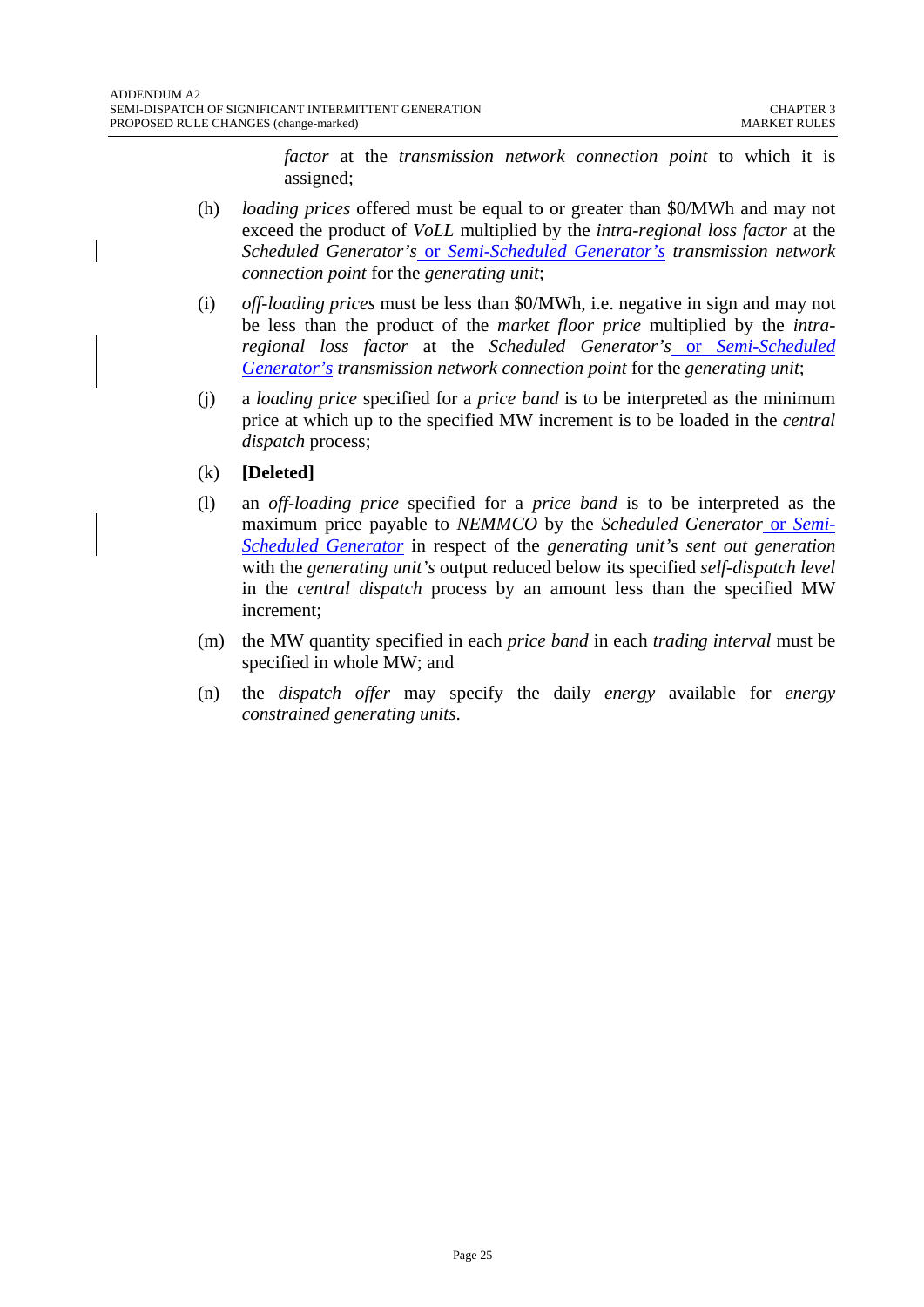*factor* at the *transmission network connection point* to which it is assigned;

(h) *loading prices* offered must be equal to or greater than $0/MWh and may not exceed the product of *VoLL* multiplied by the *intra-regional loss factor* at the *Scheduled Generator's* or *Semi-Scheduled Generator's* *transmission network connection point* for the *generating unit*;

(i) *off-loading prices* must be less than $0/MWh, i.e. negative in sign and may not be less than the product of the *market floor price* multiplied by the *intra-regional loss factor* at the *Scheduled Generator's* or *Semi-Scheduled Generator's* *transmission network connection point* for the *generating unit*;

(j) a *loading price* specified for a *price band* is to be interpreted as the minimum price at which up to the specified MW increment is to be loaded in the *central dispatch* process;

(k) **[Deleted]**

(l) an *off-loading price* specified for a *price band* is to be interpreted as the maximum price payable to *NEMMCO* by the *Scheduled Generator* or *Semi-Scheduled Generator* in respect of the *generating unit*'s *sent out generation* with the *generating unit's* output reduced below its specified *self-dispatch level* in the *central dispatch* process by an amount less than the specified MW increment;

(m) the MW quantity specified in each *price band* in each *trading interval* must be specified in whole MW; and

(n) the *dispatch offer* may specify the daily *energy* available for *energy constrained generating units*.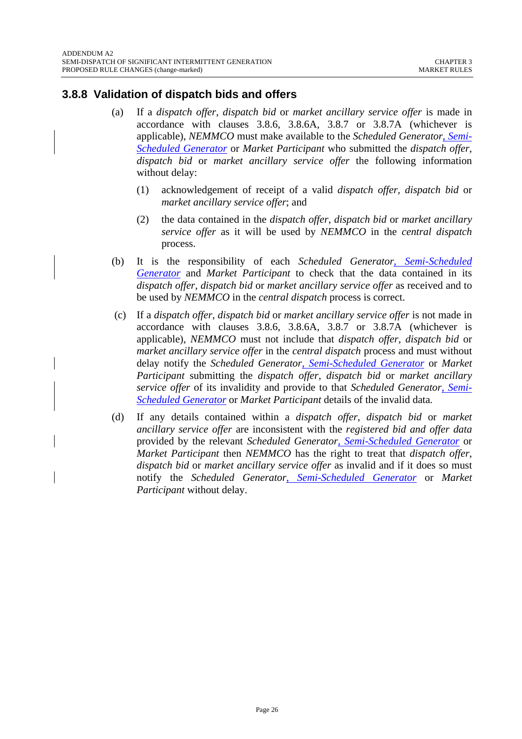### 3.8.8 Validation of dispatch bids and offers

(a) If a *dispatch offer*, *dispatch bid* or *market ancillary service offer* is made in accordance with clauses 3.8.6, 3.8.6A, 3.8.7 or 3.8.7A (whichever is applicable), *NEMMCO* must make available to the *Scheduled Generator*, *Semi-Scheduled Generator* or *Market Participant* who submitted the *dispatch offer*, *dispatch bid* or *market ancillary service offer* the following information without delay:

   (1) acknowledgement of receipt of a valid *dispatch offer*, *dispatch bid* or *market ancillary service offer*; and

   (2) the data contained in the *dispatch offer*, *dispatch bid* or *market ancillary service offer* as it will be used by *NEMMCO* in the *central dispatch* process.

(b) It is the responsibility of each *Scheduled Generator*, *Semi-Scheduled Generator* and *Market Participant* to check that the data contained in its *dispatch offer*, *dispatch bid* or *market ancillary service offer* as received and to be used by *NEMMCO* in the *central dispatch* process is correct.

(c) If a *dispatch offer*, *dispatch bid* or *market ancillary service offer* is not made in accordance with clauses 3.8.6, 3.8.6A, 3.8.7 or 3.8.7A (whichever is applicable), *NEMMCO* must not include that *dispatch offer*, *dispatch bid* or *market ancillary service offer* in the *central dispatch* process and must without delay notify the *Scheduled Generator*, *Semi-Scheduled Generator* or *Market Participant* submitting the *dispatch offer*, *dispatch bid* or *market ancillary service offer* of its invalidity and provide to that *Scheduled Generator*, *Semi-Scheduled Generator* or *Market Participant* details of the invalid data.

(d) If any details contained within a *dispatch offer*, *dispatch bid* or *market ancillary service offer* are inconsistent with the *registered bid and offer data* provided by the relevant *Scheduled Generator*, *Semi-Scheduled Generator* or *Market Participant* then *NEMMCO* has the right to treat that *dispatch offer*, *dispatch bid* or *market ancillary service offer* as invalid and if it does so must notify the *Scheduled Generator*, *Semi-Scheduled Generator* or *Market Participant* without delay.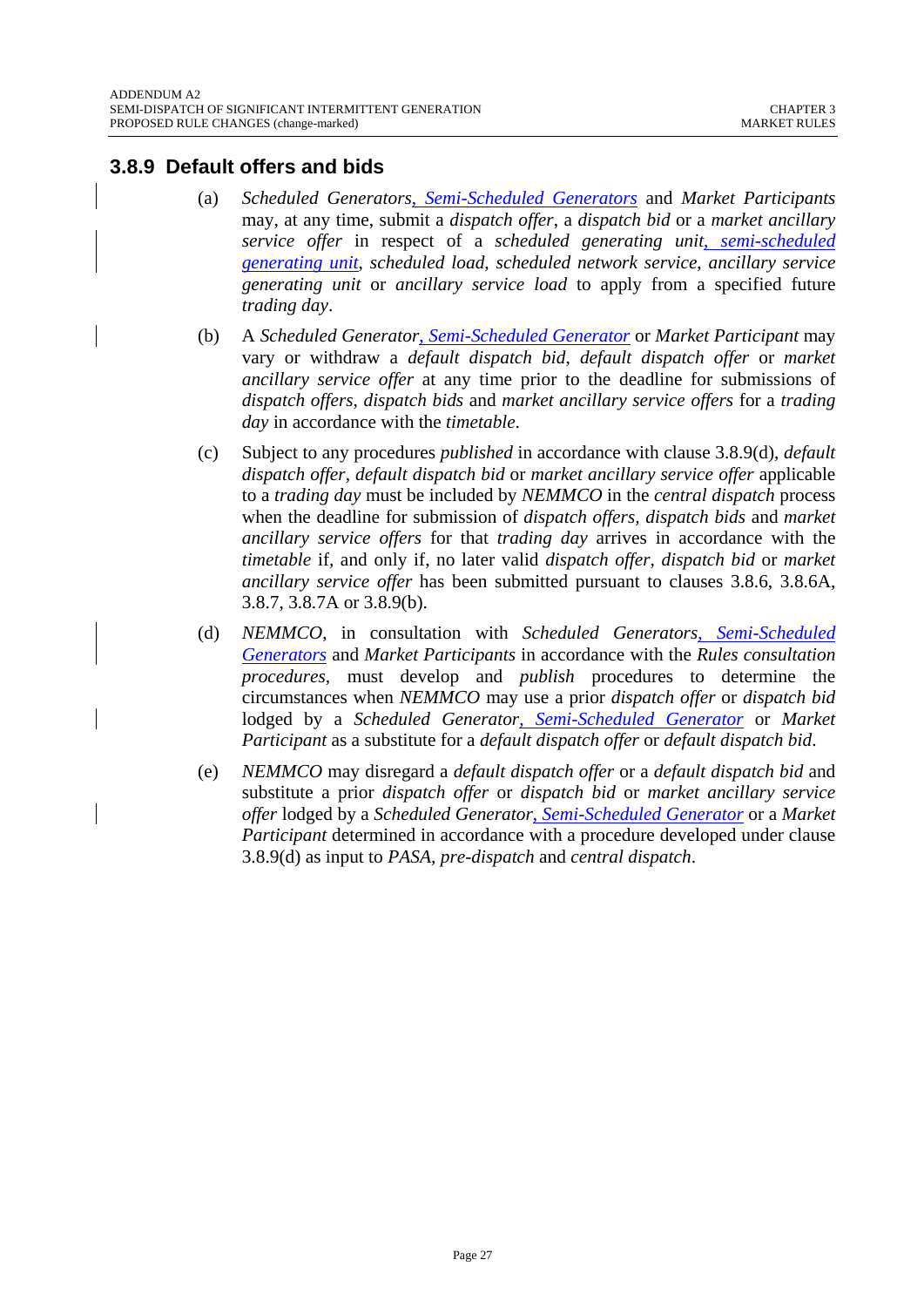### 3.8.9 Default offers and bids

(a) *Scheduled Generators*, *Semi-Scheduled Generators* and *Market Participants* may, at any time, submit a *dispatch offer*, a *dispatch bid* or a *market ancillary service offer* in respect of a *scheduled generating unit*, *semi-scheduled generating unit*, *scheduled load*, *scheduled network service*, *ancillary service generating unit* or *ancillary service load* to apply from a specified future *trading day*.

(b) A *Scheduled Generator*, *Semi-Scheduled Generator* or *Market Participant* may vary or withdraw a *default dispatch bid*, *default dispatch offer* or *market ancillary service offer* at any time prior to the deadline for submissions of *dispatch offers*, *dispatch bids* and *market ancillary service offers* for a *trading day* in accordance with the *timetable*.

(c) Subject to any procedures *published* in accordance with clause 3.8.9(d), *default dispatch offer*, *default dispatch bid* or *market ancillary service offer* applicable to a *trading day* must be included by *NEMMCO* in the *central dispatch* process when the deadline for submission of *dispatch offers*, *dispatch bids* and *market ancillary service offers* for that *trading day* arrives in accordance with the *timetable* if, and only if, no later valid *dispatch offer*, *dispatch bid* or *market ancillary service offer* has been submitted pursuant to clauses 3.8.6, 3.8.6A, 3.8.7, 3.8.7A or 3.8.9(b).

(d) *NEMMCO*, in consultation with *Scheduled Generators*, *Semi-Scheduled Generators* and *Market Participants* in accordance with the *Rules consultation procedures*, must develop and *publish* procedures to determine the circumstances when *NEMMCO* may use a prior *dispatch offer* or *dispatch bid* lodged by a *Scheduled Generator*, *Semi-Scheduled Generator* or *Market Participant* as a substitute for a *default dispatch offer* or *default dispatch bid*.

(e) *NEMMCO* may disregard a *default dispatch offer* or a *default dispatch bid* and substitute a prior *dispatch offer* or *dispatch bid* or *market ancillary service offer* lodged by a *Scheduled Generator*, *Semi-Scheduled Generator* or a *Market Participant* determined in accordance with a procedure developed under clause 3.8.9(d) as input to *PASA*, *pre-dispatch* and *central dispatch*.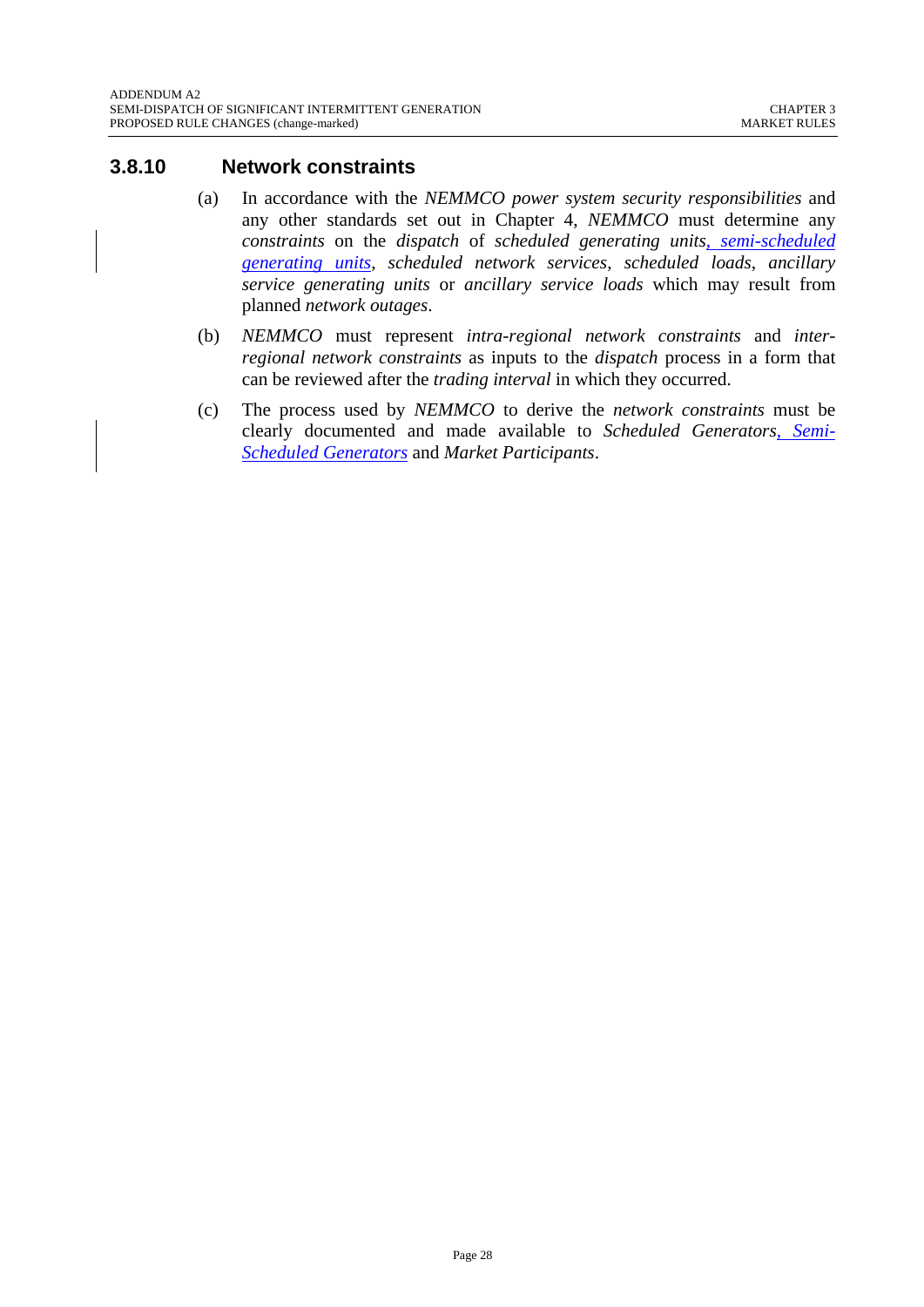### 3.8.10 Network constraints

(a) In accordance with the *NEMMCO power system security responsibilities* and any other standards set out in Chapter 4, *NEMMCO* must determine any *constraints* on the *dispatch* of *scheduled generating units*, *semi-scheduled generating units*, *scheduled network services*, *scheduled loads*, *ancillary service generating units* or *ancillary service loads* which may result from planned *network outages*.

(b) *NEMMCO* must represent *intra-regional network constraints* and *inter-regional network constraints* as inputs to the *dispatch* process in a form that can be reviewed after the *trading interval* in which they occurred.

(c) The process used by *NEMMCO* to derive the *network constraints* must be clearly documented and made available to *Scheduled Generators*, *Semi-Scheduled Generators* and *Market Participants*.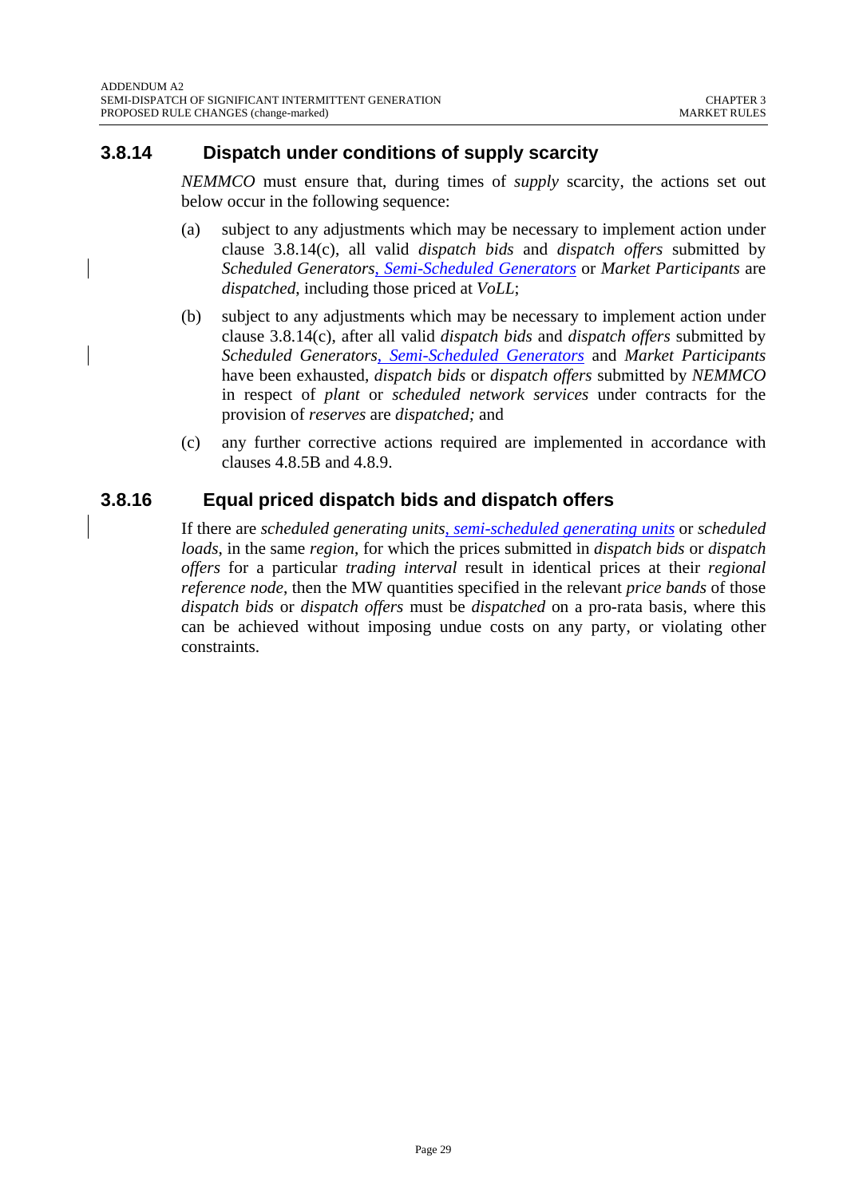## 3.8.14 Dispatch under conditions of supply scarcity

*NEMMCO* must ensure that, during times of *supply* scarcity, the actions set out below occur in the following sequence:

(a) subject to any adjustments which may be necessary to implement action under clause 3.8.14(c), all valid *dispatch bids* and *dispatch offers* submitted by *Scheduled Generators*, *Semi-Scheduled Generators* or *Market Participants* are *dispatched*, including those priced at *VoLL*;

(b) subject to any adjustments which may be necessary to implement action under clause 3.8.14(c), after all valid *dispatch bids* and *dispatch offers* submitted by *Scheduled Generators*, *Semi-Scheduled Generators* and *Market Participants* have been exhausted, *dispatch bids* or *dispatch offers* submitted by *NEMMCO* in respect of *plant* or *scheduled network services* under contracts for the provision of *reserves* are *dispatched;* and

(c) any further corrective actions required are implemented in accordance with clauses 4.8.5B and 4.8.9.

## 3.8.16 Equal priced dispatch bids and dispatch offers

If there are *scheduled generating units*, *semi-scheduled generating units* or *scheduled loads*, in the same *region*, for which the prices submitted in *dispatch bids* or *dispatch offers* for a particular *trading interval* result in identical prices at their *regional reference node*, then the MW quantities specified in the relevant *price bands* of those *dispatch bids* or *dispatch offers* must be *dispatched* on a pro-rata basis, where this can be achieved without imposing undue costs on any party, or violating other constraints.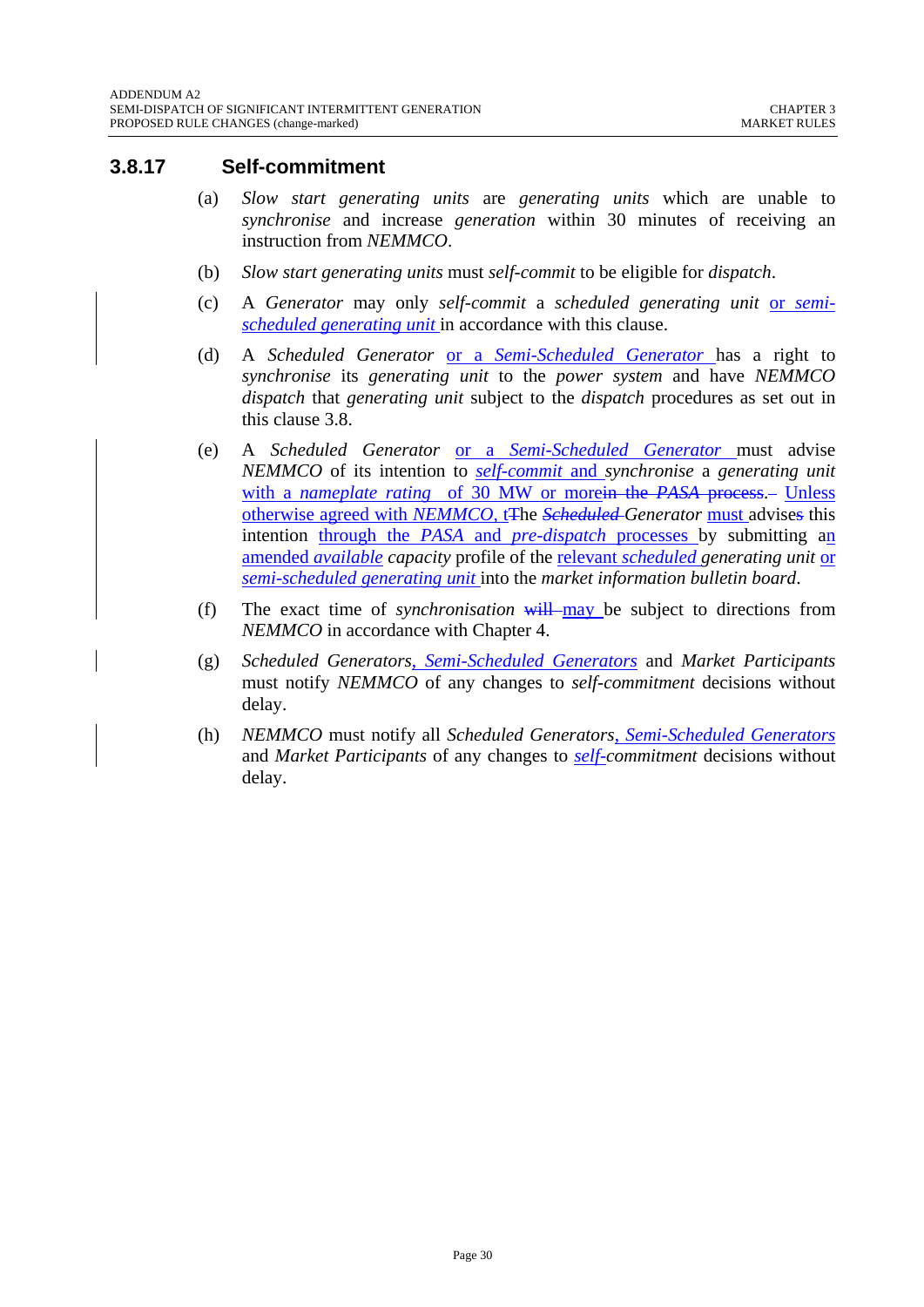### 3.8.17 Self-commitment

(a) *Slow start generating units* are *generating units* which are unable to *synchronise* and increase *generation* within 30 minutes of receiving an instruction from *NEMMCO*.

(b) *Slow start generating units* must *self-commit* to be eligible for *dispatch*.

(c) A *Generator* may only *self-commit* a *scheduled generating unit* or *semi-scheduled generating unit* in accordance with this clause.

(d) A *Scheduled Generator* or a *Semi-Scheduled Generator* has a right to *synchronise* its *generating unit* to the *power system* and have *NEMMCO dispatch* that *generating unit* subject to the *dispatch* procedures as set out in this clause 3.8.

(e) A *Scheduled Generator* or a *Semi-Scheduled Generator* must advise *NEMMCO* of its intention to *self-commit* and *synchronise* a *generating unit* with a *nameplate rating* of 30 MW or morein the *PASA* process. Unless otherwise agreed with *NEMMCO*, tThe *Scheduled Generator* must advises this intention through the *PASA* and *pre-dispatch* processes by submitting an amended *available capacity* profile of the relevant *scheduled generating unit* or *semi-scheduled generating unit* into the *market information bulletin board*.

(f) The exact time of *synchronisation* will may be subject to directions from *NEMMCO* in accordance with Chapter 4.

(g) *Scheduled Generators, Semi-Scheduled Generators* and *Market Participants* must notify *NEMMCO* of any changes to *self-commitment* decisions without delay.

(h) *NEMMCO* must notify all *Scheduled Generators, Semi-Scheduled Generators* and *Market Participants* of any changes to *self-commitment* decisions without delay.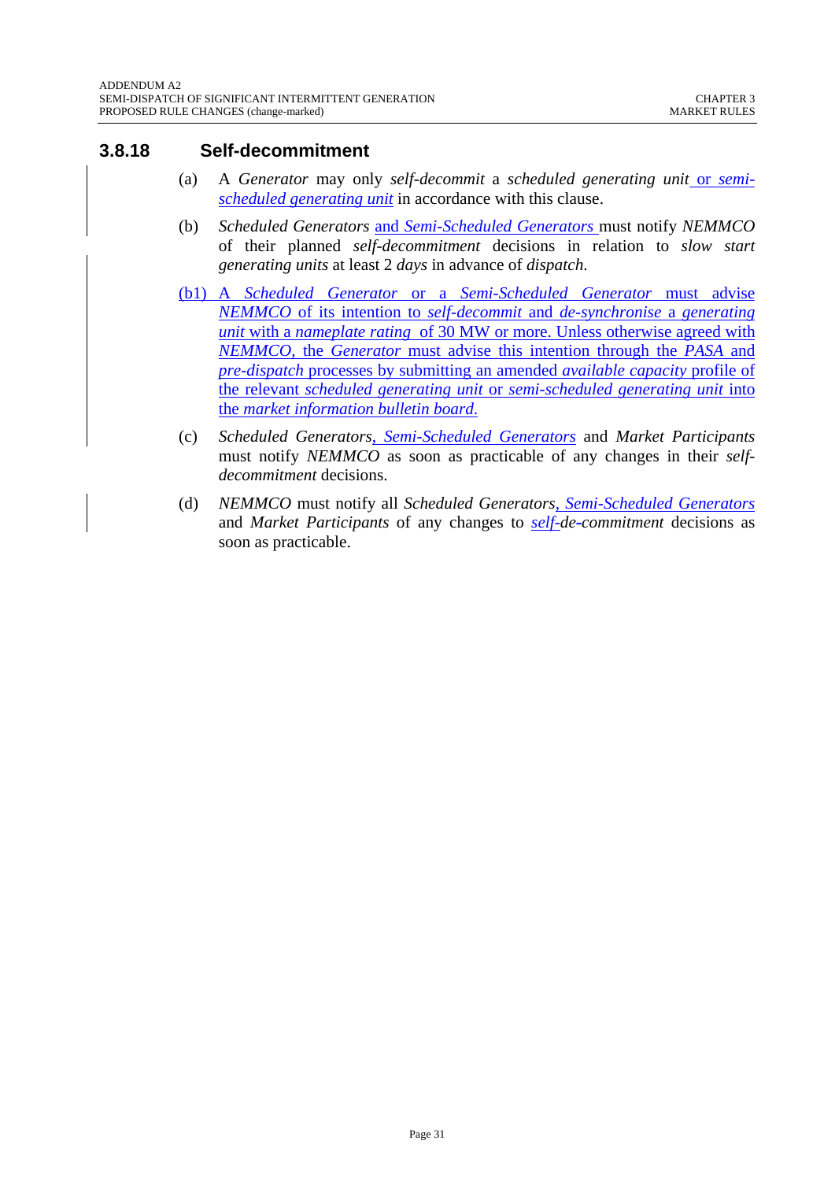### 3.8.18 Self-decommitment

(a) A *Generator* may only *self-decommit* a *scheduled generating unit* or *semi-scheduled generating unit* in accordance with this clause.

(b) *Scheduled Generators* and *Semi-Scheduled Generators* must notify *NEMMCO* of their planned *self-decommitment* decisions in relation to *slow start generating units* at least 2 *days* in advance of *dispatch*.

(b1) A *Scheduled Generator* or a *Semi-Scheduled Generator* must advise *NEMMCO* of its intention to *self-decommit* and *de-synchronise* a *generating unit* with a *nameplate rating* of 30 MW or more. Unless otherwise agreed with *NEMMCO*, the *Generator* must advise this intention through the *PASA* and *pre-dispatch* processes by submitting an amended *available capacity* profile of the relevant *scheduled generating unit* or *semi-scheduled generating unit* into the *market information bulletin board*.

(c) *Scheduled Generators*, *Semi-Scheduled Generators* and *Market Participants* must notify *NEMMCO* as soon as practicable of any changes in their *self-decommitment* decisions.

(d) *NEMMCO* must notify all *Scheduled Generators*, *Semi-Scheduled Generators* and *Market Participants* of any changes to *self-de-commitment* decisions as soon as practicable.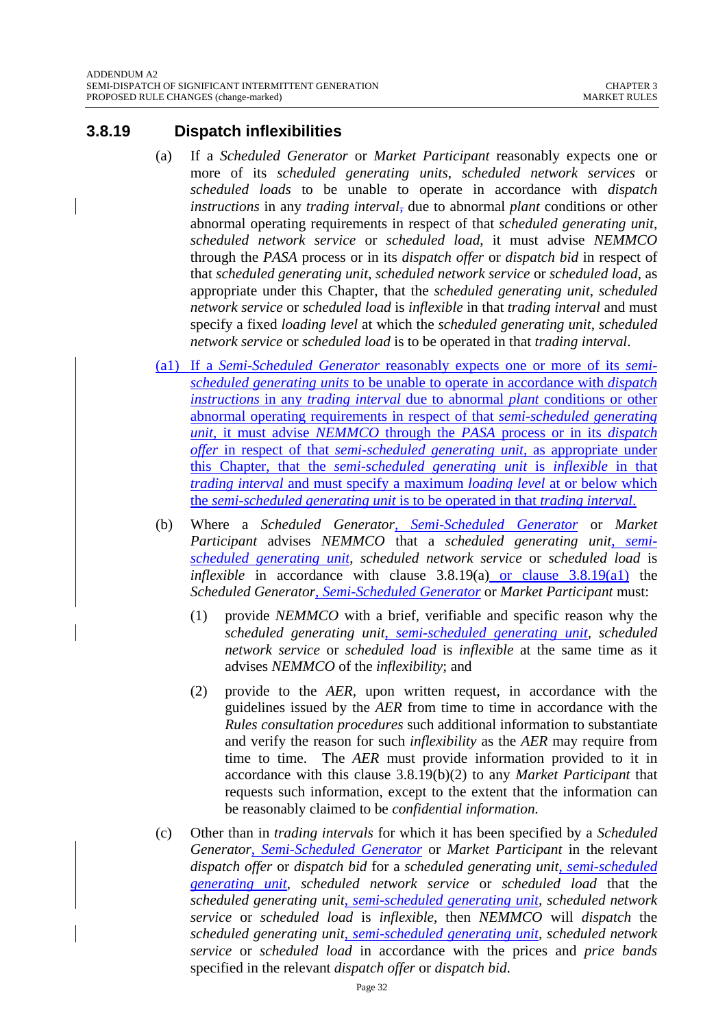### 3.8.19 Dispatch inflexibilities

(a) If a *Scheduled Generator* or *Market Participant* reasonably expects one or more of its *scheduled generating units*, *scheduled network services* or *scheduled loads* to be unable to operate in accordance with *dispatch instructions* in any *trading interval*, due to abnormal *plant* conditions or other abnormal operating requirements in respect of that *scheduled generating unit*, *scheduled network service* or *scheduled load*, it must advise *NEMMCO* through the *PASA* process or in its *dispatch offer* or *dispatch bid* in respect of that *scheduled generating unit*, *scheduled network service* or *scheduled load*, as appropriate under this Chapter, that the *scheduled generating unit*, *scheduled network service* or *scheduled load* is *inflexible* in that *trading interval* and must specify a fixed *loading level* at which the *scheduled generating unit*, *scheduled network service* or *scheduled load* is to be operated in that *trading interval*.

(a1) If a *Semi-Scheduled Generator* reasonably expects one or more of its *semi-scheduled generating units* to be unable to operate in accordance with *dispatch instructions* in any *trading interval* due to abnormal *plant* conditions or other abnormal operating requirements in respect of that *semi-scheduled generating unit*, it must advise *NEMMCO* through the *PASA* process or in its *dispatch offer* in respect of that *semi-scheduled generating unit*, as appropriate under this Chapter, that the *semi-scheduled generating unit* is *inflexible* in that *trading interval* and must specify a maximum *loading level* at or below which the *semi-scheduled generating unit* is to be operated in that *trading interval*.

(b) Where a *Scheduled Generator*, *Semi-Scheduled Generator* or *Market Participant* advises *NEMMCO* that a *scheduled generating unit*, *semi-scheduled generating unit*, *scheduled network service* or *scheduled load* is *inflexible* in accordance with clause 3.8.19(a) or clause 3.8.19(a1) the *Scheduled Generator*, *Semi-Scheduled Generator* or *Market Participant* must:

(1) provide *NEMMCO* with a brief, verifiable and specific reason why the *scheduled generating unit*, *semi-scheduled generating unit*, *scheduled network service* or *scheduled load* is *inflexible* at the same time as it advises *NEMMCO* of the *inflexibility*; and

(2) provide to the *AER*, upon written request, in accordance with the guidelines issued by the *AER* from time to time in accordance with the *Rules consultation procedures* such additional information to substantiate and verify the reason for such *inflexibility* as the *AER* may require from time to time. The *AER* must provide information provided to it in accordance with this clause 3.8.19(b)(2) to any *Market Participant* that requests such information, except to the extent that the information can be reasonably claimed to be *confidential information.*

(c) Other than in *trading intervals* for which it has been specified by a *Scheduled Generator*, *Semi-Scheduled Generator* or *Market Participant* in the relevant *dispatch offer* or *dispatch bid* for a *scheduled generating unit*, *semi-scheduled generating unit*, *scheduled network service* or *scheduled load* that the *scheduled generating unit*, *semi-scheduled generating unit*, *scheduled network service* or *scheduled load* is *inflexible*, then *NEMMCO* will *dispatch* the *scheduled generating unit*, *semi-scheduled generating unit*, *scheduled network service* or *scheduled load* in accordance with the prices and *price bands* specified in the relevant *dispatch offer* or *dispatch bid*.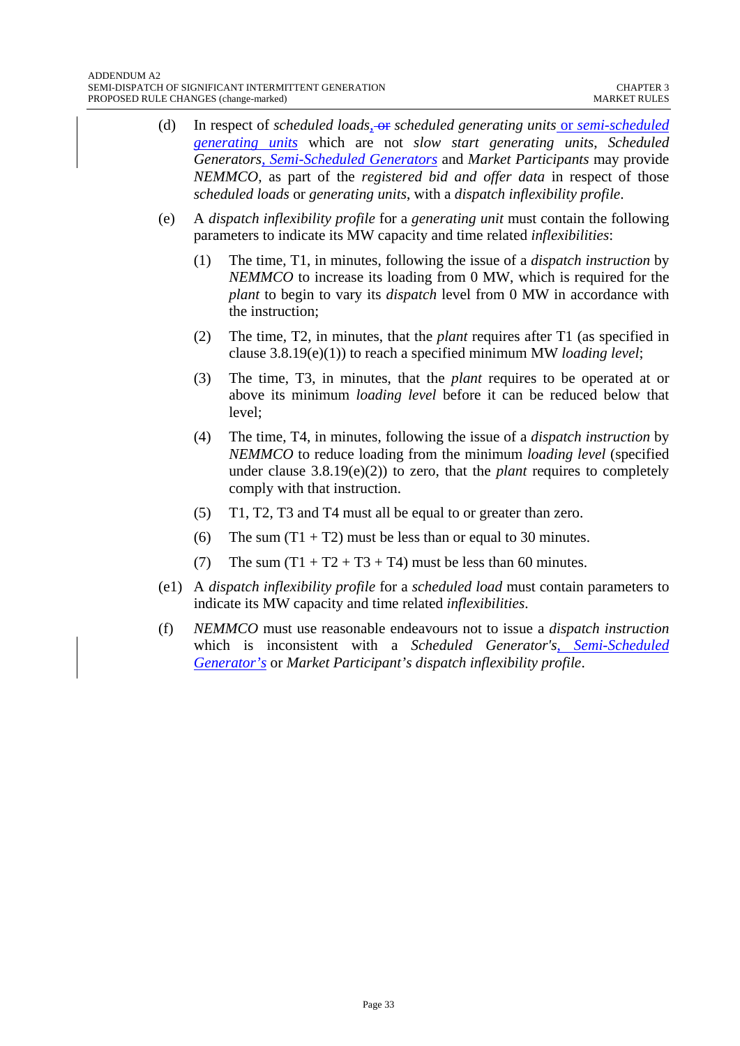(d) In respect of *scheduled loads*, ~~or~~ *scheduled generating units* or *semi-scheduled generating units* which are not *slow start generating units*, *Scheduled Generators*, *Semi-Scheduled Generators* and *Market Participants* may provide *NEMMCO*, as part of the *registered bid and offer data* in respect of those *scheduled loads* or *generating units*, with a *dispatch inflexibility profile*.

(e) A *dispatch inflexibility profile* for a *generating unit* must contain the following parameters to indicate its MW capacity and time related *inflexibilities*:

(1) The time, T1, in minutes, following the issue of a *dispatch instruction* by *NEMMCO* to increase its loading from 0 MW, which is required for the *plant* to begin to vary its *dispatch* level from 0 MW in accordance with the instruction;

(2) The time, T2, in minutes, that the *plant* requires after T1 (as specified in clause 3.8.19(e)(1)) to reach a specified minimum MW *loading level*;

(3) The time, T3, in minutes, that the *plant* requires to be operated at or above its minimum *loading level* before it can be reduced below that level;

(4) The time, T4, in minutes, following the issue of a *dispatch instruction* by *NEMMCO* to reduce loading from the minimum *loading level* (specified under clause 3.8.19(e)(2)) to zero, that the *plant* requires to completely comply with that instruction.

(5) T1, T2, T3 and T4 must all be equal to or greater than zero.

(6) The sum (T1 + T2) must be less than or equal to 30 minutes.

(7) The sum (T1 + T2 + T3 + T4) must be less than 60 minutes.

(e1) A *dispatch inflexibility profile* for a *scheduled load* must contain parameters to indicate its MW capacity and time related *inflexibilities*.

(f) *NEMMCO* must use reasonable endeavours not to issue a *dispatch instruction* which is inconsistent with a *Scheduled Generator's*, *Semi-Scheduled Generator's* or *Market Participant's dispatch inflexibility profile*.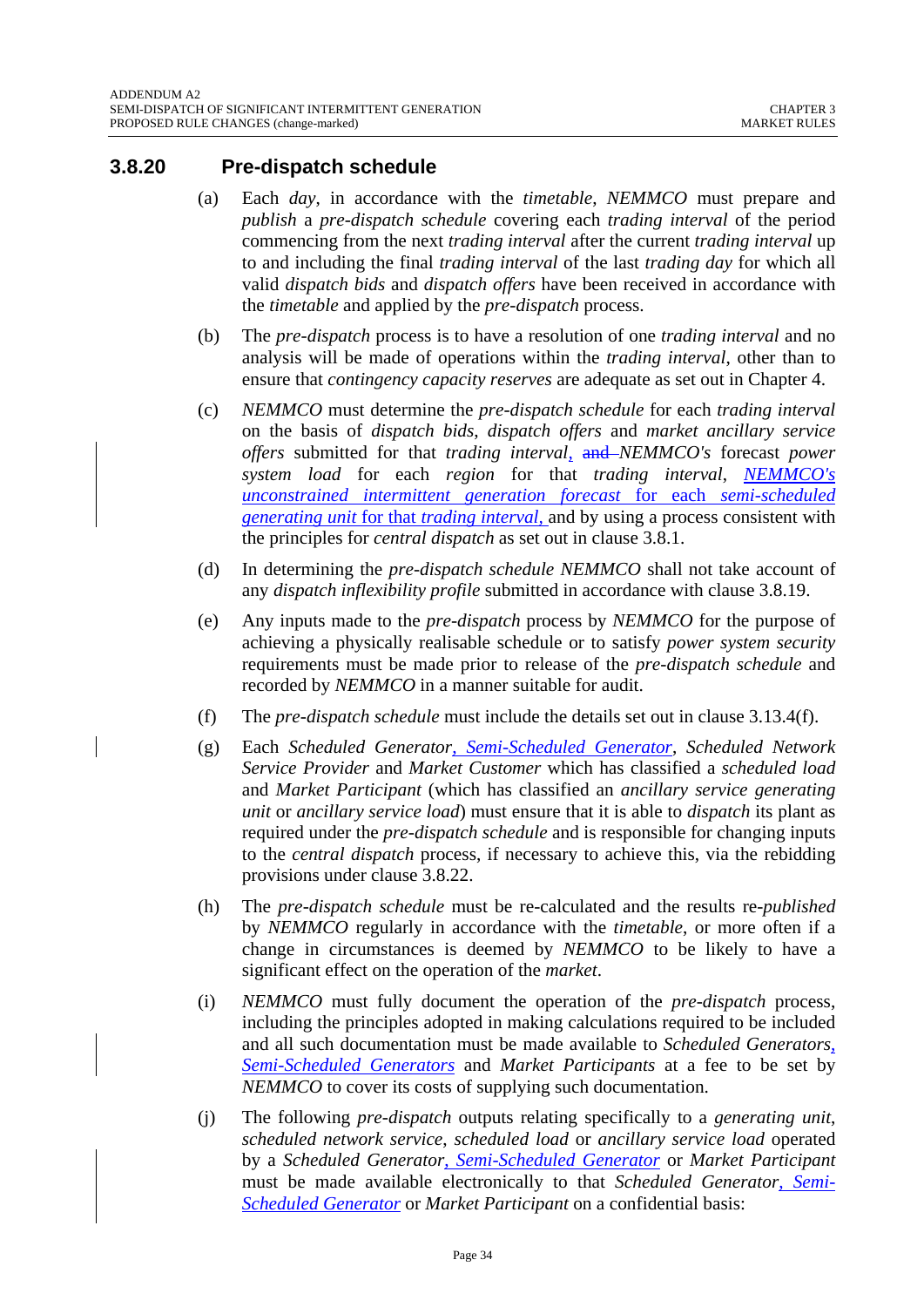### 3.8.20 Pre-dispatch schedule

(a) Each *day*, in accordance with the *timetable*, *NEMMCO* must prepare and *publish* a *pre-dispatch schedule* covering each *trading interval* of the period commencing from the next *trading interval* after the current *trading interval* up to and including the final *trading interval* of the last *trading day* for which all valid *dispatch bids* and *dispatch offers* have been received in accordance with the *timetable* and applied by the *pre-dispatch* process.

(b) The *pre-dispatch* process is to have a resolution of one *trading interval* and no analysis will be made of operations within the *trading interval*, other than to ensure that *contingency capacity reserves* are adequate as set out in Chapter 4.

(c) *NEMMCO* must determine the *pre-dispatch schedule* for each *trading interval* on the basis of *dispatch bids*, *dispatch offers* and *market ancillary service offers* submitted for that *trading interval*, ~~and~~ *NEMMCO's* forecast *power system load* for each *region* for that *trading interval*, *NEMMCO's unconstrained intermittent generation forecast* for each *semi-scheduled generating unit* for that *trading interval*, and by using a process consistent with the principles for *central dispatch* as set out in clause 3.8.1.

(d) In determining the *pre-dispatch schedule NEMMCO* shall not take account of any *dispatch inflexibility profile* submitted in accordance with clause 3.8.19.

(e) Any inputs made to the *pre-dispatch* process by *NEMMCO* for the purpose of achieving a physically realisable schedule or to satisfy *power system security* requirements must be made prior to release of the *pre-dispatch schedule* and recorded by *NEMMCO* in a manner suitable for audit.

(f) The *pre-dispatch schedule* must include the details set out in clause 3.13.4(f).

(g) Each *Scheduled Generator*, *Semi-Scheduled Generator*, *Scheduled Network Service Provider* and *Market Customer* which has classified a *scheduled load* and *Market Participant* (which has classified an *ancillary service generating unit* or *ancillary service load*) must ensure that it is able to *dispatch* its plant as required under the *pre-dispatch schedule* and is responsible for changing inputs to the *central dispatch* process, if necessary to achieve this, via the rebidding provisions under clause 3.8.22.

(h) The *pre-dispatch schedule* must be re-calculated and the results re-*published* by *NEMMCO* regularly in accordance with the *timetable*, or more often if a change in circumstances is deemed by *NEMMCO* to be likely to have a significant effect on the operation of the *market*.

(i) *NEMMCO* must fully document the operation of the *pre-dispatch* process, including the principles adopted in making calculations required to be included and all such documentation must be made available to *Scheduled Generators*, *Semi-Scheduled Generators* and *Market Participants* at a fee to be set by *NEMMCO* to cover its costs of supplying such documentation.

(j) The following *pre-dispatch* outputs relating specifically to a *generating unit*, *scheduled network service*, *scheduled load* or *ancillary service load* operated by a *Scheduled Generator*, *Semi-Scheduled Generator* or *Market Participant* must be made available electronically to that *Scheduled Generator*, *Semi-Scheduled Generator* or *Market Participant* on a confidential basis: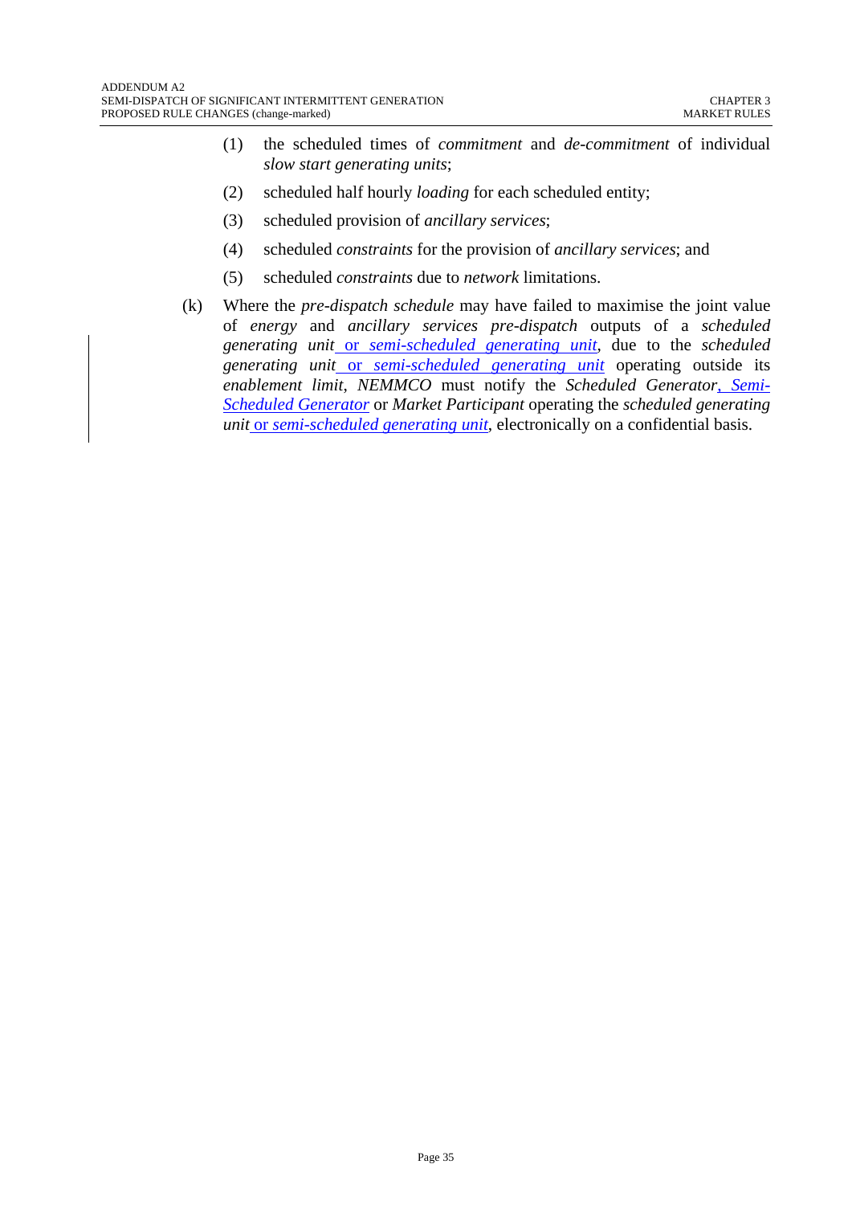(1) the scheduled times of *commitment* and *de-commitment* of individual *slow start generating units*;

(2) scheduled half hourly *loading* for each scheduled entity;

(3) scheduled provision of *ancillary services*;

(4) scheduled *constraints* for the provision of *ancillary services*; and

(5) scheduled *constraints* due to *network* limitations.

(k) Where the *pre-dispatch schedule* may have failed to maximise the joint value of *energy* and *ancillary services pre-dispatch* outputs of a *scheduled generating unit* or *semi-scheduled generating unit*, due to the *scheduled generating unit* or *semi-scheduled generating unit* operating outside its *enablement limit*, *NEMMCO* must notify the *Scheduled Generator*, *Semi-Scheduled Generator* or *Market Participant* operating the *scheduled generating unit* or *semi-scheduled generating unit*, electronically on a confidential basis.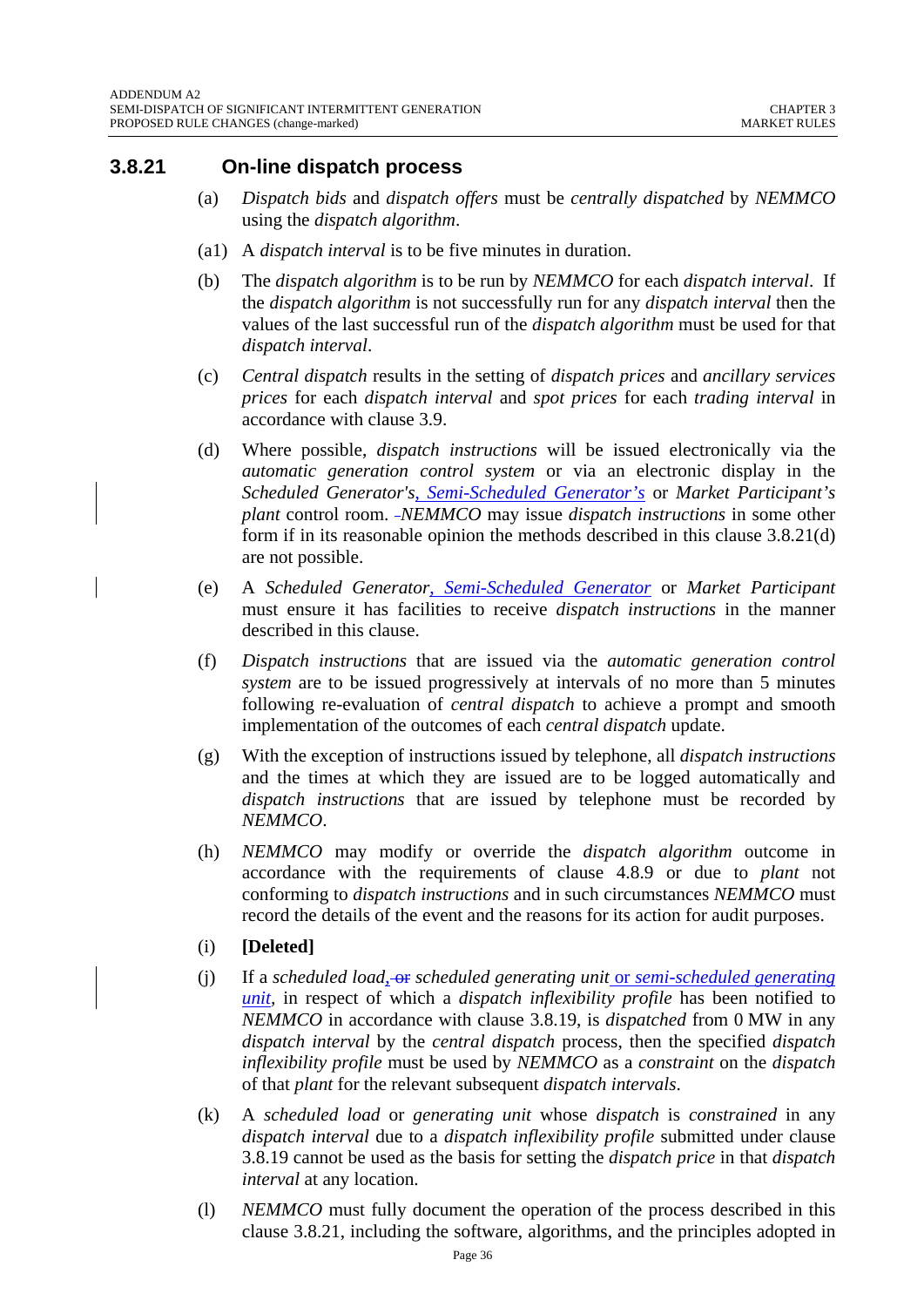### 3.8.21 On-line dispatch process

(a) *Dispatch bids* and *dispatch offers* must be *centrally dispatched* by *NEMMCO* using the *dispatch algorithm*.

(a1) A *dispatch interval* is to be five minutes in duration.

(b) The *dispatch algorithm* is to be run by *NEMMCO* for each *dispatch interval*. If the *dispatch algorithm* is not successfully run for any *dispatch interval* then the values of the last successful run of the *dispatch algorithm* must be used for that *dispatch interval*.

(c) *Central dispatch* results in the setting of *dispatch prices* and *ancillary services prices* for each *dispatch interval* and *spot prices* for each *trading interval* in accordance with clause 3.9.

(d) Where possible, *dispatch instructions* will be issued electronically via the *automatic generation control system* or via an electronic display in the *Scheduled Generator's*, *Semi-Scheduled Generator's* or *Market Participant's plant* control room. *NEMMCO* may issue *dispatch instructions* in some other form if in its reasonable opinion the methods described in this clause 3.8.21(d) are not possible.

(e) A *Scheduled Generator*, *Semi-Scheduled Generator* or *Market Participant* must ensure it has facilities to receive *dispatch instructions* in the manner described in this clause.

(f) *Dispatch instructions* that are issued via the *automatic generation control system* are to be issued progressively at intervals of no more than 5 minutes following re-evaluation of *central dispatch* to achieve a prompt and smooth implementation of the outcomes of each *central dispatch* update.

(g) With the exception of instructions issued by telephone, all *dispatch instructions* and the times at which they are issued are to be logged automatically and *dispatch instructions* that are issued by telephone must be recorded by *NEMMCO*.

(h) *NEMMCO* may modify or override the *dispatch algorithm* outcome in accordance with the requirements of clause 4.8.9 or due to *plant* not conforming to *dispatch instructions* and in such circumstances *NEMMCO* must record the details of the event and the reasons for its action for audit purposes.

(i) **[Deleted]**

(j) If a *scheduled load*, ~~or~~ *scheduled generating unit* or *semi-scheduled generating unit*, in respect of which a *dispatch inflexibility profile* has been notified to *NEMMCO* in accordance with clause 3.8.19, is *dispatched* from 0 MW in any *dispatch interval* by the *central dispatch* process, then the specified *dispatch inflexibility profile* must be used by *NEMMCO* as a *constraint* on the *dispatch* of that *plant* for the relevant subsequent *dispatch intervals*.

(k) A *scheduled load* or *generating unit* whose *dispatch* is *constrained* in any *dispatch interval* due to a *dispatch inflexibility profile* submitted under clause 3.8.19 cannot be used as the basis for setting the *dispatch price* in that *dispatch interval* at any location.

(l) *NEMMCO* must fully document the operation of the process described in this clause 3.8.21, including the software, algorithms, and the principles adopted in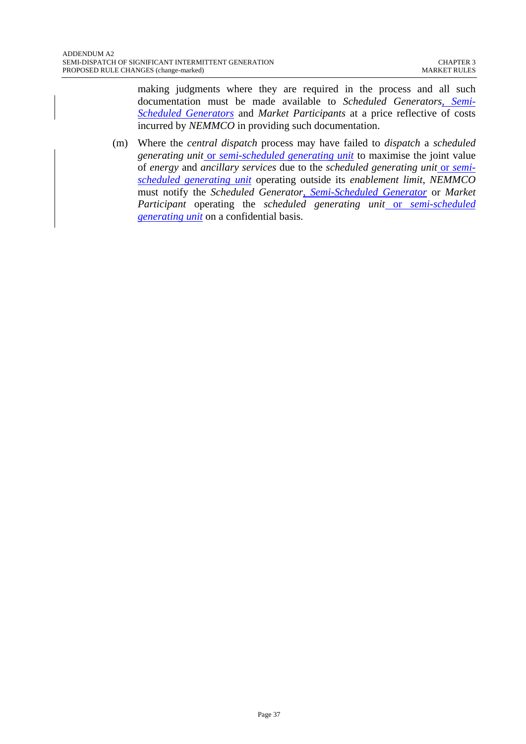making judgments where they are required in the process and all such documentation must be made available to *Scheduled Generators*, *Semi-Scheduled Generators* and *Market Participants* at a price reflective of costs incurred by *NEMMCO* in providing such documentation.

(m) Where the *central dispatch* process may have failed to *dispatch* a *scheduled generating unit* or *semi-scheduled generating unit* to maximise the joint value of *energy* and *ancillary services* due to the *scheduled generating unit* or *semi-scheduled generating unit* operating outside its *enablement limit*, *NEMMCO* must notify the *Scheduled Generator*, *Semi-Scheduled Generator* or *Market Participant* operating the *scheduled generating unit* or *semi-scheduled generating unit* on a confidential basis.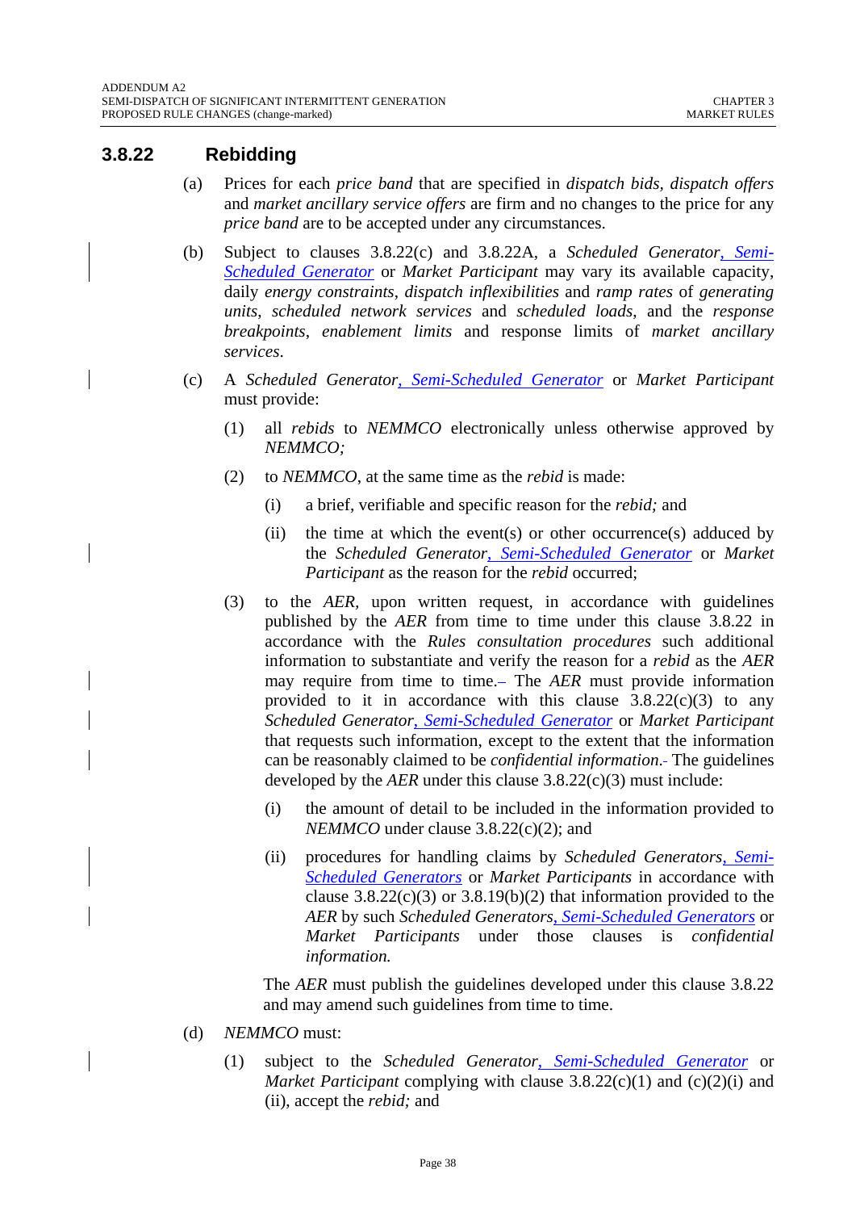### 3.8.22 Rebidding

(a) Prices for each *price band* that are specified in *dispatch bids*, *dispatch offers* and *market ancillary service offers* are firm and no changes to the price for any *price band* are to be accepted under any circumstances.

(b) Subject to clauses 3.8.22(c) and 3.8.22A, a *Scheduled Generator*, *Semi-Scheduled Generator* or *Market Participant* may vary its available capacity, daily *energy constraints*, *dispatch inflexibilities* and *ramp rates* of *generating units*, *scheduled network services* and *scheduled loads*, and the *response breakpoints*, *enablement limits* and response limits of *market ancillary services*.

(c) A *Scheduled Generator*, *Semi-Scheduled Generator* or *Market Participant* must provide:

(1) all *rebids* to *NEMMCO* electronically unless otherwise approved by *NEMMCO;*

(2) to *NEMMCO*, at the same time as the *rebid* is made:

(i) a brief, verifiable and specific reason for the *rebid;* and

(ii) the time at which the event(s) or other occurrence(s) adduced by the *Scheduled Generator*, *Semi-Scheduled Generator* or *Market Participant* as the reason for the *rebid* occurred;

(3) to the *AER*, upon written request, in accordance with guidelines published by the *AER* from time to time under this clause 3.8.22 in accordance with the *Rules consultation procedures* such additional information to substantiate and verify the reason for a *rebid* as the *AER* may require from time to time. The *AER* must provide information provided to it in accordance with this clause 3.8.22(c)(3) to any *Scheduled Generator*, *Semi-Scheduled Generator* or *Market Participant* that requests such information, except to the extent that the information can be reasonably claimed to be *confidential information*. The guidelines developed by the *AER* under this clause 3.8.22(c)(3) must include:

(i) the amount of detail to be included in the information provided to *NEMMCO* under clause 3.8.22(c)(2); and

(ii) procedures for handling claims by *Scheduled Generators*, *Semi-Scheduled Generators* or *Market Participants* in accordance with clause 3.8.22(c)(3) or 3.8.19(b)(2) that information provided to the *AER* by such *Scheduled Generators*, *Semi-Scheduled Generators* or *Market Participants* under those clauses is *confidential information.*

The *AER* must publish the guidelines developed under this clause 3.8.22 and may amend such guidelines from time to time.

(d) *NEMMCO* must:

(1) subject to the *Scheduled Generator*, *Semi-Scheduled Generator* or *Market Participant* complying with clause 3.8.22(c)(1) and (c)(2)(i) and (ii), accept the *rebid;* and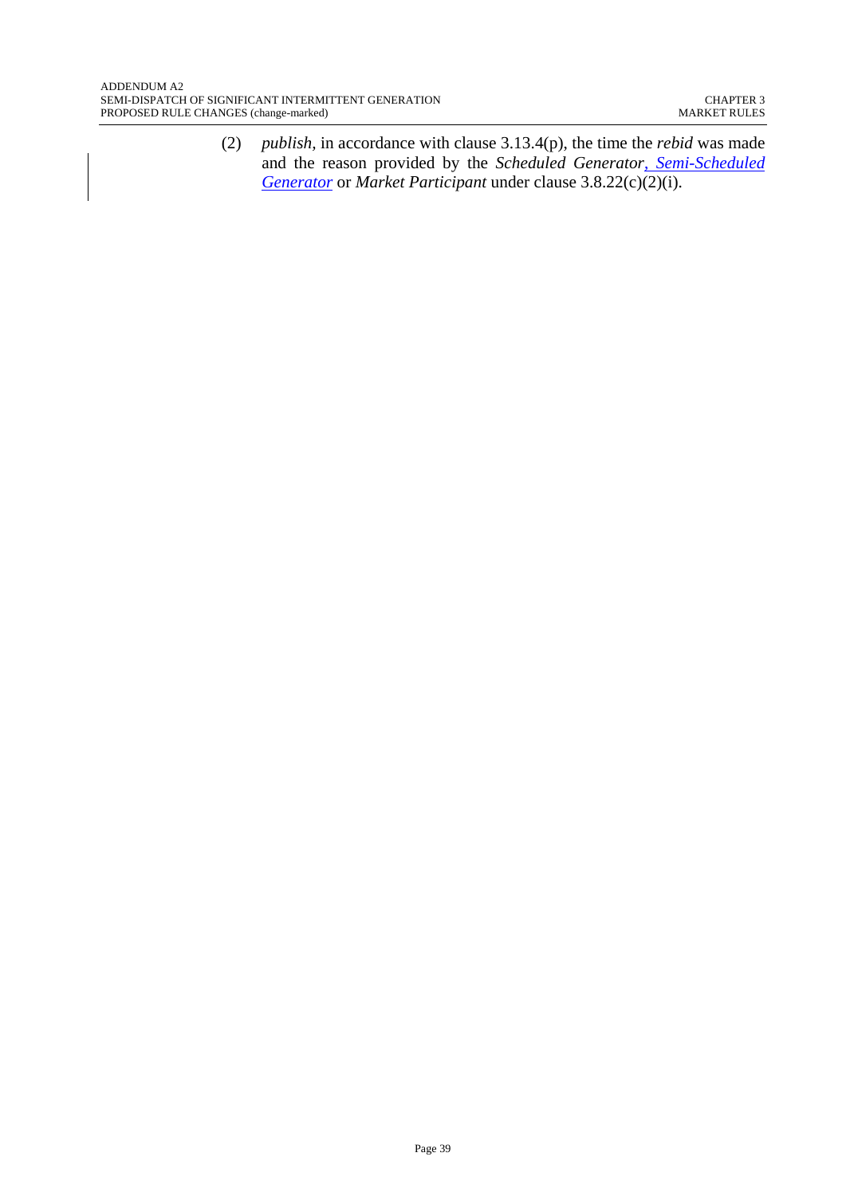(2) *publish*, in accordance with clause 3.13.4(p), the time the *rebid* was made and the reason provided by the *Scheduled Generator*, *Semi-Scheduled Generator* or *Market Participant* under clause 3.8.22(c)(2)(i).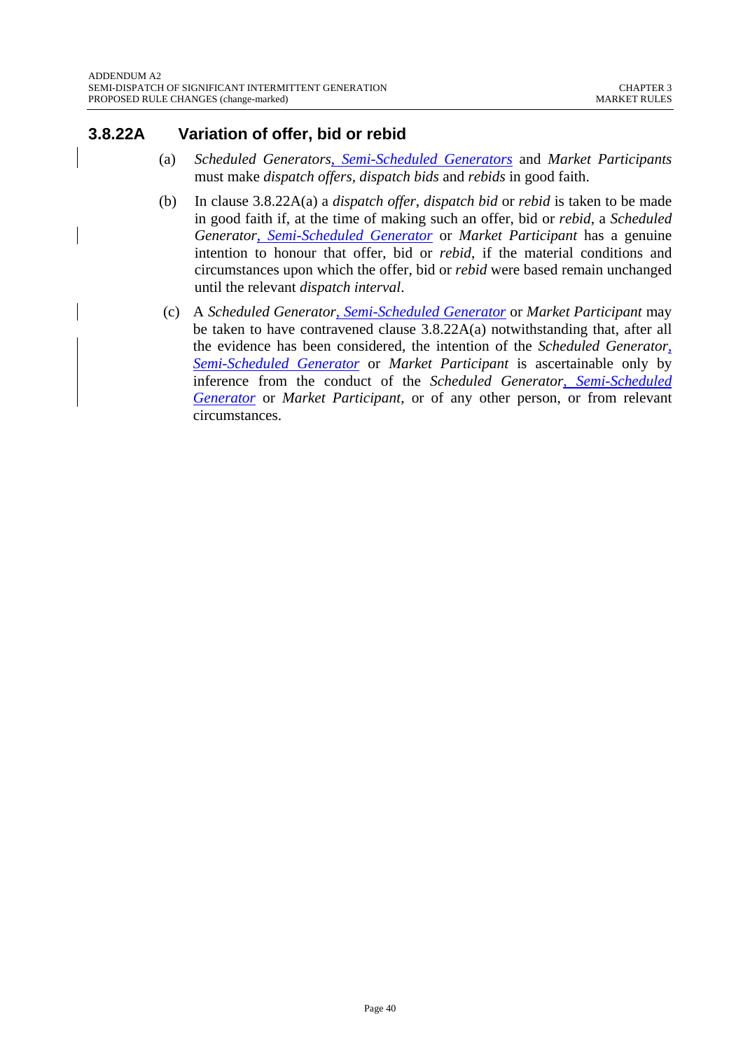### 3.8.22A Variation of offer, bid or rebid

(a) *Scheduled Generators*, *Semi-Scheduled Generators* and *Market Participants* must make *dispatch offers, dispatch bids* and *rebids* in good faith.

(b) In clause 3.8.22A(a) a *dispatch offer*, *dispatch bid* or *rebid* is taken to be made in good faith if, at the time of making such an offer, bid or *rebid*, a *Scheduled Generator*, *Semi-Scheduled Generator* or *Market Participant* has a genuine intention to honour that offer, bid or *rebid*, if the material conditions and circumstances upon which the offer, bid or *rebid* were based remain unchanged until the relevant *dispatch interval*.

(c) A *Scheduled Generator*, *Semi-Scheduled Generator* or *Market Participant* may be taken to have contravened clause 3.8.22A(a) notwithstanding that, after all the evidence has been considered, the intention of the *Scheduled Generator*, *Semi-Scheduled Generator* or *Market Participant* is ascertainable only by inference from the conduct of the *Scheduled Generator*, *Semi-Scheduled Generator* or *Market Participant*, or of any other person, or from relevant circumstances.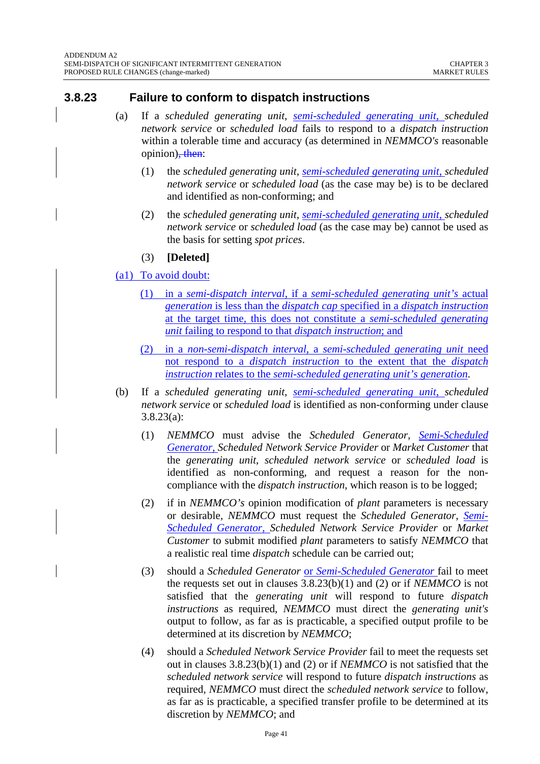### 3.8.23 Failure to conform to dispatch instructions

(a) If a *scheduled generating unit*, *semi-scheduled generating unit*, *scheduled network service* or *scheduled load* fails to respond to a *dispatch instruction* within a tolerable time and accuracy (as determined in *NEMMCO's* reasonable opinion)~~, then~~:

   (1) the *scheduled generating unit*, *semi-scheduled generating unit*, *scheduled network service* or *scheduled load* (as the case may be) is to be declared and identified as non-conforming; and

   (2) the *scheduled generating unit*, *semi-scheduled generating unit*, *scheduled network service* or *scheduled load* (as the case may be) cannot be used as the basis for setting *spot prices*.

   (3) **[Deleted]**

(a1) To avoid doubt:

   (1) in a *semi-dispatch interval*, if a *semi-scheduled generating unit's* actual *generation* is less than the *dispatch cap* specified in a *dispatch instruction* at the target time, this does not constitute a *semi-scheduled generating unit* failing to respond to that *dispatch instruction*; and

   (2) in a *non-semi-dispatch interval*, a *semi-scheduled generating unit* need not respond to a *dispatch instruction* to the extent that the *dispatch instruction* relates to the *semi-scheduled generating unit's generation*.

(b) If a *scheduled generating unit*, *semi-scheduled generating unit*, *scheduled network service* or *scheduled load* is identified as non-conforming under clause 3.8.23(a):

   (1) *NEMMCO* must advise the *Scheduled Generator*, *Semi-Scheduled Generator*, *Scheduled Network Service Provider* or *Market Customer* that the *generating unit*, *scheduled network service* or *scheduled load* is identified as non-conforming, and request a reason for the non-compliance with the *dispatch instruction*, which reason is to be logged;

   (2) if in *NEMMCO's* opinion modification of *plant* parameters is necessary or desirable, *NEMMCO* must request the *Scheduled Generator*, *Semi-Scheduled Generator*, *Scheduled Network Service Provider* or *Market Customer* to submit modified *plant* parameters to satisfy *NEMMCO* that a realistic real time *dispatch* schedule can be carried out;

   (3) should a *Scheduled Generator* or *Semi-Scheduled Generator* fail to meet the requests set out in clauses 3.8.23(b)(1) and (2) or if *NEMMCO* is not satisfied that the *generating unit* will respond to future *dispatch instructions* as required, *NEMMCO* must direct the *generating unit's* output to follow, as far as is practicable, a specified output profile to be determined at its discretion by *NEMMCO*;

   (4) should a *Scheduled Network Service Provider* fail to meet the requests set out in clauses 3.8.23(b)(1) and (2) or if *NEMMCO* is not satisfied that the *scheduled network service* will respond to future *dispatch instructions* as required, *NEMMCO* must direct the *scheduled network service* to follow, as far as is practicable, a specified transfer profile to be determined at its discretion by *NEMMCO*; and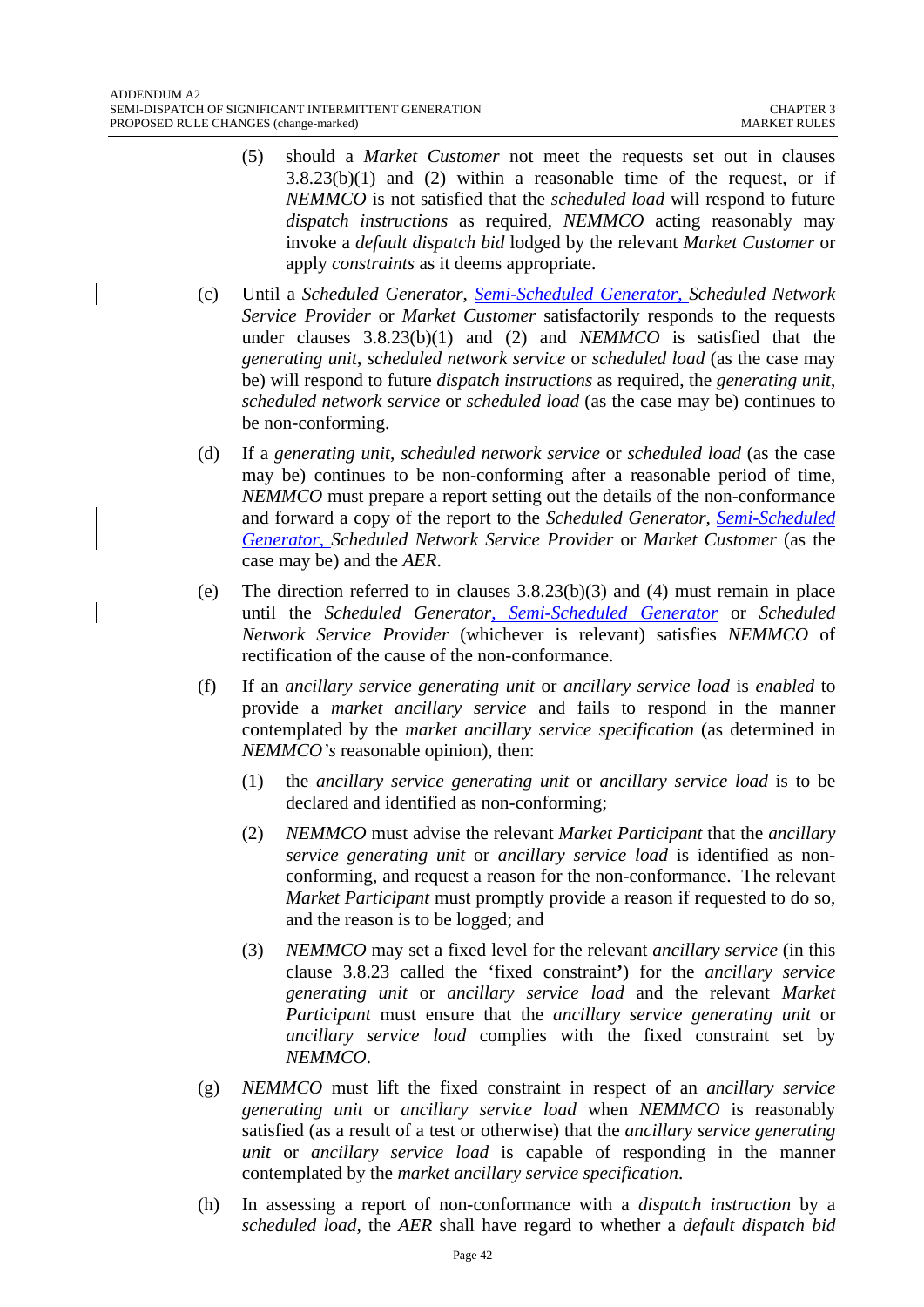(5) should a *Market Customer* not meet the requests set out in clauses 3.8.23(b)(1) and (2) within a reasonable time of the request, or if *NEMMCO* is not satisfied that the *scheduled load* will respond to future *dispatch instructions* as required, *NEMMCO* acting reasonably may invoke a *default dispatch bid* lodged by the relevant *Market Customer* or apply *constraints* as it deems appropriate.

(c) Until a *Scheduled Generator*, *Semi-Scheduled Generator,* *Scheduled Network Service Provider* or *Market Customer* satisfactorily responds to the requests under clauses 3.8.23(b)(1) and (2) and *NEMMCO* is satisfied that the *generating unit*, *scheduled network service* or *scheduled load* (as the case may be) will respond to future *dispatch instructions* as required, the *generating unit*, *scheduled network service* or *scheduled load* (as the case may be) continues to be non-conforming.

(d) If a *generating unit*, *scheduled network service* or *scheduled load* (as the case may be) continues to be non-conforming after a reasonable period of time, *NEMMCO* must prepare a report setting out the details of the non-conformance and forward a copy of the report to the *Scheduled Generator*, *Semi-Scheduled Generator,* *Scheduled Network Service Provider* or *Market Customer* (as the case may be) and the *AER*.

(e) The direction referred to in clauses 3.8.23(b)(3) and (4) must remain in place until the *Scheduled Generator*, *Semi-Scheduled Generator* or *Scheduled Network Service Provider* (whichever is relevant) satisfies *NEMMCO* of rectification of the cause of the non-conformance.

(f) If an *ancillary service generating unit* or *ancillary service load* is *enabled* to provide a *market ancillary service* and fails to respond in the manner contemplated by the *market ancillary service specification* (as determined in *NEMMCO's* reasonable opinion), then:

(1) the *ancillary service generating unit* or *ancillary service load* is to be declared and identified as non-conforming;

(2) *NEMMCO* must advise the relevant *Market Participant* that the *ancillary service generating unit* or *ancillary service load* is identified as non-conforming, and request a reason for the non-conformance. The relevant *Market Participant* must promptly provide a reason if requested to do so, and the reason is to be logged; and

(3) *NEMMCO* may set a fixed level for the relevant *ancillary service* (in this clause 3.8.23 called the 'fixed constraint') for the *ancillary service generating unit* or *ancillary service load* and the relevant *Market Participant* must ensure that the *ancillary service generating unit* or *ancillary service load* complies with the fixed constraint set by *NEMMCO*.

(g) *NEMMCO* must lift the fixed constraint in respect of an *ancillary service generating unit* or *ancillary service load* when *NEMMCO* is reasonably satisfied (as a result of a test or otherwise) that the *ancillary service generating unit* or *ancillary service load* is capable of responding in the manner contemplated by the *market ancillary service specification*.

(h) In assessing a report of non-conformance with a *dispatch instruction* by a *scheduled load*, the *AER* shall have regard to whether a *default dispatch bid*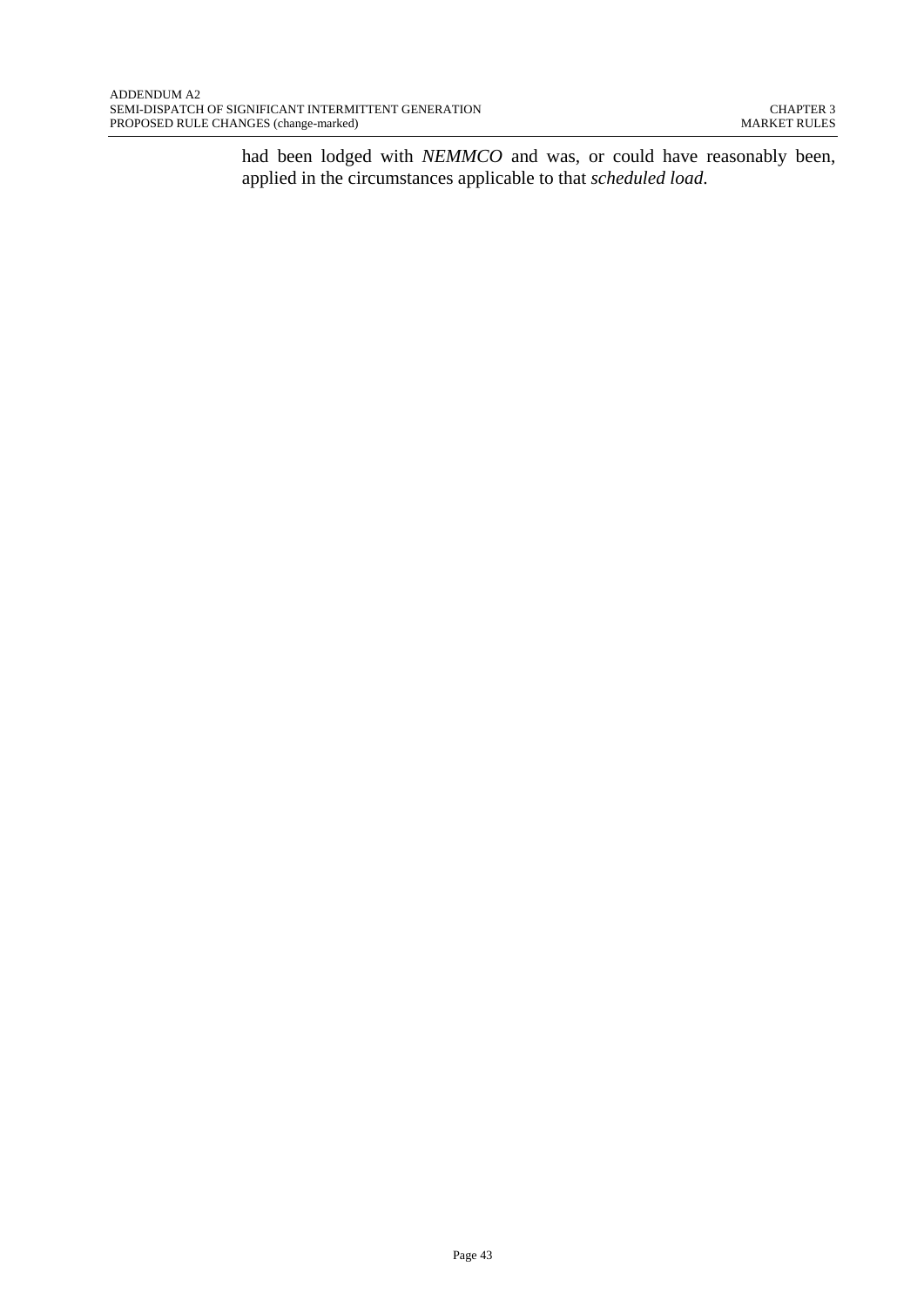had been lodged with *NEMMCO* and was, or could have reasonably been, applied in the circumstances applicable to that *scheduled load*.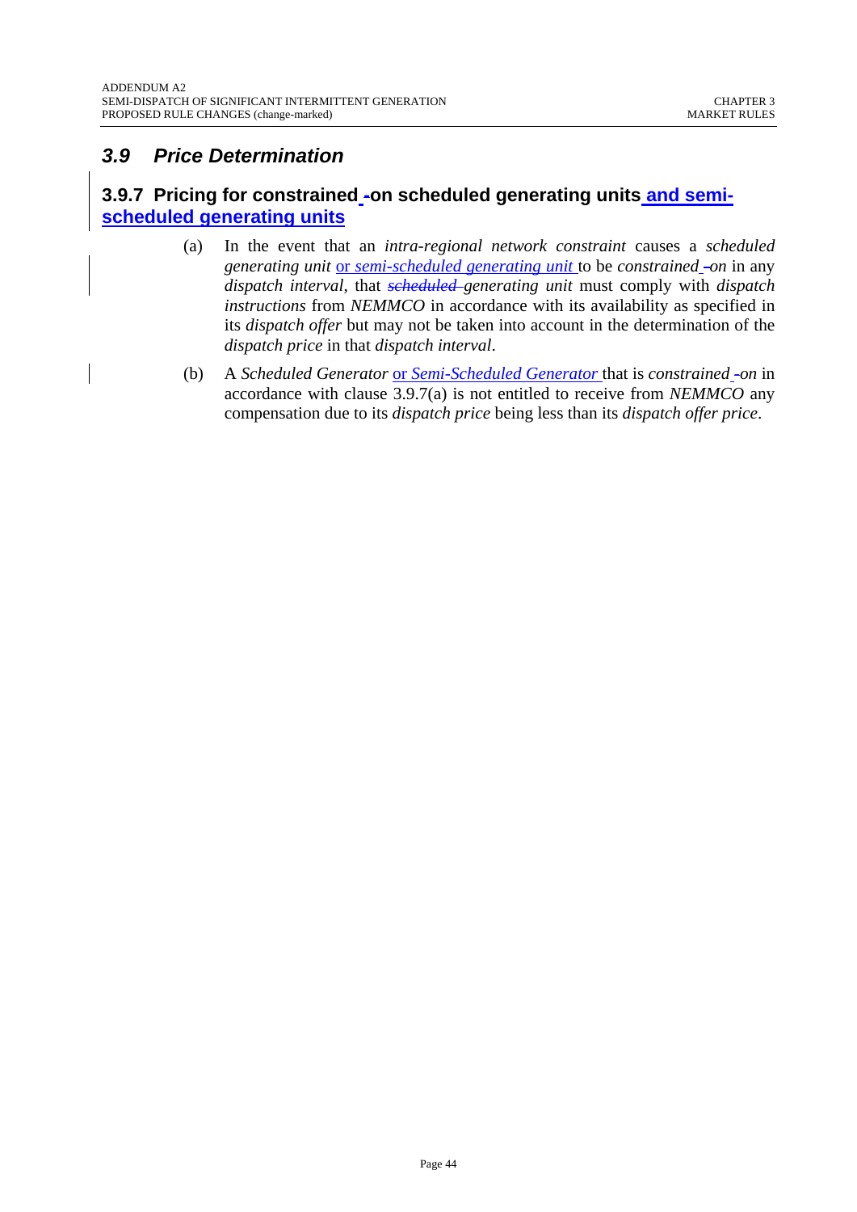## *3.9 Price Determination*

### 3.9.7 Pricing for constrained -on scheduled generating units and semi-scheduled generating units

(a) In the event that an *intra-regional network constraint* causes a *scheduled generating unit* or *semi-scheduled generating unit* to be *constrained -on* in any *dispatch interval*, that ~~*scheduled*~~ *generating unit* must comply with *dispatch instructions* from *NEMMCO* in accordance with its availability as specified in its *dispatch offer* but may not be taken into account in the determination of the *dispatch price* in that *dispatch interval*.

(b) A *Scheduled Generator* or *Semi-Scheduled Generator* that is *constrained -on* in accordance with clause 3.9.7(a) is not entitled to receive from *NEMMCO* any compensation due to its *dispatch price* being less than its *dispatch offer price*.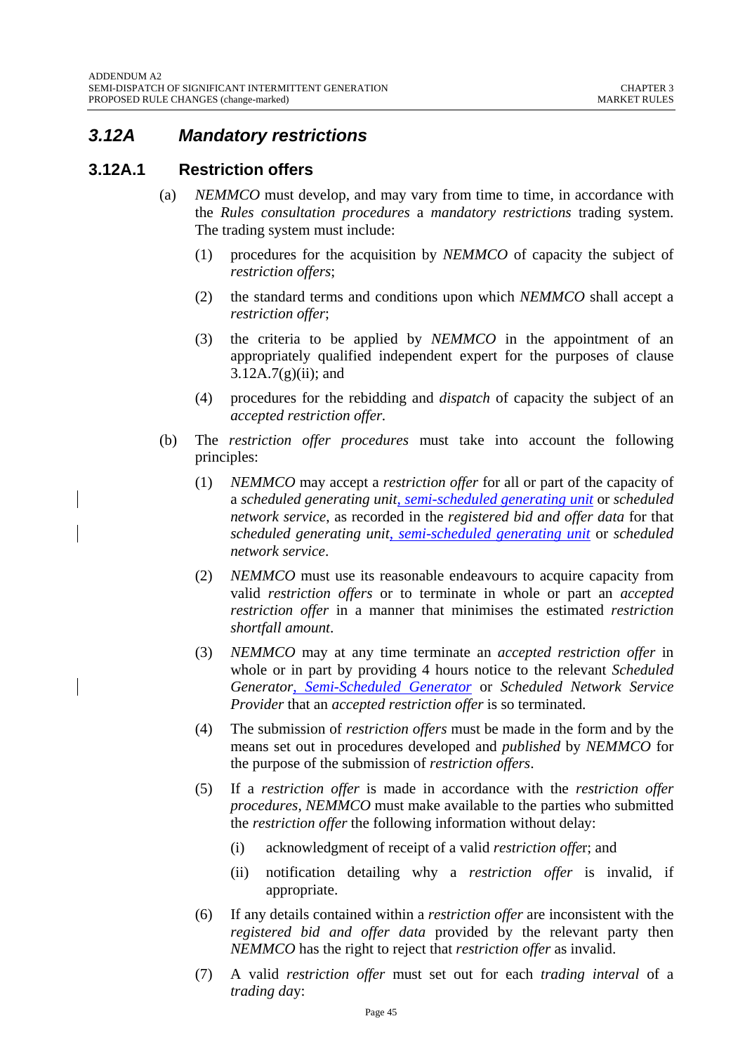## *3.12A Mandatory restrictions*

### 3.12A.1 Restriction offers

(a) *NEMMCO* must develop, and may vary from time to time, in accordance with the *Rules consultation procedures* a *mandatory restrictions* trading system. The trading system must include:

(1) procedures for the acquisition by *NEMMCO* of capacity the subject of *restriction offers*;

(2) the standard terms and conditions upon which *NEMMCO* shall accept a *restriction offer*;

(3) the criteria to be applied by *NEMMCO* in the appointment of an appropriately qualified independent expert for the purposes of clause 3.12A.7(g)(ii); and

(4) procedures for the rebidding and *dispatch* of capacity the subject of an *accepted restriction offer.*

(b) The *restriction offer procedures* must take into account the following principles:

(1) *NEMMCO* may accept a *restriction offer* for all or part of the capacity of a *scheduled generating unit*, *semi-scheduled generating unit* or *scheduled network service*, as recorded in the *registered bid and offer data* for that *scheduled generating unit*, *semi-scheduled generating unit* or *scheduled network service*.

(2) *NEMMCO* must use its reasonable endeavours to acquire capacity from valid *restriction offers* or to terminate in whole or part an *accepted restriction offer* in a manner that minimises the estimated *restriction shortfall amount*.

(3) *NEMMCO* may at any time terminate an *accepted restriction offer* in whole or in part by providing 4 hours notice to the relevant *Scheduled Generator*, *Semi-Scheduled Generator* or *Scheduled Network Service Provider* that an *accepted restriction offer* is so terminated.

(4) The submission of *restriction offers* must be made in the form and by the means set out in procedures developed and *published* by *NEMMCO* for the purpose of the submission of *restriction offers*.

(5) If a *restriction offer* is made in accordance with the *restriction offer procedures*, *NEMMCO* must make available to the parties who submitted the *restriction offer* the following information without delay:

(i) acknowledgment of receipt of a valid *restriction offer*; and

(ii) notification detailing why a *restriction offer* is invalid, if appropriate.

(6) If any details contained within a *restriction offer* are inconsistent with the *registered bid and offer data* provided by the relevant party then *NEMMCO* has the right to reject that *restriction offer* as invalid.

(7) A valid *restriction offer* must set out for each *trading interval* of a *trading day*: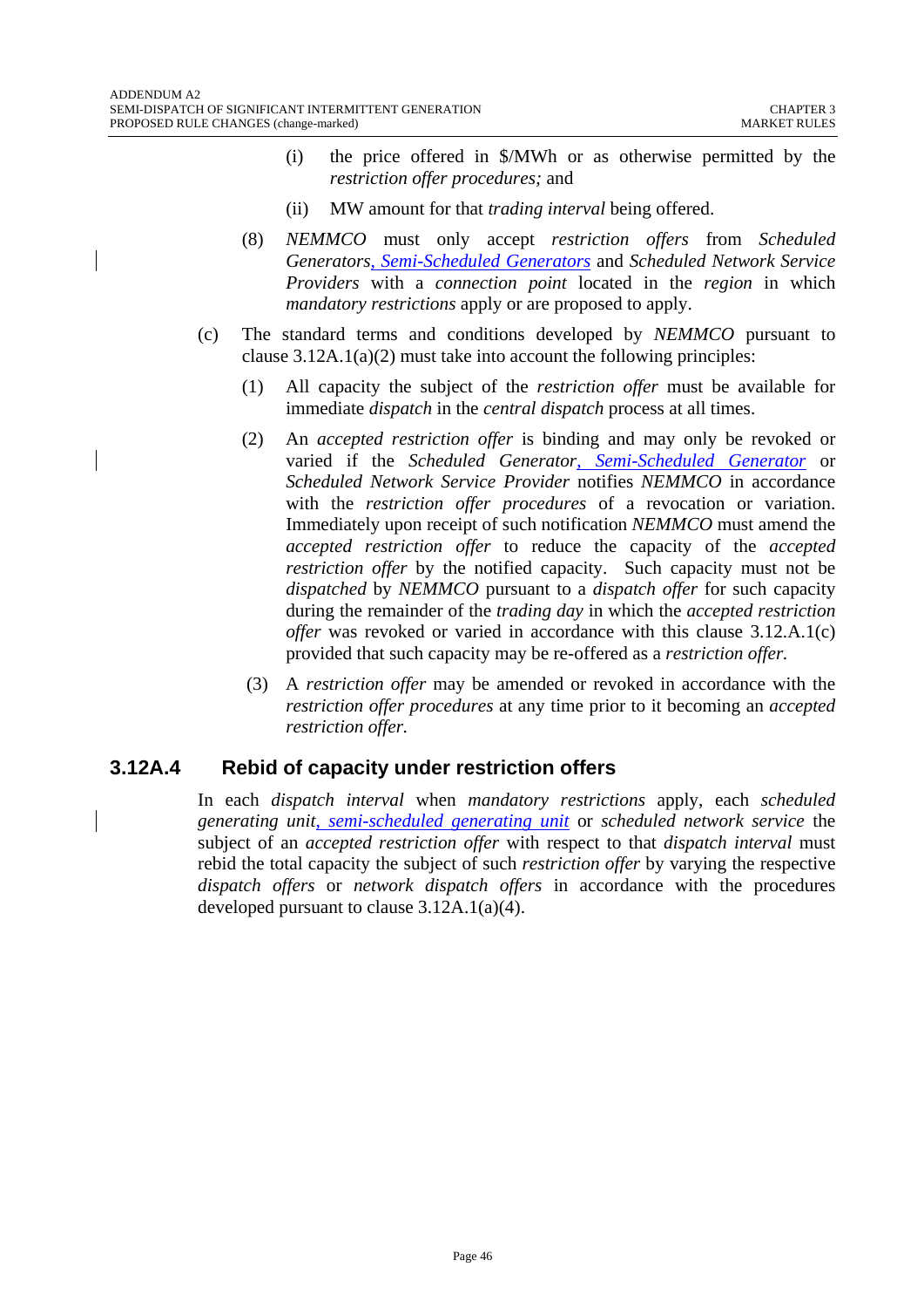(i) the price offered in $/MWh or as otherwise permitted by the *restriction offer procedures;* and

(ii) MW amount for that *trading interval* being offered.

(8) *NEMMCO* must only accept *restriction offers* from *Scheduled Generators*, *Semi-Scheduled Generators* and *Scheduled Network Service Providers* with a *connection point* located in the *region* in which *mandatory restrictions* apply or are proposed to apply.

(c) The standard terms and conditions developed by *NEMMCO* pursuant to clause 3.12A.1(a)(2) must take into account the following principles:

(1) All capacity the subject of the *restriction offer* must be available for immediate *dispatch* in the *central dispatch* process at all times.

(2) An *accepted restriction offer* is binding and may only be revoked or varied if the *Scheduled Generator*, *Semi-Scheduled Generator* or *Scheduled Network Service Provider* notifies *NEMMCO* in accordance with the *restriction offer procedures* of a revocation or variation. Immediately upon receipt of such notification *NEMMCO* must amend the *accepted restriction offer* to reduce the capacity of the *accepted restriction offer* by the notified capacity. Such capacity must not be *dispatched* by *NEMMCO* pursuant to a *dispatch offer* for such capacity during the remainder of the *trading day* in which the *accepted restriction offer* was revoked or varied in accordance with this clause 3.12.A.1(c) provided that such capacity may be re-offered as a *restriction offer.*

(3) A *restriction offer* may be amended or revoked in accordance with the *restriction offer procedures* at any time prior to it becoming an *accepted restriction offer.*

## 3.12A.4 Rebid of capacity under restriction offers

In each *dispatch interval* when *mandatory restrictions* apply, each *scheduled generating unit*, *semi-scheduled generating unit* or *scheduled network service* the subject of an *accepted restriction offer* with respect to that *dispatch interval* must rebid the total capacity the subject of such *restriction offer* by varying the respective *dispatch offers* or *network dispatch offers* in accordance with the procedures developed pursuant to clause 3.12A.1(a)(4).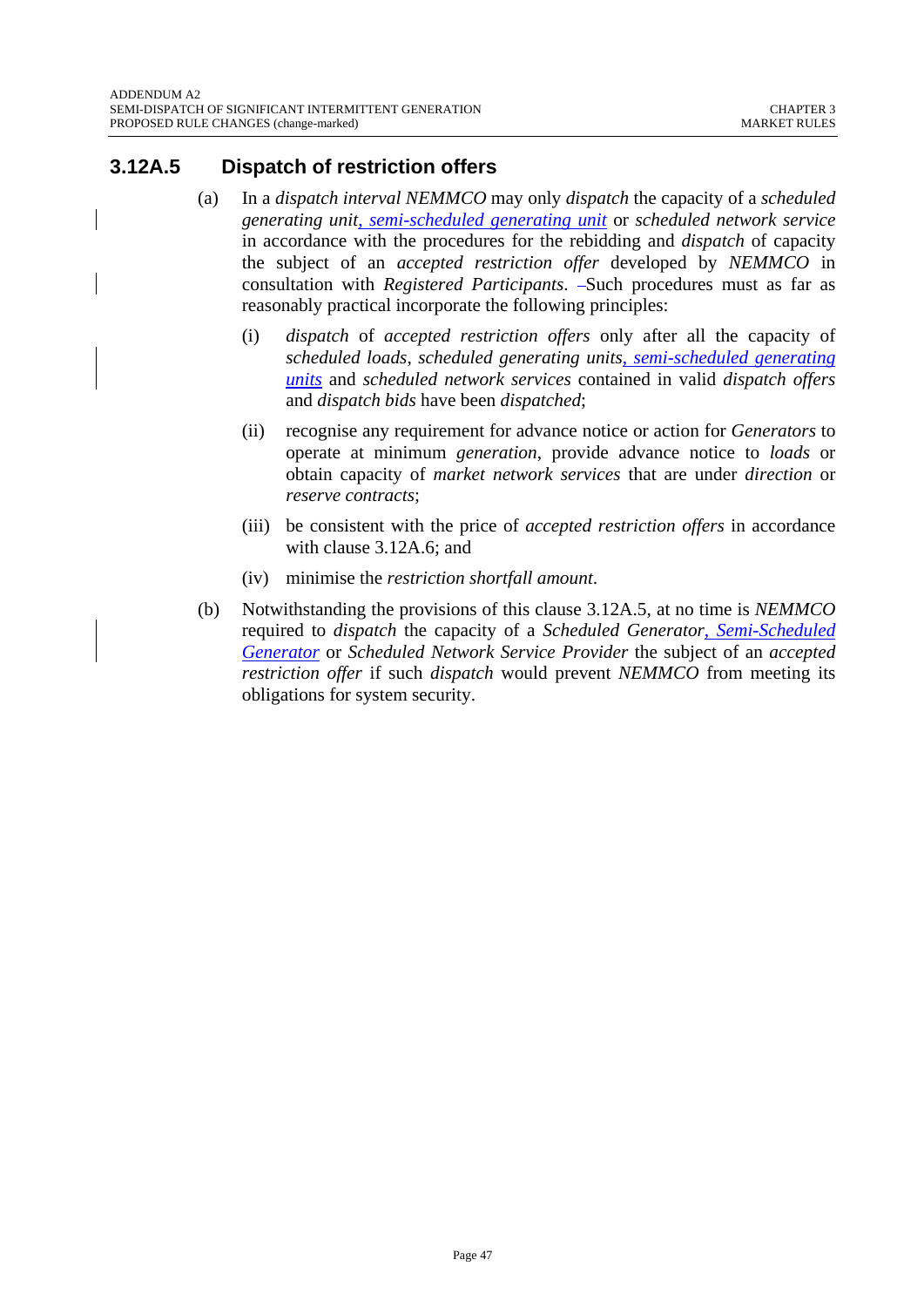### 3.12A.5 Dispatch of restriction offers

(a) In a *dispatch interval NEMMCO* may only *dispatch* the capacity of a *scheduled generating unit*, *semi-scheduled generating unit* or *scheduled network service* in accordance with the procedures for the rebidding and *dispatch* of capacity the subject of an *accepted restriction offer* developed by *NEMMCO* in consultation with *Registered Participants*. Such procedures must as far as reasonably practical incorporate the following principles:

   (i) *dispatch* of *accepted restriction offers* only after all the capacity of *scheduled loads*, *scheduled generating units*, *semi-scheduled generating units* and *scheduled network services* contained in valid *dispatch offers* and *dispatch bids* have been *dispatched*;

   (ii) recognise any requirement for advance notice or action for *Generators* to operate at minimum *generation*, provide advance notice to *loads* or obtain capacity of *market network services* that are under *direction* or *reserve contracts*;

   (iii) be consistent with the price of *accepted restriction offers* in accordance with clause 3.12A.6; and

   (iv) minimise the *restriction shortfall amount*.

(b) Notwithstanding the provisions of this clause 3.12A.5, at no time is *NEMMCO* required to *dispatch* the capacity of a *Scheduled Generator*, *Semi-Scheduled Generator* or *Scheduled Network Service Provider* the subject of an *accepted restriction offer* if such *dispatch* would prevent *NEMMCO* from meeting its obligations for system security.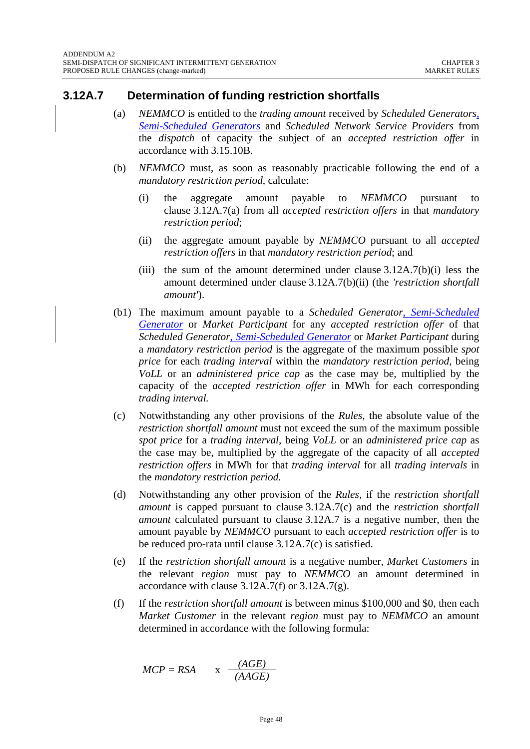### 3.12A.7 Determination of funding restriction shortfalls

(a) *NEMMCO* is entitled to the *trading amount* received by *Scheduled Generators*, *Semi-Scheduled Generators* and *Scheduled Network Service Providers* from the *dispatch* of capacity the subject of an *accepted restriction offer* in accordance with 3.15.10B.

(b) *NEMMCO* must, as soon as reasonably practicable following the end of a *mandatory restriction period*, calculate:

  (i) the aggregate amount payable to *NEMMCO* pursuant to clause 3.12A.7(a) from all *accepted restriction offers* in that *mandatory restriction period*;

  (ii) the aggregate amount payable by *NEMMCO* pursuant to all *accepted restriction offers* in that *mandatory restriction period*; and

  (iii) the sum of the amount determined under clause 3.12A.7(b)(i) less the amount determined under clause 3.12A.7(b)(ii) (the '*restriction shortfall amount*').

(b1) The maximum amount payable to a *Scheduled Generator*, *Semi-Scheduled Generator* or *Market Participant* for any *accepted restriction offer* of that *Scheduled Generator*, *Semi-Scheduled Generator* or *Market Participant* during a *mandatory restriction period* is the aggregate of the maximum possible *spot price* for each *trading interval* within the *mandatory restriction period*, being *VoLL* or an *administered price cap* as the case may be, multiplied by the capacity of the *accepted restriction offer* in MWh for each corresponding *trading interval.*

(c) Notwithstanding any other provisions of the *Rules*, the absolute value of the *restriction shortfall amount* must not exceed the sum of the maximum possible *spot price* for a *trading interval,* being *VoLL* or an *administered price cap* as the case may be, multiplied by the aggregate of the capacity of all *accepted restriction offers* in MWh for that *trading interval* for all *trading intervals* in the *mandatory restriction period.*

(d) Notwithstanding any other provision of the *Rules*, if the *restriction shortfall amount* is capped pursuant to clause 3.12A.7(c) and the *restriction shortfall amount* calculated pursuant to clause 3.12A.7 is a negative number, then the amount payable by *NEMMCO* pursuant to each *accepted restriction offer* is to be reduced pro-rata until clause 3.12A.7(c) is satisfied.

(e) If the *restriction shortfall amount* is a negative number, *Market Customers* in the relevant *region* must pay to *NEMMCO* an amount determined in accordance with clause 3.12A.7(f) or 3.12A.7(g).

(f) If the *restriction shortfall amount* is between minus $100,000 and $0, then each *Market Customer* in the relevant *region* must pay to *NEMMCO* an amount determined in accordance with the following formula:

$$MCP = RSA \quad \times \; \frac{(AGE)}{(AAGE)}$$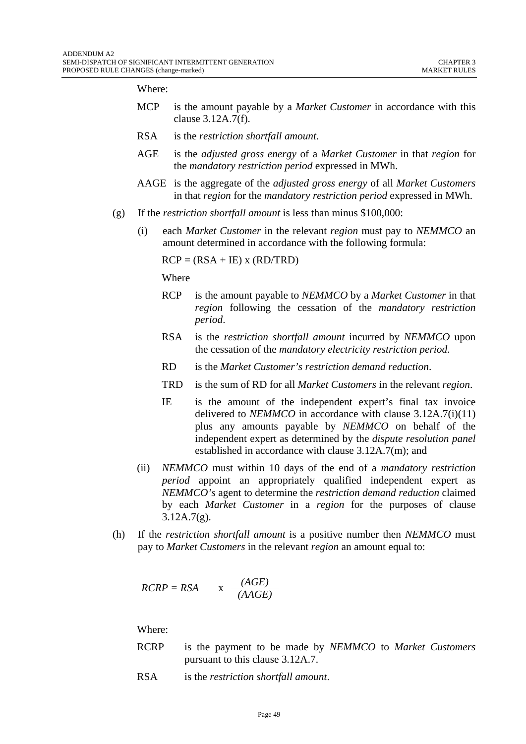Where:

MCP is the amount payable by a *Market Customer* in accordance with this clause 3.12A.7(f).

RSA is the *restriction shortfall amount*.

AGE is the *adjusted gross energy* of a *Market Customer* in that *region* for the *mandatory restriction period* expressed in MWh.

AAGE is the aggregate of the *adjusted gross energy* of all *Market Customers* in that *region* for the *mandatory restriction period* expressed in MWh.

(g) If the *restriction shortfall amount* is less than minus $100,000:

(i) each *Market Customer* in the relevant *region* must pay to *NEMMCO* an amount determined in accordance with the following formula:

$$RCP = (RSA + IE) \times (RD/TRD)$$

Where

RCP is the amount payable to *NEMMCO* by a *Market Customer* in that *region* following the cessation of the *mandatory restriction period*.

RSA is the *restriction shortfall amount* incurred by *NEMMCO* upon the cessation of the *mandatory electricity restriction period*.

RD is the *Market Customer's restriction demand reduction*.

TRD is the sum of RD for all *Market Customers* in the relevant *region*.

IE is the amount of the independent expert's final tax invoice delivered to *NEMMCO* in accordance with clause 3.12A.7(i)(11) plus any amounts payable by *NEMMCO* on behalf of the independent expert as determined by the *dispute resolution panel* established in accordance with clause 3.12A.7(m); and

(ii) *NEMMCO* must within 10 days of the end of a *mandatory restriction period* appoint an appropriately qualified independent expert as *NEMMCO's* agent to determine the *restriction demand reduction* claimed by each *Market Customer* in a *region* for the purposes of clause 3.12A.7(g).

(h) If the *restriction shortfall amount* is a positive number then *NEMMCO* must pay to *Market Customers* in the relevant *region* an amount equal to:

$$RCRP = RSA \quad \times \frac{(AGE)}{(AAGE)}$$

Where:

RCRP is the payment to be made by *NEMMCO* to *Market Customers* pursuant to this clause 3.12A.7.

RSA is the *restriction shortfall amount*.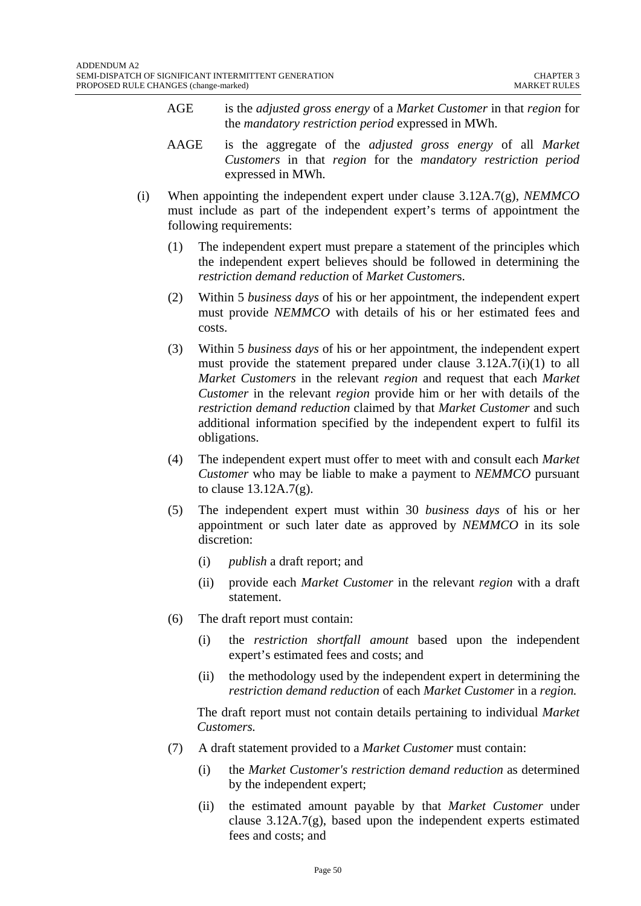AGE is the *adjusted gross energy* of a *Market Customer* in that *region* for the *mandatory restriction period* expressed in MWh.

AAGE is the aggregate of the *adjusted gross energy* of all *Market Customers* in that *region* for the *mandatory restriction period* expressed in MWh.

(i) When appointing the independent expert under clause 3.12A.7(g), *NEMMCO* must include as part of the independent expert's terms of appointment the following requirements:

(1) The independent expert must prepare a statement of the principles which the independent expert believes should be followed in determining the *restriction demand reduction* of *Market Customer*s.

(2) Within 5 *business days* of his or her appointment, the independent expert must provide *NEMMCO* with details of his or her estimated fees and costs.

(3) Within 5 *business days* of his or her appointment, the independent expert must provide the statement prepared under clause 3.12A.7(i)(1) to all *Market Customers* in the relevant *region* and request that each *Market Customer* in the relevant *region* provide him or her with details of the *restriction demand reduction* claimed by that *Market Customer* and such additional information specified by the independent expert to fulfil its obligations.

(4) The independent expert must offer to meet with and consult each *Market Customer* who may be liable to make a payment to *NEMMCO* pursuant to clause 13.12A.7(g).

(5) The independent expert must within 30 *business days* of his or her appointment or such later date as approved by *NEMMCO* in its sole discretion:

(i) *publish* a draft report; and

(ii) provide each *Market Customer* in the relevant *region* with a draft statement.

(6) The draft report must contain:

(i) the *restriction shortfall amount* based upon the independent expert's estimated fees and costs; and

(ii) the methodology used by the independent expert in determining the *restriction demand reduction* of each *Market Customer* in a *region.*

The draft report must not contain details pertaining to individual *Market Customers.*

(7) A draft statement provided to a *Market Customer* must contain:

(i) the *Market Customer's restriction demand reduction* as determined by the independent expert;

(ii) the estimated amount payable by that *Market Customer* under clause 3.12A.7(g), based upon the independent experts estimated fees and costs; and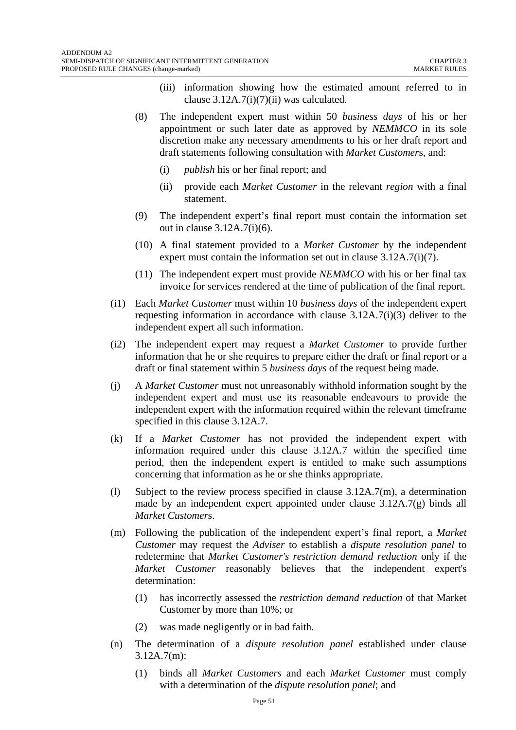(iii) information showing how the estimated amount referred to in clause 3.12A.7(i)(7)(ii) was calculated.

(8) The independent expert must within 50 *business days* of his or her appointment or such later date as approved by *NEMMCO* in its sole discretion make any necessary amendments to his or her draft report and draft statements following consultation with *Market Customer*s, and:

(i) *publish* his or her final report; and

(ii) provide each *Market Customer* in the relevant *region* with a final statement.

(9) The independent expert's final report must contain the information set out in clause 3.12A.7(i)(6).

(10) A final statement provided to a *Market Customer* by the independent expert must contain the information set out in clause 3.12A.7(i)(7).

(11) The independent expert must provide *NEMMCO* with his or her final tax invoice for services rendered at the time of publication of the final report.

(i1) Each *Market Customer* must within 10 *business days* of the independent expert requesting information in accordance with clause 3.12A.7(i)(3) deliver to the independent expert all such information.

(i2) The independent expert may request a *Market Customer* to provide further information that he or she requires to prepare either the draft or final report or a draft or final statement within 5 *business days* of the request being made.

(j) A *Market Customer* must not unreasonably withhold information sought by the independent expert and must use its reasonable endeavours to provide the independent expert with the information required within the relevant timeframe specified in this clause 3.12A.7.

(k) If a *Market Customer* has not provided the independent expert with information required under this clause 3.12A.7 within the specified time period, then the independent expert is entitled to make such assumptions concerning that information as he or she thinks appropriate.

(l) Subject to the review process specified in clause 3.12A.7(m), a determination made by an independent expert appointed under clause 3.12A.7(g) binds all *Market Customer*s.

(m) Following the publication of the independent expert's final report, a *Market Customer* may request the *Adviser* to establish a *dispute resolution panel* to redetermine that *Market Customer's restriction demand reduction* only if the *Market Customer* reasonably believes that the independent expert's determination:

(1) has incorrectly assessed the *restriction demand reduction* of that Market Customer by more than 10%; or

(2) was made negligently or in bad faith.

(n) The determination of a *dispute resolution panel* established under clause 3.12A.7(m):

(1) binds all *Market Customers* and each *Market Customer* must comply with a determination of the *dispute resolution panel*; and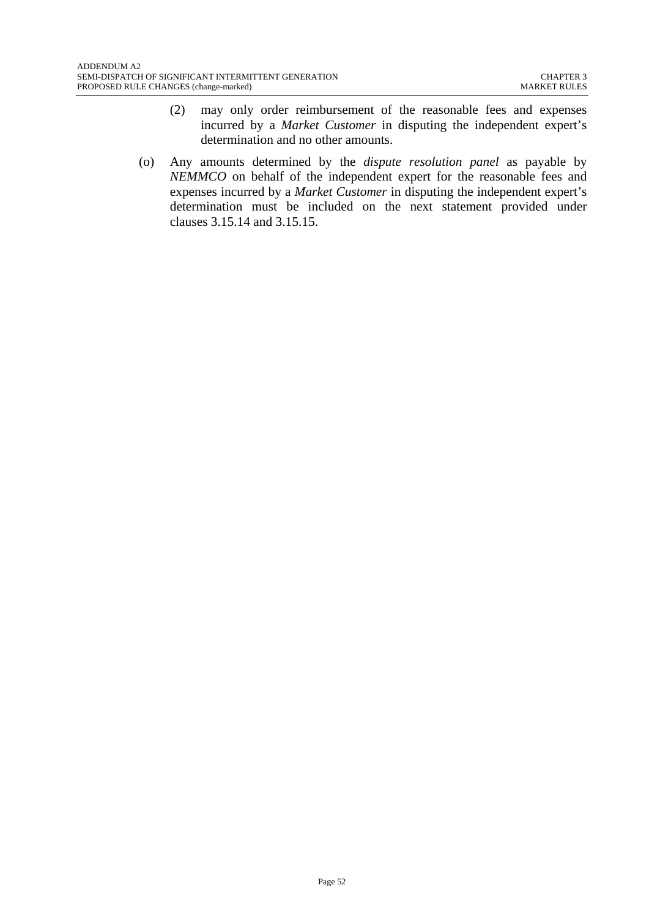(2) may only order reimbursement of the reasonable fees and expenses incurred by a *Market Customer* in disputing the independent expert's determination and no other amounts.

(o) Any amounts determined by the *dispute resolution panel* as payable by *NEMMCO* on behalf of the independent expert for the reasonable fees and expenses incurred by a *Market Customer* in disputing the independent expert's determination must be included on the next statement provided under clauses 3.15.14 and 3.15.15.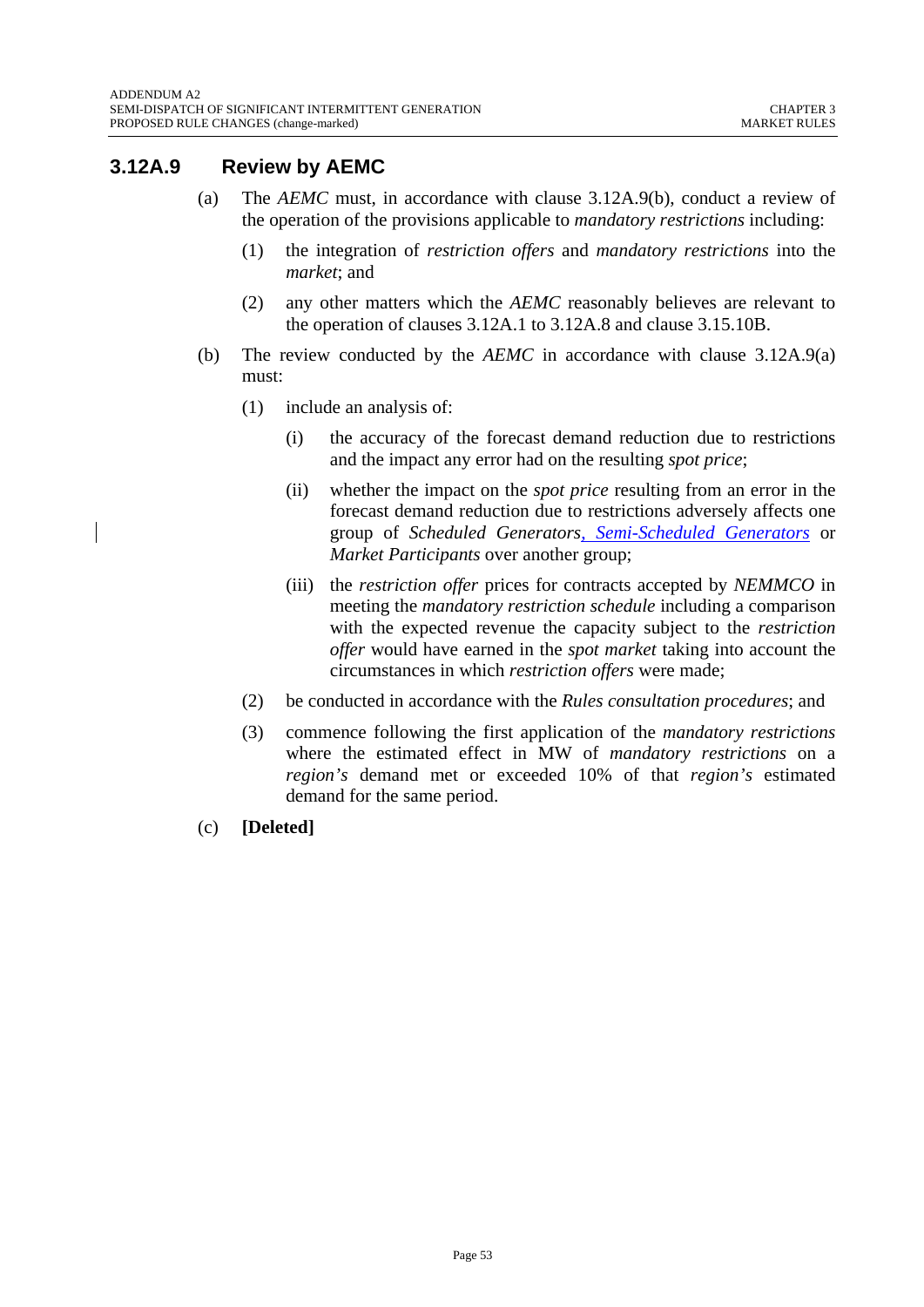### 3.12A.9 Review by AEMC

(a) The *AEMC* must, in accordance with clause 3.12A.9(b), conduct a review of the operation of the provisions applicable to *mandatory restrictions* including:

(1) the integration of *restriction offers* and *mandatory restrictions* into the *market*; and

(2) any other matters which the *AEMC* reasonably believes are relevant to the operation of clauses 3.12A.1 to 3.12A.8 and clause 3.15.10B.

(b) The review conducted by the *AEMC* in accordance with clause 3.12A.9(a) must:

(1) include an analysis of:

(i) the accuracy of the forecast demand reduction due to restrictions and the impact any error had on the resulting *spot price*;

(ii) whether the impact on the *spot price* resulting from an error in the forecast demand reduction due to restrictions adversely affects one group of *Scheduled Generators*, *Semi-Scheduled Generators* or *Market Participants* over another group;

(iii) the *restriction offer* prices for contracts accepted by *NEMMCO* in meeting the *mandatory restriction schedule* including a comparison with the expected revenue the capacity subject to the *restriction offer* would have earned in the *spot market* taking into account the circumstances in which *restriction offers* were made;

(2) be conducted in accordance with the *Rules consultation procedures*; and

(3) commence following the first application of the *mandatory restrictions* where the estimated effect in MW of *mandatory restrictions* on a *region's* demand met or exceeded 10% of that *region's* estimated demand for the same period.

(c) **[Deleted]**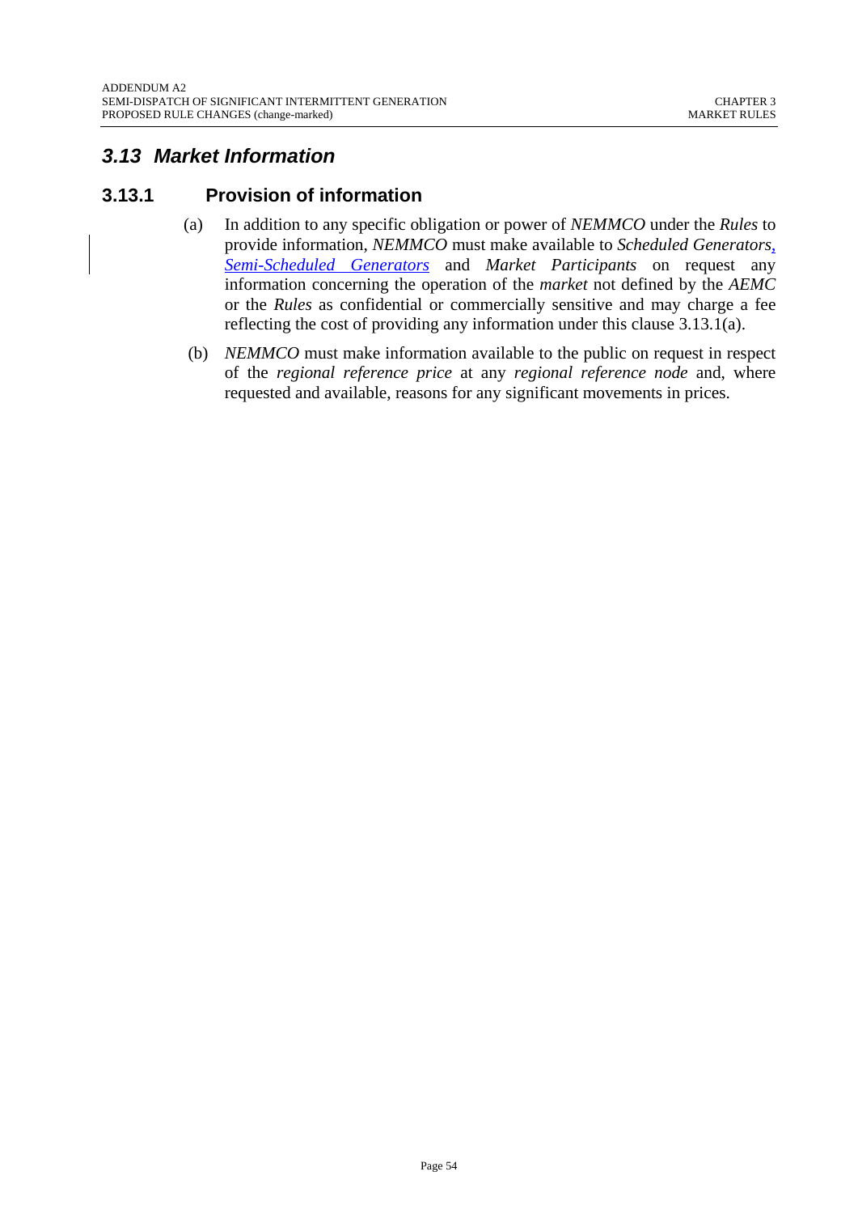## *3.13 Market Information*

### 3.13.1 Provision of information

(a) In addition to any specific obligation or power of *NEMMCO* under the *Rules* to provide information, *NEMMCO* must make available to *Scheduled Generators*, *Semi-Scheduled Generators* and *Market Participants* on request any information concerning the operation of the *market* not defined by the *AEMC* or the *Rules* as confidential or commercially sensitive and may charge a fee reflecting the cost of providing any information under this clause 3.13.1(a).

(b) *NEMMCO* must make information available to the public on request in respect of the *regional reference price* at any *regional reference node* and, where requested and available, reasons for any significant movements in prices.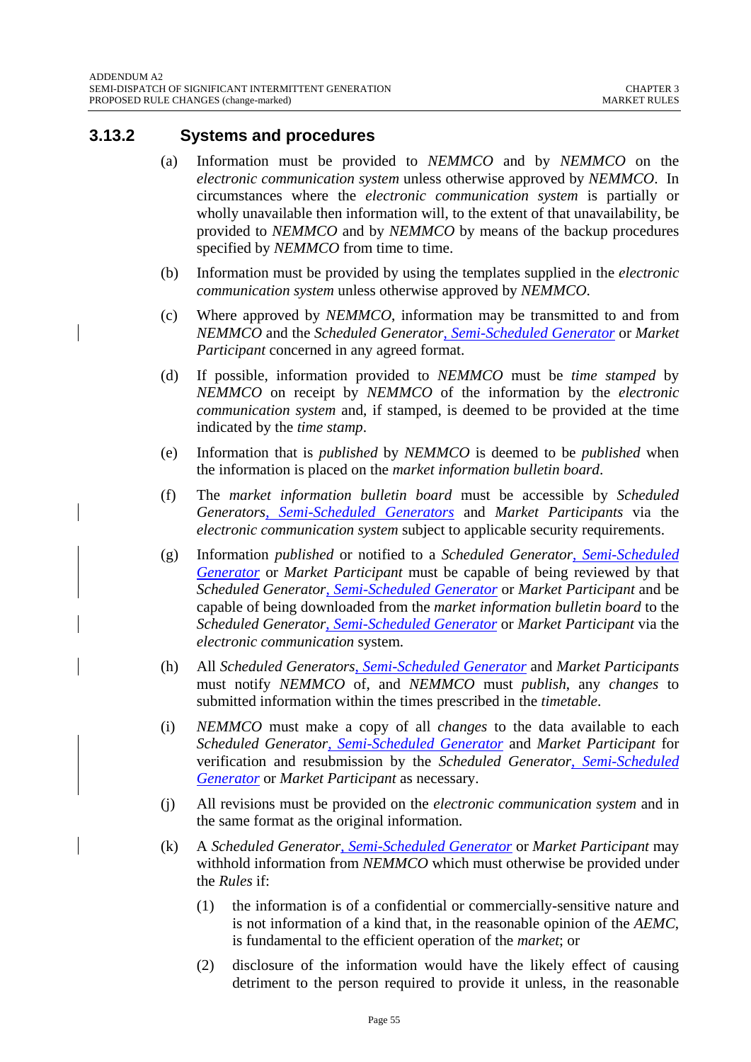### 3.13.2 Systems and procedures

(a) Information must be provided to *NEMMCO* and by *NEMMCO* on the *electronic communication system* unless otherwise approved by *NEMMCO*. In circumstances where the *electronic communication system* is partially or wholly unavailable then information will, to the extent of that unavailability, be provided to *NEMMCO* and by *NEMMCO* by means of the backup procedures specified by *NEMMCO* from time to time.

(b) Information must be provided by using the templates supplied in the *electronic communication system* unless otherwise approved by *NEMMCO*.

(c) Where approved by *NEMMCO*, information may be transmitted to and from *NEMMCO* and the *Scheduled Generator, Semi-Scheduled Generator* or *Market Participant* concerned in any agreed format.

(d) If possible, information provided to *NEMMCO* must be *time stamped* by *NEMMCO* on receipt by *NEMMCO* of the information by the *electronic communication system* and, if stamped, is deemed to be provided at the time indicated by the *time stamp*.

(e) Information that is *published* by *NEMMCO* is deemed to be *published* when the information is placed on the *market information bulletin board*.

(f) The *market information bulletin board* must be accessible by *Scheduled Generators, Semi-Scheduled Generators* and *Market Participants* via the *electronic communication system* subject to applicable security requirements.

(g) Information *published* or notified to a *Scheduled Generator, Semi-Scheduled Generator* or *Market Participant* must be capable of being reviewed by that *Scheduled Generator, Semi-Scheduled Generator* or *Market Participant* and be capable of being downloaded from the *market information bulletin board* to the *Scheduled Generator, Semi-Scheduled Generator* or *Market Participant* via the *electronic communication* system.

(h) All *Scheduled Generators, Semi-Scheduled Generator* and *Market Participants* must notify *NEMMCO* of, and *NEMMCO* must *publish*, any *changes* to submitted information within the times prescribed in the *timetable*.

(i) *NEMMCO* must make a copy of all *changes* to the data available to each *Scheduled Generator, Semi-Scheduled Generator* and *Market Participant* for verification and resubmission by the *Scheduled Generator, Semi-Scheduled Generator* or *Market Participant* as necessary.

(j) All revisions must be provided on the *electronic communication system* and in the same format as the original information.

(k) A *Scheduled Generator, Semi-Scheduled Generator* or *Market Participant* may withhold information from *NEMMCO* which must otherwise be provided under the *Rules* if:

(1) the information is of a confidential or commercially-sensitive nature and is not information of a kind that, in the reasonable opinion of the *AEMC*, is fundamental to the efficient operation of the *market*; or

(2) disclosure of the information would have the likely effect of causing detriment to the person required to provide it unless, in the reasonable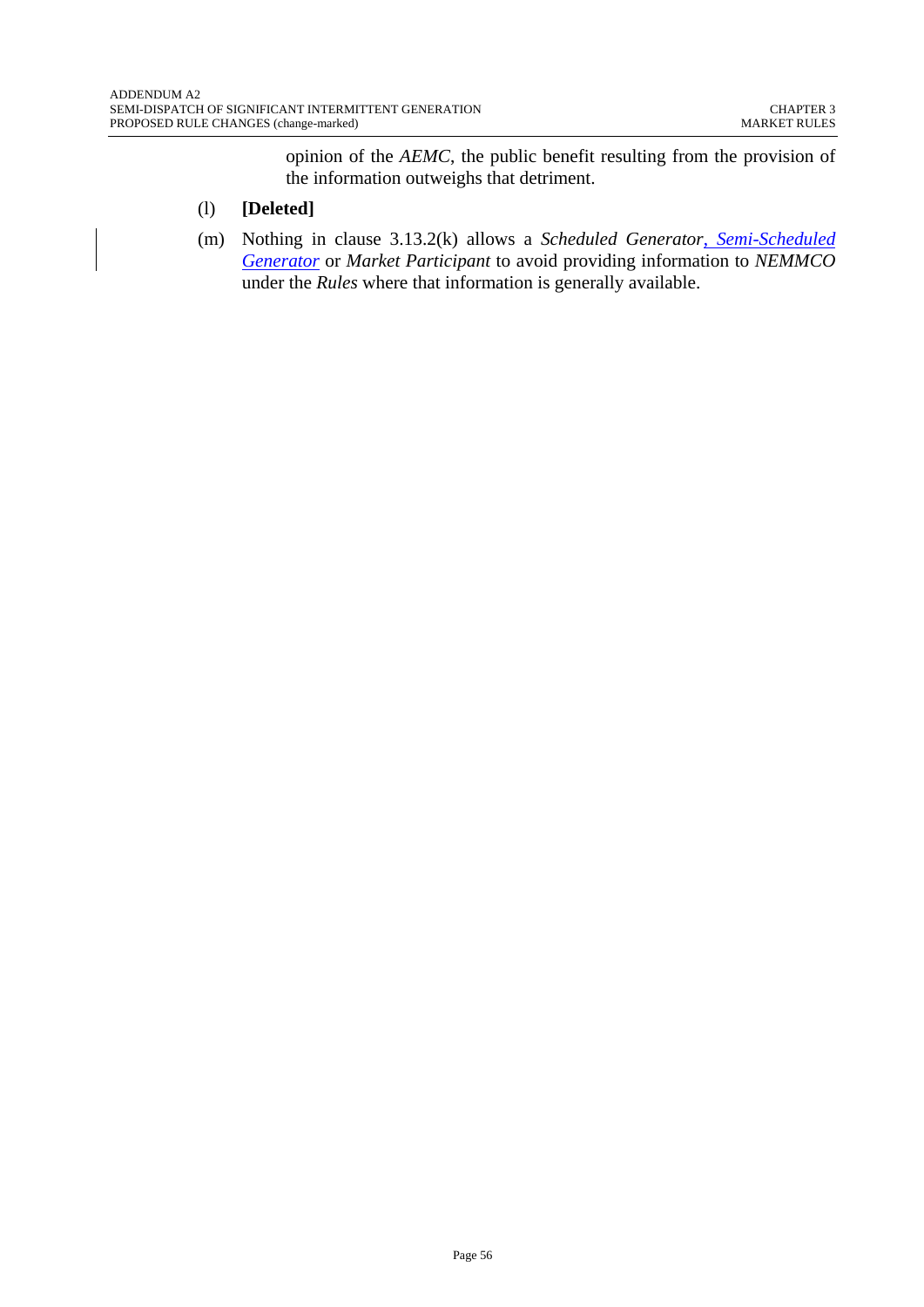opinion of the *AEMC*, the public benefit resulting from the provision of the information outweighs that detriment.

(l) **[Deleted]**

(m) Nothing in clause 3.13.2(k) allows a *Scheduled Generator*, *Semi-Scheduled Generator* or *Market Participant* to avoid providing information to *NEMMCO* under the *Rules* where that information is generally available.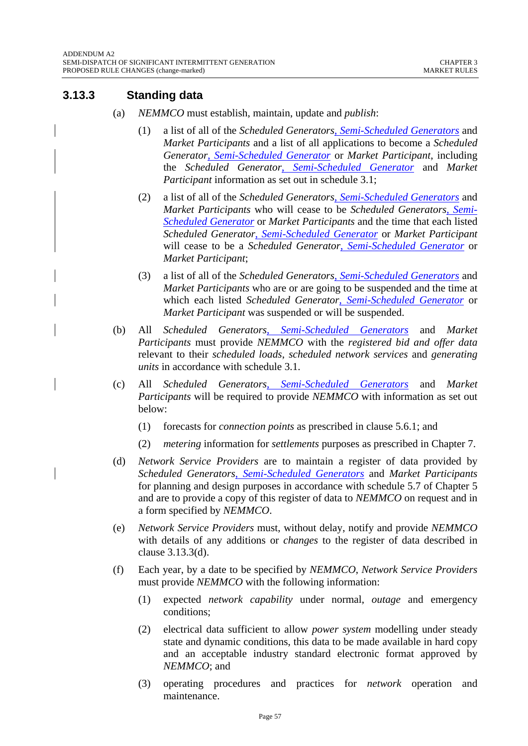### 3.13.3 Standing data

(a) *NEMMCO* must establish, maintain, update and *publish*:

(1) a list of all of the *Scheduled Generators*, *Semi-Scheduled Generators* and *Market Participants* and a list of all applications to become a *Scheduled Generator*, *Semi-Scheduled Generator* or *Market Participant*, including the *Scheduled Generator*, *Semi-Scheduled Generator* and *Market Participant* information as set out in schedule 3.1;

(2) a list of all of the *Scheduled Generators*, *Semi-Scheduled Generators* and *Market Participants* who will cease to be *Scheduled Generators*, *Semi-Scheduled Generator* or *Market Participants* and the time that each listed *Scheduled Generator*, *Semi-Scheduled Generator* or *Market Participant* will cease to be a *Scheduled Generator*, *Semi-Scheduled Generator* or *Market Participant*;

(3) a list of all of the *Scheduled Generators*, *Semi-Scheduled Generators* and *Market Participants* who are or are going to be suspended and the time at which each listed *Scheduled Generator*, *Semi-Scheduled Generator* or *Market Participant* was suspended or will be suspended.

(b) All *Scheduled Generators*, *Semi-Scheduled Generators* and *Market Participants* must provide *NEMMCO* with the *registered bid and offer data* relevant to their *scheduled loads*, *scheduled network services* and *generating units* in accordance with schedule 3.1.

(c) All *Scheduled Generators*, *Semi-Scheduled Generators* and *Market Participants* will be required to provide *NEMMCO* with information as set out below:

(1) forecasts for *connection points* as prescribed in clause 5.6.1; and

(2) *metering* information for *settlements* purposes as prescribed in Chapter 7.

(d) *Network Service Providers* are to maintain a register of data provided by *Scheduled Generators*, *Semi-Scheduled Generators* and *Market Participants* for planning and design purposes in accordance with schedule 5.7 of Chapter 5 and are to provide a copy of this register of data to *NEMMCO* on request and in a form specified by *NEMMCO*.

(e) *Network Service Providers* must, without delay, notify and provide *NEMMCO* with details of any additions or *changes* to the register of data described in clause 3.13.3(d).

(f) Each year, by a date to be specified by *NEMMCO*, *Network Service Providers* must provide *NEMMCO* with the following information:

(1) expected *network capability* under normal, *outage* and emergency conditions;

(2) electrical data sufficient to allow *power system* modelling under steady state and dynamic conditions, this data to be made available in hard copy and an acceptable industry standard electronic format approved by *NEMMCO*; and

(3) operating procedures and practices for *network* operation and maintenance.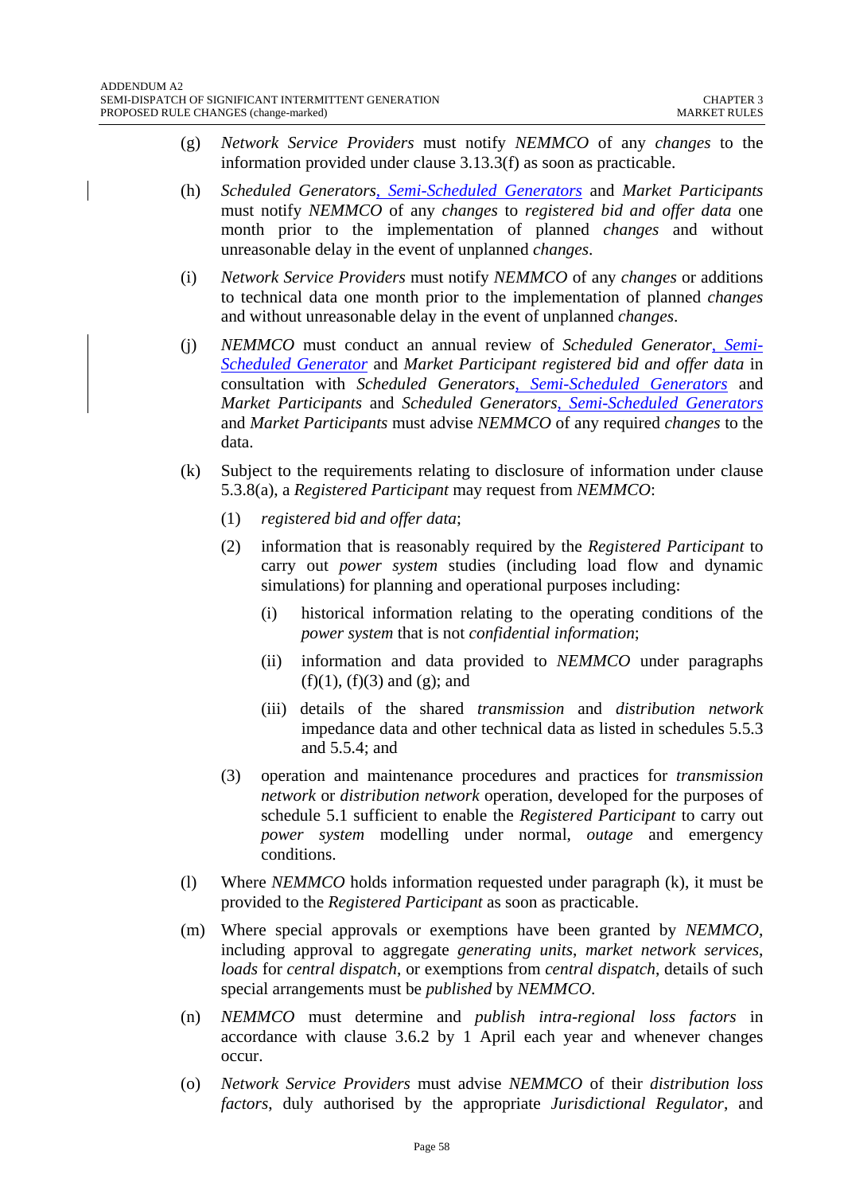(g) *Network Service Providers* must notify *NEMMCO* of any *changes* to the information provided under clause 3.13.3(f) as soon as practicable.

(h) *Scheduled Generators*, *Semi-Scheduled Generators* and *Market Participants* must notify *NEMMCO* of any *changes* to *registered bid and offer data* one month prior to the implementation of planned *changes* and without unreasonable delay in the event of unplanned *changes*.

(i) *Network Service Providers* must notify *NEMMCO* of any *changes* or additions to technical data one month prior to the implementation of planned *changes* and without unreasonable delay in the event of unplanned *changes*.

(j) *NEMMCO* must conduct an annual review of *Scheduled Generator*, *Semi-Scheduled Generator* and *Market Participant registered bid and offer data* in consultation with *Scheduled Generators*, *Semi-Scheduled Generators* and *Market Participants* and *Scheduled Generators*, *Semi-Scheduled Generators* and *Market Participants* must advise *NEMMCO* of any required *changes* to the data.

(k) Subject to the requirements relating to disclosure of information under clause 5.3.8(a), a *Registered Participant* may request from *NEMMCO*:

  (1) *registered bid and offer data*;

  (2) information that is reasonably required by the *Registered Participant* to carry out *power system* studies (including load flow and dynamic simulations) for planning and operational purposes including:

    (i) historical information relating to the operating conditions of the *power system* that is not *confidential information*;

    (ii) information and data provided to *NEMMCO* under paragraphs (f)(1), (f)(3) and (g); and

    (iii) details of the shared *transmission* and *distribution network* impedance data and other technical data as listed in schedules 5.5.3 and 5.5.4; and

  (3) operation and maintenance procedures and practices for *transmission network* or *distribution network* operation, developed for the purposes of schedule 5.1 sufficient to enable the *Registered Participant* to carry out *power system* modelling under normal, *outage* and emergency conditions.

(l) Where *NEMMCO* holds information requested under paragraph (k), it must be provided to the *Registered Participant* as soon as practicable.

(m) Where special approvals or exemptions have been granted by *NEMMCO*, including approval to aggregate *generating units*, *market network services*, *loads* for *central dispatch*, or exemptions from *central dispatch*, details of such special arrangements must be *published* by *NEMMCO*.

(n) *NEMMCO* must determine and *publish intra-regional loss factors* in accordance with clause 3.6.2 by 1 April each year and whenever changes occur.

(o) *Network Service Providers* must advise *NEMMCO* of their *distribution loss factors*, duly authorised by the appropriate *Jurisdictional Regulator*, and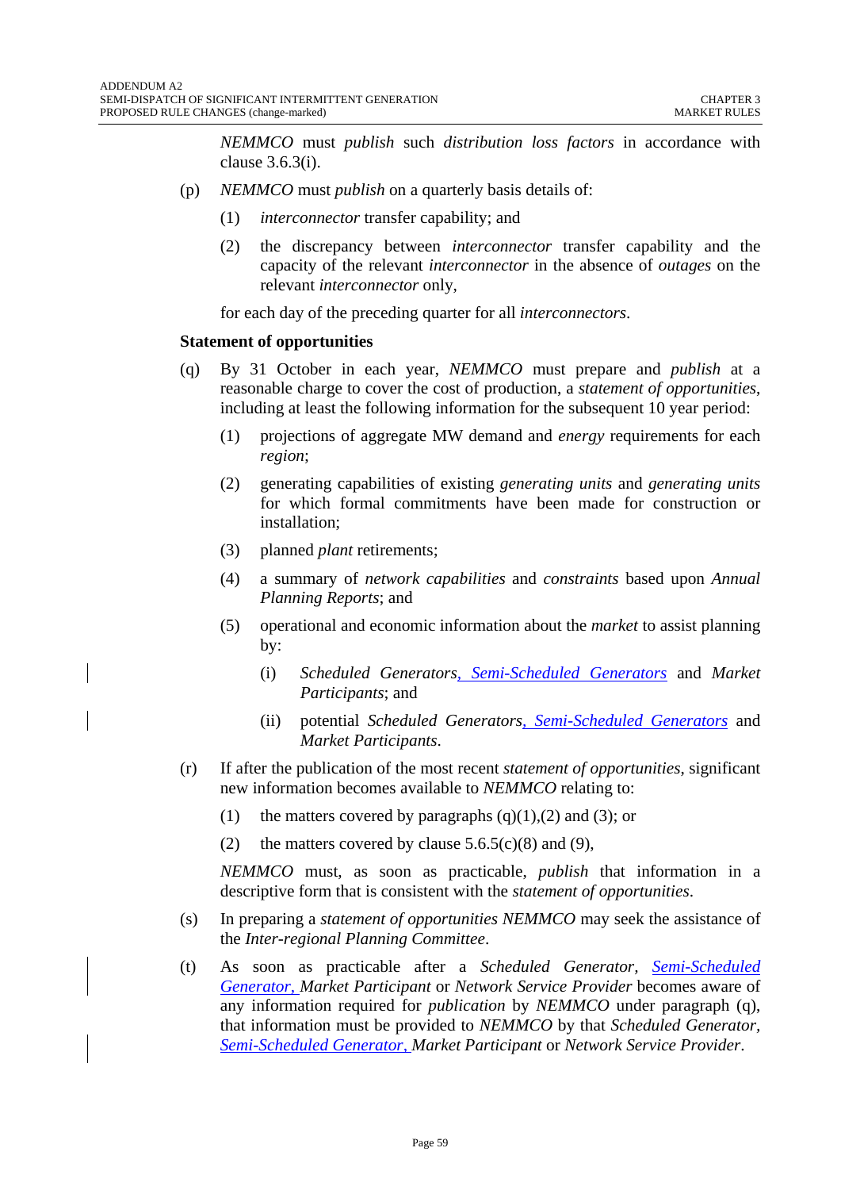*NEMMCO* must *publish* such *distribution loss factors* in accordance with clause 3.6.3(i).

(p) *NEMMCO* must *publish* on a quarterly basis details of:

(1) *interconnector* transfer capability; and

(2) the discrepancy between *interconnector* transfer capability and the capacity of the relevant *interconnector* in the absence of *outages* on the relevant *interconnector* only,

for each day of the preceding quarter for all *interconnectors*.

**Statement of opportunities**

(q) By 31 October in each year, *NEMMCO* must prepare and *publish* at a reasonable charge to cover the cost of production, a *statement of opportunities*, including at least the following information for the subsequent 10 year period:

(1) projections of aggregate MW demand and *energy* requirements for each *region*;

(2) generating capabilities of existing *generating units* and *generating units* for which formal commitments have been made for construction or installation;

(3) planned *plant* retirements;

(4) a summary of *network capabilities* and *constraints* based upon *Annual Planning Reports*; and

(5) operational and economic information about the *market* to assist planning by:

(i) *Scheduled Generators*, *Semi-Scheduled Generators* and *Market Participants*; and

(ii) potential *Scheduled Generators*, *Semi-Scheduled Generators* and *Market Participants*.

(r) If after the publication of the most recent *statement of opportunities*, significant new information becomes available to *NEMMCO* relating to:

(1) the matters covered by paragraphs (q)(1),(2) and (3); or

(2) the matters covered by clause 5.6.5(c)(8) and (9),

*NEMMCO* must, as soon as practicable, *publish* that information in a descriptive form that is consistent with the *statement of opportunities*.

(s) In preparing a *statement of opportunities NEMMCO* may seek the assistance of the *Inter-regional Planning Committee*.

(t) As soon as practicable after a *Scheduled Generator*, *Semi-Scheduled Generator*, *Market Participant* or *Network Service Provider* becomes aware of any information required for *publication* by *NEMMCO* under paragraph (q), that information must be provided to *NEMMCO* by that *Scheduled Generator*, *Semi-Scheduled Generator*, *Market Participant* or *Network Service Provider*.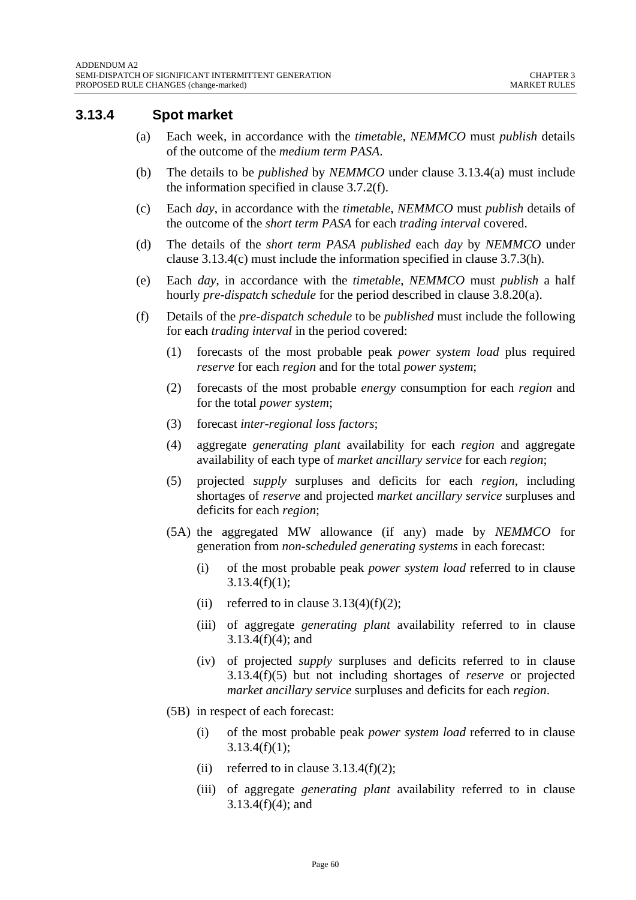### 3.13.4 Spot market

(a) Each week, in accordance with the *timetable*, *NEMMCO* must *publish* details of the outcome of the *medium term PASA*.

(b) The details to be *published* by *NEMMCO* under clause 3.13.4(a) must include the information specified in clause 3.7.2(f).

(c) Each *day*, in accordance with the *timetable*, *NEMMCO* must *publish* details of the outcome of the *short term PASA* for each *trading interval* covered.

(d) The details of the *short term PASA published* each *day* by *NEMMCO* under clause 3.13.4(c) must include the information specified in clause 3.7.3(h).

(e) Each *day*, in accordance with the *timetable*, *NEMMCO* must *publish* a half hourly *pre-dispatch schedule* for the period described in clause 3.8.20(a).

(f) Details of the *pre-dispatch schedule* to be *published* must include the following for each *trading interval* in the period covered:

  (1) forecasts of the most probable peak *power system load* plus required *reserve* for each *region* and for the total *power system*;

  (2) forecasts of the most probable *energy* consumption for each *region* and for the total *power system*;

  (3) forecast *inter-regional loss factors*;

  (4) aggregate *generating plant* availability for each *region* and aggregate availability of each type of *market ancillary service* for each *region*;

  (5) projected *supply* surpluses and deficits for each *region*, including shortages of *reserve* and projected *market ancillary service* surpluses and deficits for each *region*;

  (5A) the aggregated MW allowance (if any) made by *NEMMCO* for generation from *non-scheduled generating systems* in each forecast:

    (i) of the most probable peak *power system load* referred to in clause 3.13.4(f)(1);

    (ii) referred to in clause 3.13(4)(f)(2);

    (iii) of aggregate *generating plant* availability referred to in clause 3.13.4(f)(4); and

    (iv) of projected *supply* surpluses and deficits referred to in clause 3.13.4(f)(5) but not including shortages of *reserve* or projected *market ancillary service* surpluses and deficits for each *region*.

  (5B) in respect of each forecast:

    (i) of the most probable peak *power system load* referred to in clause 3.13.4(f)(1);

    (ii) referred to in clause 3.13.4(f)(2);

    (iii) of aggregate *generating plant* availability referred to in clause 3.13.4(f)(4); and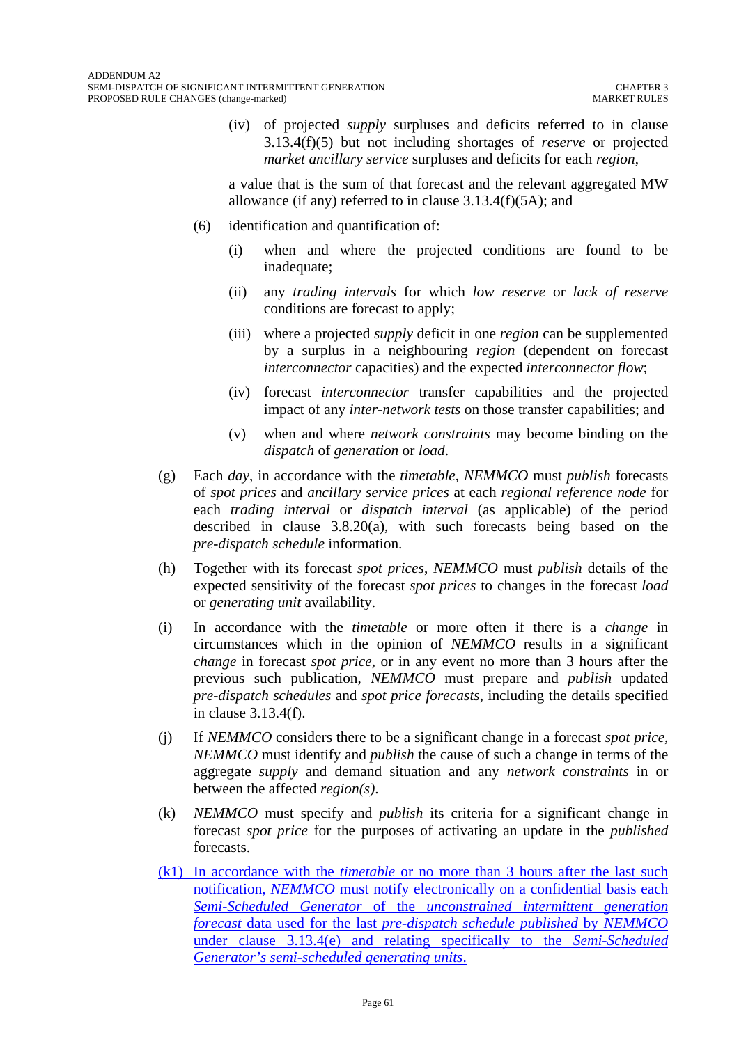(iv) of projected *supply* surpluses and deficits referred to in clause 3.13.4(f)(5) but not including shortages of *reserve* or projected *market ancillary service* surpluses and deficits for each *region*,

a value that is the sum of that forecast and the relevant aggregated MW allowance (if any) referred to in clause 3.13.4(f)(5A); and

(6) identification and quantification of:

(i) when and where the projected conditions are found to be inadequate;

(ii) any *trading intervals* for which *low reserve* or *lack of reserve* conditions are forecast to apply;

(iii) where a projected *supply* deficit in one *region* can be supplemented by a surplus in a neighbouring *region* (dependent on forecast *interconnector* capacities) and the expected *interconnector flow*;

(iv) forecast *interconnector* transfer capabilities and the projected impact of any *inter-network tests* on those transfer capabilities; and

(v) when and where *network constraints* may become binding on the *dispatch* of *generation* or *load*.

(g) Each *day*, in accordance with the *timetable*, *NEMMCO* must *publish* forecasts of *spot prices* and *ancillary service prices* at each *regional reference node* for each *trading interval* or *dispatch interval* (as applicable) of the period described in clause 3.8.20(a), with such forecasts being based on the *pre-dispatch schedule* information.

(h) Together with its forecast *spot prices*, *NEMMCO* must *publish* details of the expected sensitivity of the forecast *spot prices* to changes in the forecast *load* or *generating unit* availability.

(i) In accordance with the *timetable* or more often if there is a *change* in circumstances which in the opinion of *NEMMCO* results in a significant *change* in forecast *spot price*, or in any event no more than 3 hours after the previous such publication, *NEMMCO* must prepare and *publish* updated *pre-dispatch schedules* and *spot price forecasts*, including the details specified in clause 3.13.4(f).

(j) If *NEMMCO* considers there to be a significant change in a forecast *spot price*, *NEMMCO* must identify and *publish* the cause of such a change in terms of the aggregate *supply* and demand situation and any *network constraints* in or between the affected *region(s)*.

(k) *NEMMCO* must specify and *publish* its criteria for a significant change in forecast *spot price* for the purposes of activating an update in the *published* forecasts.

(k1) In accordance with the *timetable* or no more than 3 hours after the last such notification, *NEMMCO* must notify electronically on a confidential basis each *Semi-Scheduled Generator* of the *unconstrained intermittent generation forecast* data used for the last *pre-dispatch schedule published* by *NEMMCO* under clause 3.13.4(e) and relating specifically to the *Semi-Scheduled Generator's semi-scheduled generating units*.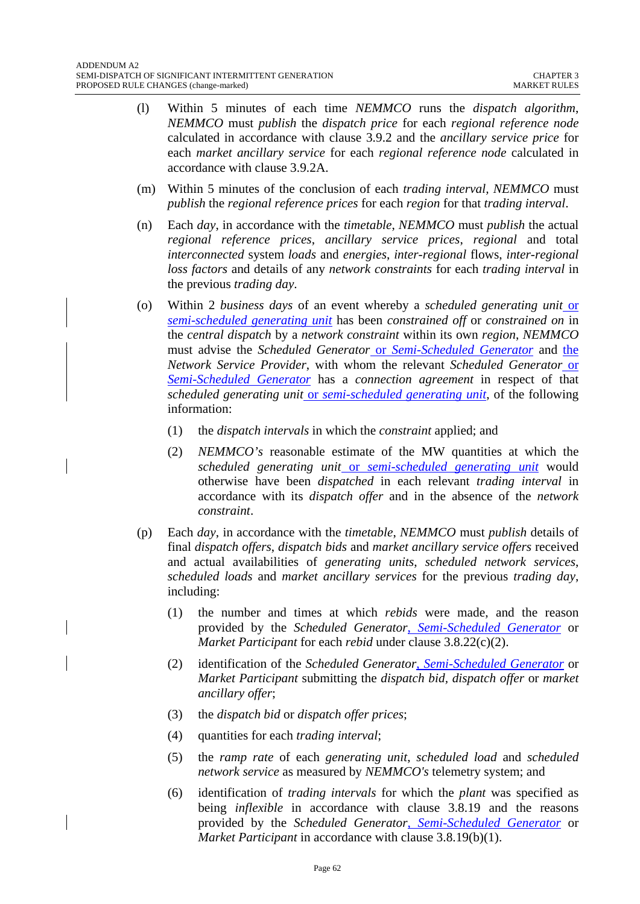(l) Within 5 minutes of each time *NEMMCO* runs the *dispatch algorithm*, *NEMMCO* must *publish* the *dispatch price* for each *regional reference node* calculated in accordance with clause 3.9.2 and the *ancillary service price* for each *market ancillary service* for each *regional reference node* calculated in accordance with clause 3.9.2A.

(m) Within 5 minutes of the conclusion of each *trading interval*, *NEMMCO* must *publish* the *regional reference prices* for each *region* for that *trading interval*.

(n) Each *day*, in accordance with the *timetable*, *NEMMCO* must *publish* the actual *regional reference prices*, *ancillary service prices*, *regional* and total *interconnected* system *loads* and *energies*, *inter-regional* flows, *inter-regional loss factors* and details of any *network constraints* for each *trading interval* in the previous *trading day*.

(o) Within 2 *business days* of an event whereby a *scheduled generating unit* or *semi-scheduled generating unit* has been *constrained off* or *constrained on* in the *central dispatch* by a *network constraint* within its own *region*, *NEMMCO* must advise the *Scheduled Generator* or *Semi-Scheduled Generator* and the *Network Service Provider*, with whom the relevant *Scheduled Generator* or *Semi-Scheduled Generator* has a *connection agreement* in respect of that *scheduled generating unit* or *semi-scheduled generating unit*, of the following information:

   (1) the *dispatch intervals* in which the *constraint* applied; and

   (2) *NEMMCO's* reasonable estimate of the MW quantities at which the *scheduled generating unit* or *semi-scheduled generating unit* would otherwise have been *dispatched* in each relevant *trading interval* in accordance with its *dispatch offer* and in the absence of the *network constraint*.

(p) Each *day*, in accordance with the *timetable*, *NEMMCO* must *publish* details of final *dispatch offers*, *dispatch bids* and *market ancillary service offers* received and actual availabilities of *generating units*, *scheduled network services*, *scheduled loads* and *market ancillary services* for the previous *trading day*, including:

   (1) the number and times at which *rebids* were made, and the reason provided by the *Scheduled Generator*, *Semi-Scheduled Generator* or *Market Participant* for each *rebid* under clause 3.8.22(c)(2).

   (2) identification of the *Scheduled Generator*, *Semi-Scheduled Generator* or *Market Participant* submitting the *dispatch bid*, *dispatch offer* or *market ancillary offer*;

   (3) the *dispatch bid* or *dispatch offer prices*;

   (4) quantities for each *trading interval*;

   (5) the *ramp rate* of each *generating unit*, *scheduled load* and *scheduled network service* as measured by *NEMMCO's* telemetry system; and

   (6) identification of *trading intervals* for which the *plant* was specified as being *inflexible* in accordance with clause 3.8.19 and the reasons provided by the *Scheduled Generator*, *Semi-Scheduled Generator* or *Market Participant* in accordance with clause 3.8.19(b)(1).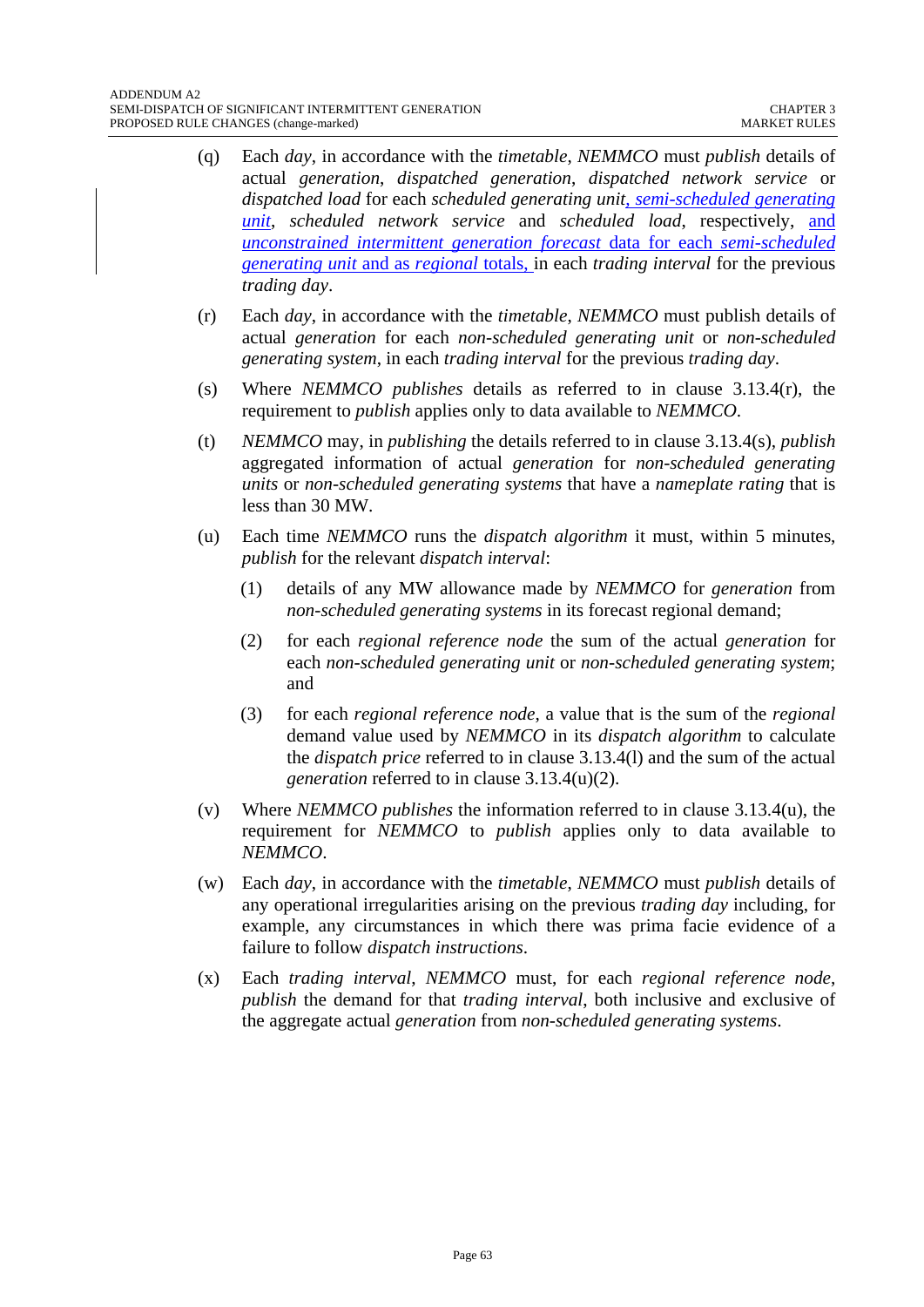(q) Each *day*, in accordance with the *timetable*, *NEMMCO* must *publish* details of actual *generation*, *dispatched generation*, *dispatched network service* or *dispatched load* for each *scheduled generating unit*, *semi-scheduled generating unit*, *scheduled network service* and *scheduled load*, respectively, and *unconstrained intermittent generation forecast* data for each *semi-scheduled generating unit* and as *regional* totals, in each *trading interval* for the previous *trading day*.

(r) Each *day*, in accordance with the *timetable*, *NEMMCO* must publish details of actual *generation* for each *non-scheduled generating unit* or *non-scheduled generating system*, in each *trading interval* for the previous *trading day*.

(s) Where *NEMMCO publishes* details as referred to in clause 3.13.4(r), the requirement to *publish* applies only to data available to *NEMMCO*.

(t) *NEMMCO* may, in *publishing* the details referred to in clause 3.13.4(s), *publish* aggregated information of actual *generation* for *non-scheduled generating units* or *non-scheduled generating systems* that have a *nameplate rating* that is less than 30 MW.

(u) Each time *NEMMCO* runs the *dispatch algorithm* it must, within 5 minutes, *publish* for the relevant *dispatch interval*:

  (1) details of any MW allowance made by *NEMMCO* for *generation* from *non-scheduled generating systems* in its forecast regional demand;

  (2) for each *regional reference node* the sum of the actual *generation* for each *non-scheduled generating unit* or *non-scheduled generating system*; and

  (3) for each *regional reference node*, a value that is the sum of the *regional* demand value used by *NEMMCO* in its *dispatch algorithm* to calculate the *dispatch price* referred to in clause 3.13.4(l) and the sum of the actual *generation* referred to in clause 3.13.4(u)(2).

(v) Where *NEMMCO publishes* the information referred to in clause 3.13.4(u), the requirement for *NEMMCO* to *publish* applies only to data available to *NEMMCO*.

(w) Each *day*, in accordance with the *timetable*, *NEMMCO* must *publish* details of any operational irregularities arising on the previous *trading day* including, for example, any circumstances in which there was prima facie evidence of a failure to follow *dispatch instructions*.

(x) Each *trading interval*, *NEMMCO* must, for each *regional reference node*, *publish* the demand for that *trading interval*, both inclusive and exclusive of the aggregate actual *generation* from *non-scheduled generating systems*.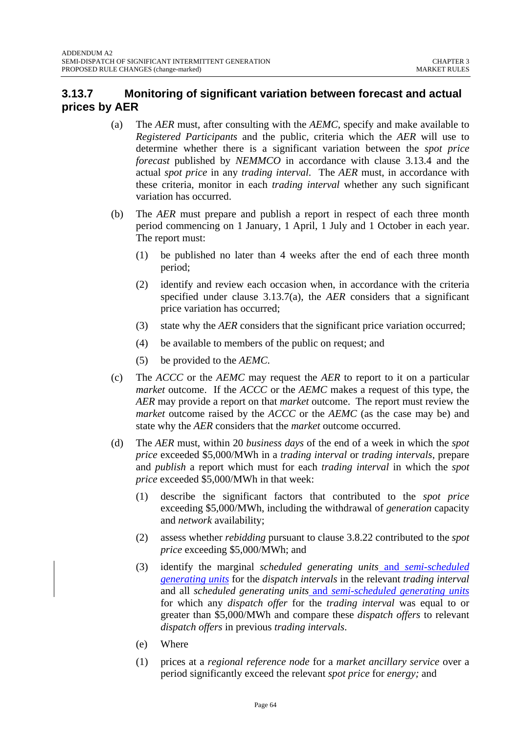### 3.13.7 Monitoring of significant variation between forecast and actual prices by AER

(a) The *AER* must, after consulting with the *AEMC*, specify and make available to *Registered Participants* and the public, criteria which the *AER* will use to determine whether there is a significant variation between the *spot price forecast* published by *NEMMCO* in accordance with clause 3.13.4 and the actual *spot price* in any *trading interval*. The *AER* must, in accordance with these criteria, monitor in each *trading interval* whether any such significant variation has occurred.

(b) The *AER* must prepare and publish a report in respect of each three month period commencing on 1 January, 1 April, 1 July and 1 October in each year. The report must:

(1) be published no later than 4 weeks after the end of each three month period;

(2) identify and review each occasion when, in accordance with the criteria specified under clause 3.13.7(a), the *AER* considers that a significant price variation has occurred;

(3) state why the *AER* considers that the significant price variation occurred;

(4) be available to members of the public on request; and

(5) be provided to the *AEMC*.

(c) The *ACCC* or the *AEMC* may request the *AER* to report to it on a particular *market* outcome. If the *ACCC* or the *AEMC* makes a request of this type, the *AER* may provide a report on that *market* outcome. The report must review the *market* outcome raised by the *ACCC* or the *AEMC* (as the case may be) and state why the *AER* considers that the *market* outcome occurred.

(d) The *AER* must, within 20 *business days* of the end of a week in which the *spot price* exceeded $5,000/MWh in a *trading interval* or *trading intervals*, prepare and *publish* a report which must for each *trading interval* in which the *spot price* exceeded $5,000/MWh in that week:

(1) describe the significant factors that contributed to the *spot price* exceeding $5,000/MWh, including the withdrawal of *generation* capacity and *network* availability;

(2) assess whether *rebidding* pursuant to clause 3.8.22 contributed to the *spot price* exceeding $5,000/MWh; and

(3) identify the marginal *scheduled generating units* and *semi-scheduled generating units* for the *dispatch intervals* in the relevant *trading interval* and all *scheduled generating units* and *semi-scheduled generating units* for which any *dispatch offer* for the *trading interval* was equal to or greater than $5,000/MWh and compare these *dispatch offers* to relevant *dispatch offers* in previous *trading intervals*.

(e) Where

(1) prices at a *regional reference node* for a *market ancillary service* over a period significantly exceed the relevant *spot price* for *energy;* and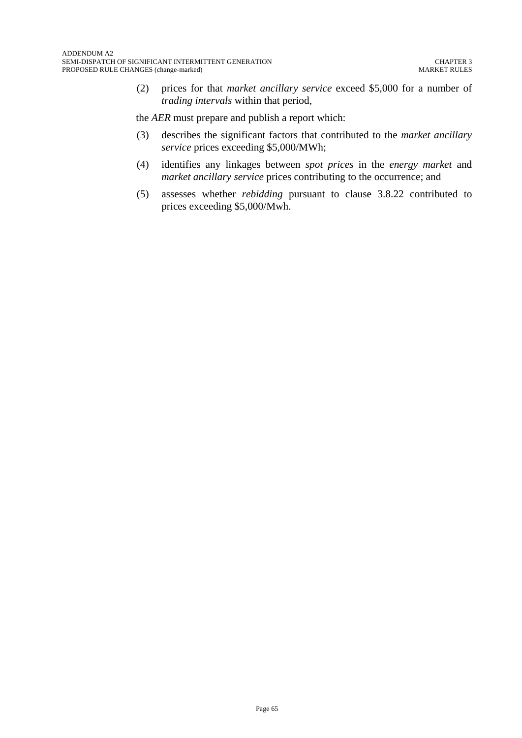(2) prices for that *market ancillary service* exceed $5,000 for a number of *trading intervals* within that period,

the *AER* must prepare and publish a report which:

(3) describes the significant factors that contributed to the *market ancillary service* prices exceeding $5,000/MWh;

(4) identifies any linkages between *spot prices* in the *energy market* and *market ancillary service* prices contributing to the occurrence; and

(5) assesses whether *rebidding* pursuant to clause 3.8.22 contributed to prices exceeding $5,000/Mwh.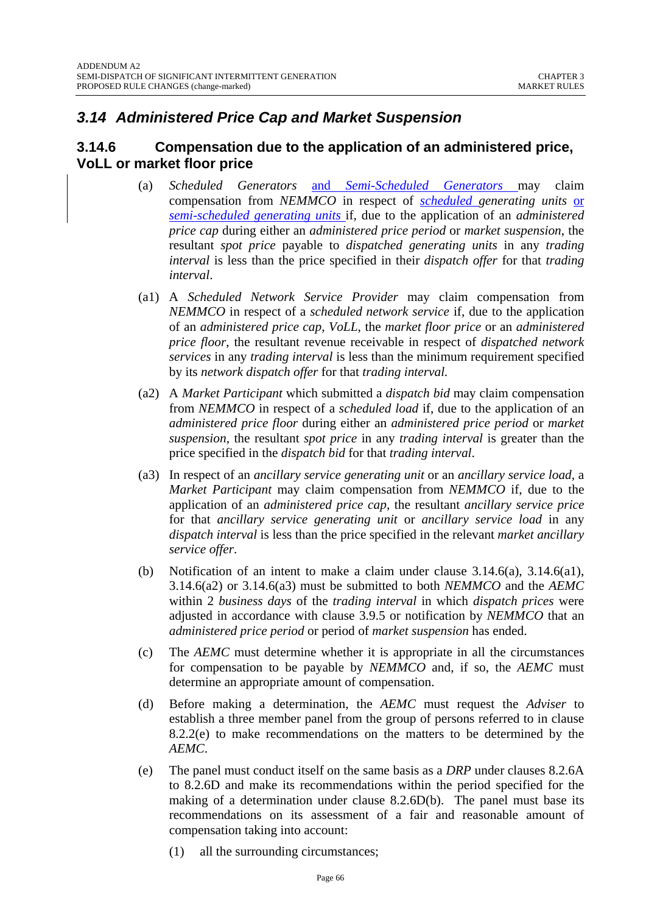## *3.14 Administered Price Cap and Market Suspension*

### 3.14.6 Compensation due to the application of an administered price, VoLL or market floor price

(a) *Scheduled Generators* and *Semi-Scheduled Generators* may claim compensation from *NEMMCO* in respect of *scheduled generating units* or *semi-scheduled generating units* if, due to the application of an *administered price cap* during either an *administered price period* or *market suspension*, the resultant *spot price* payable to *dispatched generating units* in any *trading interval* is less than the price specified in their *dispatch offer* for that *trading interval*.

(a1) A *Scheduled Network Service Provider* may claim compensation from *NEMMCO* in respect of a *scheduled network service* if, due to the application of an *administered price cap*, *VoLL*, the *market floor price* or an *administered price floor*, the resultant revenue receivable in respect of *dispatched network services* in any *trading interval* is less than the minimum requirement specified by its *network dispatch offer* for that *trading interval.*

(a2) A *Market Participant* which submitted a *dispatch bid* may claim compensation from *NEMMCO* in respect of a *scheduled load* if, due to the application of an *administered price floor* during either an *administered price period* or *market suspension*, the resultant *spot price* in any *trading interval* is greater than the price specified in the *dispatch bid* for that *trading interval*.

(a3) In respect of an *ancillary service generating unit* or an *ancillary service load*, a *Market Participant* may claim compensation from *NEMMCO* if, due to the application of an *administered price cap*, the resultant *ancillary service price* for that *ancillary service generating unit* or *ancillary service load* in any *dispatch interval* is less than the price specified in the relevant *market ancillary service offer*.

(b) Notification of an intent to make a claim under clause 3.14.6(a), 3.14.6(a1), 3.14.6(a2) or 3.14.6(a3) must be submitted to both *NEMMCO* and the *AEMC* within 2 *business days* of the *trading interval* in which *dispatch prices* were adjusted in accordance with clause 3.9.5 or notification by *NEMMCO* that an *administered price period* or period of *market suspension* has ended.

(c) The *AEMC* must determine whether it is appropriate in all the circumstances for compensation to be payable by *NEMMCO* and, if so, the *AEMC* must determine an appropriate amount of compensation.

(d) Before making a determination, the *AEMC* must request the *Adviser* to establish a three member panel from the group of persons referred to in clause 8.2.2(e) to make recommendations on the matters to be determined by the *AEMC*.

(e) The panel must conduct itself on the same basis as a *DRP* under clauses 8.2.6A to 8.2.6D and make its recommendations within the period specified for the making of a determination under clause 8.2.6D(b). The panel must base its recommendations on its assessment of a fair and reasonable amount of compensation taking into account:

(1) all the surrounding circumstances;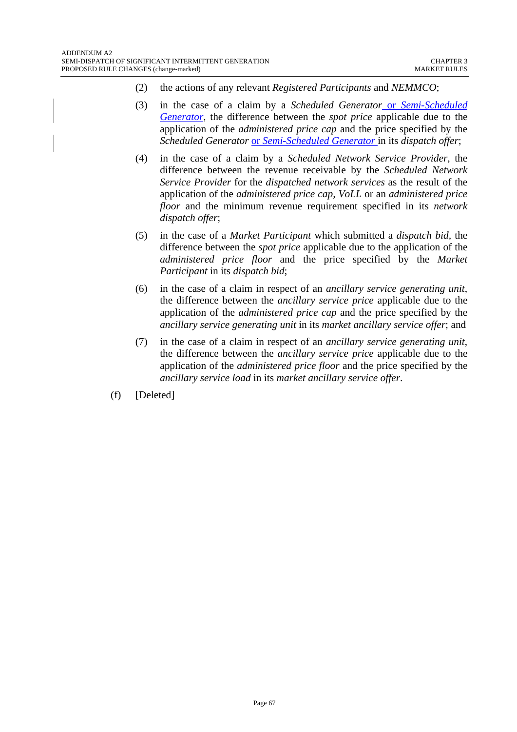(2) the actions of any relevant *Registered Participants* and *NEMMCO*;

(3) in the case of a claim by a *Scheduled Generator* or *Semi-Scheduled Generator*, the difference between the *spot price* applicable due to the application of the *administered price cap* and the price specified by the *Scheduled Generator* or *Semi-Scheduled Generator* in its *dispatch offer*;

(4) in the case of a claim by a *Scheduled Network Service Provider*, the difference between the revenue receivable by the *Scheduled Network Service Provider* for the *dispatched network services* as the result of the application of the *administered price cap*, *VoLL* or an *administered price floor* and the minimum revenue requirement specified in its *network dispatch offer*;

(5) in the case of a *Market Participant* which submitted a *dispatch bid*, the difference between the *spot price* applicable due to the application of the *administered price floor* and the price specified by the *Market Participant* in its *dispatch bid*;

(6) in the case of a claim in respect of an *ancillary service generating unit*, the difference between the *ancillary service price* applicable due to the application of the *administered price cap* and the price specified by the *ancillary service generating unit* in its *market ancillary service offer*; and

(7) in the case of a claim in respect of an *ancillary service generating unit*, the difference between the *ancillary service price* applicable due to the application of the *administered price floor* and the price specified by the *ancillary service load* in its *market ancillary service offer*.

(f) [Deleted]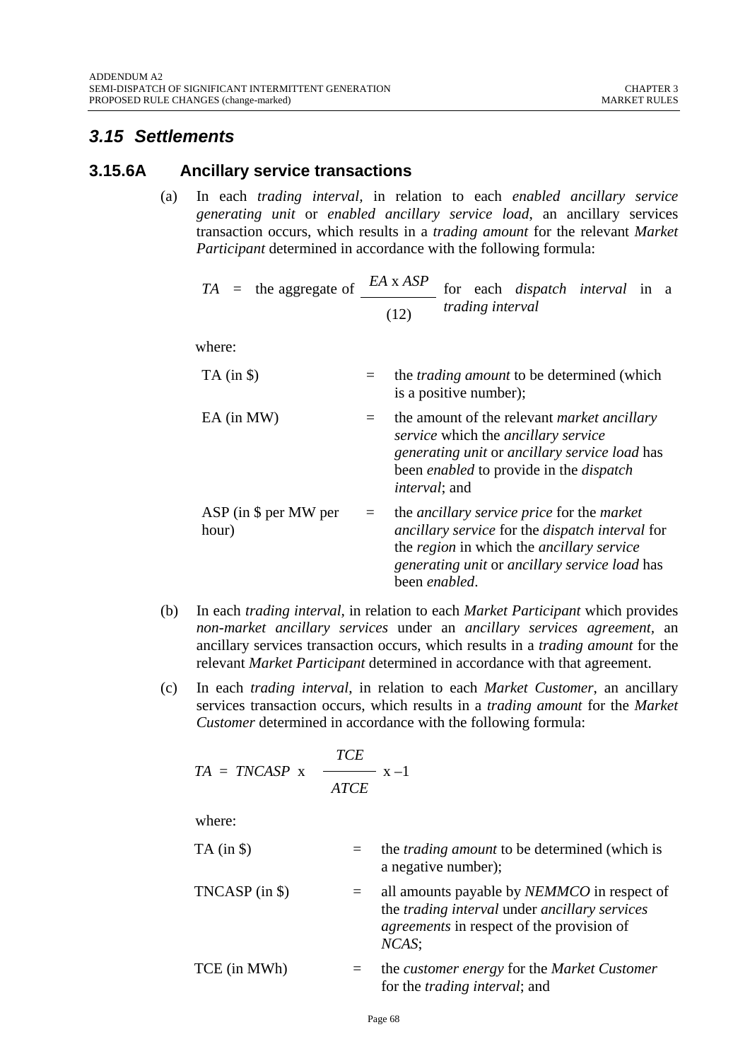## *3.15 Settlements*

### 3.15.6A Ancillary service transactions

(a) In each *trading interval*, in relation to each *enabled ancillary service generating unit* or *enabled ancillary service load*, an ancillary services transaction occurs, which results in a *trading amount* for the relevant *Market Participant* determined in accordance with the following formula:

$$TA = \text{the aggregate of } \frac{EA \times ASP}{(12)} \text{ for each } \textit{dispatch interval} \text{ in a } \textit{trading interval}$$

where:

| | | |
|---|---|---|
| TA (in $) | = | the *trading amount* to be determined (which is a positive number); |
| EA (in MW) | = | the amount of the relevant *market ancillary service* which the *ancillary service generating unit* or *ancillary service load* has been *enabled* to provide in the *dispatch interval*; and |
| ASP (in $ per MW per hour) | = | the *ancillary service price* for the *market ancillary service* for the *dispatch interval* for the *region* in which the *ancillary service generating unit* or *ancillary service load* has been *enabled*. |

(b) In each *trading interval*, in relation to each *Market Participant* which provides *non-market ancillary services* under an *ancillary services agreement*, an ancillary services transaction occurs, which results in a *trading amount* for the relevant *Market Participant* determined in accordance with that agreement.

(c) In each *trading interval*, in relation to each *Market Customer*, an ancillary services transaction occurs, which results in a *trading amount* for the *Market Customer* determined in accordance with the following formula:

$$TA = TNCASP \times \frac{TCE}{ATCE} \times -1$$

where:

| | | |
|---|---|---|
| TA (in $) | = | the *trading amount* to be determined (which is a negative number); |
| TNCASP (in $) | = | all amounts payable by *NEMMCO* in respect of the *trading interval* under *ancillary services agreements* in respect of the provision of *NCAS*; |
| TCE (in MWh) | = | the *customer energy* for the *Market Customer* for the *trading interval*; and |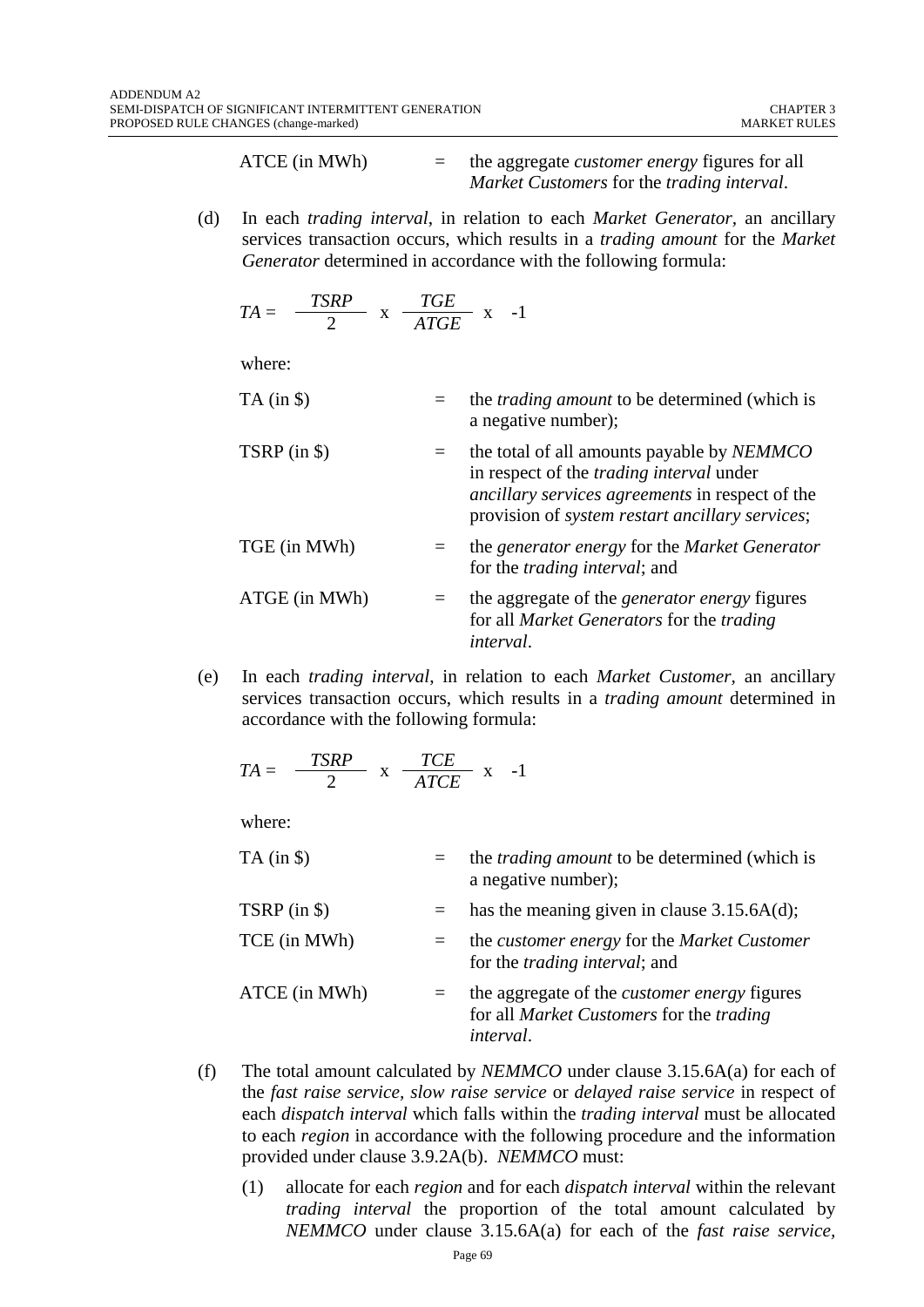ATCE (in MWh) = the aggregate *customer energy* figures for all *Market Customers* for the *trading interval*.

(d) In each *trading interval*, in relation to each *Market Generator*, an ancillary services transaction occurs, which results in a *trading amount* for the *Market Generator* determined in accordance with the following formula:

$$TA = \frac{TSRP}{2} \times \frac{TGE}{ATGE} \times -1$$

where:

TA (in $) = the *trading amount* to be determined (which is a negative number);

TSRP (in $) = the total of all amounts payable by *NEMMCO* in respect of the *trading interval* under *ancillary services agreements* in respect of the provision of *system restart ancillary services*;

TGE (in MWh) = the *generator energy* for the *Market Generator* for the *trading interval*; and

ATGE (in MWh) = the aggregate of the *generator energy* figures for all *Market Generators* for the *trading interval*.

(e) In each *trading interval*, in relation to each *Market Customer*, an ancillary services transaction occurs, which results in a *trading amount* determined in accordance with the following formula:

$$TA = \frac{TSRP}{2} \times \frac{TCE}{ATCE} \times -1$$

where:

TA (in $) = the *trading amount* to be determined (which is a negative number);

TSRP (in $) = has the meaning given in clause 3.15.6A(d);

TCE (in MWh) = the *customer energy* for the *Market Customer* for the *trading interval*; and

ATCE (in MWh) = the aggregate of the *customer energy* figures for all *Market Customers* for the *trading interval*.

(f) The total amount calculated by *NEMMCO* under clause 3.15.6A(a) for each of the *fast raise service*, *slow raise service* or *delayed raise service* in respect of each *dispatch interval* which falls within the *trading interval* must be allocated to each *region* in accordance with the following procedure and the information provided under clause 3.9.2A(b). *NEMMCO* must:

(1) allocate for each *region* and for each *dispatch interval* within the relevant *trading interval* the proportion of the total amount calculated by *NEMMCO* under clause 3.15.6A(a) for each of the *fast raise service*,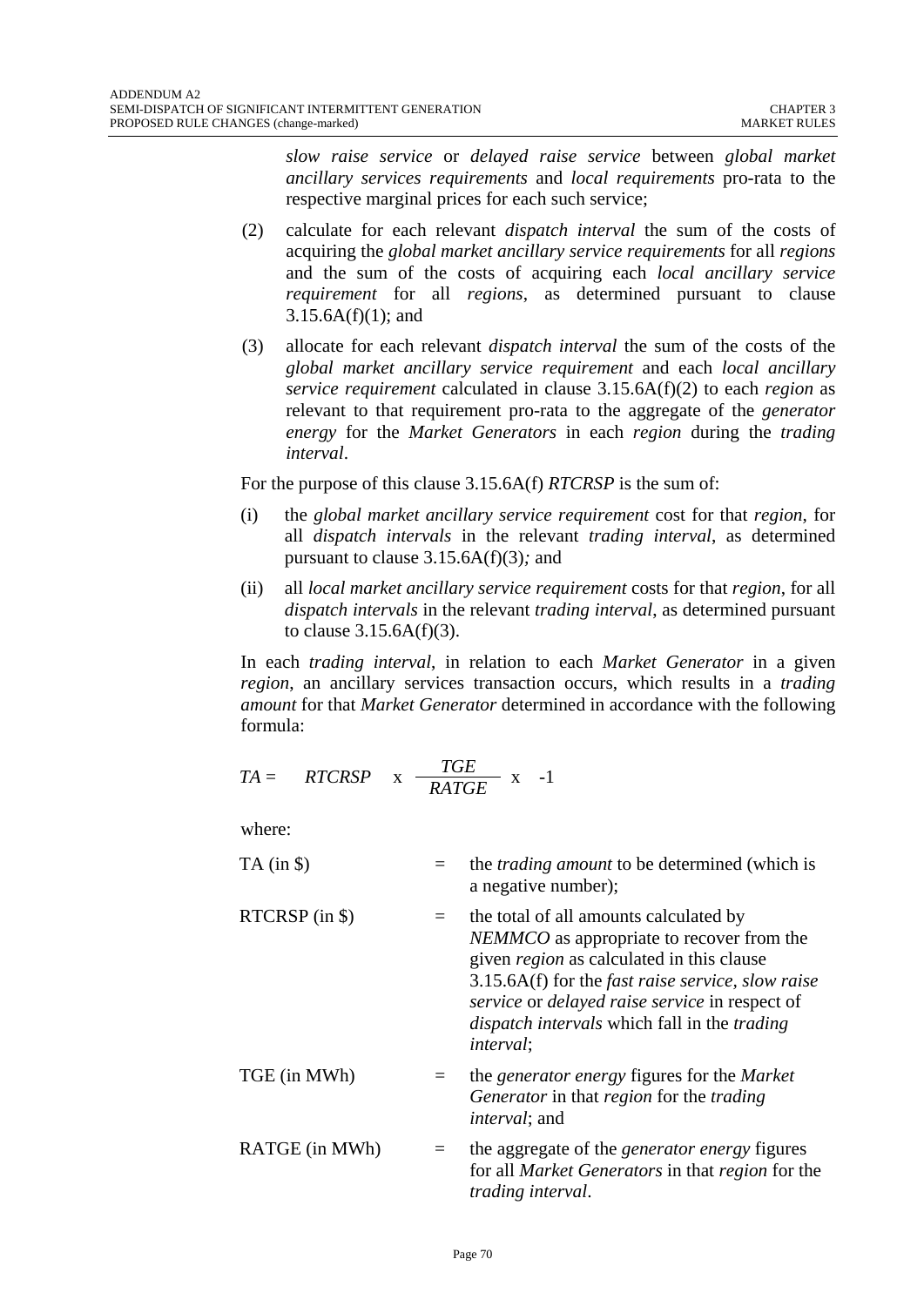*slow raise service* or *delayed raise service* between *global market ancillary services requirements* and *local requirements* pro-rata to the respective marginal prices for each such service;

(2) calculate for each relevant *dispatch interval* the sum of the costs of acquiring the *global market ancillary service requirements* for all *regions* and the sum of the costs of acquiring each *local ancillary service requirement* for all *regions*, as determined pursuant to clause 3.15.6A(f)(1); and

(3) allocate for each relevant *dispatch interval* the sum of the costs of the *global market ancillary service requirement* and each *local ancillary service requirement* calculated in clause 3.15.6A(f)(2) to each *region* as relevant to that requirement pro-rata to the aggregate of the *generator energy* for the *Market Generators* in each *region* during the *trading interval*.

For the purpose of this clause 3.15.6A(f) *RTCRSP* is the sum of:

(i) the *global market ancillary service requirement* cost for that *region*, for all *dispatch intervals* in the relevant *trading interval*, as determined pursuant to clause 3.15.6A(f)(3)*;* and

(ii) all *local market ancillary service requirement* costs for that *region*, for all *dispatch intervals* in the relevant *trading interval*, as determined pursuant to clause 3.15.6A(f)(3).

In each *trading interval*, in relation to each *Market Generator* in a given *region*, an ancillary services transaction occurs, which results in a *trading amount* for that *Market Generator* determined in accordance with the following formula:

$$TA = RTCRSP \times \frac{TGE}{RATGE} \times -1$$

where:

| | | |
|---|---|---|
| TA (in $) | = | the *trading amount* to be determined (which is a negative number); |
| RTCRSP (in $) | = | the total of all amounts calculated by *NEMMCO* as appropriate to recover from the given *region* as calculated in this clause 3.15.6A(f) for the *fast raise service*, *slow raise service* or *delayed raise service* in respect of *dispatch intervals* which fall in the *trading interval*; |
| TGE (in MWh) | = | the *generator energy* figures for the *Market Generator* in that *region* for the *trading interval*; and |
| RATGE (in MWh) | = | the aggregate of the *generator energy* figures for all *Market Generators* in that *region* for the *trading interval*. |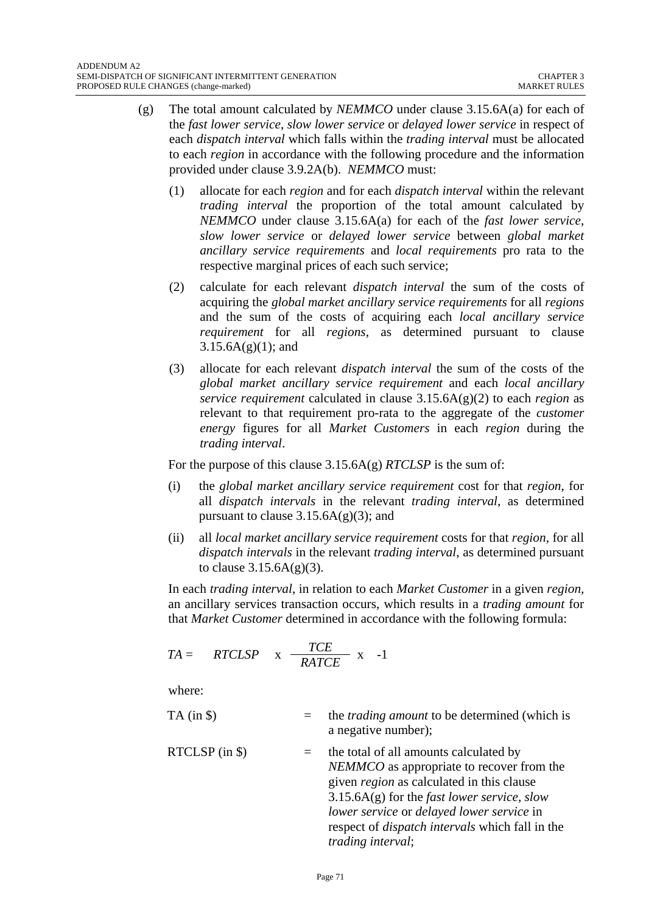(g) The total amount calculated by *NEMMCO* under clause 3.15.6A(a) for each of the *fast lower service*, *slow lower service* or *delayed lower service* in respect of each *dispatch interval* which falls within the *trading interval* must be allocated to each *region* in accordance with the following procedure and the information provided under clause 3.9.2A(b). *NEMMCO* must:

   (1) allocate for each *region* and for each *dispatch interval* within the relevant *trading interval* the proportion of the total amount calculated by *NEMMCO* under clause 3.15.6A(a) for each of the *fast lower service*, *slow lower service* or *delayed lower service* between *global market ancillary service requirements* and *local requirements* pro rata to the respective marginal prices of each such service;

   (2) calculate for each relevant *dispatch interval* the sum of the costs of acquiring the *global market ancillary service requirements* for all *regions* and the sum of the costs of acquiring each *local ancillary service requirement* for all *regions*, as determined pursuant to clause 3.15.6A(g)(1); and

   (3) allocate for each relevant *dispatch interval* the sum of the costs of the *global market ancillary service requirement* and each *local ancillary service requirement* calculated in clause 3.15.6A(g)(2) to each *region* as relevant to that requirement pro-rata to the aggregate of the *customer energy* figures for all *Market Customers* in each *region* during the *trading interval*.

   For the purpose of this clause 3.15.6A(g) *RTCLSP* is the sum of:

   (i) the *global market ancillary service requirement* cost for that *region*, for all *dispatch intervals* in the relevant *trading interval*, as determined pursuant to clause 3.15.6A(g)(3); and

   (ii) all *local market ancillary service requirement* costs for that *region*, for all *dispatch intervals* in the relevant *trading interval*, as determined pursuant to clause 3.15.6A(g)(3).

   In each *trading interval*, in relation to each *Market Customer* in a given *region*, an ancillary services transaction occurs, which results in a *trading amount* for that *Market Customer* determined in accordance with the following formula:

$$TA = RTCLSP \times \frac{TCE}{RATCE} \times -1$$

   where:

   TA (in $) = the *trading amount* to be determined (which is a negative number);

   RTCLSP (in $) = the total of all amounts calculated by *NEMMCO* as appropriate to recover from the given *region* as calculated in this clause 3.15.6A(g) for the *fast lower service*, *slow lower service* or *delayed lower service* in respect of *dispatch intervals* which fall in the *trading interval*;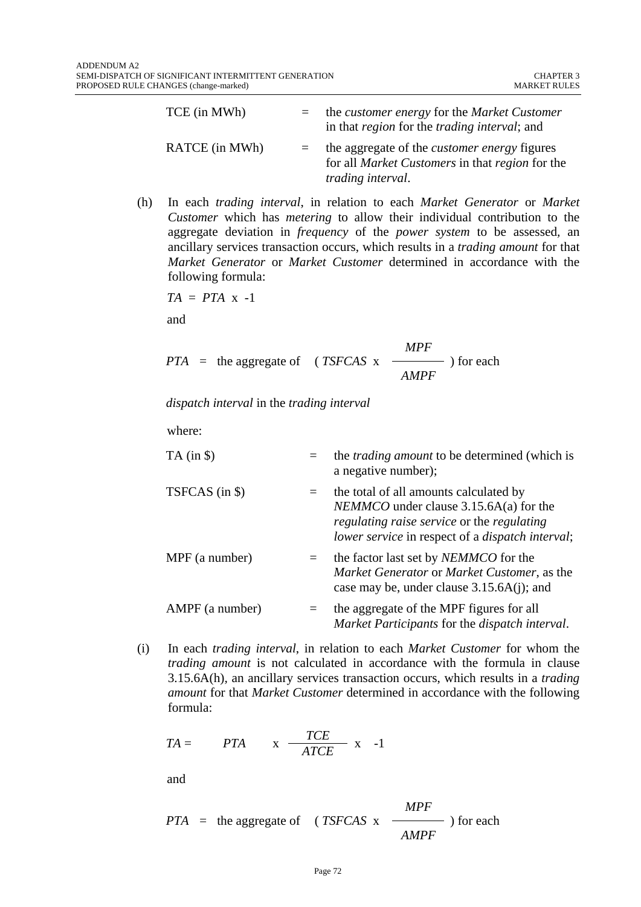| | | |
|---|---|---|
| TCE (in MWh) | = | the *customer energy* for the *Market Customer* in that *region* for the *trading interval*; and |
| RATCE (in MWh) | = | the aggregate of the *customer energy* figures for all *Market Customers* in that *region* for the *trading interval*. |

(h) In each *trading interval*, in relation to each *Market Generator* or *Market Customer* which has *metering* to allow their individual contribution to the aggregate deviation in *frequency* of the *power system* to be assessed, an ancillary services transaction occurs, which results in a *trading amount* for that *Market Generator* or *Market Customer* determined in accordance with the following formula:

$$TA = PTA \times -1$$

and

$$PTA = \text{the aggregate of } \left( TSFCAS \times \frac{MPF}{AMPF} \right) \text{ for each}$$

*dispatch interval* in the *trading interval*

where:

| | | |
|---|---|---|
| TA (in $) | = | the *trading amount* to be determined (which is a negative number); |
| TSFCAS (in $) | = | the total of all amounts calculated by *NEMMCO* under clause 3.15.6A(a) for the *regulating raise service* or the *regulating lower service* in respect of a *dispatch interval*; |
| MPF (a number) | = | the factor last set by *NEMMCO* for the *Market Generator* or *Market Customer*, as the case may be, under clause 3.15.6A(j); and |
| AMPF (a number) | = | the aggregate of the MPF figures for all *Market Participants* for the *dispatch interval*. |

(i) In each *trading interval*, in relation to each *Market Customer* for whom the *trading amount* is not calculated in accordance with the formula in clause 3.15.6A(h), an ancillary services transaction occurs, which results in a *trading amount* for that *Market Customer* determined in accordance with the following formula:

$$TA = PTA \times \frac{TCE}{ATCE} \times -1$$

and

$$PTA = \text{the aggregate of } \left( TSFCAS \times \frac{MPF}{AMPF} \right) \text{ for each}$$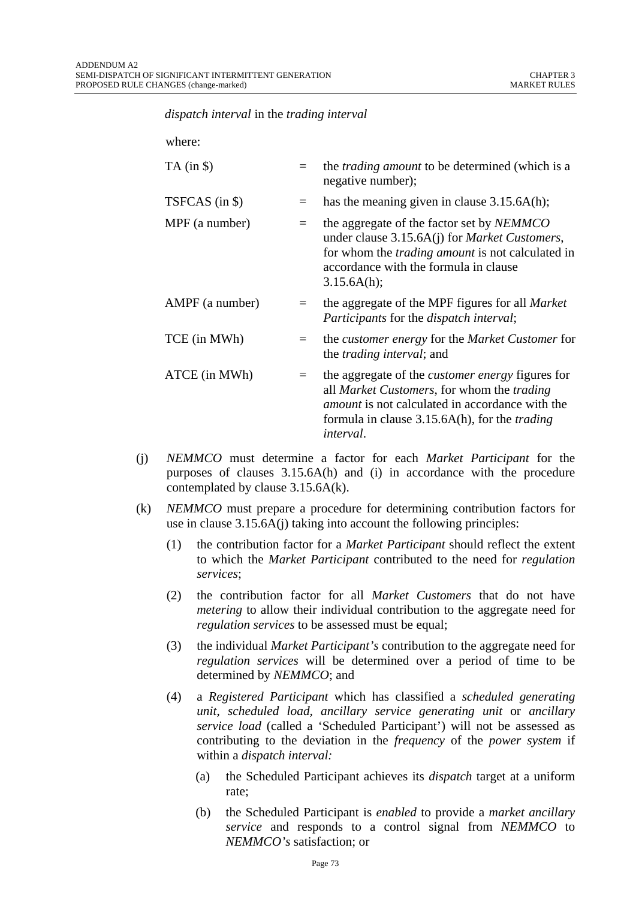*dispatch interval* in the *trading interval*

where:

| | | |
|---|---|---|
| TA (in $) | = | the *trading amount* to be determined (which is a negative number); |
| TSFCAS (in $) | = | has the meaning given in clause 3.15.6A(h); |
| MPF (a number) | = | the aggregate of the factor set by *NEMMCO* under clause 3.15.6A(j) for *Market Customers*, for whom the *trading amount* is not calculated in accordance with the formula in clause 3.15.6A(h); |
| AMPF (a number) | = | the aggregate of the MPF figures for all *Market Participants* for the *dispatch interval*; |
| TCE (in MWh) | = | the *customer energy* for the *Market Customer* for the *trading interval*; and |
| ATCE (in MWh) | = | the aggregate of the *customer energy* figures for all *Market Customers*, for whom the *trading amount* is not calculated in accordance with the formula in clause 3.15.6A(h), for the *trading interval*. |

(j) *NEMMCO* must determine a factor for each *Market Participant* for the purposes of clauses 3.15.6A(h) and (i) in accordance with the procedure contemplated by clause 3.15.6A(k).

(k) *NEMMCO* must prepare a procedure for determining contribution factors for use in clause 3.15.6A(j) taking into account the following principles:

(1) the contribution factor for a *Market Participant* should reflect the extent to which the *Market Participant* contributed to the need for *regulation services*;

(2) the contribution factor for all *Market Customers* that do not have *metering* to allow their individual contribution to the aggregate need for *regulation services* to be assessed must be equal;

(3) the individual *Market Participant's* contribution to the aggregate need for *regulation services* will be determined over a period of time to be determined by *NEMMCO*; and

(4) a *Registered Participant* which has classified a *scheduled generating unit*, *scheduled load*, *ancillary service generating unit* or *ancillary service load* (called a 'Scheduled Participant') will not be assessed as contributing to the deviation in the *frequency* of the *power system* if within a *dispatch interval:*

(a) the Scheduled Participant achieves its *dispatch* target at a uniform rate;

(b) the Scheduled Participant is *enabled* to provide a *market ancillary service* and responds to a control signal from *NEMMCO* to *NEMMCO's* satisfaction; or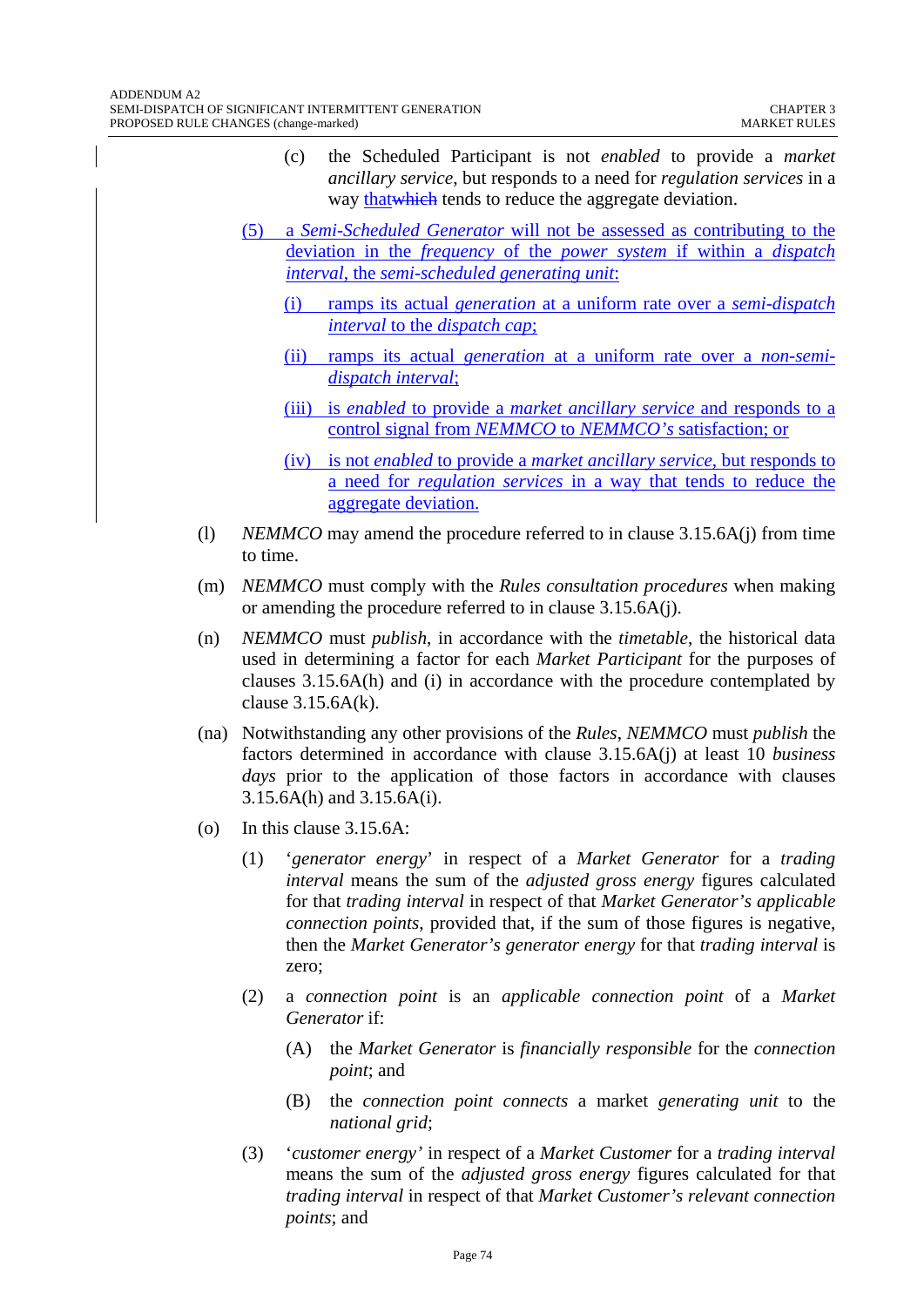(c) the Scheduled Participant is not *enabled* to provide a *market ancillary service*, but responds to a need for *regulation services* in a way <u>that</u>~~which~~ tends to reduce the aggregate deviation.

<u>(5) a *Semi-Scheduled Generator* will not be assessed as contributing to the deviation in the *frequency* of the *power system* if within a *dispatch interval*, the *semi-scheduled generating unit*:</u>

<u>(i) ramps its actual *generation* at a uniform rate over a *semi-dispatch interval* to the *dispatch cap*;</u>

<u>(ii) ramps its actual *generation* at a uniform rate over a *non-semi-dispatch interval*;</u>

<u>(iii) is *enabled* to provide a *market ancillary service* and responds to a control signal from *NEMMCO* to *NEMMCO's* satisfaction; or</u>

<u>(iv) is not *enabled* to provide a *market ancillary service*, but responds to a need for *regulation services* in a way that tends to reduce the aggregate deviation.</u>

(l) *NEMMCO* may amend the procedure referred to in clause 3.15.6A(j) from time to time.

(m) *NEMMCO* must comply with the *Rules consultation procedures* when making or amending the procedure referred to in clause 3.15.6A(j).

(n) *NEMMCO* must *publish*, in accordance with the *timetable*, the historical data used in determining a factor for each *Market Participant* for the purposes of clauses 3.15.6A(h) and (i) in accordance with the procedure contemplated by clause 3.15.6A(k).

(na) Notwithstanding any other provisions of the *Rules*, *NEMMCO* must *publish* the factors determined in accordance with clause 3.15.6A(j) at least 10 *business days* prior to the application of those factors in accordance with clauses 3.15.6A(h) and 3.15.6A(i).

(o) In this clause 3.15.6A:

(1) '*generator energy*' in respect of a *Market Generator* for a *trading interval* means the sum of the *adjusted gross energy* figures calculated for that *trading interval* in respect of that *Market Generator's applicable connection points*, provided that, if the sum of those figures is negative, then the *Market Generator's generator energy* for that *trading interval* is zero;

(2) a *connection point* is an *applicable connection point* of a *Market Generator* if:

(A) the *Market Generator* is *financially responsible* for the *connection point*; and

(B) the *connection point connects* a market *generating unit* to the *national grid*;

(3) '*customer energy'* in respect of a *Market Customer* for a *trading interval* means the sum of the *adjusted gross energy* figures calculated for that *trading interval* in respect of that *Market Customer's relevant connection points*; and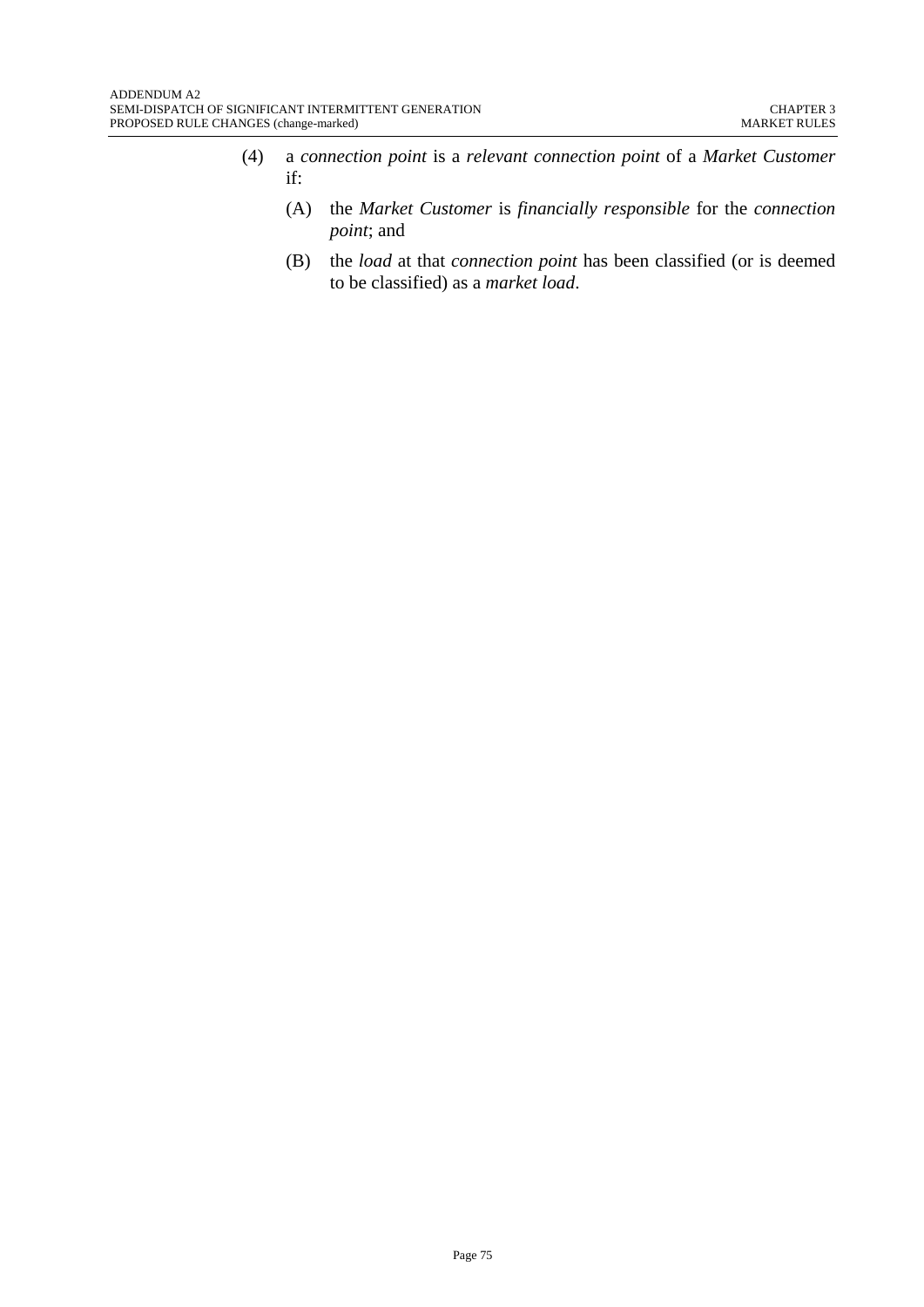(4) a *connection point* is a *relevant connection point* of a *Market Customer* if:

  (A) the *Market Customer* is *financially responsible* for the *connection point*; and

  (B) the *load* at that *connection point* has been classified (or is deemed to be classified) as a *market load*.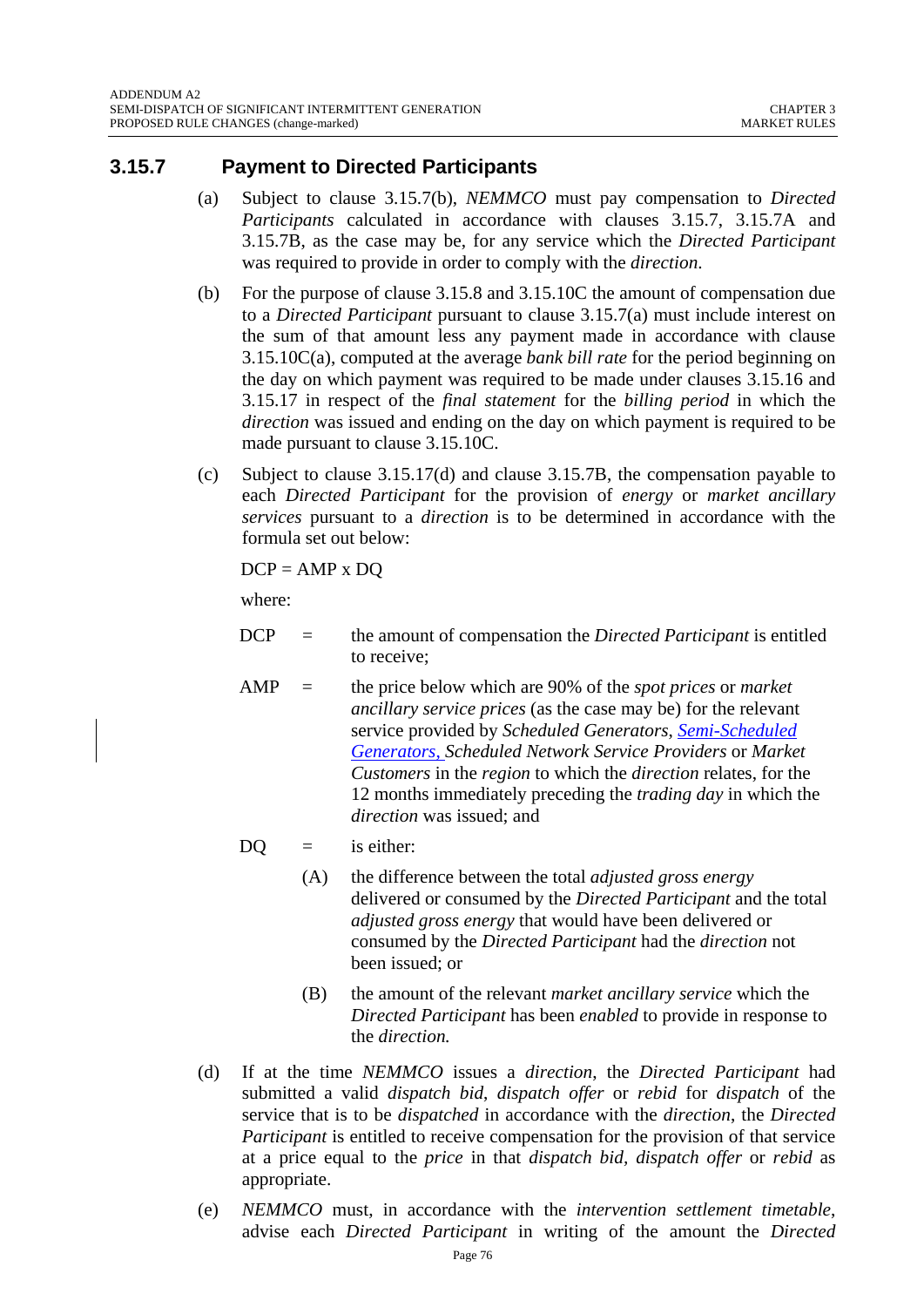### 3.15.7 Payment to Directed Participants

(a) Subject to clause 3.15.7(b), *NEMMCO* must pay compensation to *Directed Participants* calculated in accordance with clauses 3.15.7, 3.15.7A and 3.15.7B, as the case may be, for any service which the *Directed Participant* was required to provide in order to comply with the *direction*.

(b) For the purpose of clause 3.15.8 and 3.15.10C the amount of compensation due to a *Directed Participant* pursuant to clause 3.15.7(a) must include interest on the sum of that amount less any payment made in accordance with clause 3.15.10C(a), computed at the average *bank bill rate* for the period beginning on the day on which payment was required to be made under clauses 3.15.16 and 3.15.17 in respect of the *final statement* for the *billing period* in which the *direction* was issued and ending on the day on which payment is required to be made pursuant to clause 3.15.10C.

(c) Subject to clause 3.15.17(d) and clause 3.15.7B, the compensation payable to each *Directed Participant* for the provision of *energy* or *market ancillary services* pursuant to a *direction* is to be determined in accordance with the formula set out below:

$$DCP = AMP \times DQ$$

where:

DCP = the amount of compensation the *Directed Participant* is entitled to receive;

AMP = the price below which are 90% of the *spot prices* or *market ancillary service prices* (as the case may be) for the relevant service provided by *Scheduled Generators*, *Semi-Scheduled Generators*, *Scheduled Network Service Providers* or *Market Customers* in the *region* to which the *direction* relates, for the 12 months immediately preceding the *trading day* in which the *direction* was issued; and

DQ = is either:

(A) the difference between the total *adjusted gross energy* delivered or consumed by the *Directed Participant* and the total *adjusted gross energy* that would have been delivered or consumed by the *Directed Participant* had the *direction* not been issued; or

(B) the amount of the relevant *market ancillary service* which the *Directed Participant* has been *enabled* to provide in response to the *direction*.

(d) If at the time *NEMMCO* issues a *direction*, the *Directed Participant* had submitted a valid *dispatch bid*, *dispatch offer* or *rebid* for *dispatch* of the service that is to be *dispatched* in accordance with the *direction*, the *Directed Participant* is entitled to receive compensation for the provision of that service at a price equal to the *price* in that *dispatch bid, dispatch offer* or *rebid* as appropriate.

(e) *NEMMCO* must, in accordance with the *intervention settlement timetable*, advise each *Directed Participant* in writing of the amount the *Directed*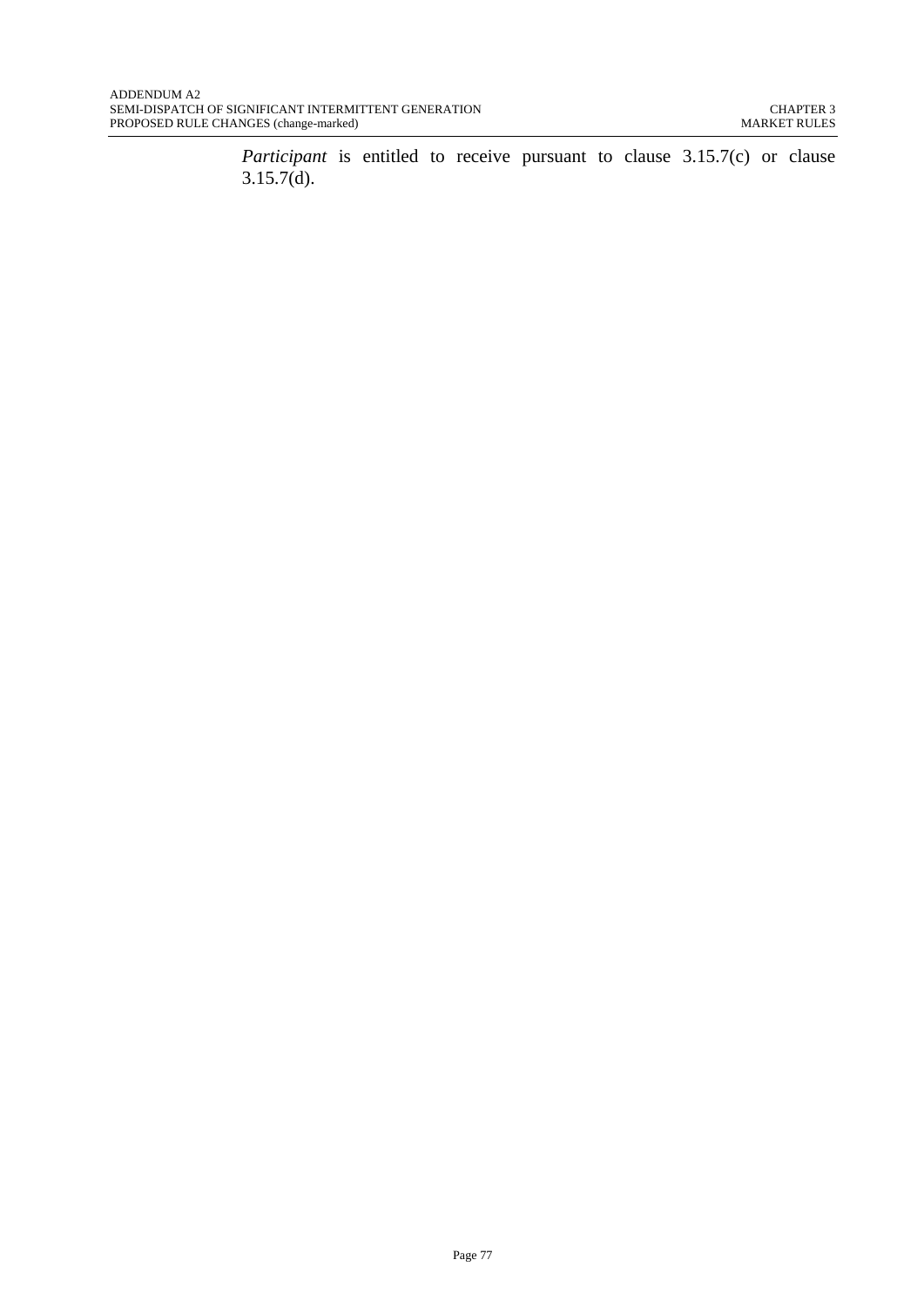*Participant* is entitled to receive pursuant to clause 3.15.7(c) or clause 3.15.7(d).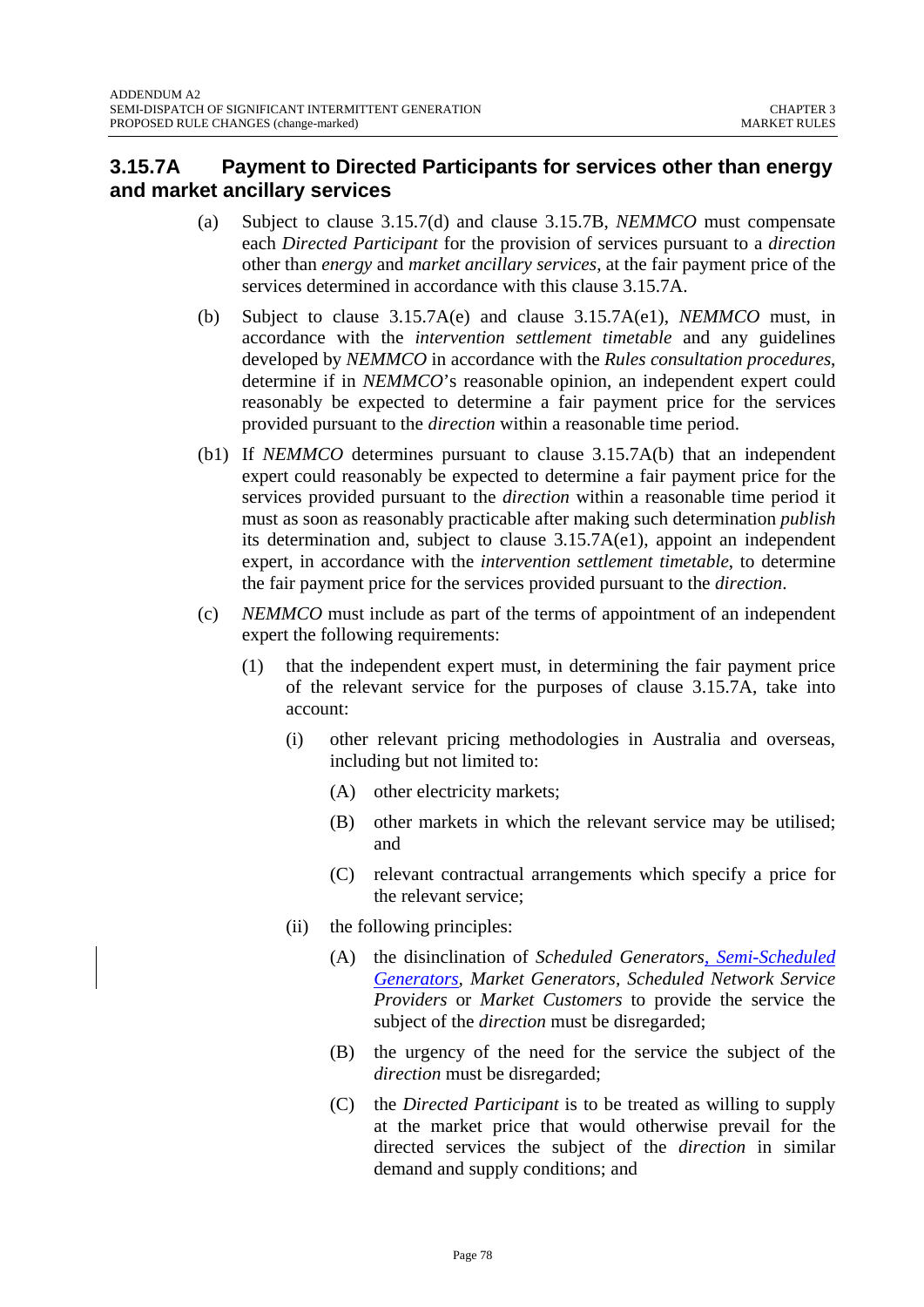### 3.15.7A Payment to Directed Participants for services other than energy and market ancillary services

(a) Subject to clause 3.15.7(d) and clause 3.15.7B, *NEMMCO* must compensate each *Directed Participant* for the provision of services pursuant to a *direction* other than *energy* and *market ancillary services*, at the fair payment price of the services determined in accordance with this clause 3.15.7A.

(b) Subject to clause 3.15.7A(e) and clause 3.15.7A(e1), *NEMMCO* must, in accordance with the *intervention settlement timetable* and any guidelines developed by *NEMMCO* in accordance with the *Rules consultation procedures*, determine if in *NEMMCO*'s reasonable opinion, an independent expert could reasonably be expected to determine a fair payment price for the services provided pursuant to the *direction* within a reasonable time period.

(b1) If *NEMMCO* determines pursuant to clause 3.15.7A(b) that an independent expert could reasonably be expected to determine a fair payment price for the services provided pursuant to the *direction* within a reasonable time period it must as soon as reasonably practicable after making such determination *publish* its determination and, subject to clause 3.15.7A(e1), appoint an independent expert, in accordance with the *intervention settlement timetable*, to determine the fair payment price for the services provided pursuant to the *direction*.

(c) *NEMMCO* must include as part of the terms of appointment of an independent expert the following requirements:

   (1) that the independent expert must, in determining the fair payment price of the relevant service for the purposes of clause 3.15.7A, take into account:

      (i) other relevant pricing methodologies in Australia and overseas, including but not limited to:

         (A) other electricity markets;

         (B) other markets in which the relevant service may be utilised; and

         (C) relevant contractual arrangements which specify a price for the relevant service;

      (ii) the following principles:

         (A) the disinclination of *Scheduled Generators*, *Semi-Scheduled Generators*, *Market Generators*, *Scheduled Network Service Providers* or *Market Customers* to provide the service the subject of the *direction* must be disregarded;

         (B) the urgency of the need for the service the subject of the *direction* must be disregarded;

         (C) the *Directed Participant* is to be treated as willing to supply at the market price that would otherwise prevail for the directed services the subject of the *direction* in similar demand and supply conditions; and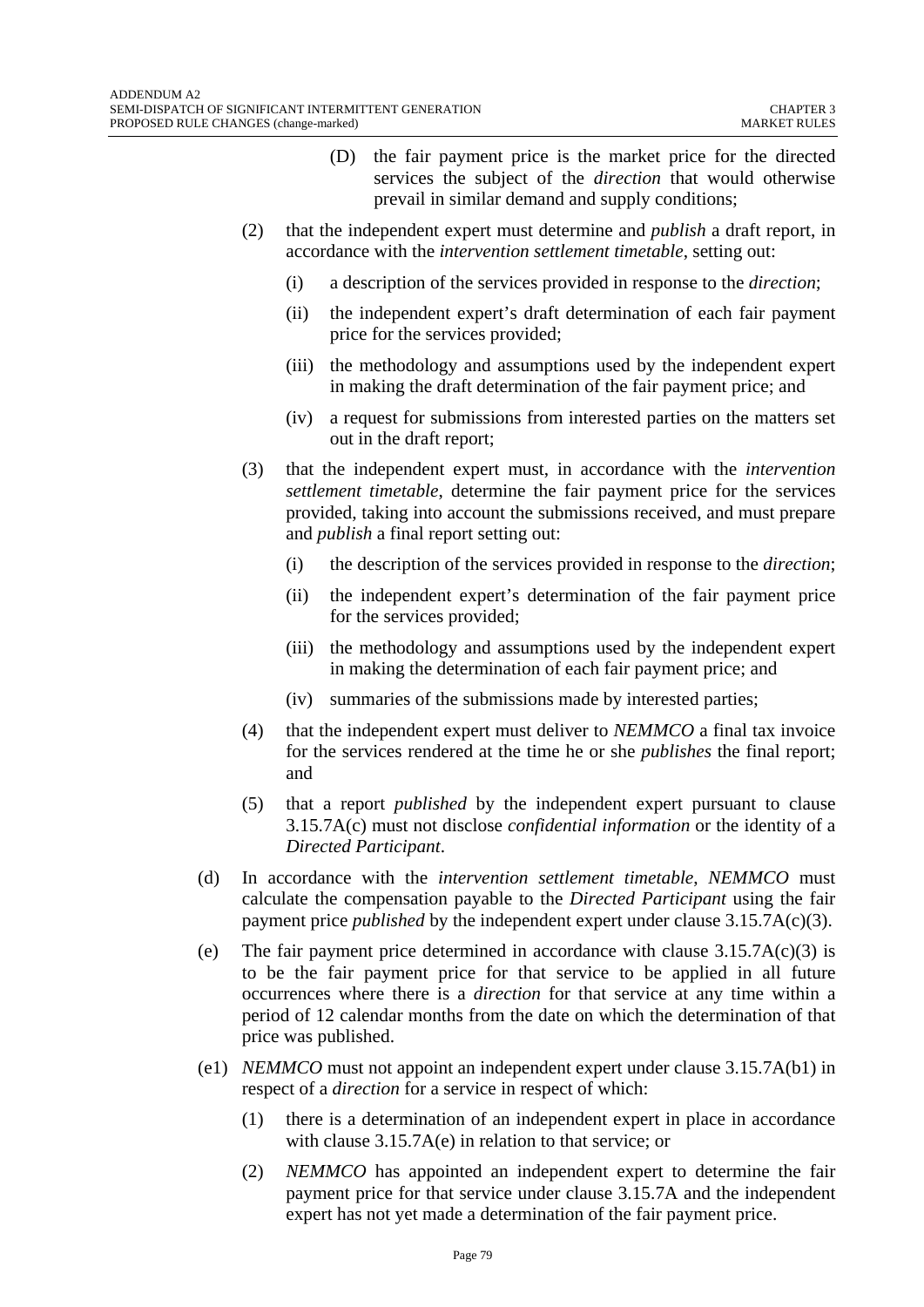(D) the fair payment price is the market price for the directed services the subject of the *direction* that would otherwise prevail in similar demand and supply conditions;

(2) that the independent expert must determine and *publish* a draft report, in accordance with the *intervention settlement timetable*, setting out:

(i) a description of the services provided in response to the *direction*;

(ii) the independent expert's draft determination of each fair payment price for the services provided;

(iii) the methodology and assumptions used by the independent expert in making the draft determination of the fair payment price; and

(iv) a request for submissions from interested parties on the matters set out in the draft report;

(3) that the independent expert must, in accordance with the *intervention settlement timetable*, determine the fair payment price for the services provided, taking into account the submissions received, and must prepare and *publish* a final report setting out:

(i) the description of the services provided in response to the *direction*;

(ii) the independent expert's determination of the fair payment price for the services provided;

(iii) the methodology and assumptions used by the independent expert in making the determination of each fair payment price; and

(iv) summaries of the submissions made by interested parties;

(4) that the independent expert must deliver to *NEMMCO* a final tax invoice for the services rendered at the time he or she *publishes* the final report; and

(5) that a report *published* by the independent expert pursuant to clause 3.15.7A(c) must not disclose *confidential information* or the identity of a *Directed Participant*.

(d) In accordance with the *intervention settlement timetable*, *NEMMCO* must calculate the compensation payable to the *Directed Participant* using the fair payment price *published* by the independent expert under clause 3.15.7A(c)(3).

(e) The fair payment price determined in accordance with clause 3.15.7A(c)(3) is to be the fair payment price for that service to be applied in all future occurrences where there is a *direction* for that service at any time within a period of 12 calendar months from the date on which the determination of that price was published.

(e1) *NEMMCO* must not appoint an independent expert under clause 3.15.7A(b1) in respect of a *direction* for a service in respect of which:

(1) there is a determination of an independent expert in place in accordance with clause 3.15.7A(e) in relation to that service; or

(2) *NEMMCO* has appointed an independent expert to determine the fair payment price for that service under clause 3.15.7A and the independent expert has not yet made a determination of the fair payment price.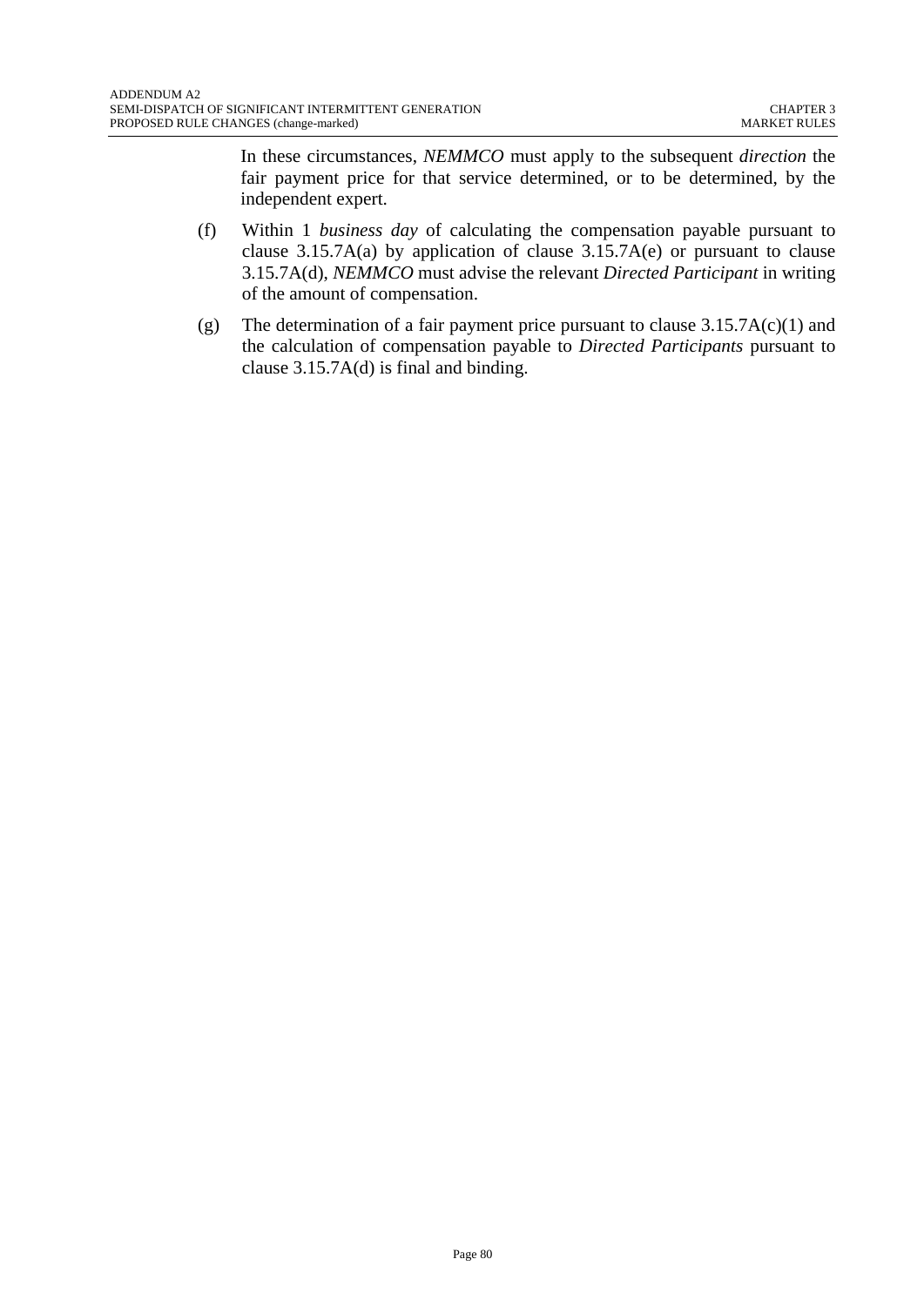In these circumstances, *NEMMCO* must apply to the subsequent *direction* the fair payment price for that service determined, or to be determined, by the independent expert.

(f) Within 1 *business day* of calculating the compensation payable pursuant to clause 3.15.7A(a) by application of clause 3.15.7A(e) or pursuant to clause 3.15.7A(d), *NEMMCO* must advise the relevant *Directed Participant* in writing of the amount of compensation.

(g) The determination of a fair payment price pursuant to clause 3.15.7A(c)(1) and the calculation of compensation payable to *Directed Participants* pursuant to clause 3.15.7A(d) is final and binding.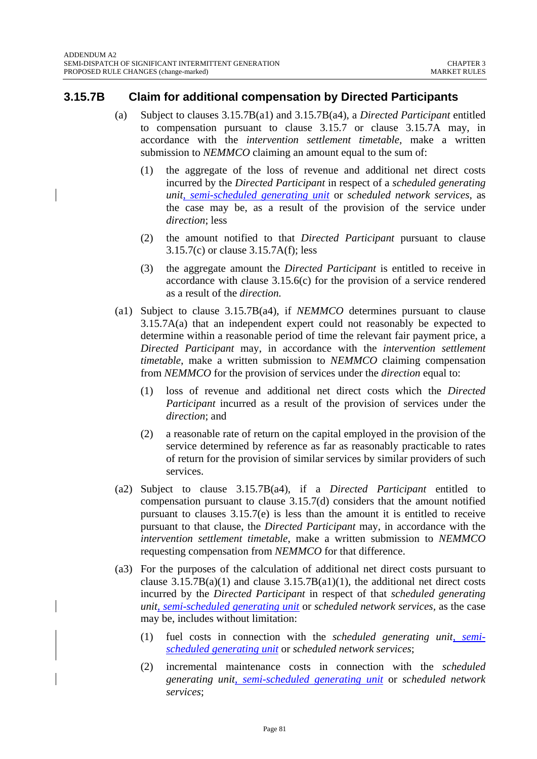### 3.15.7B Claim for additional compensation by Directed Participants

(a) Subject to clauses 3.15.7B(a1) and 3.15.7B(a4), a *Directed Participant* entitled to compensation pursuant to clause 3.15.7 or clause 3.15.7A may, in accordance with the *intervention settlement timetable*, make a written submission to *NEMMCO* claiming an amount equal to the sum of:

(1) the aggregate of the loss of revenue and additional net direct costs incurred by the *Directed Participant* in respect of a *scheduled generating unit*, *semi-scheduled generating unit* or *scheduled network services*, as the case may be, as a result of the provision of the service under *direction*; less

(2) the amount notified to that *Directed Participant* pursuant to clause 3.15.7(c) or clause 3.15.7A(f); less

(3) the aggregate amount the *Directed Participant* is entitled to receive in accordance with clause 3.15.6(c) for the provision of a service rendered as a result of the *direction.*

(a1) Subject to clause 3.15.7B(a4), if *NEMMCO* determines pursuant to clause 3.15.7A(a) that an independent expert could not reasonably be expected to determine within a reasonable period of time the relevant fair payment price, a *Directed Participant* may, in accordance with the *intervention settlement timetable*, make a written submission to *NEMMCO* claiming compensation from *NEMMCO* for the provision of services under the *direction* equal to:

(1) loss of revenue and additional net direct costs which the *Directed Participant* incurred as a result of the provision of services under the *direction*; and

(2) a reasonable rate of return on the capital employed in the provision of the service determined by reference as far as reasonably practicable to rates of return for the provision of similar services by similar providers of such services.

(a2) Subject to clause 3.15.7B(a4), if a *Directed Participant* entitled to compensation pursuant to clause 3.15.7(d) considers that the amount notified pursuant to clauses 3.15.7(e) is less than the amount it is entitled to receive pursuant to that clause, the *Directed Participant* may, in accordance with the *intervention settlement timetable*, make a written submission to *NEMMCO* requesting compensation from *NEMMCO* for that difference.

(a3) For the purposes of the calculation of additional net direct costs pursuant to clause 3.15.7B(a)(1) and clause 3.15.7B(a1)(1), the additional net direct costs incurred by the *Directed Participant* in respect of that *scheduled generating unit*, *semi-scheduled generating unit* or *scheduled network services*, as the case may be, includes without limitation:

(1) fuel costs in connection with the *scheduled generating unit*, *semi-scheduled generating unit* or *scheduled network services*;

(2) incremental maintenance costs in connection with the *scheduled generating unit*, *semi-scheduled generating unit* or *scheduled network services*;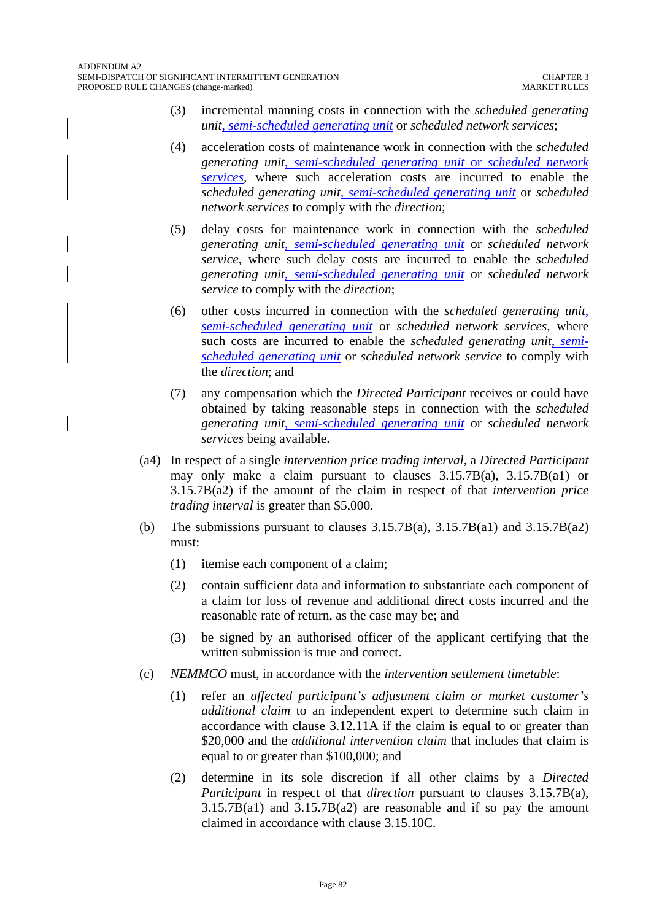(3) incremental manning costs in connection with the *scheduled generating unit*, *semi-scheduled generating unit* or *scheduled network services*;

(4) acceleration costs of maintenance work in connection with the *scheduled generating unit*, *semi-scheduled generating unit* or *scheduled network services*, where such acceleration costs are incurred to enable the *scheduled generating unit*, *semi-scheduled generating unit* or *scheduled network services* to comply with the *direction*;

(5) delay costs for maintenance work in connection with the *scheduled generating unit*, *semi-scheduled generating unit* or *scheduled network service*, where such delay costs are incurred to enable the *scheduled generating unit*, *semi-scheduled generating unit* or *scheduled network service* to comply with the *direction*;

(6) other costs incurred in connection with the *scheduled generating unit*, *semi-scheduled generating unit* or *scheduled network services*, where such costs are incurred to enable the *scheduled generating unit*, *semi-scheduled generating unit* or *scheduled network service* to comply with the *direction*; and

(7) any compensation which the *Directed Participant* receives or could have obtained by taking reasonable steps in connection with the *scheduled generating unit*, *semi-scheduled generating unit* or *scheduled network services* being available.

(a4) In respect of a single *intervention price trading interval*, a *Directed Participant* may only make a claim pursuant to clauses 3.15.7B(a), 3.15.7B(a1) or 3.15.7B(a2) if the amount of the claim in respect of that *intervention price trading interval* is greater than $5,000.

(b) The submissions pursuant to clauses 3.15.7B(a), 3.15.7B(a1) and 3.15.7B(a2) must:

(1) itemise each component of a claim;

(2) contain sufficient data and information to substantiate each component of a claim for loss of revenue and additional direct costs incurred and the reasonable rate of return, as the case may be; and

(3) be signed by an authorised officer of the applicant certifying that the written submission is true and correct.

(c) *NEMMCO* must, in accordance with the *intervention settlement timetable*:

(1) refer an *affected participant's adjustment claim or market customer's additional claim* to an independent expert to determine such claim in accordance with clause 3.12.11A if the claim is equal to or greater than $20,000 and the *additional intervention claim* that includes that claim is equal to or greater than $100,000; and

(2) determine in its sole discretion if all other claims by a *Directed Participant* in respect of that *direction* pursuant to clauses 3.15.7B(a), 3.15.7B(a1) and 3.15.7B(a2) are reasonable and if so pay the amount claimed in accordance with clause 3.15.10C.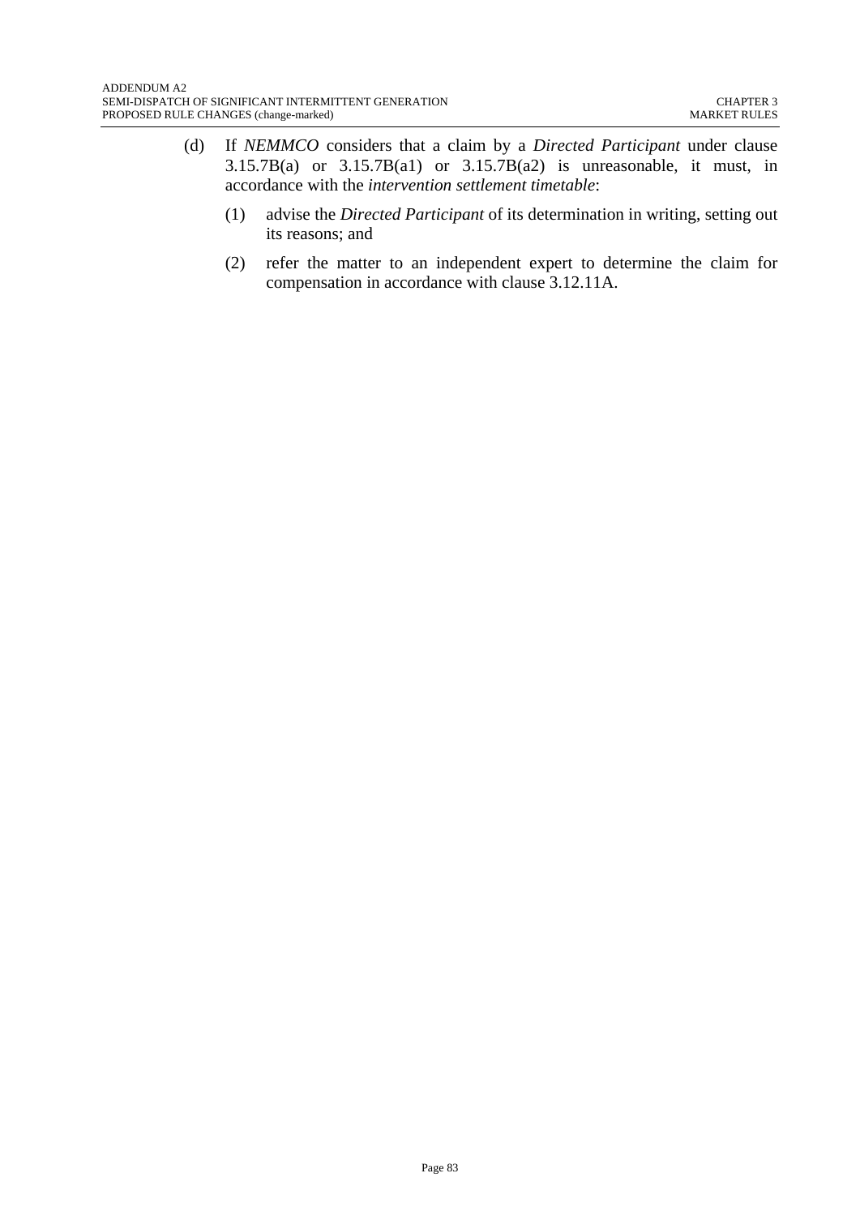(d) If *NEMMCO* considers that a claim by a *Directed Participant* under clause 3.15.7B(a) or 3.15.7B(a1) or 3.15.7B(a2) is unreasonable, it must, in accordance with the *intervention settlement timetable*:

(1) advise the *Directed Participant* of its determination in writing, setting out its reasons; and

(2) refer the matter to an independent expert to determine the claim for compensation in accordance with clause 3.12.11A.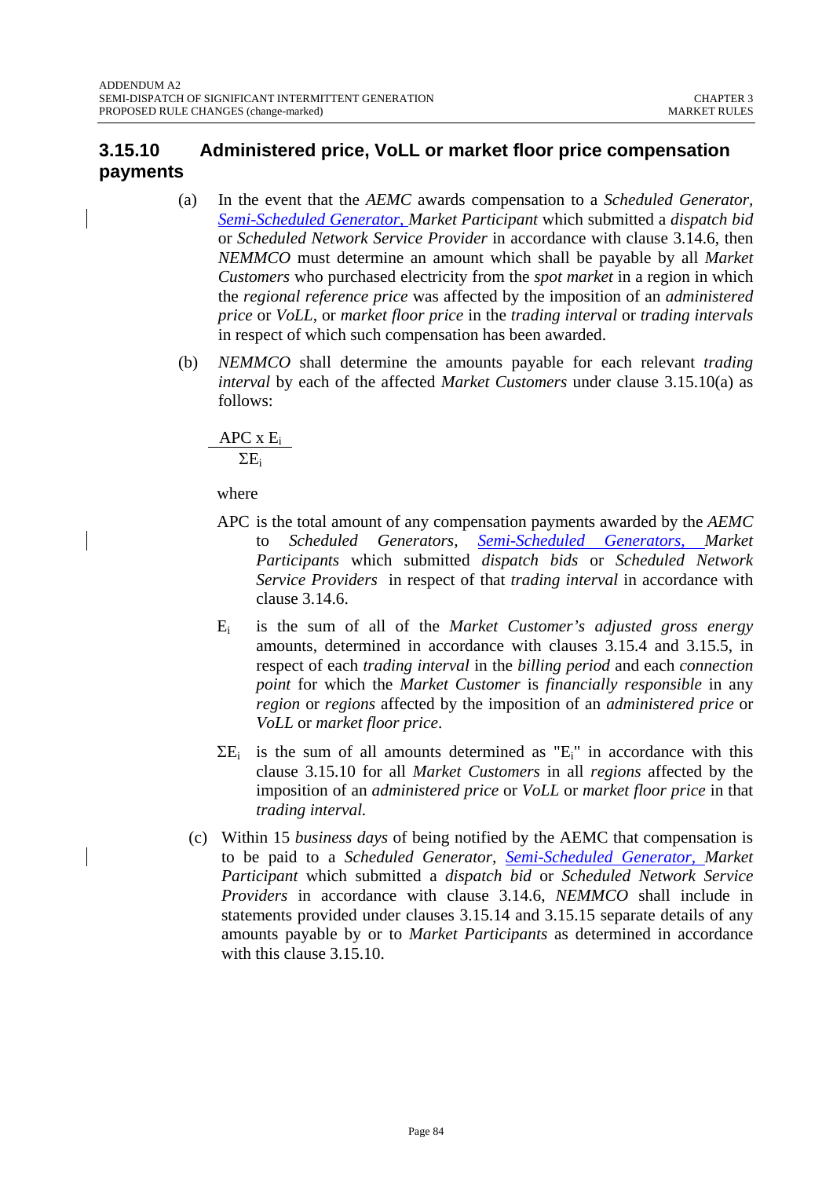### 3.15.10 Administered price, VoLL or market floor price compensation payments

(a) In the event that the *AEMC* awards compensation to a *Scheduled Generator*, *Semi-Scheduled Generator*, *Market Participant* which submitted a *dispatch bid* or *Scheduled Network Service Provider* in accordance with clause 3.14.6, then *NEMMCO* must determine an amount which shall be payable by all *Market Customers* who purchased electricity from the *spot market* in a region in which the *regional reference price* was affected by the imposition of an *administered price* or *VoLL*, or *market floor price* in the *trading interval* or *trading intervals* in respect of which such compensation has been awarded.

(b) *NEMMCO* shall determine the amounts payable for each relevant *trading interval* by each of the affected *Market Customers* under clause 3.15.10(a) as follows:

$$\frac{APC \times E_i}{\Sigma E_i}$$

where

APC is the total amount of any compensation payments awarded by the *AEMC* to *Scheduled Generators*, *Semi-Scheduled Generators*, *Market Participants* which submitted *dispatch bids* or *Scheduled Network Service Providers* in respect of that *trading interval* in accordance with clause 3.14.6.

$E_i$ is the sum of all of the *Market Customer's adjusted gross energy* amounts, determined in accordance with clauses 3.15.4 and 3.15.5, in respect of each *trading interval* in the *billing period* and each *connection point* for which the *Market Customer* is *financially responsible* in any *region* or *regions* affected by the imposition of an *administered price* or *VoLL* or *market floor price*.

$\Sigma E_i$ is the sum of all amounts determined as "$E_i$" in accordance with this clause 3.15.10 for all *Market Customers* in all *regions* affected by the imposition of an *administered price* or *VoLL* or *market floor price* in that *trading interval.*

(c) Within 15 *business days* of being notified by the AEMC that compensation is to be paid to a *Scheduled Generator*, *Semi-Scheduled Generator*, *Market Participant* which submitted a *dispatch bid* or *Scheduled Network Service Providers* in accordance with clause 3.14.6, *NEMMCO* shall include in statements provided under clauses 3.15.14 and 3.15.15 separate details of any amounts payable by or to *Market Participants* as determined in accordance with this clause 3.15.10.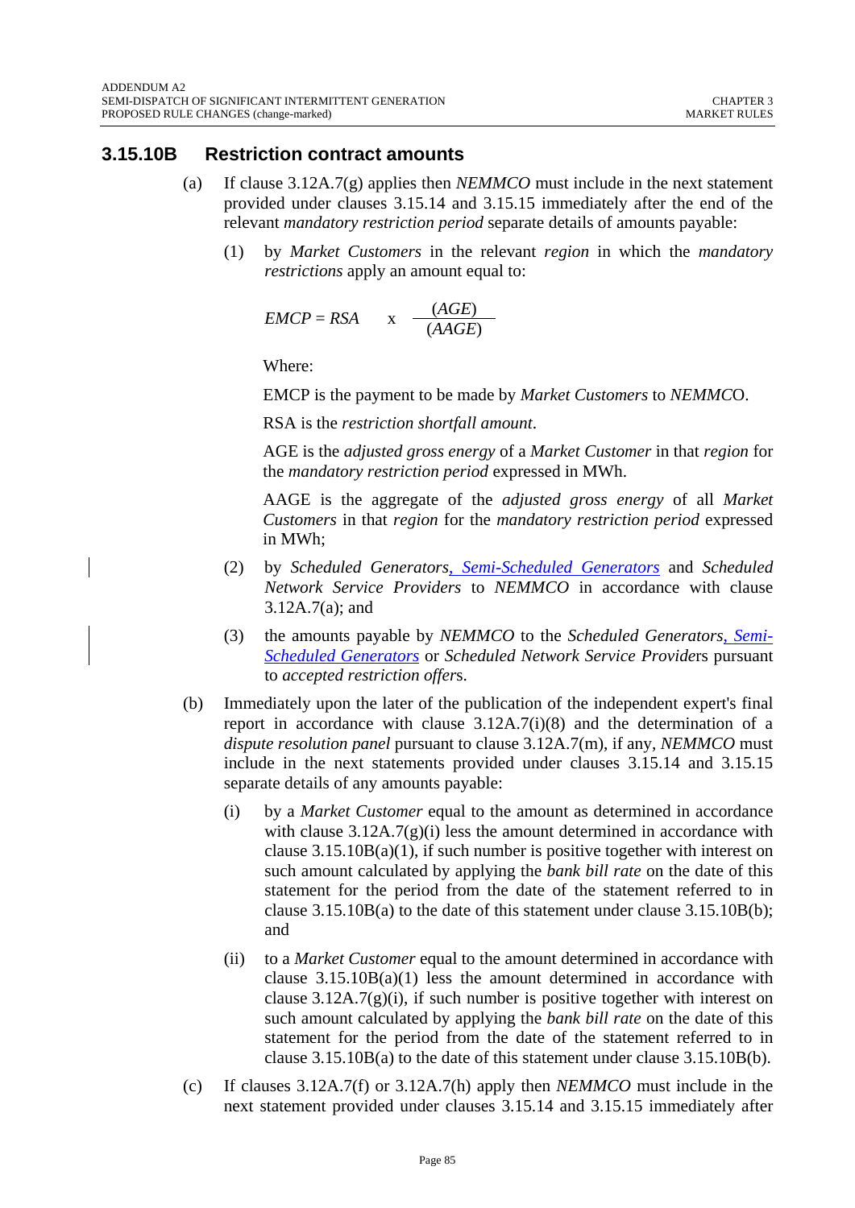### 3.15.10B Restriction contract amounts

(a) If clause 3.12A.7(g) applies then *NEMMCO* must include in the next statement provided under clauses 3.15.14 and 3.15.15 immediately after the end of the relevant *mandatory restriction period* separate details of amounts payable:

(1) by *Market Customers* in the relevant *region* in which the *mandatory restrictions* apply an amount equal to:

$$EMCP = RSA \quad \text{x} \quad \frac{(AGE)}{(AAGE)}$$

Where:

EMCP is the payment to be made by *Market Customers* to *NEMMCO*.

RSA is the *restriction shortfall amount*.

AGE is the *adjusted gross energy* of a *Market Customer* in that *region* for the *mandatory restriction period* expressed in MWh.

AAGE is the aggregate of the *adjusted gross energy* of all *Market Customers* in that *region* for the *mandatory restriction period* expressed in MWh;

(2) by *Scheduled Generators*, *Semi-Scheduled Generators* and *Scheduled Network Service Providers* to *NEMMCO* in accordance with clause 3.12A.7(a); and

(3) the amounts payable by *NEMMCO* to the *Scheduled Generators*, *Semi-Scheduled Generators* or *Scheduled Network Service Providers* pursuant to *accepted restriction offers*.

(b) Immediately upon the later of the publication of the independent expert's final report in accordance with clause 3.12A.7(i)(8) and the determination of a *dispute resolution panel* pursuant to clause 3.12A.7(m), if any, *NEMMCO* must include in the next statements provided under clauses 3.15.14 and 3.15.15 separate details of any amounts payable:

(i) by a *Market Customer* equal to the amount as determined in accordance with clause 3.12A.7(g)(i) less the amount determined in accordance with clause 3.15.10B(a)(1), if such number is positive together with interest on such amount calculated by applying the *bank bill rate* on the date of this statement for the period from the date of the statement referred to in clause 3.15.10B(a) to the date of this statement under clause 3.15.10B(b); and

(ii) to a *Market Customer* equal to the amount determined in accordance with clause 3.15.10B(a)(1) less the amount determined in accordance with clause 3.12A.7(g)(i), if such number is positive together with interest on such amount calculated by applying the *bank bill rate* on the date of this statement for the period from the date of the statement referred to in clause 3.15.10B(a) to the date of this statement under clause 3.15.10B(b).

(c) If clauses 3.12A.7(f) or 3.12A.7(h) apply then *NEMMCO* must include in the next statement provided under clauses 3.15.14 and 3.15.15 immediately after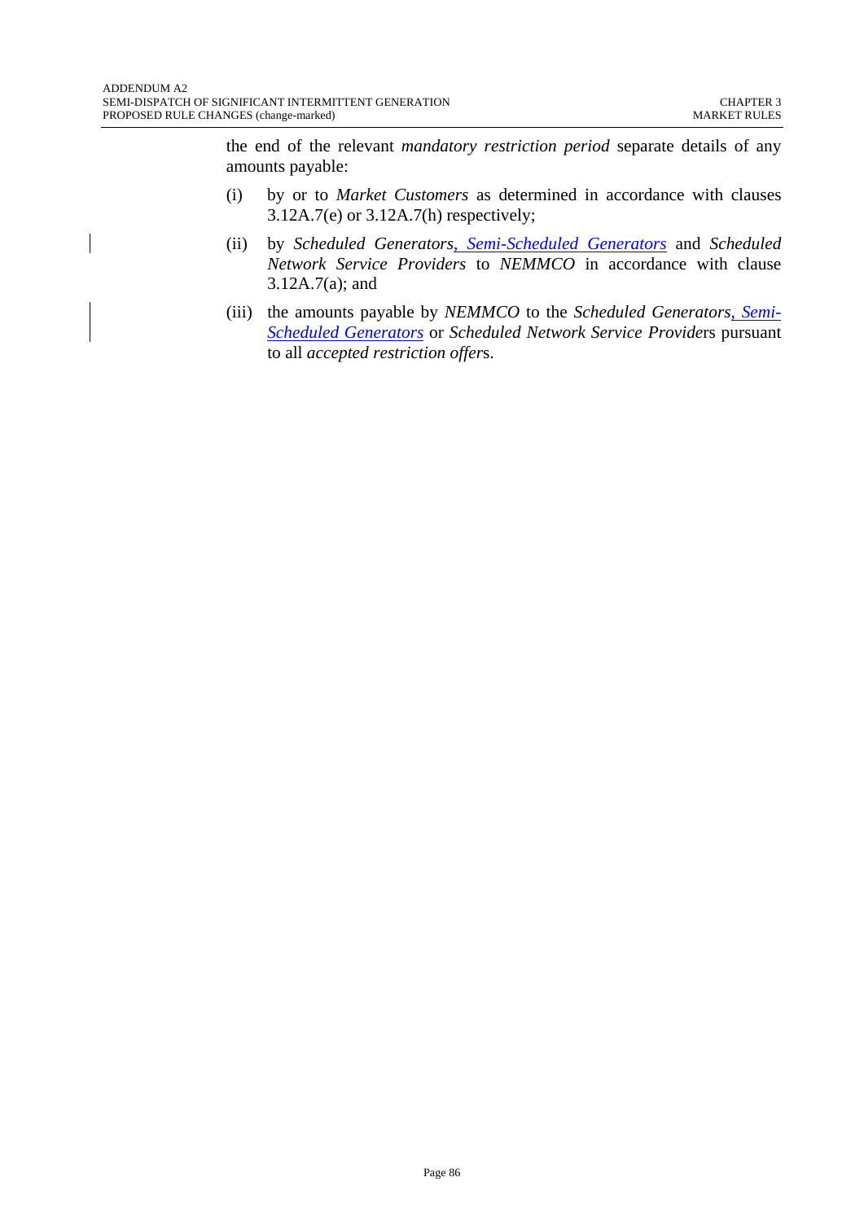the end of the relevant *mandatory restriction period* separate details of any amounts payable:

(i) by or to *Market Customers* as determined in accordance with clauses 3.12A.7(e) or 3.12A.7(h) respectively;

(ii) by *Scheduled Generators*, *Semi-Scheduled Generators* and *Scheduled Network Service Providers* to *NEMMCO* in accordance with clause 3.12A.7(a); and

(iii) the amounts payable by *NEMMCO* to the *Scheduled Generators*, *Semi-Scheduled Generators* or *Scheduled Network Service Provider*s pursuant to all *accepted restriction offer*s.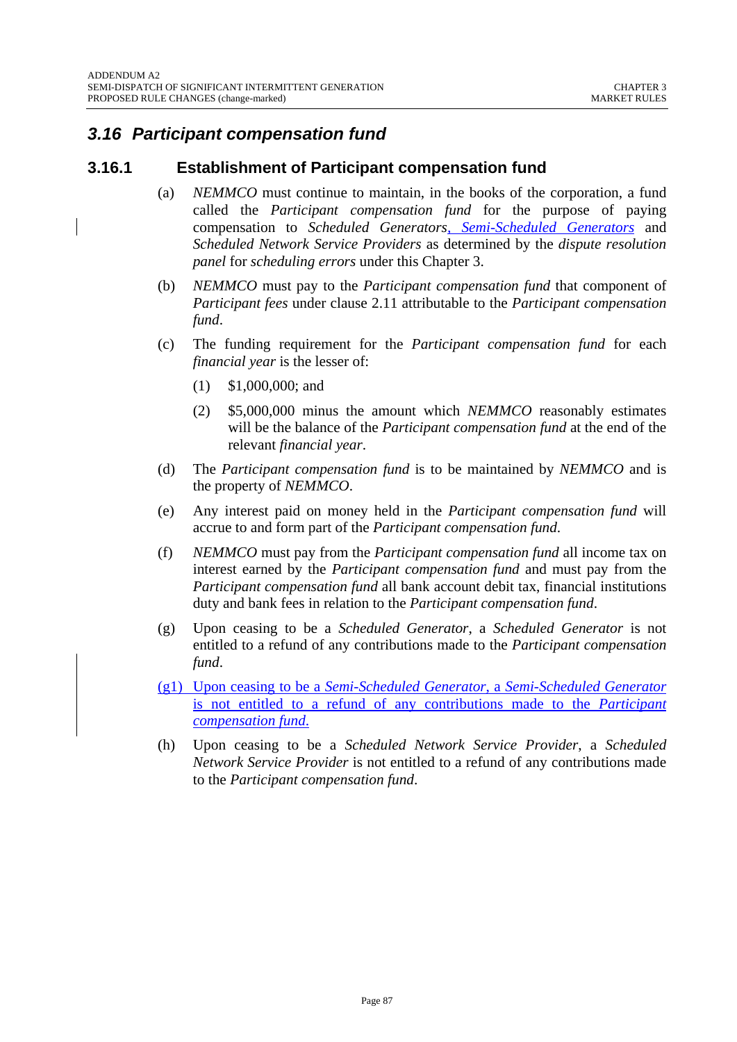## *3.16 Participant compensation fund*

### 3.16.1 Establishment of Participant compensation fund

(a) *NEMMCO* must continue to maintain, in the books of the corporation, a fund called the *Participant compensation fund* for the purpose of paying compensation to *Scheduled Generators*, *Semi-Scheduled Generators* and *Scheduled Network Service Providers* as determined by the *dispute resolution panel* for *scheduling errors* under this Chapter 3.

(b) *NEMMCO* must pay to the *Participant compensation fund* that component of *Participant fees* under clause 2.11 attributable to the *Participant compensation fund*.

(c) The funding requirement for the *Participant compensation fund* for each *financial year* is the lesser of:

(1) $1,000,000; and

(2) $5,000,000 minus the amount which *NEMMCO* reasonably estimates will be the balance of the *Participant compensation fund* at the end of the relevant *financial year*.

(d) The *Participant compensation fund* is to be maintained by *NEMMCO* and is the property of *NEMMCO*.

(e) Any interest paid on money held in the *Participant compensation fund* will accrue to and form part of the *Participant compensation fund*.

(f) *NEMMCO* must pay from the *Participant compensation fund* all income tax on interest earned by the *Participant compensation fund* and must pay from the *Participant compensation fund* all bank account debit tax, financial institutions duty and bank fees in relation to the *Participant compensation fund*.

(g) Upon ceasing to be a *Scheduled Generator*, a *Scheduled Generator* is not entitled to a refund of any contributions made to the *Participant compensation fund*.

(g1) Upon ceasing to be a *Semi-Scheduled Generator*, a *Semi-Scheduled Generator* is not entitled to a refund of any contributions made to the *Participant compensation fund*.

(h) Upon ceasing to be a *Scheduled Network Service Provider*, a *Scheduled Network Service Provider* is not entitled to a refund of any contributions made to the *Participant compensation fund*.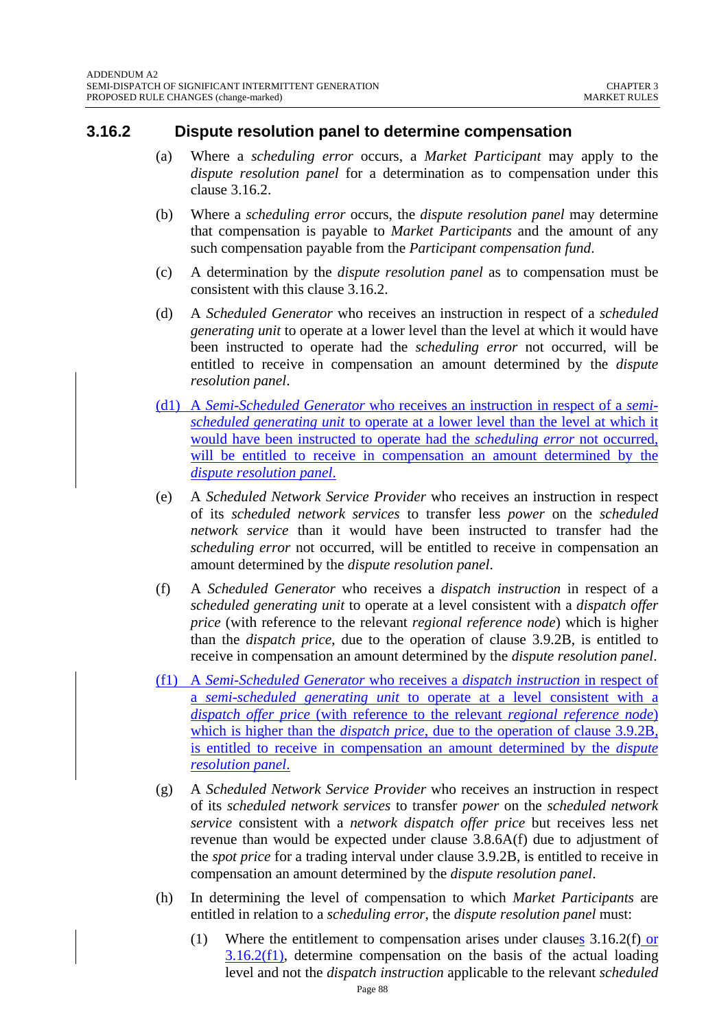### 3.16.2 Dispute resolution panel to determine compensation

(a) Where a *scheduling error* occurs, a *Market Participant* may apply to the *dispute resolution panel* for a determination as to compensation under this clause 3.16.2.

(b) Where a *scheduling error* occurs, the *dispute resolution panel* may determine that compensation is payable to *Market Participants* and the amount of any such compensation payable from the *Participant compensation fund*.

(c) A determination by the *dispute resolution panel* as to compensation must be consistent with this clause 3.16.2.

(d) A *Scheduled Generator* who receives an instruction in respect of a *scheduled generating unit* to operate at a lower level than the level at which it would have been instructed to operate had the *scheduling error* not occurred, will be entitled to receive in compensation an amount determined by the *dispute resolution panel*.

(d1) A *Semi-Scheduled Generator* who receives an instruction in respect of a *semi-scheduled generating unit* to operate at a lower level than the level at which it would have been instructed to operate had the *scheduling error* not occurred, will be entitled to receive in compensation an amount determined by the *dispute resolution panel*.

(e) A *Scheduled Network Service Provider* who receives an instruction in respect of its *scheduled network services* to transfer less *power* on the *scheduled network service* than it would have been instructed to transfer had the *scheduling error* not occurred, will be entitled to receive in compensation an amount determined by the *dispute resolution panel*.

(f) A *Scheduled Generator* who receives a *dispatch instruction* in respect of a *scheduled generating unit* to operate at a level consistent with a *dispatch offer price* (with reference to the relevant *regional reference node*) which is higher than the *dispatch price*, due to the operation of clause 3.9.2B, is entitled to receive in compensation an amount determined by the *dispute resolution panel*.

(f1) A *Semi-Scheduled Generator* who receives a *dispatch instruction* in respect of a *semi-scheduled generating unit* to operate at a level consistent with a *dispatch offer price* (with reference to the relevant *regional reference node*) which is higher than the *dispatch price*, due to the operation of clause 3.9.2B, is entitled to receive in compensation an amount determined by the *dispute resolution panel*.

(g) A *Scheduled Network Service Provider* who receives an instruction in respect of its *scheduled network services* to transfer *power* on the *scheduled network service* consistent with a *network dispatch offer price* but receives less net revenue than would be expected under clause 3.8.6A(f) due to adjustment of the *spot price* for a trading interval under clause 3.9.2B, is entitled to receive in compensation an amount determined by the *dispute resolution panel*.

(h) In determining the level of compensation to which *Market Participants* are entitled in relation to a *scheduling error*, the *dispute resolution panel* must:

(1) Where the entitlement to compensation arises under clauses 3.16.2(f) or 3.16.2(f1), determine compensation on the basis of the actual loading level and not the *dispatch instruction* applicable to the relevant *scheduled*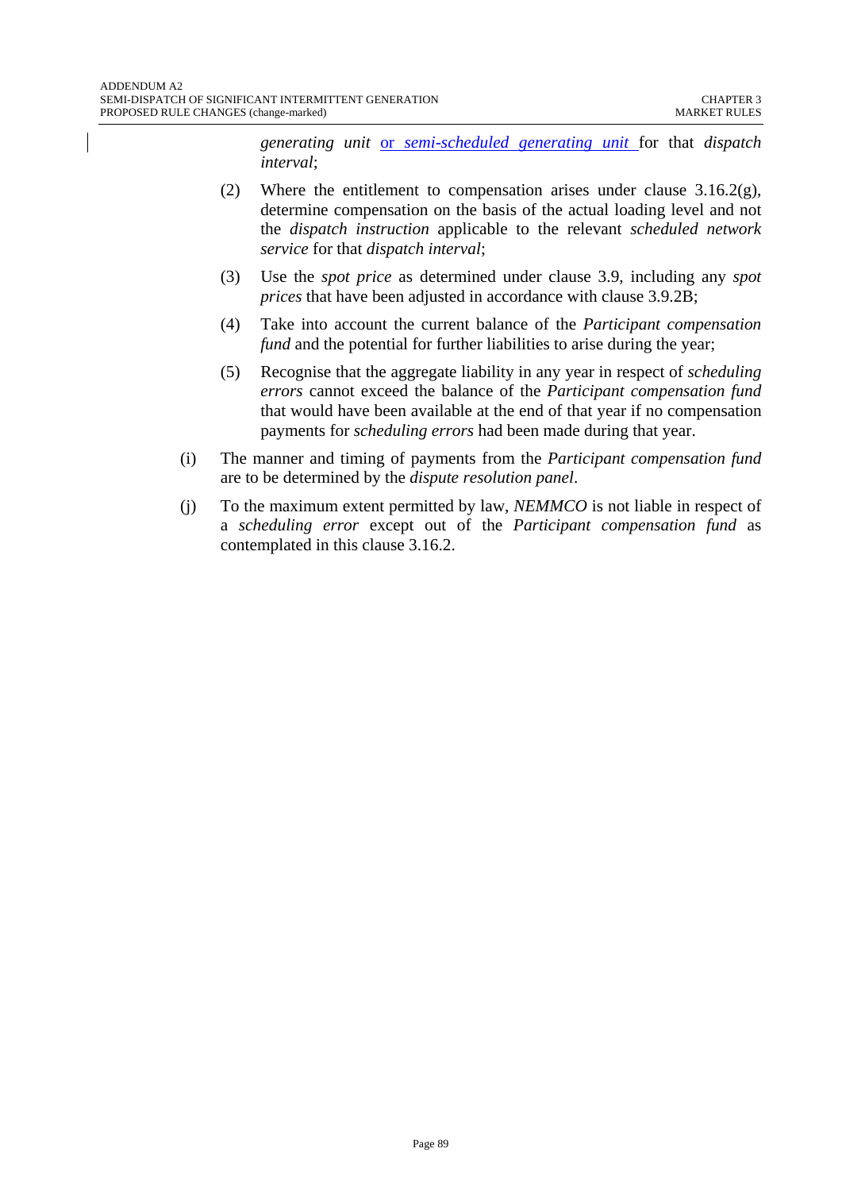*generating unit* or *semi-scheduled generating unit* for that *dispatch interval*;

(2) Where the entitlement to compensation arises under clause 3.16.2(g), determine compensation on the basis of the actual loading level and not the *dispatch instruction* applicable to the relevant *scheduled network service* for that *dispatch interval*;

(3) Use the *spot price* as determined under clause 3.9, including any *spot prices* that have been adjusted in accordance with clause 3.9.2B;

(4) Take into account the current balance of the *Participant compensation fund* and the potential for further liabilities to arise during the year;

(5) Recognise that the aggregate liability in any year in respect of *scheduling errors* cannot exceed the balance of the *Participant compensation fund* that would have been available at the end of that year if no compensation payments for *scheduling errors* had been made during that year.

(i) The manner and timing of payments from the *Participant compensation fund* are to be determined by the *dispute resolution panel*.

(j) To the maximum extent permitted by law, *NEMMCO* is not liable in respect of a *scheduling error* except out of the *Participant compensation fund* as contemplated in this clause 3.16.2.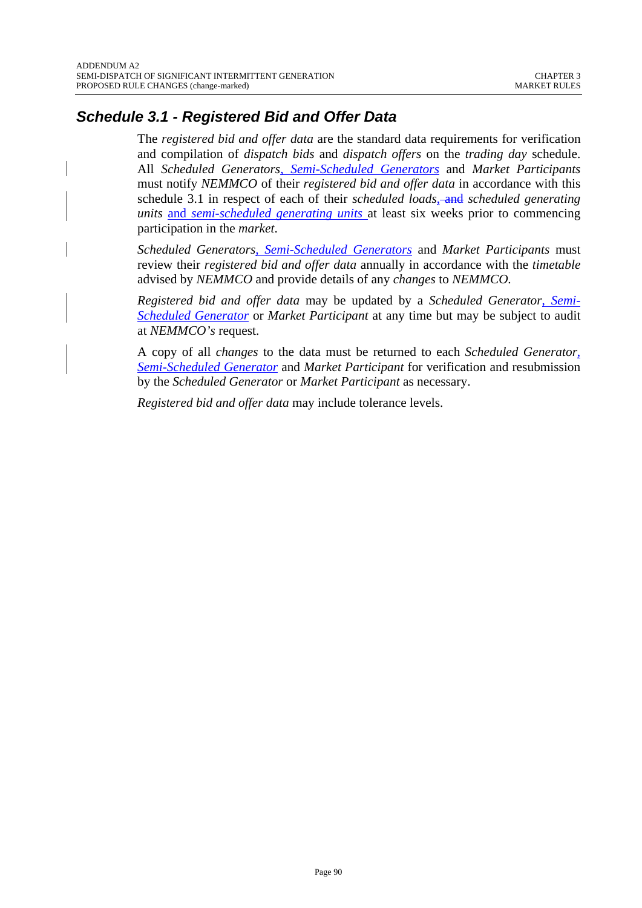## *Schedule 3.1 - Registered Bid and Offer Data*

The *registered bid and offer data* are the standard data requirements for verification and compilation of *dispatch bids* and *dispatch offers* on the *trading day* schedule. All *Scheduled Generators*, *Semi-Scheduled Generators* and *Market Participants* must notify *NEMMCO* of their *registered bid and offer data* in accordance with this schedule 3.1 in respect of each of their *scheduled loads*, ~~and~~ *scheduled generating units* and *semi-scheduled generating units* at least six weeks prior to commencing participation in the *market*.

*Scheduled Generators*, *Semi-Scheduled Generators* and *Market Participants* must review their *registered bid and offer data* annually in accordance with the *timetable* advised by *NEMMCO* and provide details of any *changes* to *NEMMCO*.

*Registered bid and offer data* may be updated by a *Scheduled Generator*, *Semi-Scheduled Generator* or *Market Participant* at any time but may be subject to audit at *NEMMCO's* request.

A copy of all *changes* to the data must be returned to each *Scheduled Generator*, *Semi-Scheduled Generator* and *Market Participant* for verification and resubmission by the *Scheduled Generator* or *Market Participant* as necessary.

*Registered bid and offer data* may include tolerance levels.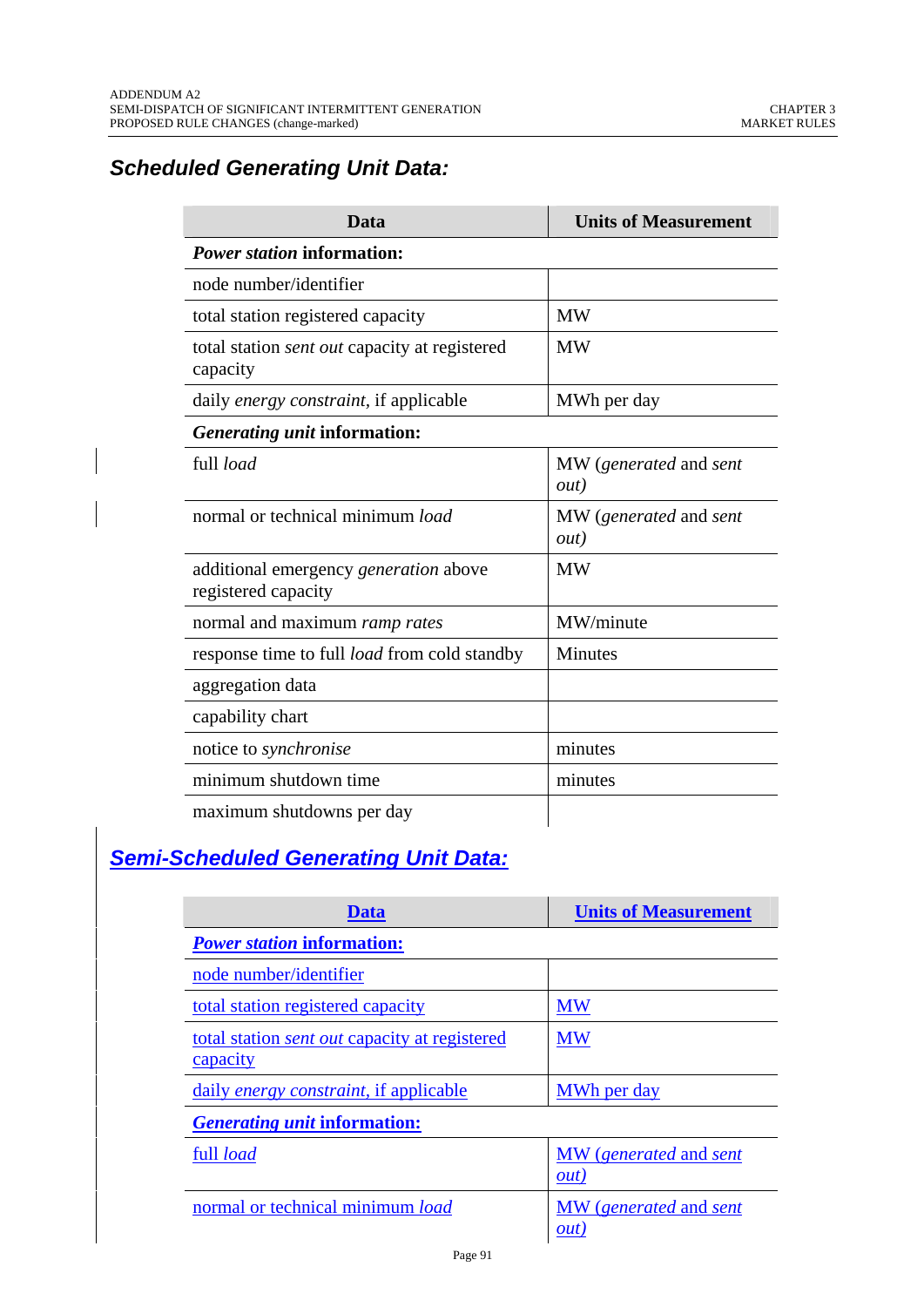## Scheduled Generating Unit Data:

| Data | Units of Measurement |
|---|---|
| ***Power station* information:** | |
| node number/identifier | |
| total station registered capacity | MW |
| total station *sent out* capacity at registered capacity | MW |
| daily *energy constraint*, if applicable | MWh per day |
| ***Generating unit* information:** | |
| full *load* | MW (*generated* and *sent out)* |
| normal or technical minimum *load* | MW (*generated* and *sent out)* |
| additional emergency *generation* above registered capacity | MW |
| normal and maximum *ramp rates* | MW/minute |
| response time to full *load* from cold standby | Minutes |
| aggregation data | |
| capability chart | |
| notice to *synchronise* | minutes |
| minimum shutdown time | minutes |
| maximum shutdowns per day | |

## Semi-Scheduled Generating Unit Data:

| Data | Units of Measurement |
|---|---|
| ***Power station* information:** | |
| node number/identifier | |
| total station registered capacity | MW |
| total station *sent out* capacity at registered capacity | MW |
| daily *energy constraint*, if applicable | MWh per day |
| ***Generating unit* information:** | |
| full *load* | MW (*generated* and *sent out)* |
| normal or technical minimum *load* | MW (*generated* and *sent out)* |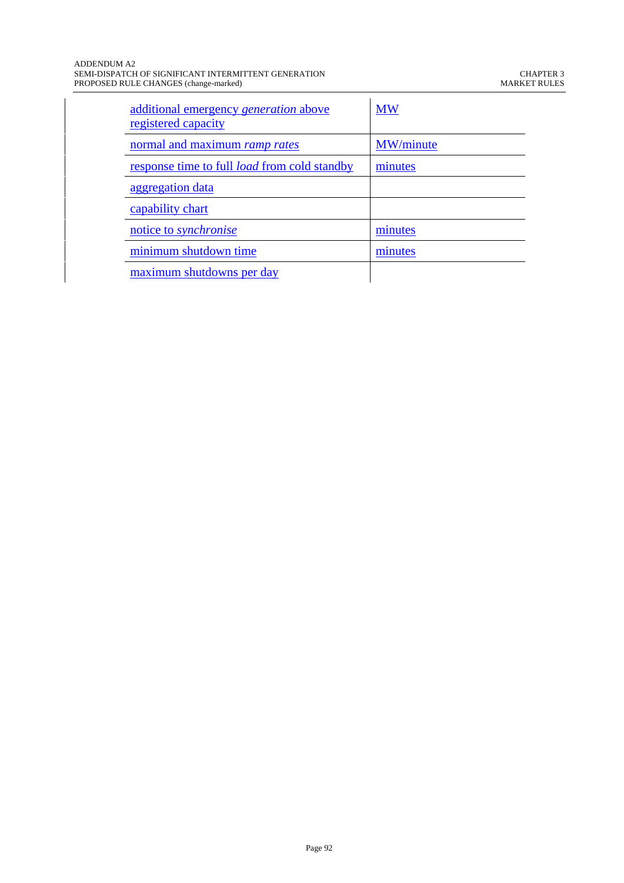| | |
|---|---|
| additional emergency *generation* above registered capacity | MW |
| normal and maximum *ramp rates* | MW/minute |
| response time to full *load* from cold standby | minutes |
| aggregation data | |
| capability chart | |
| notice to *synchronise* | minutes |
| minimum shutdown time | minutes |
| maximum shutdowns per day | |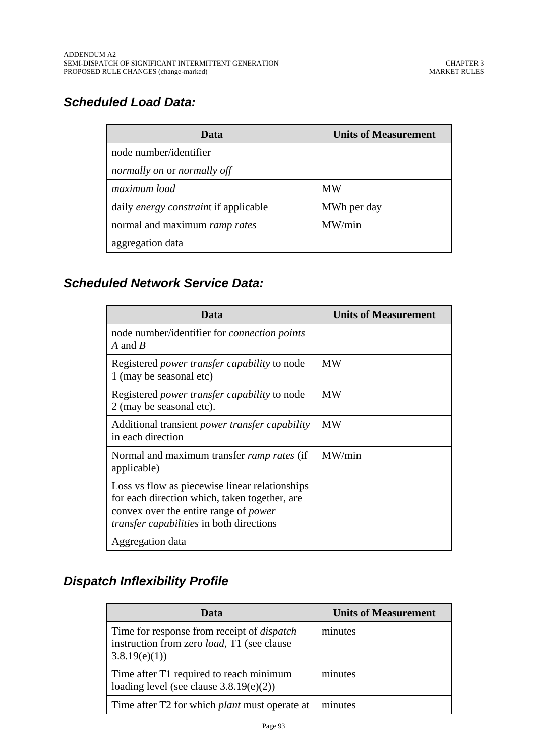## *Scheduled Load Data:*

| Data | Units of Measurement |
| --- | --- |
| node number/identifier | |
| *normally on* or *normally off* | |
| *maximum load* | MW |
| daily *energy constraint* if applicable | MWh per day |
| normal and maximum *ramp rates* | MW/min |
| aggregation data | |

## *Scheduled Network Service Data:*

| Data | Units of Measurement |
| --- | --- |
| node number/identifier for *connection points A* and *B* | |
| Registered *power transfer capability* to node 1 (may be seasonal etc) | MW |
| Registered *power transfer capability* to node 2 (may be seasonal etc). | MW |
| Additional transient *power transfer capability* in each direction | MW |
| Normal and maximum transfer *ramp rates* (if applicable) | MW/min |
| Loss vs flow as piecewise linear relationships for each direction which, taken together, are convex over the entire range of *power transfer capabilities* in both directions | |
| Aggregation data | |

## *Dispatch Inflexibility Profile*

| Data | Units of Measurement |
| --- | --- |
| Time for response from receipt of *dispatch* instruction from zero *load*, T1 (see clause 3.8.19(e)(1)) | minutes |
| Time after T1 required to reach minimum loading level (see clause 3.8.19(e)(2)) | minutes |
| Time after T2 for which *plant* must operate at | minutes |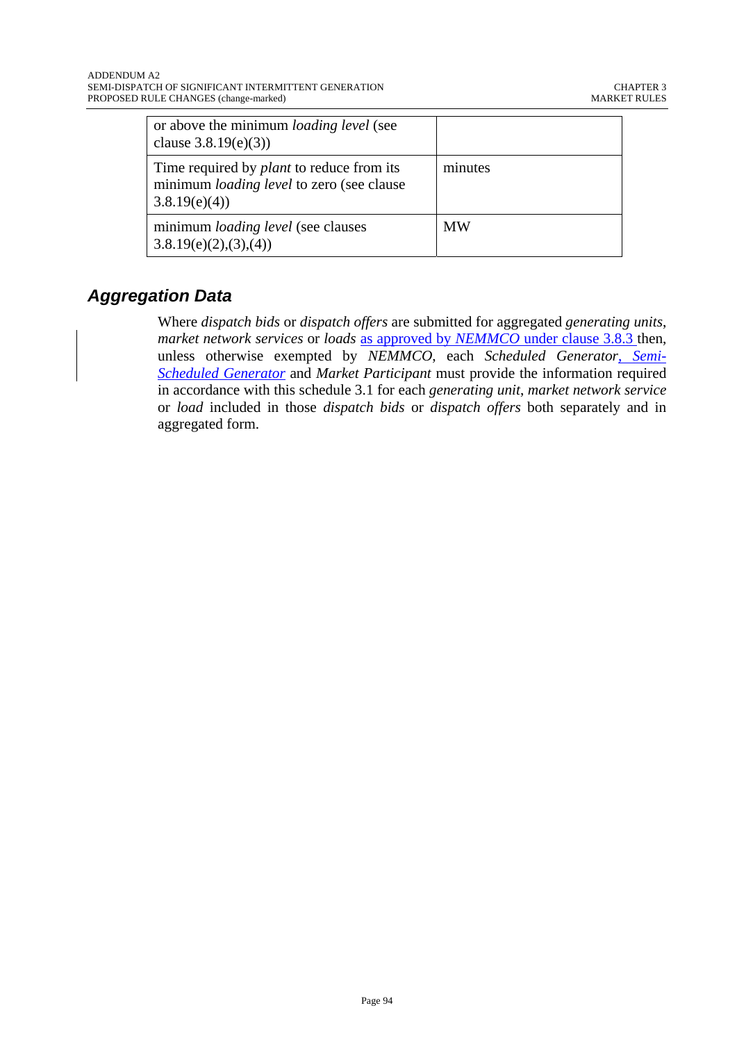| | |
|---|---|
| or above the minimum *loading level* (see clause 3.8.19(e)(3)) | |
| Time required by *plant* to reduce from its minimum *loading level* to zero (see clause 3.8.19(e)(4)) | minutes |
| minimum *loading level* (see clauses 3.8.19(e)(2),(3),(4)) | MW |

## Aggregation Data

Where *dispatch bids* or *dispatch offers* are submitted for aggregated *generating units*, *market network services* or *loads* as approved by *NEMMCO* under clause 3.8.3 then, unless otherwise exempted by *NEMMCO*, each *Scheduled Generator*, *Semi-Scheduled Generator* and *Market Participant* must provide the information required in accordance with this schedule 3.1 for each *generating unit*, *market network service* or *load* included in those *dispatch bids* or *dispatch offers* both separately and in aggregated form.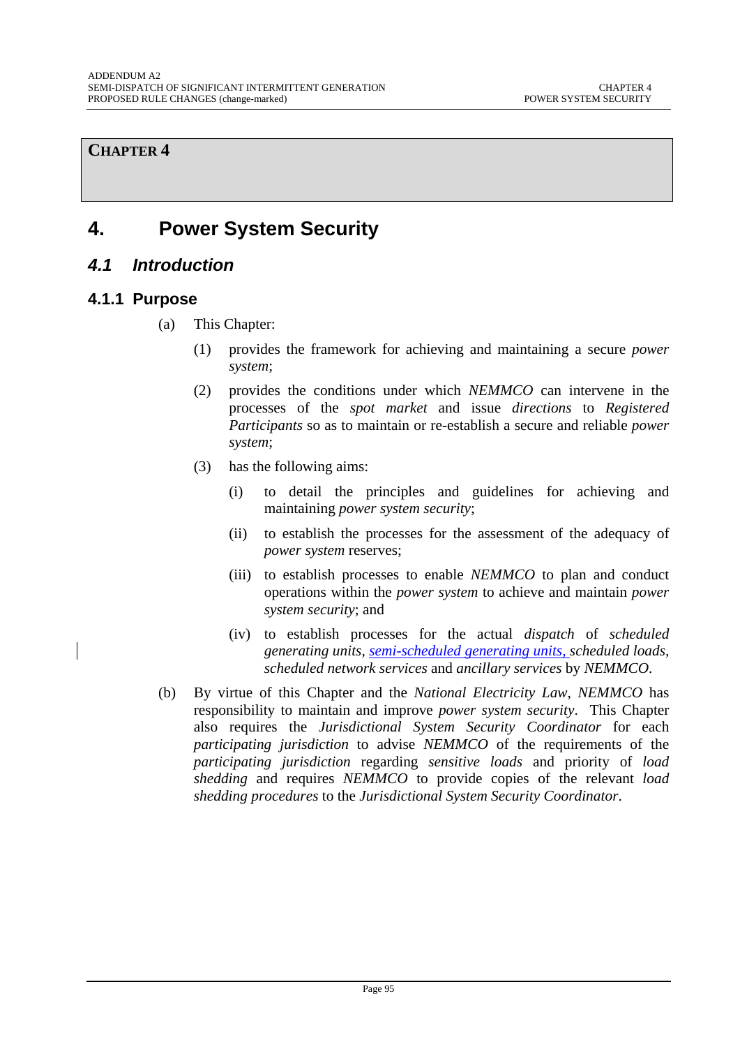**CHAPTER 4**

# 4. Power System Security

## 4.1 Introduction

### 4.1.1 Purpose

(a) This Chapter:

(1) provides the framework for achieving and maintaining a secure *power system*;

(2) provides the conditions under which *NEMMCO* can intervene in the processes of the *spot market* and issue *directions* to *Registered Participants* so as to maintain or re-establish a secure and reliable *power system*;

(3) has the following aims:

(i) to detail the principles and guidelines for achieving and maintaining *power system security*;

(ii) to establish the processes for the assessment of the adequacy of *power system* reserves;

(iii) to establish processes to enable *NEMMCO* to plan and conduct operations within the *power system* to achieve and maintain *power system security*; and

(iv) to establish processes for the actual *dispatch* of *scheduled generating units*, *semi-scheduled generating units*, *scheduled loads*, *scheduled network services* and *ancillary services* by *NEMMCO*.

(b) By virtue of this Chapter and the *National Electricity Law*, *NEMMCO* has responsibility to maintain and improve *power system security*. This Chapter also requires the *Jurisdictional System Security Coordinator* for each *participating jurisdiction* to advise *NEMMCO* of the requirements of the *participating jurisdiction* regarding *sensitive loads* and priority of *load shedding* and requires *NEMMCO* to provide copies of the relevant *load shedding procedures* to the *Jurisdictional System Security Coordinator*.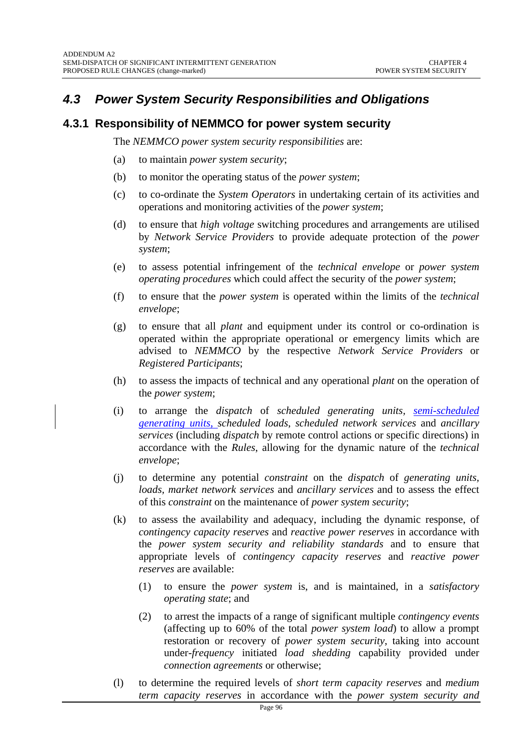## *4.3 Power System Security Responsibilities and Obligations*

### 4.3.1 Responsibility of NEMMCO for power system security

The *NEMMCO power system security responsibilities* are:

(a) to maintain *power system security*;

(b) to monitor the operating status of the *power system*;

(c) to co-ordinate the *System Operators* in undertaking certain of its activities and operations and monitoring activities of the *power system*;

(d) to ensure that *high voltage* switching procedures and arrangements are utilised by *Network Service Providers* to provide adequate protection of the *power system*;

(e) to assess potential infringement of the *technical envelope* or *power system operating procedures* which could affect the security of the *power system*;

(f) to ensure that the *power system* is operated within the limits of the *technical envelope*;

(g) to ensure that all *plant* and equipment under its control or co-ordination is operated within the appropriate operational or emergency limits which are advised to *NEMMCO* by the respective *Network Service Providers* or *Registered Participants*;

(h) to assess the impacts of technical and any operational *plant* on the operation of the *power system*;

(i) to arrange the *dispatch* of *scheduled generating units*, *semi-scheduled generating units*, *scheduled loads*, *scheduled network services* and *ancillary services* (including *dispatch* by remote control actions or specific directions) in accordance with the *Rules*, allowing for the dynamic nature of the *technical envelope*;

(j) to determine any potential *constraint* on the *dispatch* of *generating units*, *loads*, *market network services* and *ancillary services* and to assess the effect of this *constraint* on the maintenance of *power system security*;

(k) to assess the availability and adequacy, including the dynamic response, of *contingency capacity reserves* and *reactive power reserves* in accordance with the *power system security and reliability standards* and to ensure that appropriate levels of *contingency capacity reserves* and *reactive power reserves* are available:

 (1) to ensure the *power system* is, and is maintained, in a *satisfactory operating state*; and

 (2) to arrest the impacts of a range of significant multiple *contingency events* (affecting up to 60% of the total *power system load*) to allow a prompt restoration or recovery of *power system security*, taking into account under-*frequency* initiated *load shedding* capability provided under *connection agreements* or otherwise;

(l) to determine the required levels of *short term capacity reserves* and *medium term capacity reserves* in accordance with the *power system security and*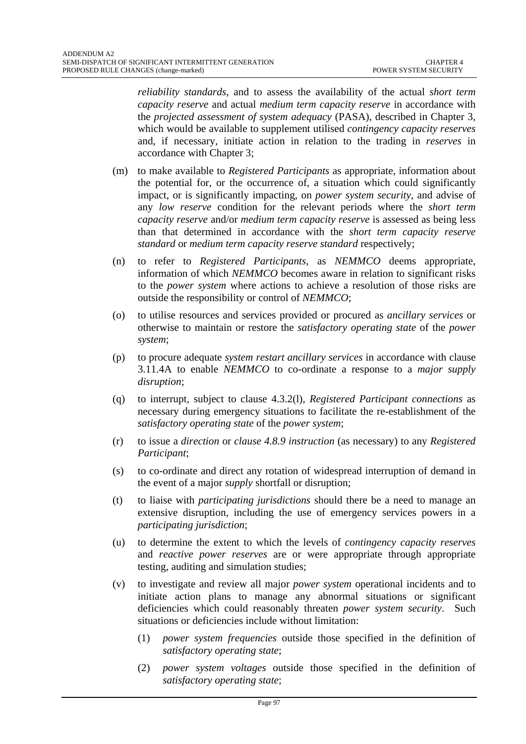*reliability standards*, and to assess the availability of the actual *short term capacity reserve* and actual *medium term capacity reserve* in accordance with the *projected assessment of system adequacy* (PASA), described in Chapter 3, which would be available to supplement utilised *contingency capacity reserves* and, if necessary, initiate action in relation to the trading in *reserves* in accordance with Chapter 3;

(m) to make available to *Registered Participants* as appropriate, information about the potential for, or the occurrence of, a situation which could significantly impact, or is significantly impacting, on *power system security*, and advise of any *low reserve* condition for the relevant periods where the *short term capacity reserve* and/or *medium term capacity reserve* is assessed as being less than that determined in accordance with the *short term capacity reserve standard* or *medium term capacity reserve standard* respectively;

(n) to refer to *Registered Participants*, as *NEMMCO* deems appropriate, information of which *NEMMCO* becomes aware in relation to significant risks to the *power system* where actions to achieve a resolution of those risks are outside the responsibility or control of *NEMMCO*;

(o) to utilise resources and services provided or procured as *ancillary services* or otherwise to maintain or restore the *satisfactory operating state* of the *power system*;

(p) to procure adequate *system restart ancillary services* in accordance with clause 3.11.4A to enable *NEMMCO* to co-ordinate a response to a *major supply disruption*;

(q) to interrupt, subject to clause 4.3.2(l), *Registered Participant connections* as necessary during emergency situations to facilitate the re-establishment of the *satisfactory operating state* of the *power system*;

(r) to issue a *direction* or *clause 4.8.9 instruction* (as necessary) to any *Registered Participant*;

(s) to co-ordinate and direct any rotation of widespread interruption of demand in the event of a major *supply* shortfall or disruption;

(t) to liaise with *participating jurisdictions* should there be a need to manage an extensive disruption, including the use of emergency services powers in a *participating jurisdiction*;

(u) to determine the extent to which the levels of *contingency capacity reserves* and *reactive power reserves* are or were appropriate through appropriate testing, auditing and simulation studies;

(v) to investigate and review all major *power system* operational incidents and to initiate action plans to manage any abnormal situations or significant deficiencies which could reasonably threaten *power system security*. Such situations or deficiencies include without limitation:

  (1) *power system frequencies* outside those specified in the definition of *satisfactory operating state*;

  (2) *power system voltages* outside those specified in the definition of *satisfactory operating state*;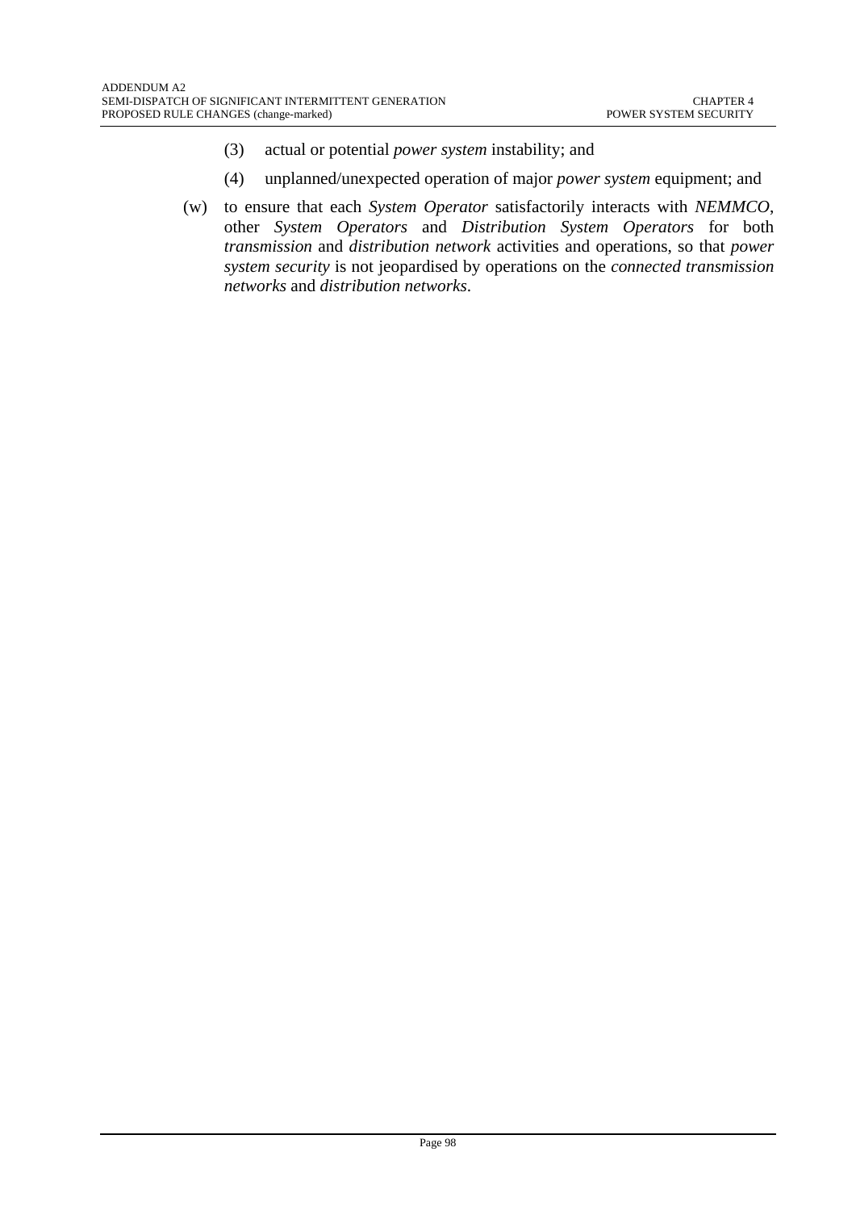(3) actual or potential *power system* instability; and

(4) unplanned/unexpected operation of major *power system* equipment; and

(w) to ensure that each *System Operator* satisfactorily interacts with *NEMMCO*, other *System Operators* and *Distribution System Operators* for both *transmission* and *distribution network* activities and operations, so that *power system security* is not jeopardised by operations on the *connected transmission networks* and *distribution networks*.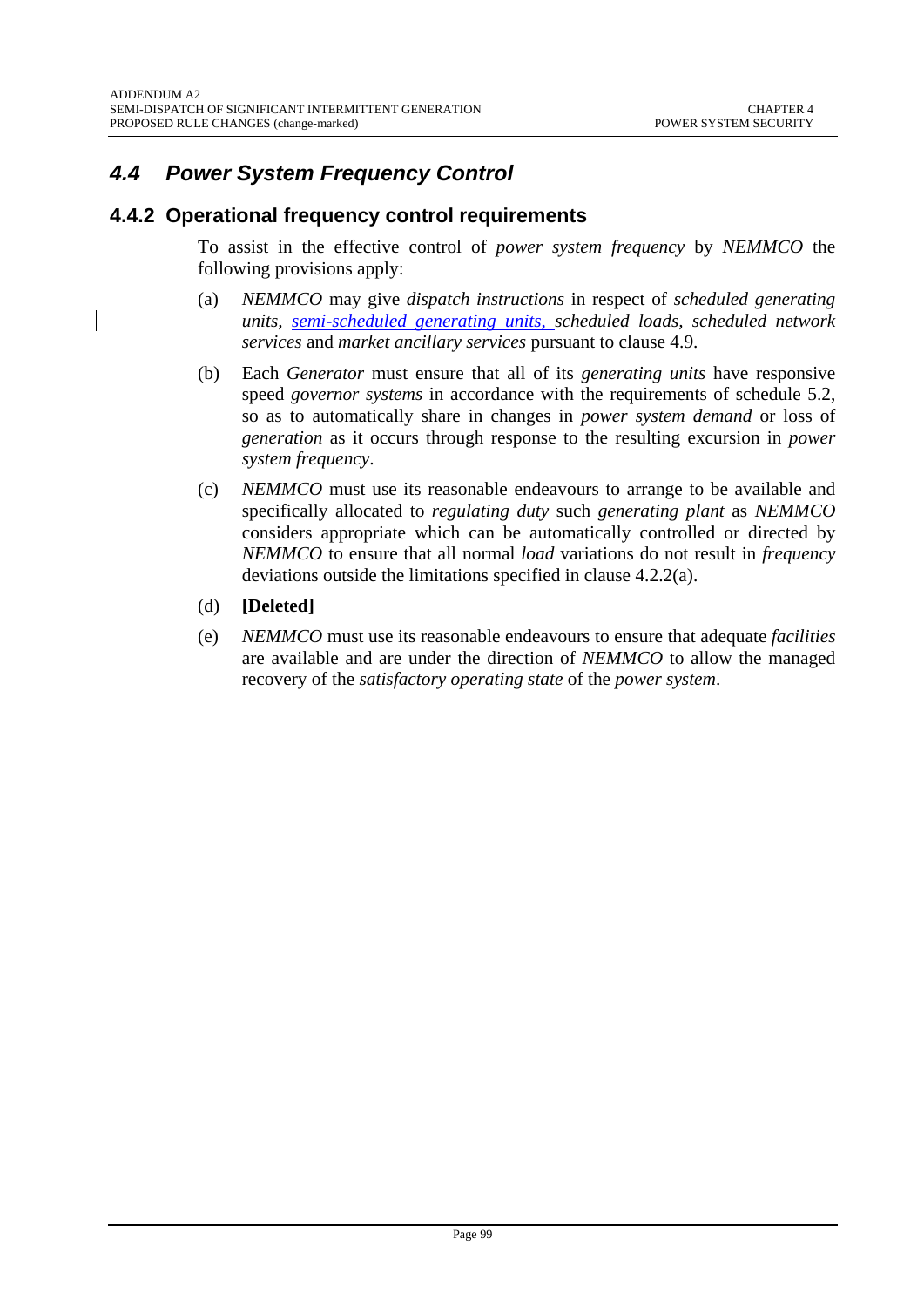## *4.4 Power System Frequency Control*

### 4.4.2 Operational frequency control requirements

To assist in the effective control of *power system frequency* by *NEMMCO* the following provisions apply:

(a) *NEMMCO* may give *dispatch instructions* in respect of *scheduled generating units*, *semi-scheduled generating units*, *scheduled loads*, *scheduled network services* and *market ancillary services* pursuant to clause 4.9.

(b) Each *Generator* must ensure that all of its *generating units* have responsive speed *governor systems* in accordance with the requirements of schedule 5.2, so as to automatically share in changes in *power system demand* or loss of *generation* as it occurs through response to the resulting excursion in *power system frequency*.

(c) *NEMMCO* must use its reasonable endeavours to arrange to be available and specifically allocated to *regulating duty* such *generating plant* as *NEMMCO* considers appropriate which can be automatically controlled or directed by *NEMMCO* to ensure that all normal *load* variations do not result in *frequency* deviations outside the limitations specified in clause 4.2.2(a).

(d) **[Deleted]**

(e) *NEMMCO* must use its reasonable endeavours to ensure that adequate *facilities* are available and are under the direction of *NEMMCO* to allow the managed recovery of the *satisfactory operating state* of the *power system*.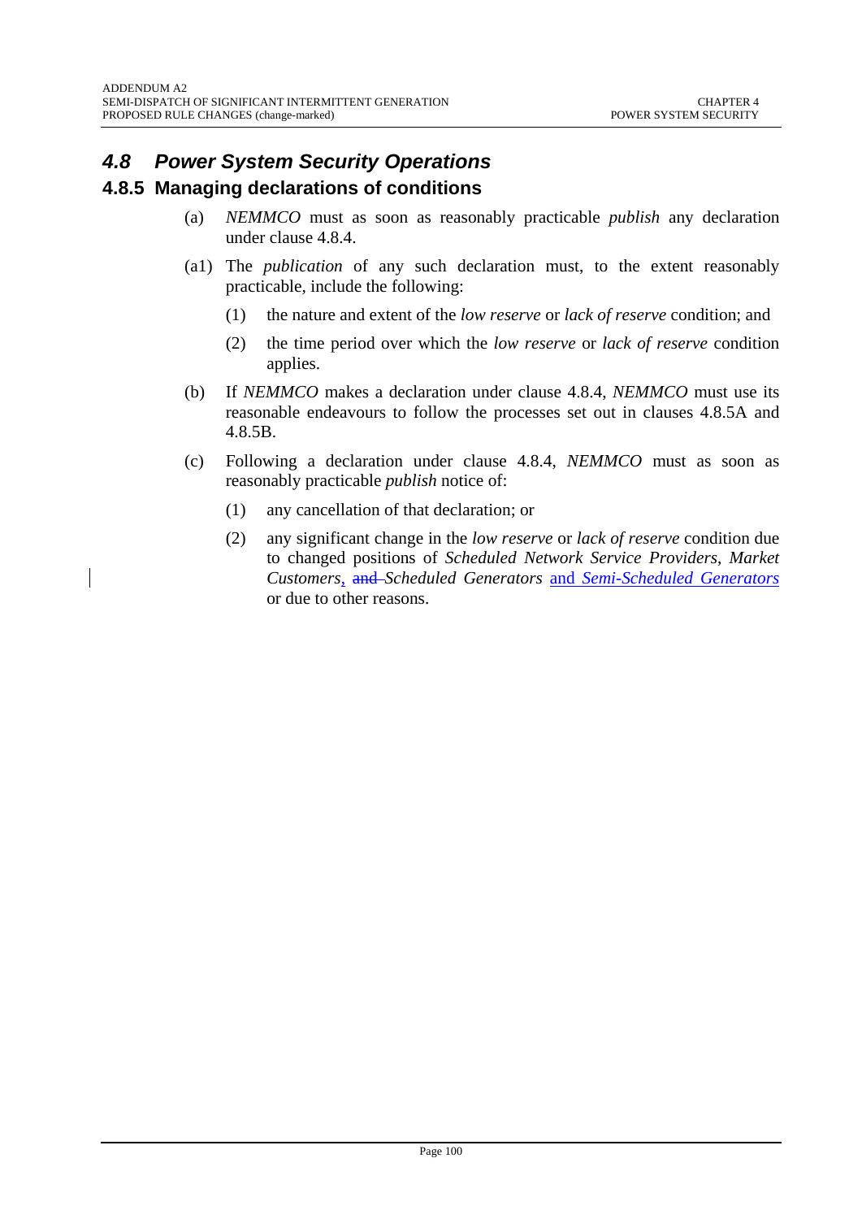## *4.8 Power System Security Operations*

### 4.8.5 Managing declarations of conditions

(a) *NEMMCO* must as soon as reasonably practicable *publish* any declaration under clause 4.8.4.

(a1) The *publication* of any such declaration must, to the extent reasonably practicable, include the following:

(1) the nature and extent of the *low reserve* or *lack of reserve* condition; and

(2) the time period over which the *low reserve* or *lack of reserve* condition applies.

(b) If *NEMMCO* makes a declaration under clause 4.8.4, *NEMMCO* must use its reasonable endeavours to follow the processes set out in clauses 4.8.5A and 4.8.5B.

(c) Following a declaration under clause 4.8.4, *NEMMCO* must as soon as reasonably practicable *publish* notice of:

(1) any cancellation of that declaration; or

(2) any significant change in the *low reserve* or *lack of reserve* condition due to changed positions of *Scheduled Network Service Providers*, *Market Customers*, ~~and~~ *Scheduled Generators* and *Semi-Scheduled Generators* or due to other reasons.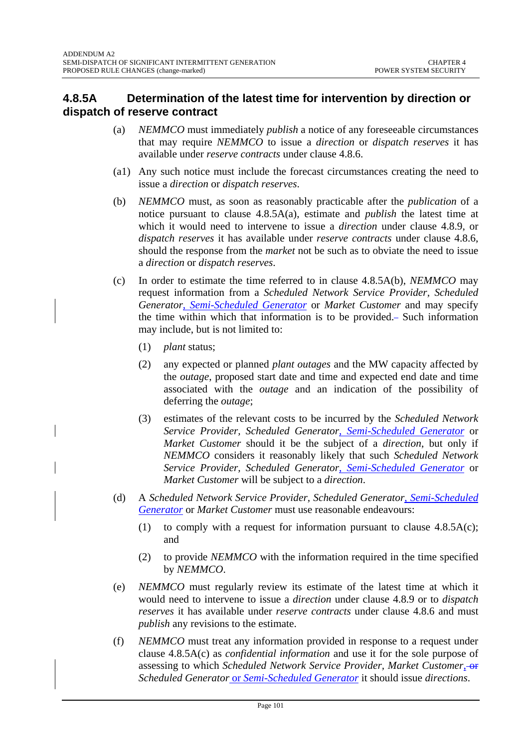## 4.8.5A Determination of the latest time for intervention by direction or dispatch of reserve contract

(a) *NEMMCO* must immediately *publish* a notice of any foreseeable circumstances that may require *NEMMCO* to issue a *direction* or *dispatch reserves* it has available under *reserve contracts* under clause 4.8.6.

(a1) Any such notice must include the forecast circumstances creating the need to issue a *direction* or *dispatch reserves*.

(b) *NEMMCO* must, as soon as reasonably practicable after the *publication* of a notice pursuant to clause 4.8.5A(a), estimate and *publish* the latest time at which it would need to intervene to issue a *direction* under clause 4.8.9, or *dispatch reserves* it has available under *reserve contracts* under clause 4.8.6, should the response from the *market* not be such as to obviate the need to issue a *direction* or *dispatch reserves*.

(c) In order to estimate the time referred to in clause 4.8.5A(b), *NEMMCO* may request information from a *Scheduled Network Service Provider*, *Scheduled Generator*, *Semi-Scheduled Generator* or *Market Customer* and may specify the time within which that information is to be provided. Such information may include, but is not limited to:

   (1) *plant* status;

   (2) any expected or planned *plant outages* and the MW capacity affected by the *outage*, proposed start date and time and expected end date and time associated with the *outage* and an indication of the possibility of deferring the *outage*;

   (3) estimates of the relevant costs to be incurred by the *Scheduled Network Service Provider*, *Scheduled Generator*, *Semi-Scheduled Generator* or *Market Customer* should it be the subject of a *direction*, but only if *NEMMCO* considers it reasonably likely that such *Scheduled Network Service Provider*, *Scheduled Generator*, *Semi-Scheduled Generator* or *Market Customer* will be subject to a *direction*.

(d) A *Scheduled Network Service Provider*, *Scheduled Generator*, *Semi-Scheduled Generator* or *Market Customer* must use reasonable endeavours:

   (1) to comply with a request for information pursuant to clause 4.8.5A(c); and

   (2) to provide *NEMMCO* with the information required in the time specified by *NEMMCO*.

(e) *NEMMCO* must regularly review its estimate of the latest time at which it would need to intervene to issue a *direction* under clause 4.8.9 or to *dispatch reserves* it has available under *reserve contracts* under clause 4.8.6 and must *publish* any revisions to the estimate.

(f) *NEMMCO* must treat any information provided in response to a request under clause 4.8.5A(c) as *confidential information* and use it for the sole purpose of assessing to which *Scheduled Network Service Provider*, *Market Customer*, ~~or~~ *Scheduled Generator* or *Semi-Scheduled Generator* it should issue *directions*.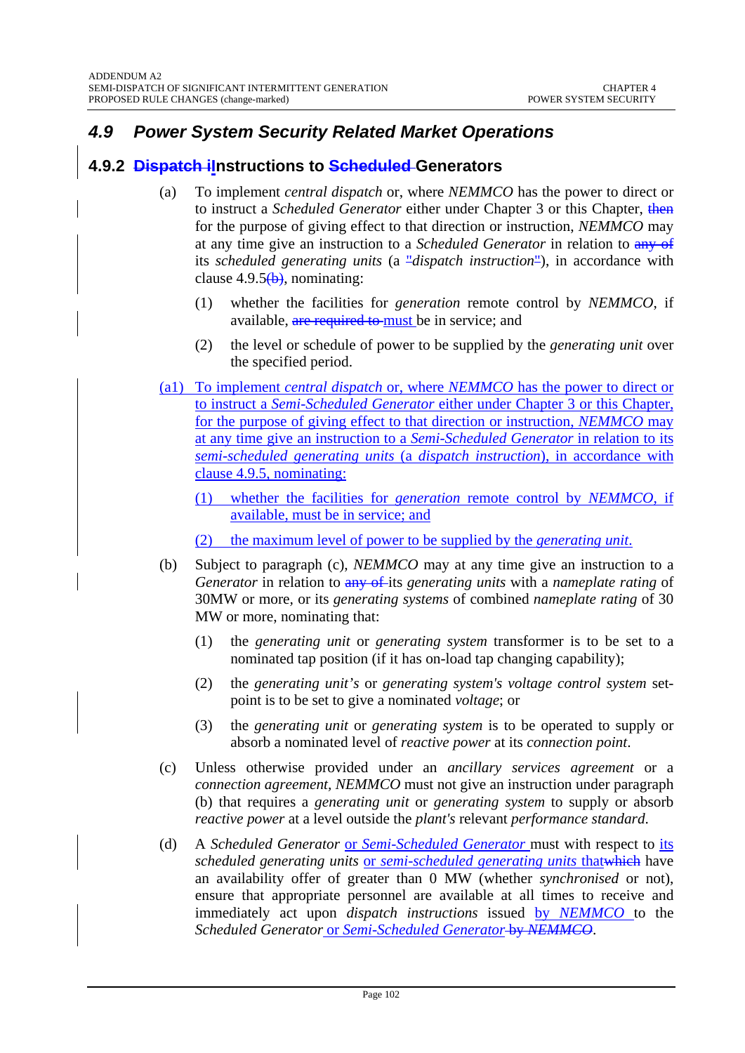## 4.9 Power System Security Related Market Operations

### 4.9.2 ~~Dispatch i~~Instructions to ~~Scheduled~~ Generators

(a) To implement *central dispatch* or, where *NEMMCO* has the power to direct or to instruct a *Scheduled Generator* either under Chapter 3 or this Chapter, ~~then~~ for the purpose of giving effect to that direction or instruction, *NEMMCO* may at any time give an instruction to a *Scheduled Generator* in relation to ~~any of~~ its *scheduled generating units* (a ~~"~~*dispatch instruction*~~"~~), in accordance with clause 4.9.5~~(b)~~, nominating:

(1) whether the facilities for *generation* remote control by *NEMMCO*, if available, ~~are required to~~ must be in service; and

(2) the level or schedule of power to be supplied by the *generating unit* over the specified period.

(a1) To implement *central dispatch* or, where *NEMMCO* has the power to direct or to instruct a *Semi-Scheduled Generator* either under Chapter 3 or this Chapter, for the purpose of giving effect to that direction or instruction, *NEMMCO* may at any time give an instruction to a *Semi-Scheduled Generator* in relation to its *semi-scheduled generating units* (a *dispatch instruction*), in accordance with clause 4.9.5, nominating:

(1) whether the facilities for *generation* remote control by *NEMMCO*, if available, must be in service; and

(2) the maximum level of power to be supplied by the *generating unit*.

(b) Subject to paragraph (c), *NEMMCO* may at any time give an instruction to a *Generator* in relation to ~~any of~~ its *generating units* with a *nameplate rating* of 30MW or more, or its *generating systems* of combined *nameplate rating* of 30 MW or more, nominating that:

(1) the *generating unit* or *generating system* transformer is to be set to a nominated tap position (if it has on-load tap changing capability);

(2) the *generating unit's* or *generating system's voltage control system* set-point is to be set to give a nominated *voltage*; or

(3) the *generating unit* or *generating system* is to be operated to supply or absorb a nominated level of *reactive power* at its *connection point*.

(c) Unless otherwise provided under an *ancillary services agreement* or a *connection agreement*, *NEMMCO* must not give an instruction under paragraph (b) that requires a *generating unit* or *generating system* to supply or absorb *reactive power* at a level outside the *plant's* relevant *performance standard*.

(d) A *Scheduled Generator* or *Semi-Scheduled Generator* must with respect to its *scheduled generating units* or *semi-scheduled generating units* that~~which~~ have an availability offer of greater than 0 MW (whether *synchronised* or not), ensure that appropriate personnel are available at all times to receive and immediately act upon *dispatch instructions* issued by *NEMMCO* to the *Scheduled Generator* or *Semi-Scheduled Generator* ~~by *NEMMCO*~~.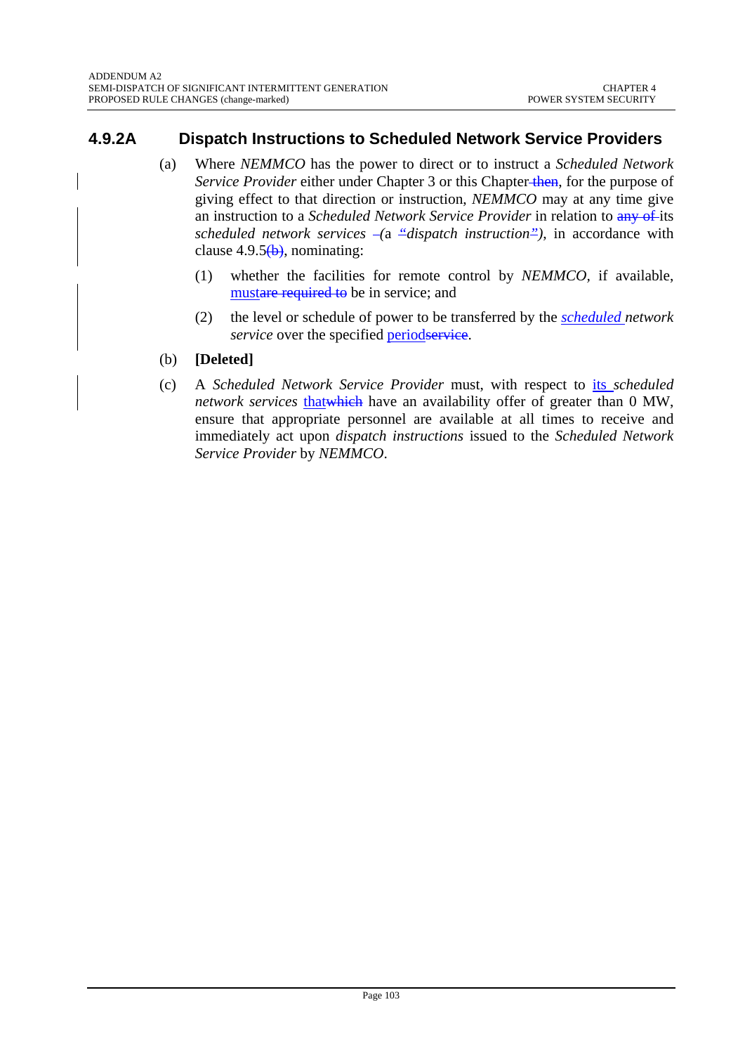### 4.9.2A Dispatch Instructions to Scheduled Network Service Providers

(a) Where *NEMMCO* has the power to direct or to instruct a *Scheduled Network Service Provider* either under Chapter 3 or this Chapter ~~then~~, for the purpose of giving effect to that direction or instruction, *NEMMCO* may at any time give an instruction to a *Scheduled Network Service Provider* in relation to ~~any of~~ its *scheduled network services* ~~-~~(a "*dispatch instruction*"), in accordance with clause 4.9.5~~(b)~~, nominating:

(1) whether the facilities for remote control by *NEMMCO*, if available, must~~are required to~~ be in service; and

(2) the level or schedule of power to be transferred by the *scheduled network service* over the specified period~~service~~.

(b) **[Deleted]**

(c) A *Scheduled Network Service Provider* must, with respect to its *scheduled network services* that~~which~~ have an availability offer of greater than 0 MW, ensure that appropriate personnel are available at all times to receive and immediately act upon *dispatch instructions* issued to the *Scheduled Network Service Provider* by *NEMMCO*.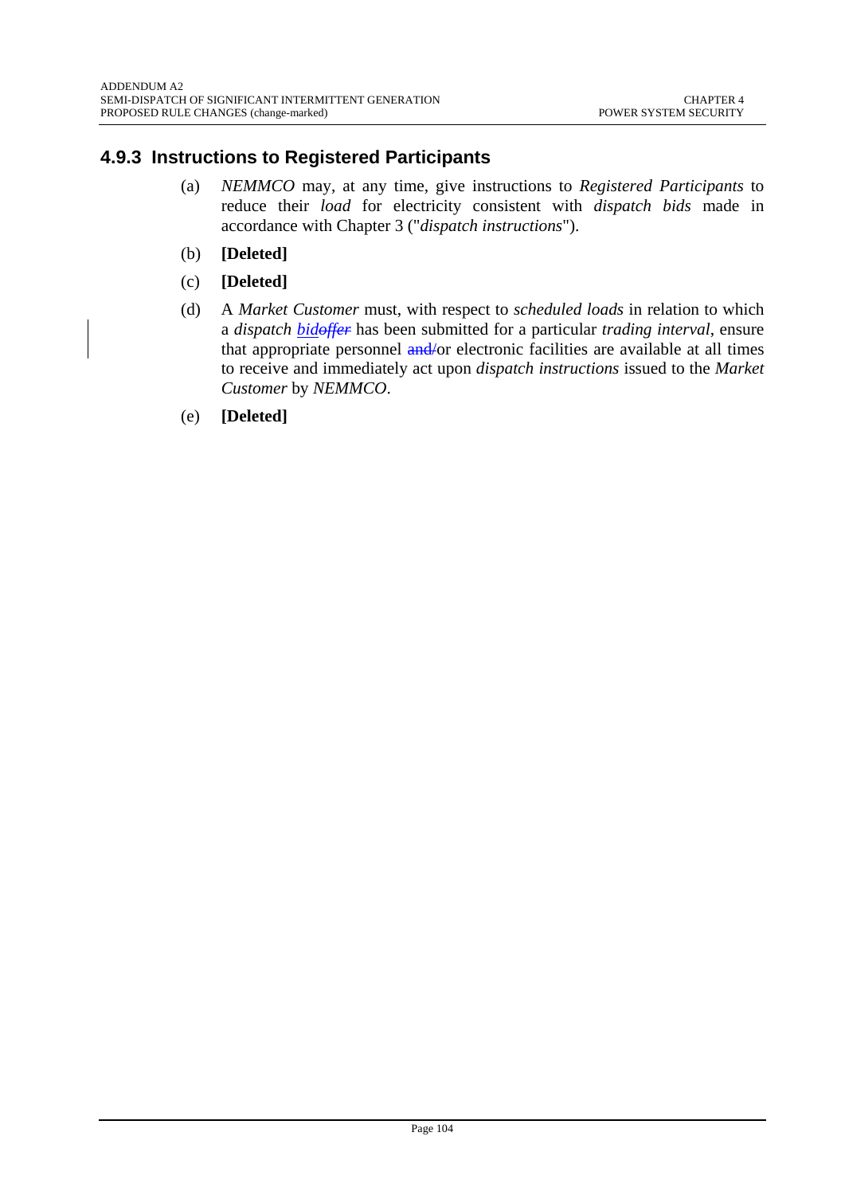## 4.9.3 Instructions to Registered Participants

(a) *NEMMCO* may, at any time, give instructions to *Registered Participants* to reduce their *load* for electricity consistent with *dispatch bids* made in accordance with Chapter 3 ("*dispatch instructions*").

(b) **[Deleted]**

(c) **[Deleted]**

(d) A *Market Customer* must, with respect to *scheduled loads* in relation to which a *dispatch* ~~*offer*~~*bid* has been submitted for a particular *trading interval*, ensure that appropriate personnel ~~and/~~or electronic facilities are available at all times to receive and immediately act upon *dispatch instructions* issued to the *Market Customer* by *NEMMCO*.

(e) **[Deleted]**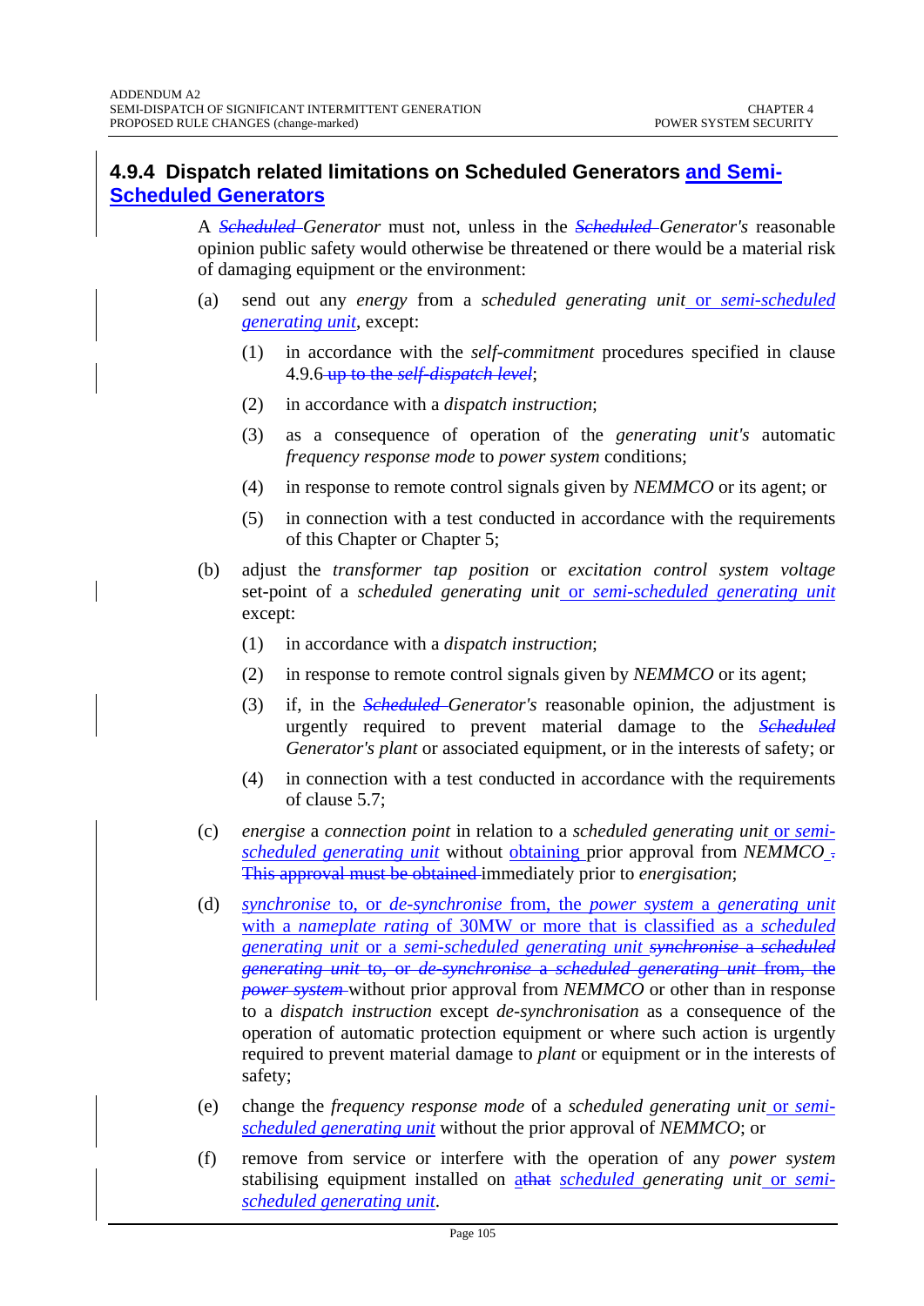## 4.9.4 Dispatch related limitations on Scheduled Generators and Semi-Scheduled Generators

A ~~*Scheduled*~~ *Generator* must not, unless in the ~~*Scheduled*~~ *Generator's* reasonable opinion public safety would otherwise be threatened or there would be a material risk of damaging equipment or the environment:

(a) send out any *energy* from a *scheduled generating unit* or *semi-scheduled generating unit*, except:

(1) in accordance with the *self-commitment* procedures specified in clause 4.9.6 ~~up to the *self-dispatch level*~~;

(2) in accordance with a *dispatch instruction*;

(3) as a consequence of operation of the *generating unit's* automatic *frequency response mode* to *power system* conditions;

(4) in response to remote control signals given by *NEMMCO* or its agent; or

(5) in connection with a test conducted in accordance with the requirements of this Chapter or Chapter 5;

(b) adjust the *transformer tap position* or *excitation control system voltage* set-point of a *scheduled generating unit* or *semi-scheduled generating unit* except:

(1) in accordance with a *dispatch instruction*;

(2) in response to remote control signals given by *NEMMCO* or its agent;

(3) if, in the ~~*Scheduled*~~ *Generator's* reasonable opinion, the adjustment is urgently required to prevent material damage to the ~~*Scheduled*~~ *Generator's plant* or associated equipment, or in the interests of safety; or

(4) in connection with a test conducted in accordance with the requirements of clause 5.7;

(c) *energise* a *connection point* in relation to a *scheduled generating unit* or *semi-scheduled generating unit* without obtaining prior approval from *NEMMCO* ~~. This approval must be obtained~~ immediately prior to *energisation*;

(d) *synchronise* to, or *de-synchronise* from, the *power system* a *generating unit* with a *nameplate rating* of 30MW or more that is classified as a *scheduled generating unit* or a *semi-scheduled generating unit* ~~*synchronise* a *scheduled generating unit* to, or *de-synchronise* a *scheduled generating unit* from, the *power system*~~ without prior approval from *NEMMCO* or other than in response to a *dispatch instruction* except *de-synchronisation* as a consequence of the operation of automatic protection equipment or where such action is urgently required to prevent material damage to *plant* or equipment or in the interests of safety;

(e) change the *frequency response mode* of a *scheduled generating unit* or *semi-scheduled generating unit* without the prior approval of *NEMMCO*; or

(f) remove from service or interfere with the operation of any *power system* stabilising equipment installed on a~~that~~ *scheduled generating unit* or *semi-scheduled generating unit*.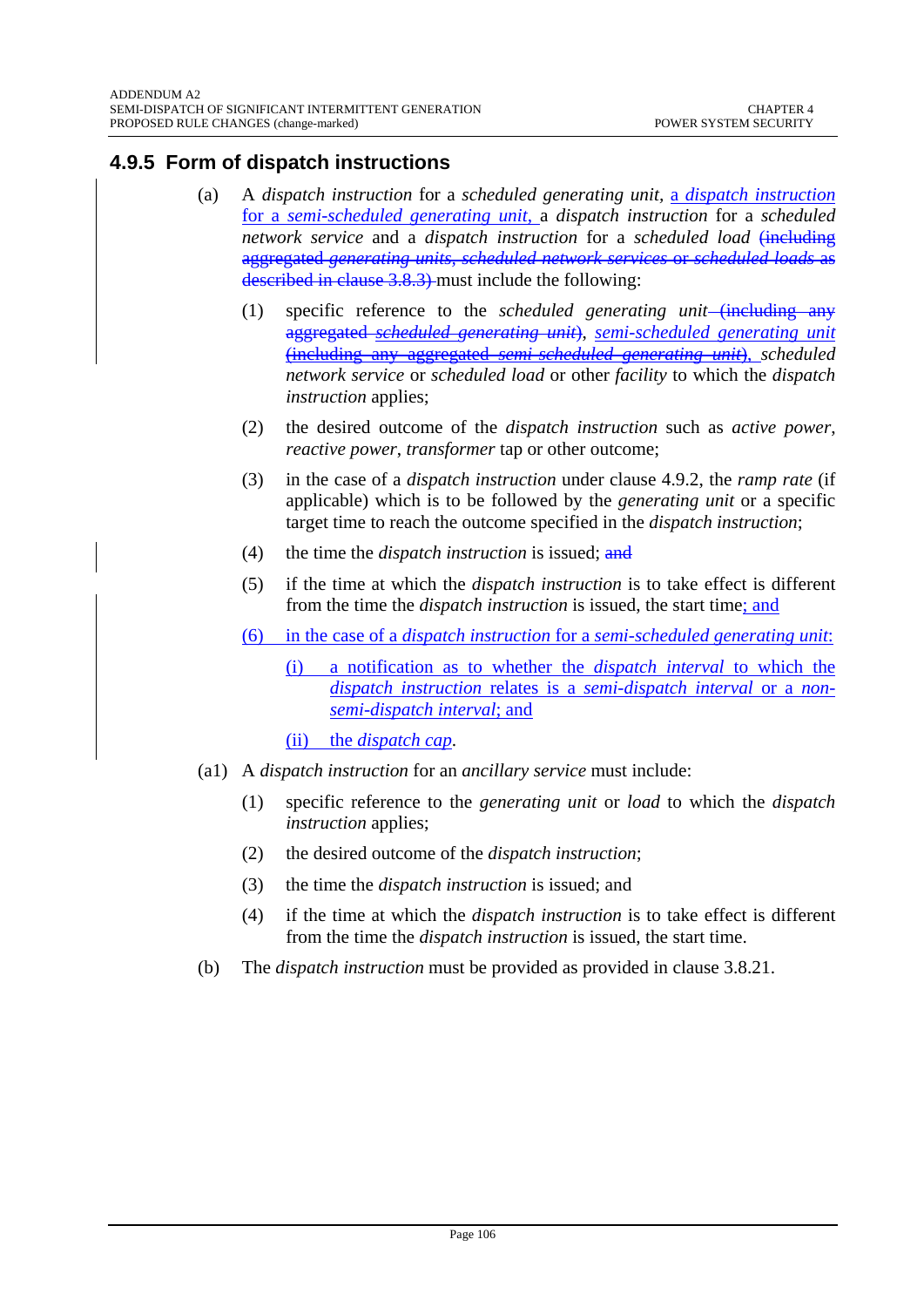## 4.9.5 Form of dispatch instructions

(a) A *dispatch instruction* for a *scheduled generating unit*, a *dispatch instruction* for a *semi-scheduled generating unit*, a *dispatch instruction* for a *scheduled network service* and a *dispatch instruction* for a *scheduled load* ~~(including aggregated *generating units*, *scheduled network services* or *scheduled loads* as described in clause 3.8.3)~~ must include the following:

(1) specific reference to the *scheduled generating unit* ~~(including any aggregated *scheduled generating unit*)~~, *semi-scheduled generating unit* ~~(including any aggregated *semi-scheduled generating unit*)~~, *scheduled network service* or *scheduled load* or other *facility* to which the *dispatch instruction* applies;

(2) the desired outcome of the *dispatch instruction* such as *active power*, *reactive power*, *transformer* tap or other outcome;

(3) in the case of a *dispatch instruction* under clause 4.9.2, the *ramp rate* (if applicable) which is to be followed by the *generating unit* or a specific target time to reach the outcome specified in the *dispatch instruction*;

(4) the time the *dispatch instruction* is issued; ~~and~~

(5) if the time at which the *dispatch instruction* is to take effect is different from the time the *dispatch instruction* is issued, the start time; and

(6) in the case of a *dispatch instruction* for a *semi-scheduled generating unit*:

(i) a notification as to whether the *dispatch interval* to which the *dispatch instruction* relates is a *semi-dispatch interval* or a *non-semi-dispatch interval*; and

(ii) the *dispatch cap*.

(a1) A *dispatch instruction* for an *ancillary service* must include:

(1) specific reference to the *generating unit* or *load* to which the *dispatch instruction* applies;

(2) the desired outcome of the *dispatch instruction*;

(3) the time the *dispatch instruction* is issued; and

(4) if the time at which the *dispatch instruction* is to take effect is different from the time the *dispatch instruction* is issued, the start time.

(b) The *dispatch instruction* must be provided as provided in clause 3.8.21.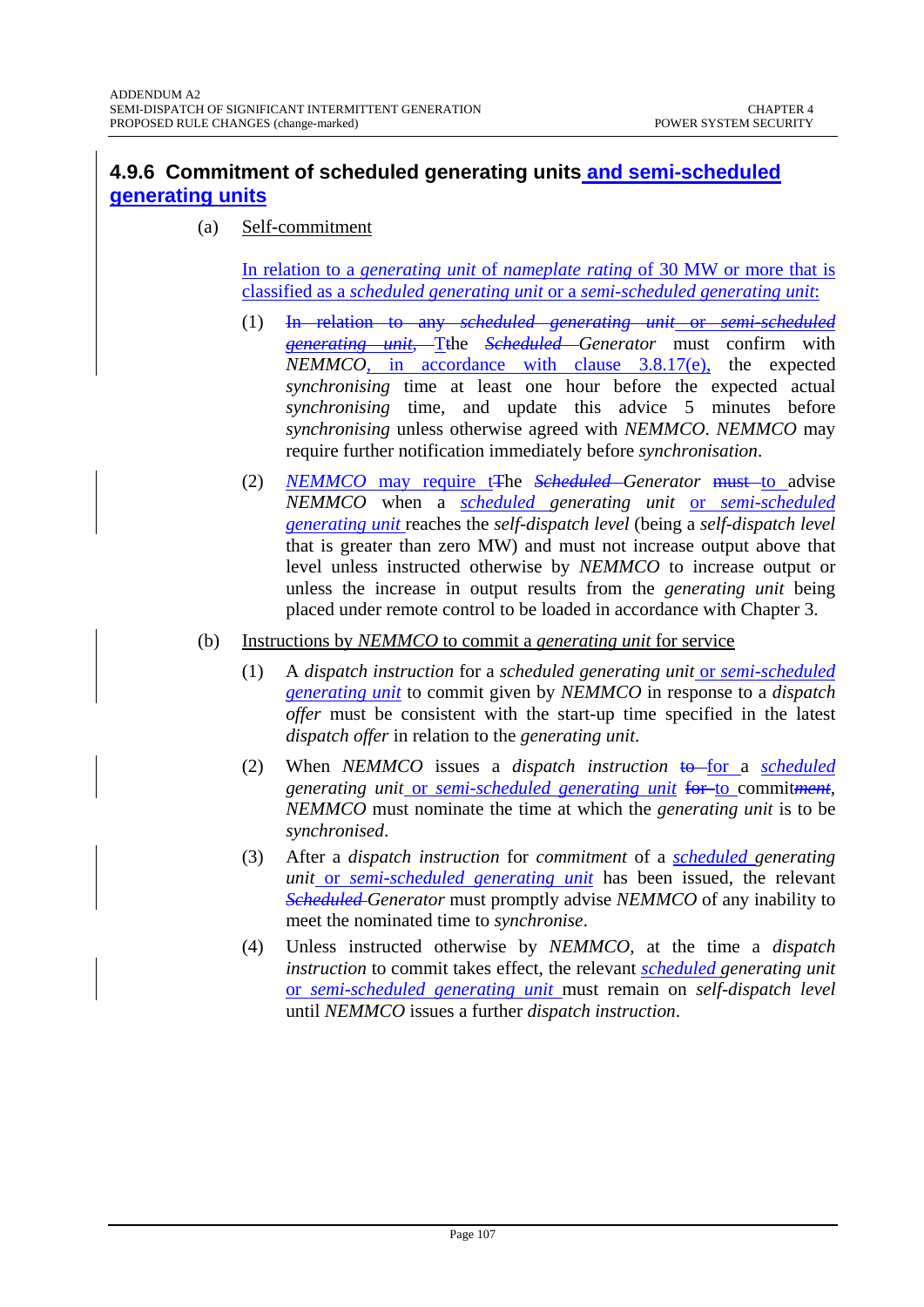## 4.9.6 Commitment of scheduled generating units and semi-scheduled generating units

(a) Self-commitment

In relation to a *generating unit* of *nameplate rating* of 30 MW or more that is classified as a *scheduled generating unit* or a *semi-scheduled generating unit*:

(1) ~~In relation to any *scheduled generating unit* or *semi-scheduled generating unit*,~~ Tthe ~~*Scheduled*~~ *Generator* must confirm with *NEMMCO*, in accordance with clause 3.8.17(e), the expected *synchronising* time at least one hour before the expected actual *synchronising* time, and update this advice 5 minutes before *synchronising* unless otherwise agreed with *NEMMCO*. *NEMMCO* may require further notification immediately before *synchronisation*.

(2) *NEMMCO* may require tThe ~~*Scheduled*~~ *Generator* ~~must~~ to advise *NEMMCO* when a *scheduled generating unit* or *semi-scheduled generating unit* reaches the *self-dispatch level* (being a *self-dispatch level* that is greater than zero MW) and must not increase output above that level unless instructed otherwise by *NEMMCO* to increase output or unless the increase in output results from the *generating unit* being placed under remote control to be loaded in accordance with Chapter 3.

(b) Instructions by *NEMMCO* to commit a *generating unit* for service

(1) A *dispatch instruction* for a *scheduled generating unit* or *semi-scheduled generating unit* to commit given by *NEMMCO* in response to a *dispatch offer* must be consistent with the start-up time specified in the latest *dispatch offer* in relation to the *generating unit*.

(2) When *NEMMCO* issues a *dispatch instruction* ~~to~~ for a *scheduled generating unit* or *semi-scheduled generating unit* ~~for~~ to commit~~*ment*~~, *NEMMCO* must nominate the time at which the *generating unit* is to be *synchronised*.

(3) After a *dispatch instruction* for *commitment* of a *scheduled generating unit* or *semi-scheduled generating unit* has been issued, the relevant ~~*Scheduled*~~ *Generator* must promptly advise *NEMMCO* of any inability to meet the nominated time to *synchronise*.

(4) Unless instructed otherwise by *NEMMCO*, at the time a *dispatch instruction* to commit takes effect, the relevant *scheduled generating unit* or *semi-scheduled generating unit* must remain on *self-dispatch level* until *NEMMCO* issues a further *dispatch instruction*.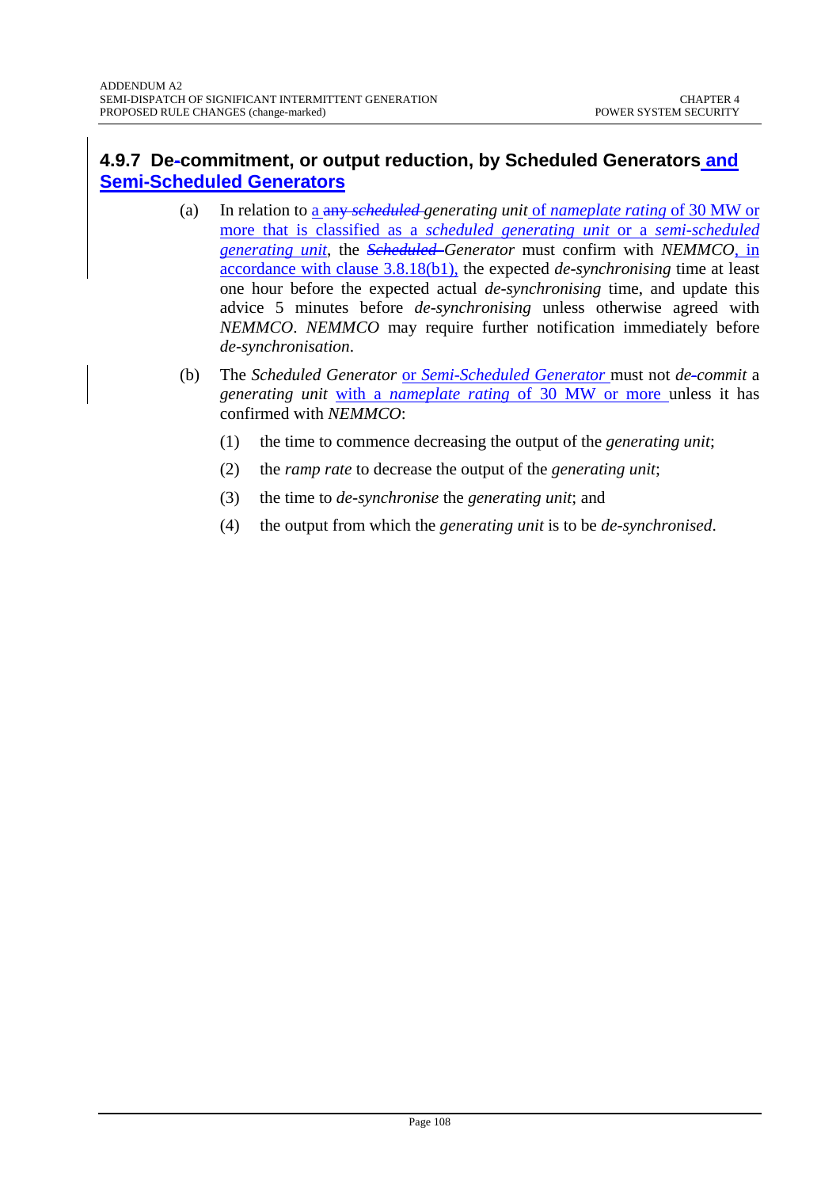## 4.9.7 De-commitment, or output reduction, by Scheduled Generators and Semi-Scheduled Generators

(a) In relation to a ~~any~~ ~~*scheduled*~~ *generating unit* of *nameplate rating* of 30 MW or more that is classified as a *scheduled generating unit* or a *semi-scheduled generating unit*, the ~~*Scheduled*~~ *Generator* must confirm with *NEMMCO*, in accordance with clause 3.8.18(b1), the expected *de-synchronising* time at least one hour before the expected actual *de-synchronising* time, and update this advice 5 minutes before *de-synchronising* unless otherwise agreed with *NEMMCO*. *NEMMCO* may require further notification immediately before *de-synchronisation*.

(b) The *Scheduled Generator* or *Semi-Scheduled Generator* must not *de-commit* a *generating unit* with a *nameplate rating* of 30 MW or more unless it has confirmed with *NEMMCO*:

   (1) the time to commence decreasing the output of the *generating unit*;

   (2) the *ramp rate* to decrease the output of the *generating unit*;

   (3) the time to *de-synchronise* the *generating unit*; and

   (4) the output from which the *generating unit* is to be *de-synchronised*.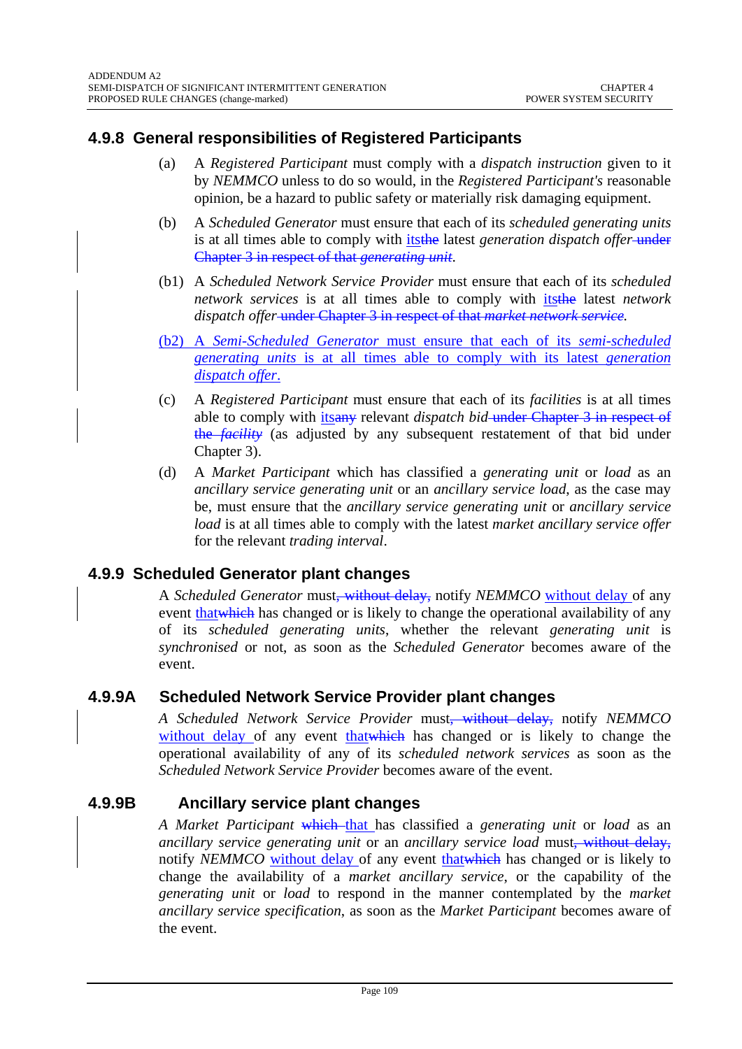### 4.9.8 General responsibilities of Registered Participants

(a) A *Registered Participant* must comply with a *dispatch instruction* given to it by *NEMMCO* unless to do so would, in the *Registered Participant's* reasonable opinion, be a hazard to public safety or materially risk damaging equipment.

(b) A *Scheduled Generator* must ensure that each of its *scheduled generating units* is at all times able to comply with itsthe latest *generation dispatch offer* under Chapter 3 in respect of that *generating unit*.

(b1) A *Scheduled Network Service Provider* must ensure that each of its *scheduled network services* is at all times able to comply with itsthe latest *network dispatch offer* under Chapter 3 in respect of that *market network service*.

(b2) A *Semi-Scheduled Generator* must ensure that each of its *semi-scheduled generating units* is at all times able to comply with its latest *generation dispatch offer*.

(c) A *Registered Participant* must ensure that each of its *facilities* is at all times able to comply with itsany relevant *dispatch bid* under Chapter 3 in respect of the *facility* (as adjusted by any subsequent restatement of that bid under Chapter 3).

(d) A *Market Participant* which has classified a *generating unit* or *load* as an *ancillary service generating unit* or an *ancillary service load*, as the case may be, must ensure that the *ancillary service generating unit* or *ancillary service load* is at all times able to comply with the latest *market ancillary service offer* for the relevant *trading interval*.

### 4.9.9 Scheduled Generator plant changes

A *Scheduled Generator* must, without delay, notify *NEMMCO* without delay of any event thatwhich has changed or is likely to change the operational availability of any of its *scheduled generating units*, whether the relevant *generating unit* is *synchronised* or not, as soon as the *Scheduled Generator* becomes aware of the event.

### 4.9.9A Scheduled Network Service Provider plant changes

*A Scheduled Network Service Provider* must, without delay, notify *NEMMCO* without delay of any event thatwhich has changed or is likely to change the operational availability of any of its *scheduled network services* as soon as the *Scheduled Network Service Provider* becomes aware of the event.

### 4.9.9B Ancillary service plant changes

*A Market Participant* which that has classified a *generating unit* or *load* as an *ancillary service generating unit* or an *ancillary service load* must, without delay, notify *NEMMCO* without delay of any event thatwhich has changed or is likely to change the availability of a *market ancillary service*, or the capability of the *generating unit* or *load* to respond in the manner contemplated by the *market ancillary service specification*, as soon as the *Market Participant* becomes aware of the event.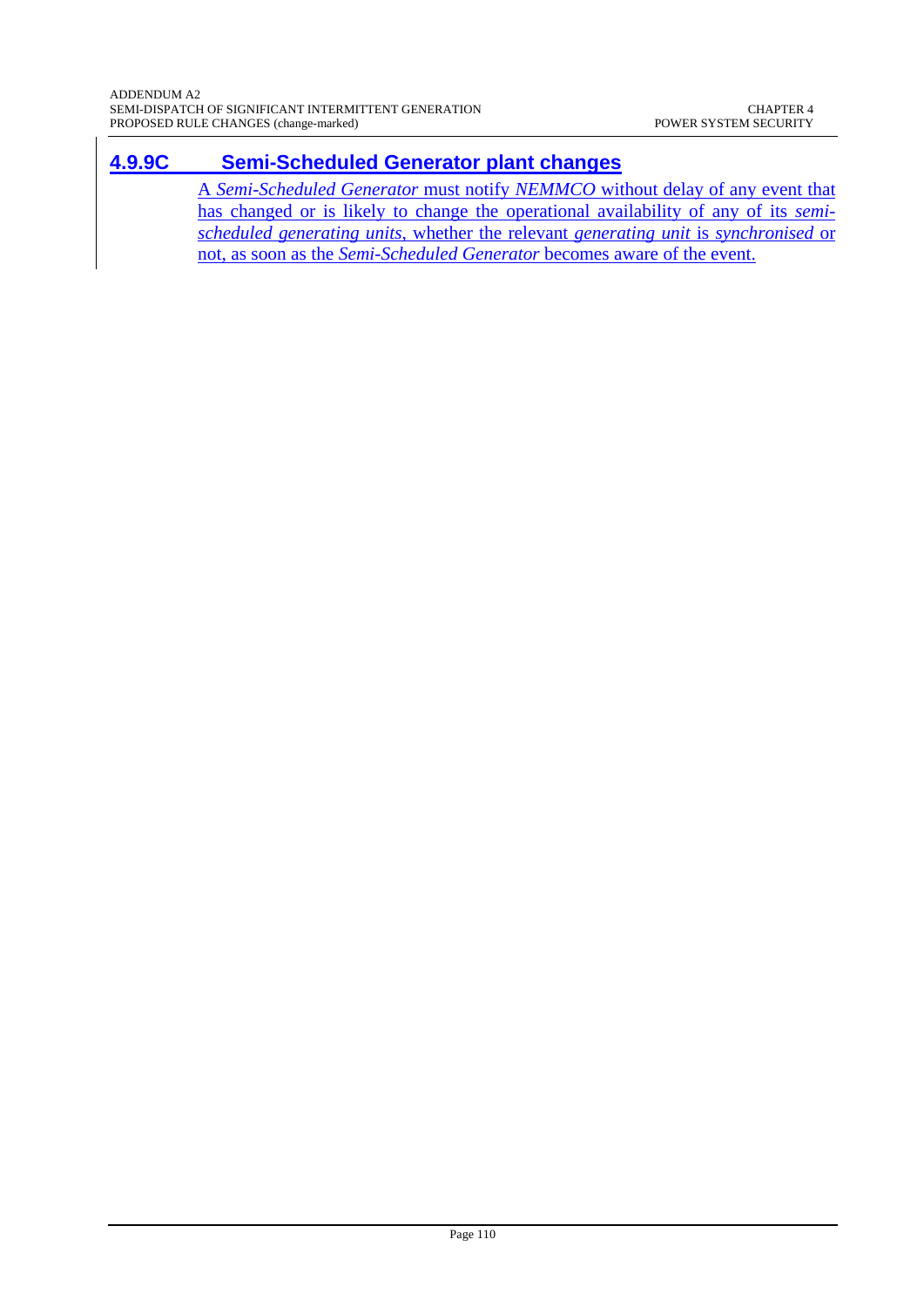## 4.9.9C Semi-Scheduled Generator plant changes

A *Semi-Scheduled Generator* must notify *NEMMCO* without delay of any event that has changed or is likely to change the operational availability of any of its *semi-scheduled generating units*, whether the relevant *generating unit* is *synchronised* or not, as soon as the *Semi-Scheduled Generator* becomes aware of the event.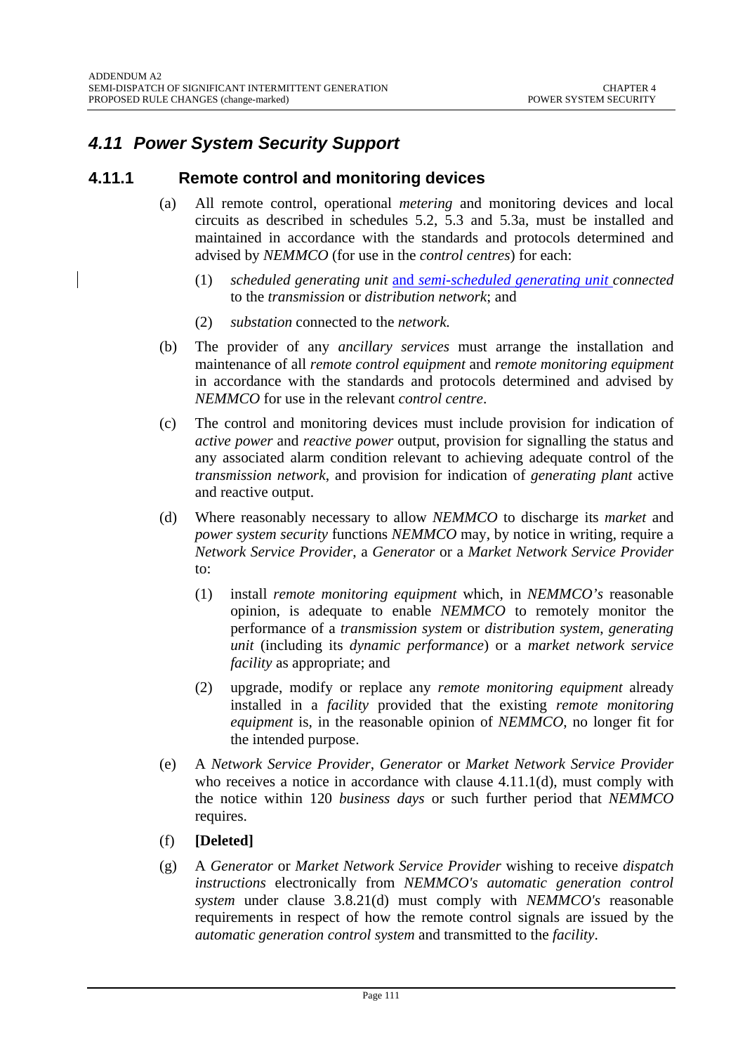## 4.11 Power System Security Support

### 4.11.1 Remote control and monitoring devices

(a) All remote control, operational *metering* and monitoring devices and local circuits as described in schedules 5.2, 5.3 and 5.3a, must be installed and maintained in accordance with the standards and protocols determined and advised by *NEMMCO* (for use in the *control centres*) for each:

   (1) *scheduled generating unit* and *semi-scheduled generating unit* *connected* to the *transmission* or *distribution network*; and

   (2) *substation* connected to the *network.*

(b) The provider of any *ancillary services* must arrange the installation and maintenance of all *remote control equipment* and *remote monitoring equipment* in accordance with the standards and protocols determined and advised by *NEMMCO* for use in the relevant *control centre*.

(c) The control and monitoring devices must include provision for indication of *active power* and *reactive power* output, provision for signalling the status and any associated alarm condition relevant to achieving adequate control of the *transmission network*, and provision for indication of *generating plant* active and reactive output.

(d) Where reasonably necessary to allow *NEMMCO* to discharge its *market* and *power system security* functions *NEMMCO* may, by notice in writing, require a *Network Service Provider*, a *Generator* or a *Market Network Service Provider* to:

   (1) install *remote monitoring equipment* which, in *NEMMCO's* reasonable opinion, is adequate to enable *NEMMCO* to remotely monitor the performance of a *transmission system* or *distribution system*, *generating unit* (including its *dynamic performance*) or a *market network service facility* as appropriate; and

   (2) upgrade, modify or replace any *remote monitoring equipment* already installed in a *facility* provided that the existing *remote monitoring equipment* is, in the reasonable opinion of *NEMMCO*, no longer fit for the intended purpose.

(e) A *Network Service Provider*, *Generator* or *Market Network Service Provider* who receives a notice in accordance with clause 4.11.1(d), must comply with the notice within 120 *business days* or such further period that *NEMMCO* requires.

(f) **[Deleted]**

(g) A *Generator* or *Market Network Service Provider* wishing to receive *dispatch instructions* electronically from *NEMMCO's automatic generation control system* under clause 3.8.21(d) must comply with *NEMMCO's* reasonable requirements in respect of how the remote control signals are issued by the *automatic generation control system* and transmitted to the *facility*.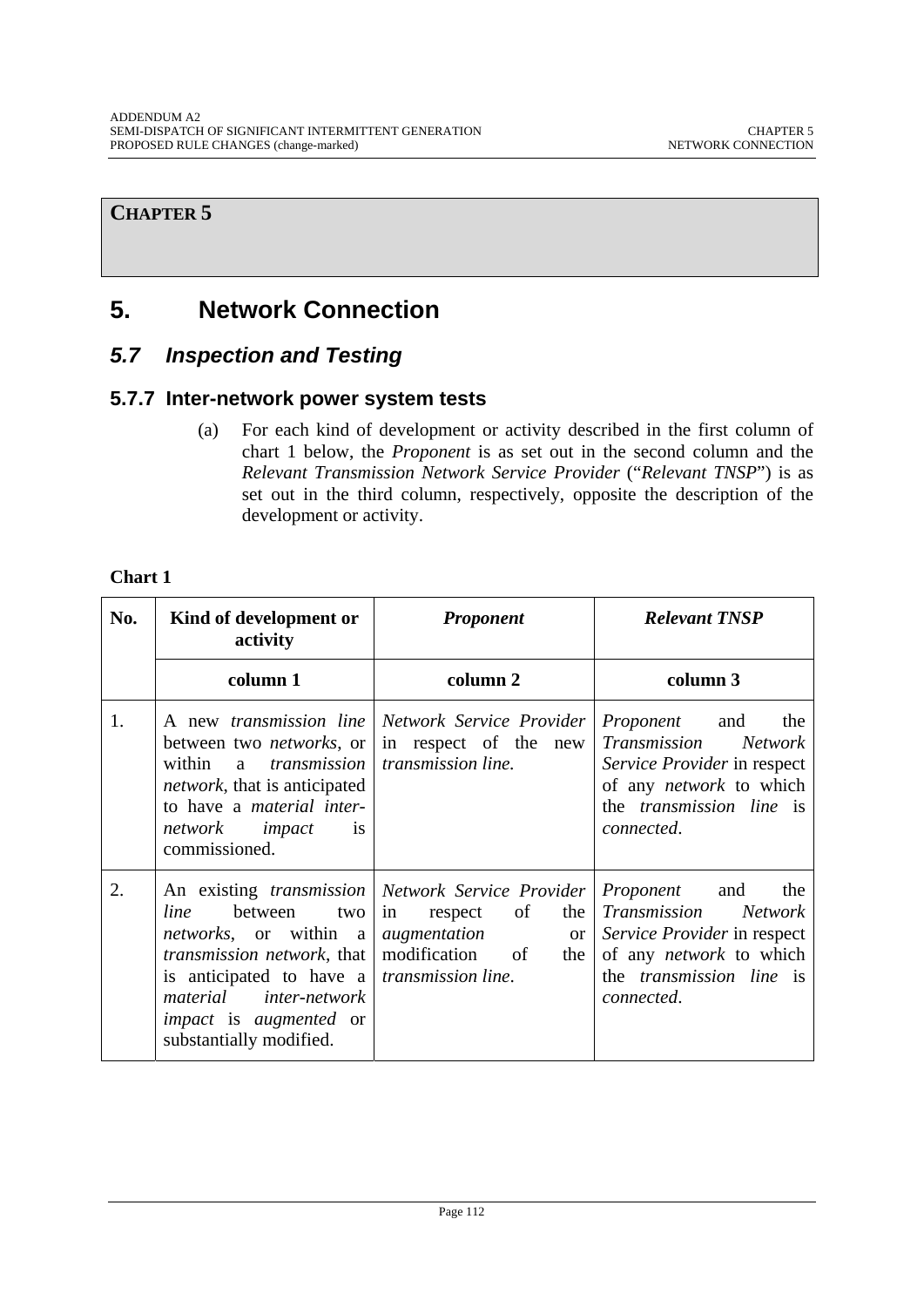## CHAPTER 5

# 5. Network Connection

## *5.7 Inspection and Testing*

### 5.7.7 Inter-network power system tests

(a) For each kind of development or activity described in the first column of chart 1 below, the *Proponent* is as set out in the second column and the *Relevant Transmission Network Service Provider* ("*Relevant TNSP*") is as set out in the third column, respectively, opposite the description of the development or activity.

**Chart 1**

| No. | Kind of development or activity | *Proponent* | *Relevant TNSP* |
|---|---|---|---|
| | **column 1** | **column 2** | **column 3** |
| 1. | A new *transmission line* between two *networks*, or within a *transmission network*, that is anticipated to have a *material inter-network impact* is commissioned. | *Network Service Provider* in respect of the new *transmission line.* | *Proponent* and the *Transmission Network Service Provider* in respect of any *network* to which the *transmission line* is *connected*. |
| 2. | An existing *transmission line* between two *networks*, or within a *transmission network*, that is anticipated to have a *material inter-network impact* is *augmented* or substantially modified. | *Network Service Provider* in respect of the *augmentation* or modification of the *transmission line*. | *Proponent* and the *Transmission Network Service Provider* in respect of any *network* to which the *transmission line* is *connected*. |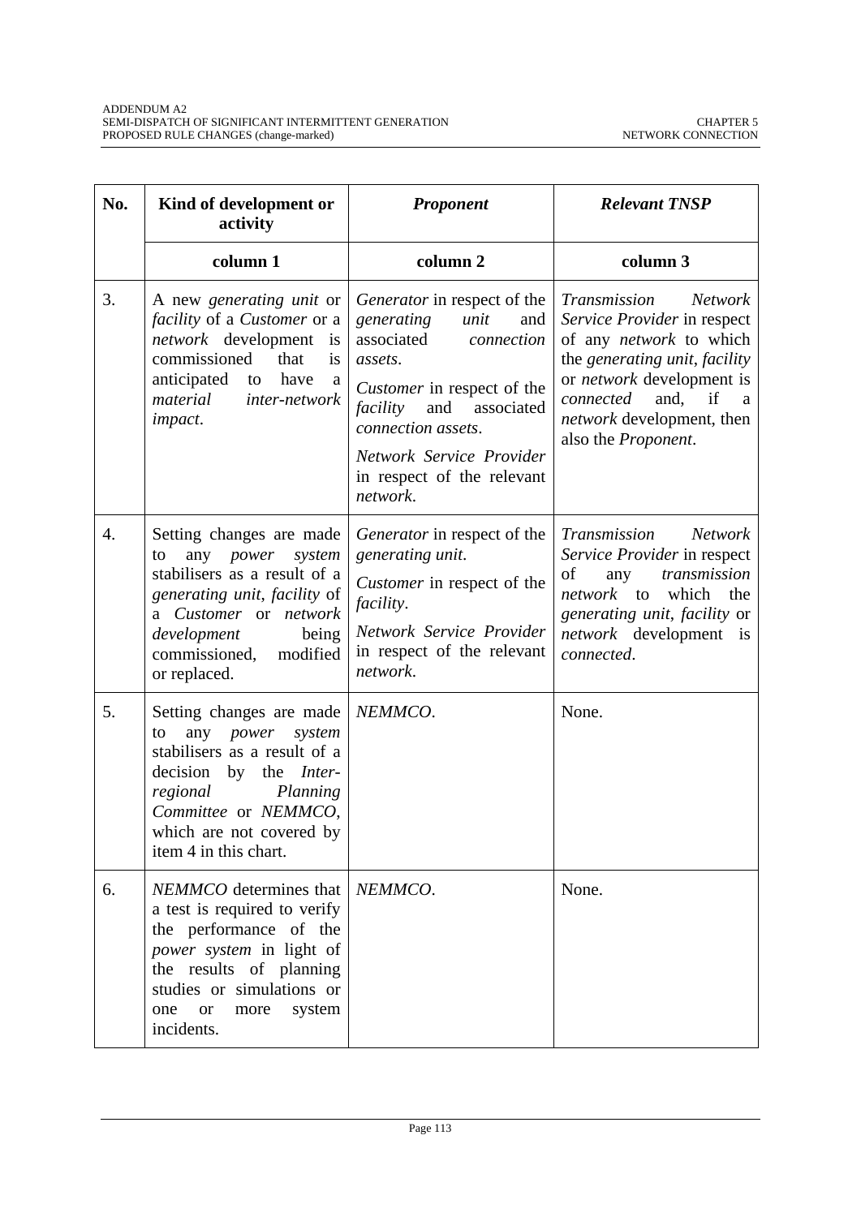| No. | Kind of development or activity | *Proponent* | *Relevant TNSP* |
|---|---|---|---|
| | column 1 | column 2 | column 3 |
| 3. | A new *generating unit* or *facility* of a *Customer* or a *network* development is commissioned that is anticipated to have a *material inter-network impact*. | *Generator* in respect of the *generating unit* and associated *connection assets*. *Customer* in respect of the *facility* and associated *connection assets*. *Network Service Provider* in respect of the relevant *network*. | *Transmission Network Service Provider* in respect of any *network* to which the *generating unit*, *facility* or *network* development is *connected* and, if a *network* development, then also the *Proponent*. |
| 4. | Setting changes are made to any *power system* stabilisers as a result of a *generating unit*, *facility* of a *Customer* or *network development* being commissioned, modified or replaced. | *Generator* in respect of the *generating unit*. *Customer* in respect of the *facility*. *Network Service Provider* in respect of the relevant *network*. | *Transmission Network Service Provider* in respect of any *transmission network* to which the *generating unit*, *facility* or *network* development is *connected*. |
| 5. | Setting changes are made to any *power system* stabilisers as a result of a decision by the *Inter-regional Planning Committee* or *NEMMCO*, which are not covered by item 4 in this chart. | *NEMMCO*. | None. |
| 6. | *NEMMCO* determines that a test is required to verify the performance of the *power system* in light of the results of planning studies or simulations or one or more system incidents. | *NEMMCO*. | None. |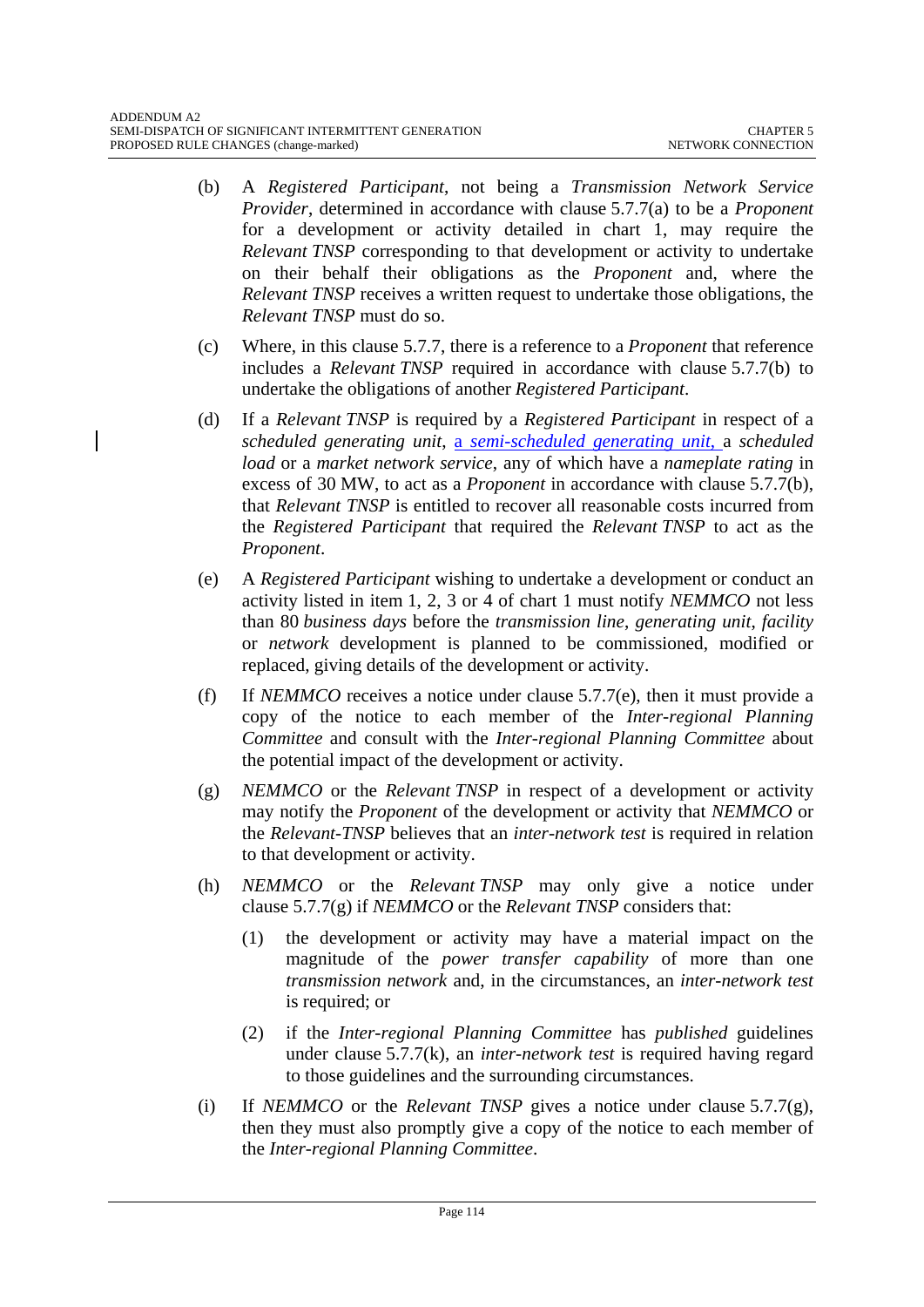(b) A *Registered Participant*, not being a *Transmission Network Service Provider*, determined in accordance with clause 5.7.7(a) to be a *Proponent* for a development or activity detailed in chart 1, may require the *Relevant TNSP* corresponding to that development or activity to undertake on their behalf their obligations as the *Proponent* and, where the *Relevant TNSP* receives a written request to undertake those obligations, the *Relevant TNSP* must do so.

(c) Where, in this clause 5.7.7, there is a reference to a *Proponent* that reference includes a *Relevant TNSP* required in accordance with clause 5.7.7(b) to undertake the obligations of another *Registered Participant*.

(d) If a *Relevant TNSP* is required by a *Registered Participant* in respect of a *scheduled generating unit*, a *semi-scheduled generating unit*, a *scheduled load* or a *market network service*, any of which have a *nameplate rating* in excess of 30 MW, to act as a *Proponent* in accordance with clause 5.7.7(b), that *Relevant TNSP* is entitled to recover all reasonable costs incurred from the *Registered Participant* that required the *Relevant TNSP* to act as the *Proponent*.

(e) A *Registered Participant* wishing to undertake a development or conduct an activity listed in item 1, 2, 3 or 4 of chart 1 must notify *NEMMCO* not less than 80 *business days* before the *transmission line*, *generating unit*, *facility* or *network* development is planned to be commissioned, modified or replaced, giving details of the development or activity.

(f) If *NEMMCO* receives a notice under clause 5.7.7(e), then it must provide a copy of the notice to each member of the *Inter-regional Planning Committee* and consult with the *Inter-regional Planning Committee* about the potential impact of the development or activity.

(g) *NEMMCO* or the *Relevant TNSP* in respect of a development or activity may notify the *Proponent* of the development or activity that *NEMMCO* or the *Relevant-TNSP* believes that an *inter-network test* is required in relation to that development or activity.

(h) *NEMMCO* or the *Relevant TNSP* may only give a notice under clause 5.7.7(g) if *NEMMCO* or the *Relevant TNSP* considers that:

  (1) the development or activity may have a material impact on the magnitude of the *power transfer capability* of more than one *transmission network* and, in the circumstances, an *inter-network test* is required; or

  (2) if the *Inter-regional Planning Committee* has *published* guidelines under clause 5.7.7(k), an *inter-network test* is required having regard to those guidelines and the surrounding circumstances.

(i) If *NEMMCO* or the *Relevant TNSP* gives a notice under clause 5.7.7(g), then they must also promptly give a copy of the notice to each member of the *Inter-regional Planning Committee*.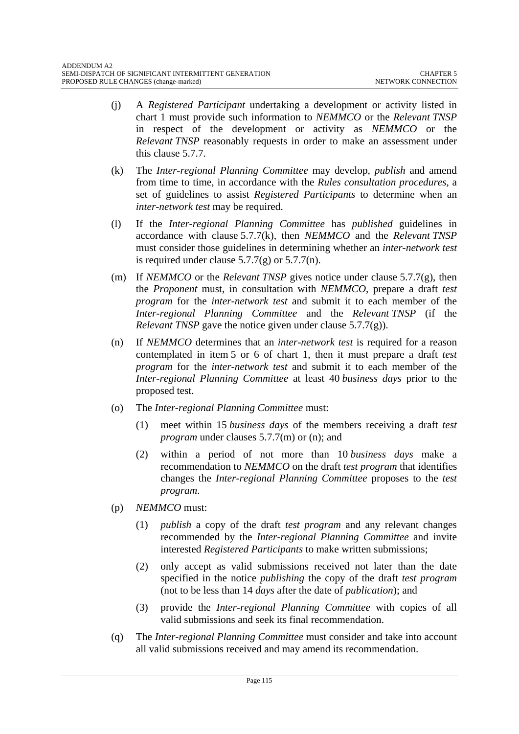(j) A *Registered Participant* undertaking a development or activity listed in chart 1 must provide such information to *NEMMCO* or the *Relevant TNSP* in respect of the development or activity as *NEMMCO* or the *Relevant TNSP* reasonably requests in order to make an assessment under this clause 5.7.7.

(k) The *Inter-regional Planning Committee* may develop, *publish* and amend from time to time, in accordance with the *Rules consultation procedures*, a set of guidelines to assist *Registered Participants* to determine when an *inter-network test* may be required.

(l) If the *Inter-regional Planning Committee* has *published* guidelines in accordance with clause 5.7.7(k), then *NEMMCO* and the *Relevant TNSP* must consider those guidelines in determining whether an *inter-network test* is required under clause 5.7.7(g) or 5.7.7(n).

(m) If *NEMMCO* or the *Relevant TNSP* gives notice under clause 5.7.7(g), then the *Proponent* must, in consultation with *NEMMCO*, prepare a draft *test program* for the *inter-network test* and submit it to each member of the *Inter-regional Planning Committee* and the *Relevant TNSP* (if the *Relevant TNSP* gave the notice given under clause 5.7.7(g)).

(n) If *NEMMCO* determines that an *inter-network test* is required for a reason contemplated in item 5 or 6 of chart 1, then it must prepare a draft *test program* for the *inter-network test* and submit it to each member of the *Inter-regional Planning Committee* at least 40 *business days* prior to the proposed test.

(o) The *Inter-regional Planning Committee* must:

   (1) meet within 15 *business days* of the members receiving a draft *test program* under clauses 5.7.7(m) or (n); and

   (2) within a period of not more than 10 *business days* make a recommendation to *NEMMCO* on the draft *test program* that identifies changes the *Inter-regional Planning Committee* proposes to the *test program*.

(p) *NEMMCO* must:

   (1) *publish* a copy of the draft *test program* and any relevant changes recommended by the *Inter-regional Planning Committee* and invite interested *Registered Participants* to make written submissions;

   (2) only accept as valid submissions received not later than the date specified in the notice *publishing* the copy of the draft *test program* (not to be less than 14 *days* after the date of *publication*); and

   (3) provide the *Inter-regional Planning Committee* with copies of all valid submissions and seek its final recommendation.

(q) The *Inter-regional Planning Committee* must consider and take into account all valid submissions received and may amend its recommendation.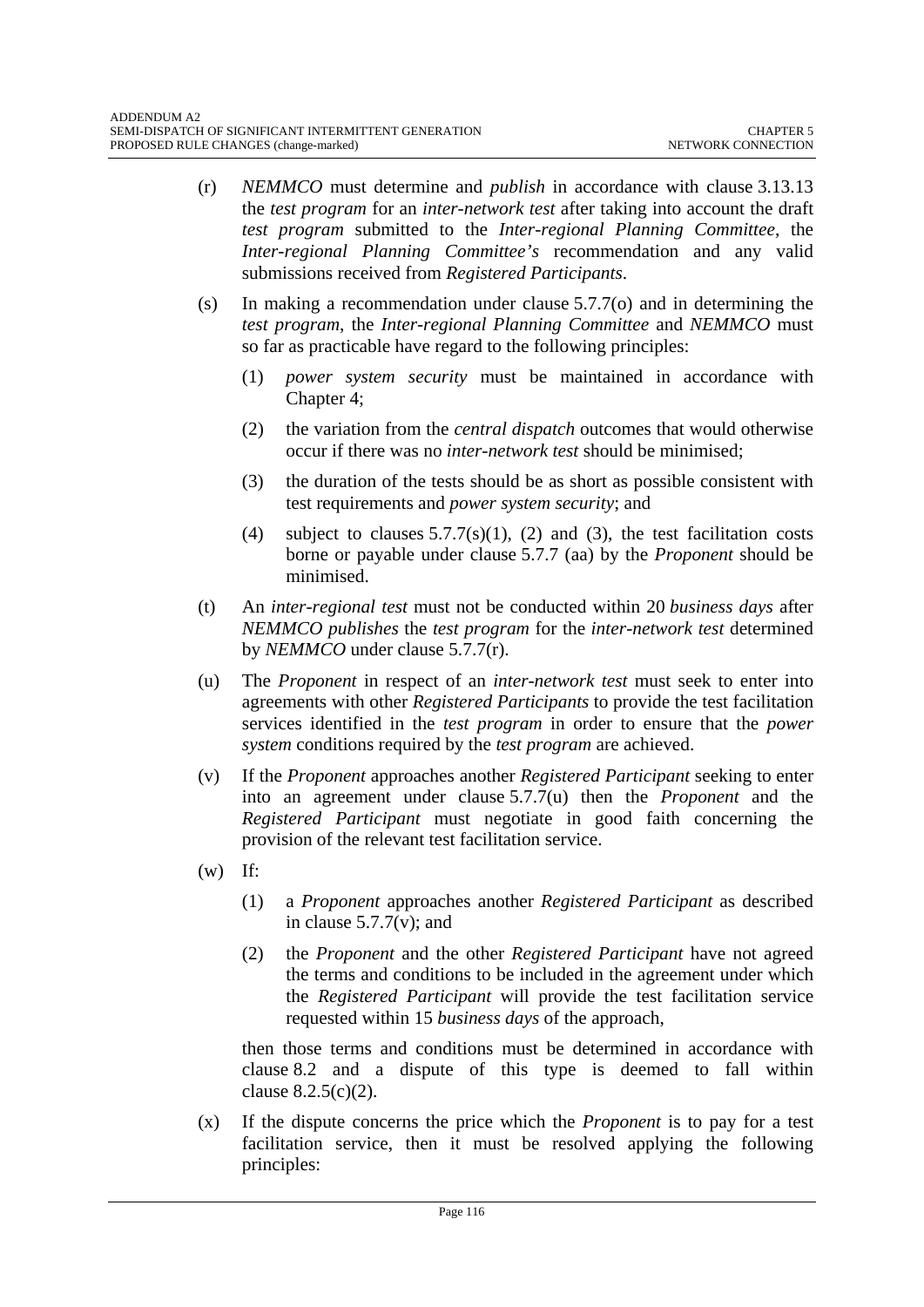(r) *NEMMCO* must determine and *publish* in accordance with clause 3.13.13 the *test program* for an *inter-network test* after taking into account the draft *test program* submitted to the *Inter-regional Planning Committee*, the *Inter-regional Planning Committee's* recommendation and any valid submissions received from *Registered Participants*.

(s) In making a recommendation under clause 5.7.7(o) and in determining the *test program*, the *Inter-regional Planning Committee* and *NEMMCO* must so far as practicable have regard to the following principles:

   (1) *power system security* must be maintained in accordance with Chapter 4;

   (2) the variation from the *central dispatch* outcomes that would otherwise occur if there was no *inter-network test* should be minimised;

   (3) the duration of the tests should be as short as possible consistent with test requirements and *power system security*; and

   (4) subject to clauses 5.7.7(s)(1), (2) and (3), the test facilitation costs borne or payable under clause 5.7.7 (aa) by the *Proponent* should be minimised.

(t) An *inter-regional test* must not be conducted within 20 *business days* after *NEMMCO publishes* the *test program* for the *inter-network test* determined by *NEMMCO* under clause 5.7.7(r).

(u) The *Proponent* in respect of an *inter-network test* must seek to enter into agreements with other *Registered Participants* to provide the test facilitation services identified in the *test program* in order to ensure that the *power system* conditions required by the *test program* are achieved.

(v) If the *Proponent* approaches another *Registered Participant* seeking to enter into an agreement under clause 5.7.7(u) then the *Proponent* and the *Registered Participant* must negotiate in good faith concerning the provision of the relevant test facilitation service.

(w) If:

   (1) a *Proponent* approaches another *Registered Participant* as described in clause 5.7.7(v); and

   (2) the *Proponent* and the other *Registered Participant* have not agreed the terms and conditions to be included in the agreement under which the *Registered Participant* will provide the test facilitation service requested within 15 *business days* of the approach,

   then those terms and conditions must be determined in accordance with clause 8.2 and a dispute of this type is deemed to fall within clause 8.2.5(c)(2).

(x) If the dispute concerns the price which the *Proponent* is to pay for a test facilitation service, then it must be resolved applying the following principles: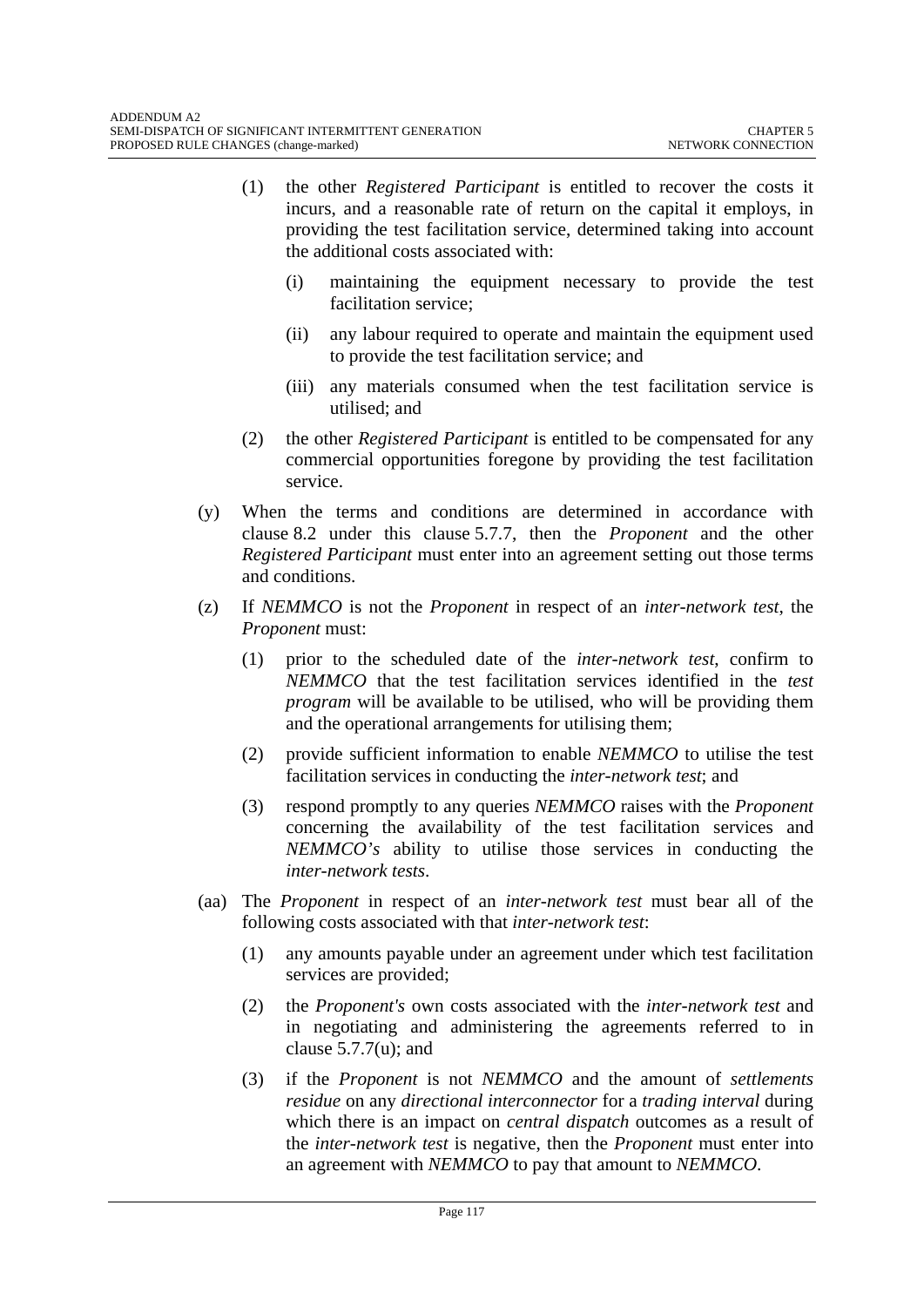(1) the other *Registered Participant* is entitled to recover the costs it incurs, and a reasonable rate of return on the capital it employs, in providing the test facilitation service, determined taking into account the additional costs associated with:

   (i) maintaining the equipment necessary to provide the test facilitation service;

   (ii) any labour required to operate and maintain the equipment used to provide the test facilitation service; and

   (iii) any materials consumed when the test facilitation service is utilised; and

(2) the other *Registered Participant* is entitled to be compensated for any commercial opportunities foregone by providing the test facilitation service.

(y) When the terms and conditions are determined in accordance with clause 8.2 under this clause 5.7.7, then the *Proponent* and the other *Registered Participant* must enter into an agreement setting out those terms and conditions.

(z) If *NEMMCO* is not the *Proponent* in respect of an *inter-network test*, the *Proponent* must:

   (1) prior to the scheduled date of the *inter-network test*, confirm to *NEMMCO* that the test facilitation services identified in the *test program* will be available to be utilised, who will be providing them and the operational arrangements for utilising them;

   (2) provide sufficient information to enable *NEMMCO* to utilise the test facilitation services in conducting the *inter-network test*; and

   (3) respond promptly to any queries *NEMMCO* raises with the *Proponent* concerning the availability of the test facilitation services and *NEMMCO's* ability to utilise those services in conducting the *inter-network tests*.

(aa) The *Proponent* in respect of an *inter-network test* must bear all of the following costs associated with that *inter-network test*:

   (1) any amounts payable under an agreement under which test facilitation services are provided;

   (2) the *Proponent's* own costs associated with the *inter-network test* and in negotiating and administering the agreements referred to in clause 5.7.7(u); and

   (3) if the *Proponent* is not *NEMMCO* and the amount of *settlements residue* on any *directional interconnector* for a *trading interval* during which there is an impact on *central dispatch* outcomes as a result of the *inter-network test* is negative, then the *Proponent* must enter into an agreement with *NEMMCO* to pay that amount to *NEMMCO*.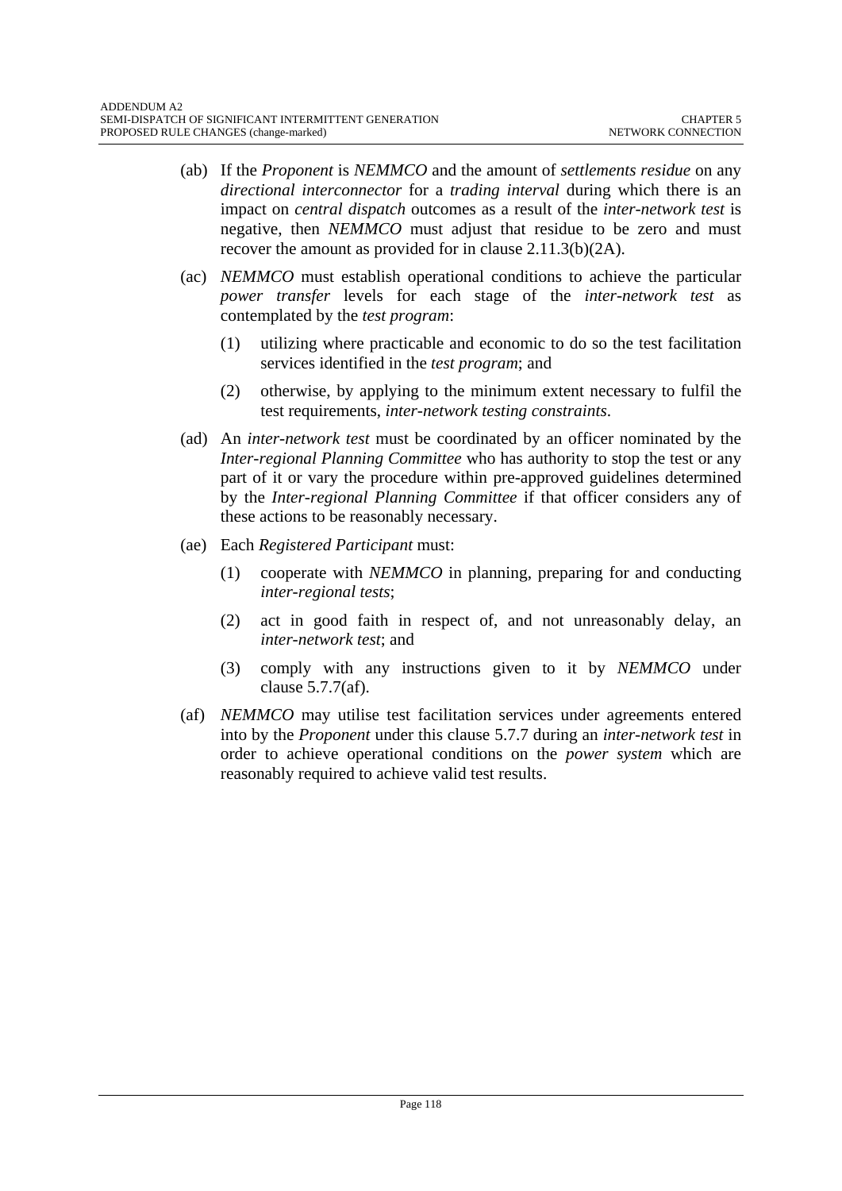(ab) If the *Proponent* is *NEMMCO* and the amount of *settlements residue* on any *directional interconnector* for a *trading interval* during which there is an impact on *central dispatch* outcomes as a result of the *inter-network test* is negative, then *NEMMCO* must adjust that residue to be zero and must recover the amount as provided for in clause 2.11.3(b)(2A).

(ac) *NEMMCO* must establish operational conditions to achieve the particular *power transfer* levels for each stage of the *inter-network test* as contemplated by the *test program*:

(1) utilizing where practicable and economic to do so the test facilitation services identified in the *test program*; and

(2) otherwise, by applying to the minimum extent necessary to fulfil the test requirements, *inter-network testing constraints*.

(ad) An *inter-network test* must be coordinated by an officer nominated by the *Inter-regional Planning Committee* who has authority to stop the test or any part of it or vary the procedure within pre-approved guidelines determined by the *Inter-regional Planning Committee* if that officer considers any of these actions to be reasonably necessary.

(ae) Each *Registered Participant* must:

(1) cooperate with *NEMMCO* in planning, preparing for and conducting *inter-regional tests*;

(2) act in good faith in respect of, and not unreasonably delay, an *inter-network test*; and

(3) comply with any instructions given to it by *NEMMCO* under clause 5.7.7(af).

(af) *NEMMCO* may utilise test facilitation services under agreements entered into by the *Proponent* under this clause 5.7.7 during an *inter-network test* in order to achieve operational conditions on the *power system* which are reasonably required to achieve valid test results.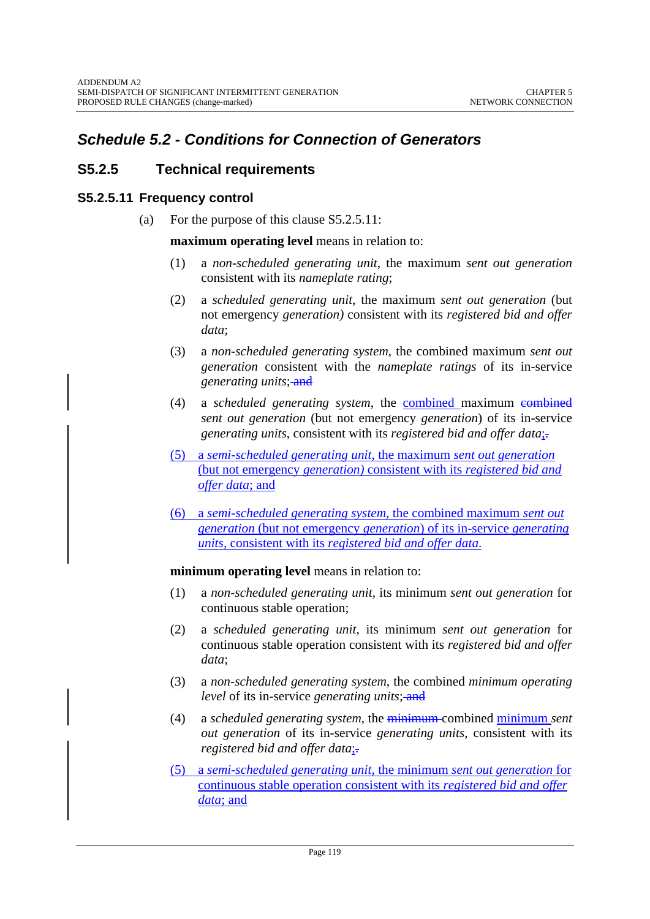## Schedule 5.2 - Conditions for Connection of Generators

### S5.2.5 Technical requirements

#### S5.2.5.11 Frequency control

(a) For the purpose of this clause S5.2.5.11:

**maximum operating level** means in relation to:

(1) a *non-scheduled generating unit*, the maximum *sent out generation* consistent with its *nameplate rating*;

(2) a *scheduled generating unit*, the maximum *sent out generation* (but not emergency *generation)* consistent with its *registered bid and offer data*;

(3) a *non-scheduled generating system*, the combined maximum *sent out generation* consistent with the *nameplate ratings* of its in-service *generating units*; ~~and~~

(4) a *scheduled generating system*, the <u>combined</u> maximum ~~combined~~ *sent out generation* (but not emergency *generation*) of its in-service *generating units*, consistent with its *registered bid and offer data*<u>;</u>~~.~~

<u>(5) a *semi-scheduled generating unit*, the maximum *sent out generation* (but not emergency *generation)* consistent with its *registered bid and offer data*; and</u>

<u>(6) a *semi-scheduled generating system*, the combined maximum *sent out generation* (but not emergency *generation*) of its in-service *generating units*, consistent with its *registered bid and offer data*.</u>

**minimum operating level** means in relation to:

(1) a *non-scheduled generating unit*, its minimum *sent out generation* for continuous stable operation;

(2) a *scheduled generating unit*, its minimum *sent out generation* for continuous stable operation consistent with its *registered bid and offer data*;

(3) a *non-scheduled generating system*, the combined *minimum operating level* of its in-service *generating units*; ~~and~~

(4) a *scheduled generating system*, the ~~minimum~~ combined <u>minimum</u> *sent out generation* of its in-service *generating units*, consistent with its *registered bid and offer data*<u>;</u>~~.~~

<u>(5) a *semi-scheduled generating unit*, the minimum *sent out generation* for continuous stable operation consistent with its *registered bid and offer data*; and</u>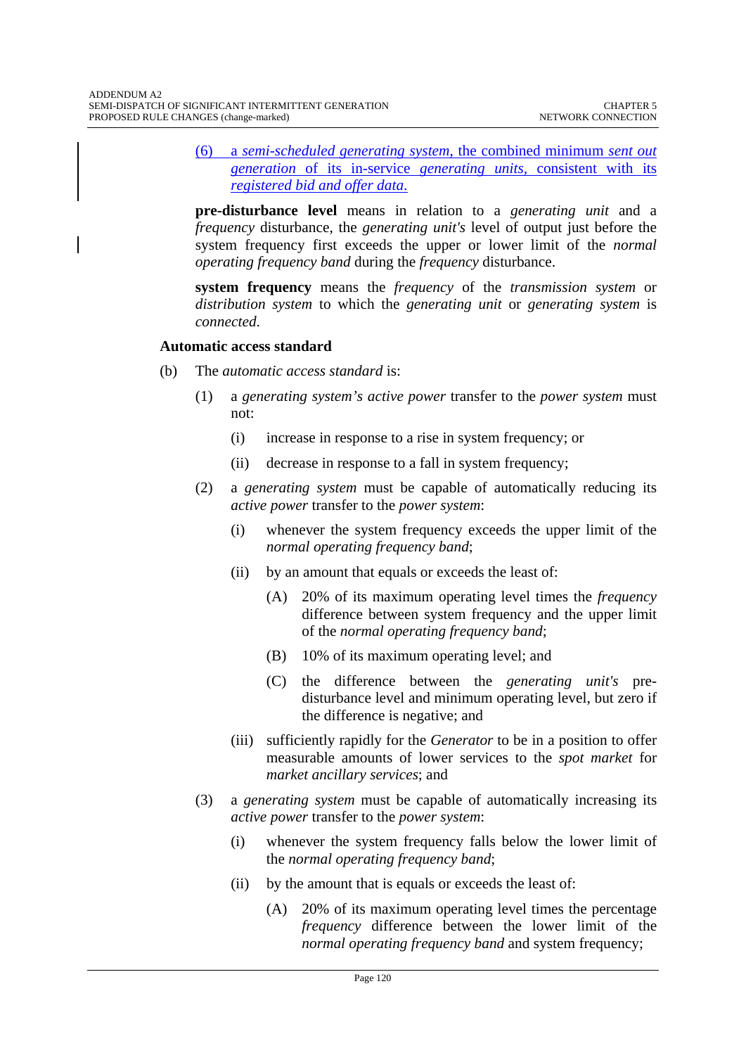(6) a *semi-scheduled generating system*, the combined minimum *sent out generation* of its in-service *generating units*, consistent with its *registered bid and offer data*.

**pre-disturbance level** means in relation to a *generating unit* and a *frequency* disturbance, the *generating unit's* level of output just before the system frequency first exceeds the upper or lower limit of the *normal operating frequency band* during the *frequency* disturbance.

**system frequency** means the *frequency* of the *transmission system* or *distribution system* to which the *generating unit* or *generating system* is *connected*.

**Automatic access standard**

(b) The *automatic access standard* is:

(1) a *generating system's active power* transfer to the *power system* must not:

(i) increase in response to a rise in system frequency; or

(ii) decrease in response to a fall in system frequency;

(2) a *generating system* must be capable of automatically reducing its *active power* transfer to the *power system*:

(i) whenever the system frequency exceeds the upper limit of the *normal operating frequency band*;

(ii) by an amount that equals or exceeds the least of:

(A) 20% of its maximum operating level times the *frequency* difference between system frequency and the upper limit of the *normal operating frequency band*;

(B) 10% of its maximum operating level; and

(C) the difference between the *generating unit's* pre-disturbance level and minimum operating level, but zero if the difference is negative; and

(iii) sufficiently rapidly for the *Generator* to be in a position to offer measurable amounts of lower services to the *spot market* for *market ancillary services*; and

(3) a *generating system* must be capable of automatically increasing its *active power* transfer to the *power system*:

(i) whenever the system frequency falls below the lower limit of the *normal operating frequency band*;

(ii) by the amount that is equals or exceeds the least of:

(A) 20% of its maximum operating level times the percentage *frequency* difference between the lower limit of the *normal operating frequency band* and system frequency;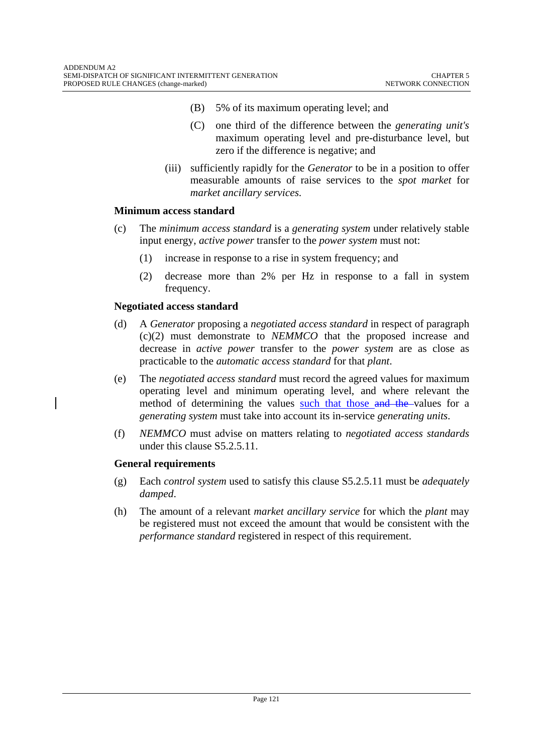(B) 5% of its maximum operating level; and

(C) one third of the difference between the *generating unit's* maximum operating level and pre-disturbance level, but zero if the difference is negative; and

(iii) sufficiently rapidly for the *Generator* to be in a position to offer measurable amounts of raise services to the *spot market* for *market ancillary services.*

**Minimum access standard**

(c) The *minimum access standard* is a *generating system* under relatively stable input energy, *active power* transfer to the *power system* must not:

(1) increase in response to a rise in system frequency; and

(2) decrease more than 2% per Hz in response to a fall in system frequency.

**Negotiated access standard**

(d) A *Generator* proposing a *negotiated access standard* in respect of paragraph (c)(2) must demonstrate to *NEMMCO* that the proposed increase and decrease in *active power* transfer to the *power system* are as close as practicable to the *automatic access standard* for that *plant*.

(e) The *negotiated access standard* must record the agreed values for maximum operating level and minimum operating level, and where relevant the method of determining the values such that those ~~and the~~ values for a *generating system* must take into account its in-service *generating units*.

(f) *NEMMCO* must advise on matters relating to *negotiated access standards* under this clause S5.2.5.11.

**General requirements**

(g) Each *control system* used to satisfy this clause S5.2.5.11 must be *adequately damped*.

(h) The amount of a relevant *market ancillary service* for which the *plant* may be registered must not exceed the amount that would be consistent with the *performance standard* registered in respect of this requirement.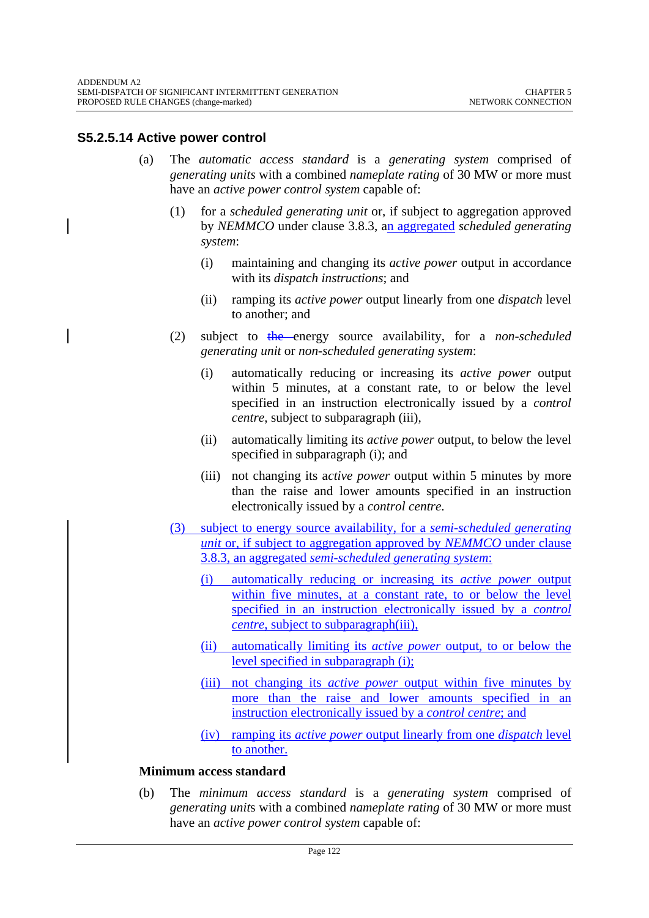### S5.2.5.14 Active power control

(a) The *automatic access standard* is a *generating system* comprised of *generating units* with a combined *nameplate rating* of 30 MW or more must have an *active power control system* capable of:

(1) for a *scheduled generating unit* or, if subject to aggregation approved by *NEMMCO* under clause 3.8.3, an aggregated *scheduled generating system*:

(i) maintaining and changing its *active power* output in accordance with its *dispatch instructions*; and

(ii) ramping its *active power* output linearly from one *dispatch* level to another; and

(2) subject to ~~the~~ energy source availability, for a *non-scheduled generating unit* or *non-scheduled generating system*:

(i) automatically reducing or increasing its *active power* output within 5 minutes, at a constant rate, to or below the level specified in an instruction electronically issued by a *control centre*, subject to subparagraph (iii),

(ii) automatically limiting its *active power* output, to below the level specified in subparagraph (i); and

(iii) not changing its *active power* output within 5 minutes by more than the raise and lower amounts specified in an instruction electronically issued by a *control centre*.

(3) subject to energy source availability, for a *semi-scheduled generating unit* or, if subject to aggregation approved by *NEMMCO* under clause 3.8.3, an aggregated *semi-scheduled generating system*:

(i) automatically reducing or increasing its *active power* output within five minutes, at a constant rate, to or below the level specified in an instruction electronically issued by a *control centre*, subject to subparagraph(iii),

(ii) automatically limiting its *active power* output, to or below the level specified in subparagraph (i);

(iii) not changing its *active power* output within five minutes by more than the raise and lower amounts specified in an instruction electronically issued by a *control centre*; and

(iv) ramping its *active power* output linearly from one *dispatch* level to another.

**Minimum access standard**

(b) The *minimum access standard* is a *generating system* comprised of *generating units* with a combined *nameplate rating* of 30 MW or more must have an *active power control system* capable of: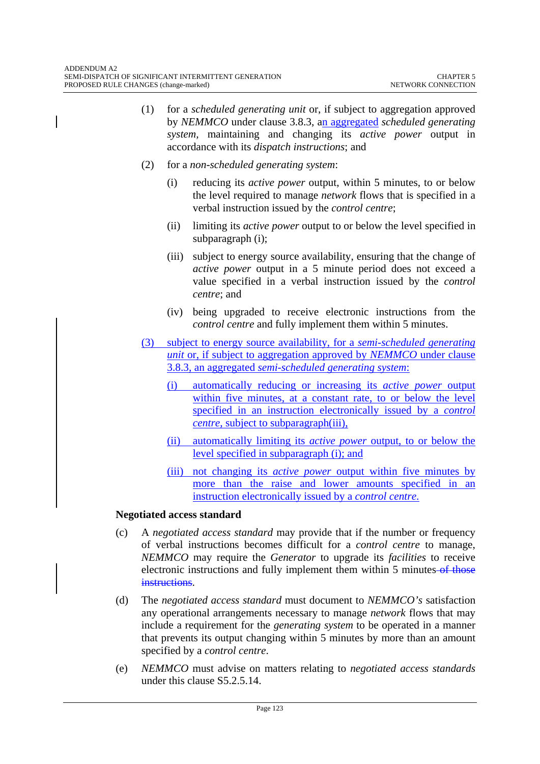(1) for a *scheduled generating unit* or, if subject to aggregation approved by *NEMMCO* under clause 3.8.3, an aggregated *scheduled generating system*, maintaining and changing its *active power* output in accordance with its *dispatch instructions*; and

(2) for a *non-scheduled generating system*:

   (i) reducing its *active power* output, within 5 minutes, to or below the level required to manage *network* flows that is specified in a verbal instruction issued by the *control centre*;

   (ii) limiting its *active power* output to or below the level specified in subparagraph (i);

   (iii) subject to energy source availability, ensuring that the change of *active power* output in a 5 minute period does not exceed a value specified in a verbal instruction issued by the *control centre*; and

   (iv) being upgraded to receive electronic instructions from the *control centre* and fully implement them within 5 minutes.

(3) subject to energy source availability, for a *semi-scheduled generating unit* or, if subject to aggregation approved by *NEMMCO* under clause 3.8.3, an aggregated *semi-scheduled generating system*:

   (i) automatically reducing or increasing its *active power* output within five minutes, at a constant rate, to or below the level specified in an instruction electronically issued by a *control centre*, subject to subparagraph(iii),

   (ii) automatically limiting its *active power* output, to or below the level specified in subparagraph (i); and

   (iii) not changing its *active power* output within five minutes by more than the raise and lower amounts specified in an instruction electronically issued by a *control centre*.

**Negotiated access standard**

(c) A *negotiated access standard* may provide that if the number or frequency of verbal instructions becomes difficult for a *control centre* to manage, *NEMMCO* may require the *Generator* to upgrade its *facilities* to receive electronic instructions and fully implement them within 5 minutes~~ of those instructions~~.

(d) The *negotiated access standard* must document to *NEMMCO's* satisfaction any operational arrangements necessary to manage *network* flows that may include a requirement for the *generating system* to be operated in a manner that prevents its output changing within 5 minutes by more than an amount specified by a *control centre*.

(e) *NEMMCO* must advise on matters relating to *negotiated access standards* under this clause S5.2.5.14.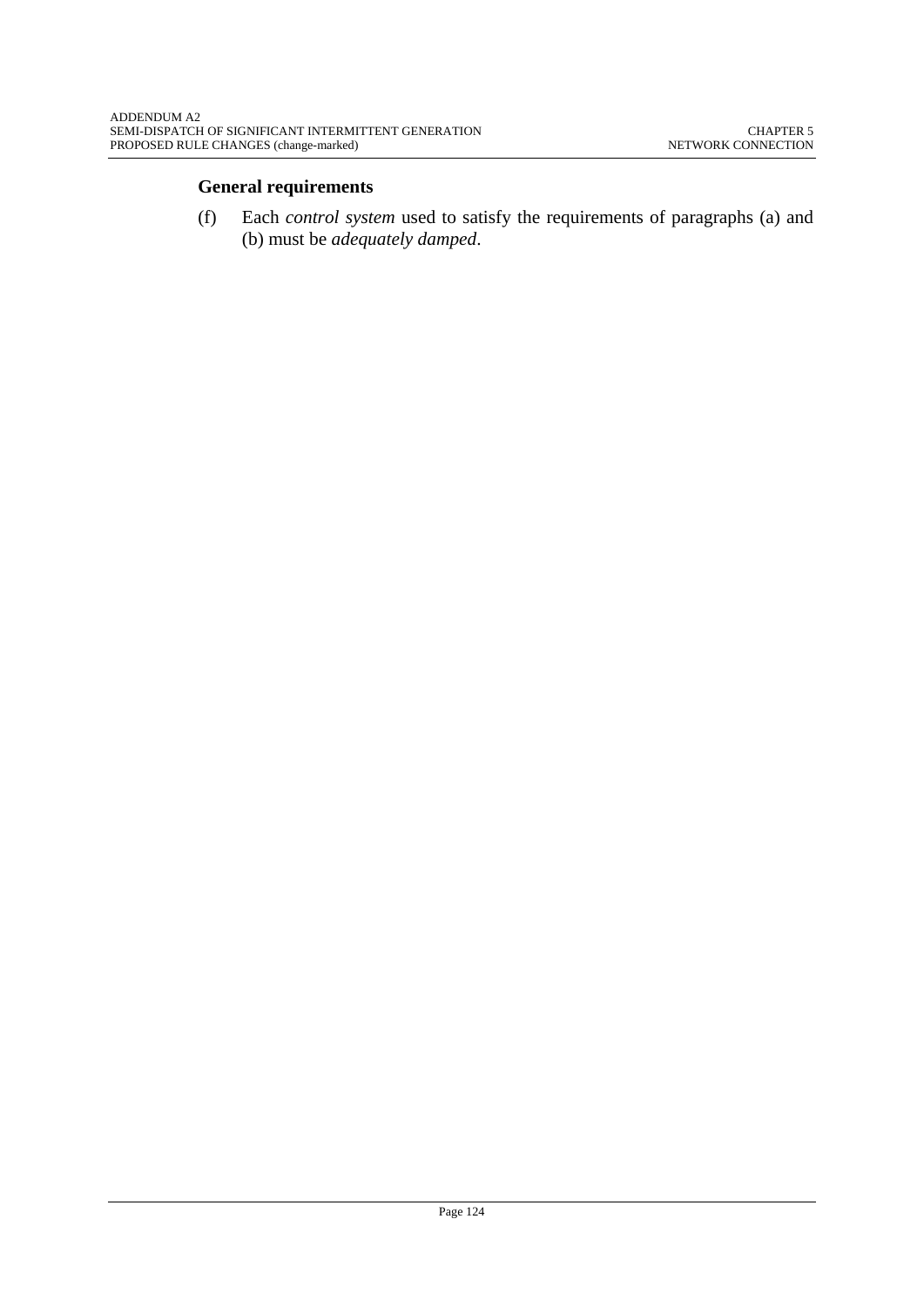### General requirements

(f) Each *control system* used to satisfy the requirements of paragraphs (a) and (b) must be *adequately damped*.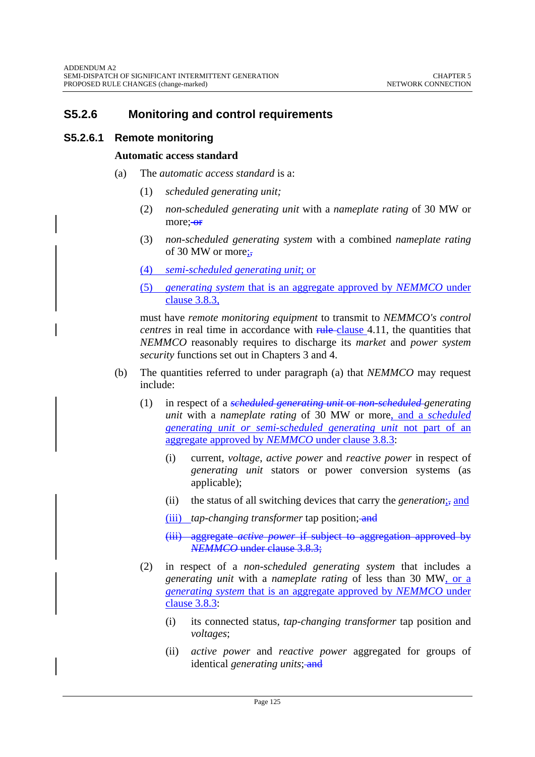## S5.2.6 Monitoring and control requirements

### S5.2.6.1 Remote monitoring

**Automatic access standard**

(a) The *automatic access standard* is a:

(1) *scheduled generating unit;*

(2) *non-scheduled generating unit* with a *nameplate rating* of 30 MW or more; ~~or~~

(3) *non-scheduled generating system* with a combined *nameplate rating* of 30 MW or more;~~,~~

(4) *semi-scheduled generating unit*; or

(5) *generating system* that is an aggregate approved by *NEMMCO* under clause 3.8.3,

must have *remote monitoring equipment* to transmit to *NEMMCO's control centres* in real time in accordance with ~~rule~~ clause 4.11, the quantities that *NEMMCO* reasonably requires to discharge its *market* and *power system security* functions set out in Chapters 3 and 4.

(b) The quantities referred to under paragraph (a) that *NEMMCO* may request include:

(1) in respect of a ~~*scheduled generating unit* or *non-scheduled*~~ *generating unit* with a *nameplate rating* of 30 MW or more, and a *scheduled generating unit or semi-scheduled generating unit* not part of an aggregate approved by *NEMMCO* under clause 3.8.3:

(i) current, *voltage*, *active power* and *reactive power* in respect of *generating unit* stators or power conversion systems (as applicable);

(ii) the status of all switching devices that carry the *generation*;~~,~~ and

(iii) *tap-changing transformer* tap position;~~and~~

~~(iii) aggregate *active power* if subject to aggregation approved by *NEMMCO* under clause 3.8.3;~~

(2) in respect of a *non-scheduled generating system* that includes a *generating unit* with a *nameplate rating* of less than 30 MW, or a *generating system* that is an aggregate approved by *NEMMCO* under clause 3.8.3:

(i) its connected status, *tap-changing transformer* tap position and *voltages*;

(ii) *active power* and *reactive power* aggregated for groups of identical *generating units*; ~~and~~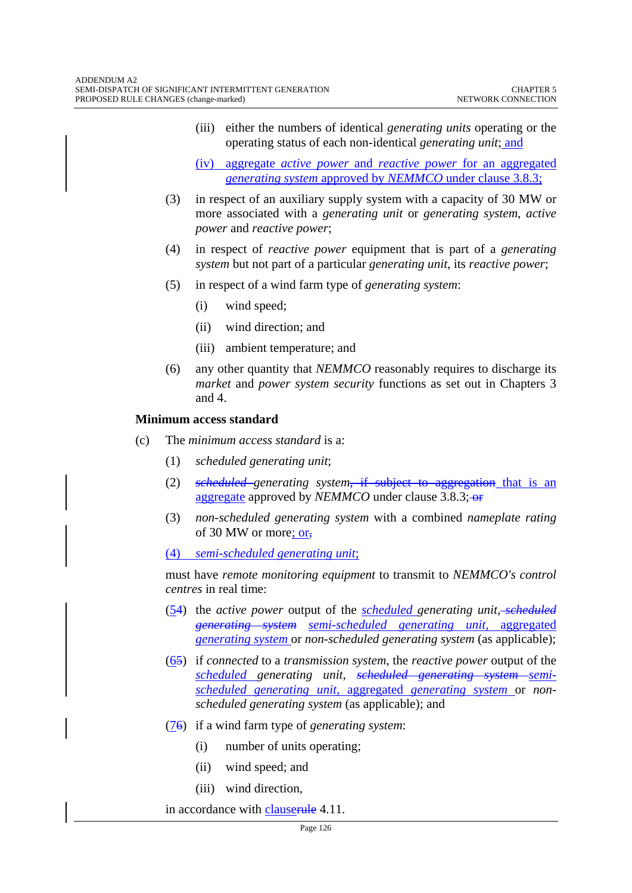(iii) either the numbers of identical *generating units* operating or the operating status of each non-identical *generating unit*; and

(iv) aggregate *active power* and *reactive power* for an aggregated *generating system* approved by *NEMMCO* under clause 3.8.3;

(3) in respect of an auxiliary supply system with a capacity of 30 MW or more associated with a *generating unit* or *generating system*, *active power* and *reactive power*;

(4) in respect of *reactive power* equipment that is part of a *generating system* but not part of a particular *generating unit*, its *reactive power*;

(5) in respect of a wind farm type of *generating system*:

(i) wind speed;

(ii) wind direction; and

(iii) ambient temperature; and

(6) any other quantity that *NEMMCO* reasonably requires to discharge its *market* and *power system security* functions as set out in Chapters 3 and 4.

**Minimum access standard**

(c) The *minimum access standard* is a:

(1) *scheduled generating unit*;

(2) ~~*scheduled*~~ *generating system*~~, if subject to aggregation~~ that is an aggregate approved by *NEMMCO* under clause 3.8.3;~~ or~~

(3) *non-scheduled generating system* with a combined *nameplate rating* of 30 MW or more; or~~,~~

(4) *semi-scheduled generating unit*;

must have *remote monitoring equipment* to transmit to *NEMMCO's control centres* in real time:

(5~~4~~) the *active power* output of the *scheduled generating unit*, ~~*scheduled generating system*~~ *semi-scheduled generating unit*, aggregated *generating system* or *non-scheduled generating system* (as applicable);

(6~~5~~) if *connected* to a *transmission system*, the *reactive power* output of the *scheduled generating unit*, ~~*scheduled generating system*~~ *semi-scheduled generating unit*, aggregated *generating system* or *non-scheduled generating system* (as applicable); and

(7~~6~~) if a wind farm type of *generating system*:

(i) number of units operating;

(ii) wind speed; and

(iii) wind direction,

in accordance with clause~~rule~~ 4.11.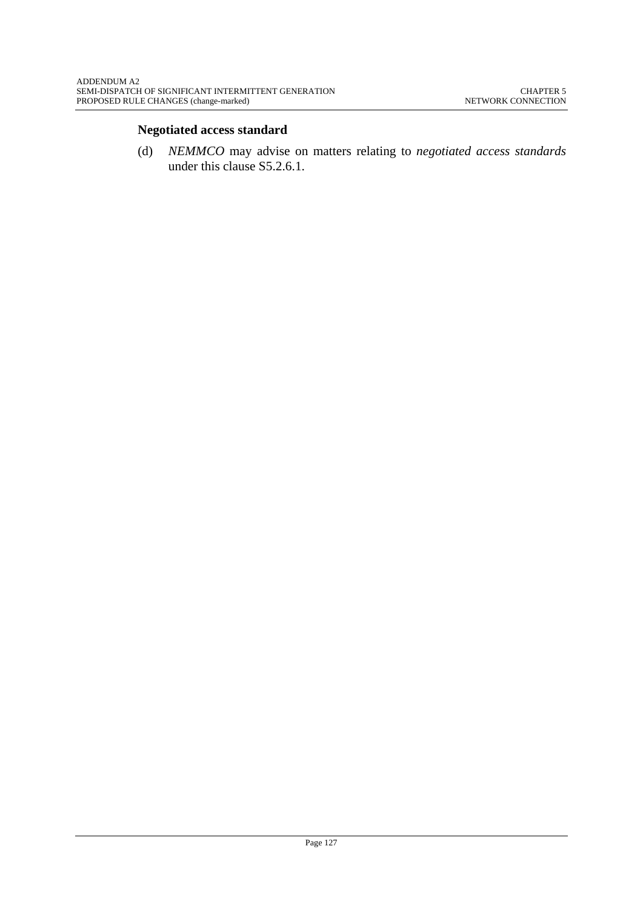**Negotiated access standard**

(d) *NEMMCO* may advise on matters relating to *negotiated access standards* under this clause S5.2.6.1.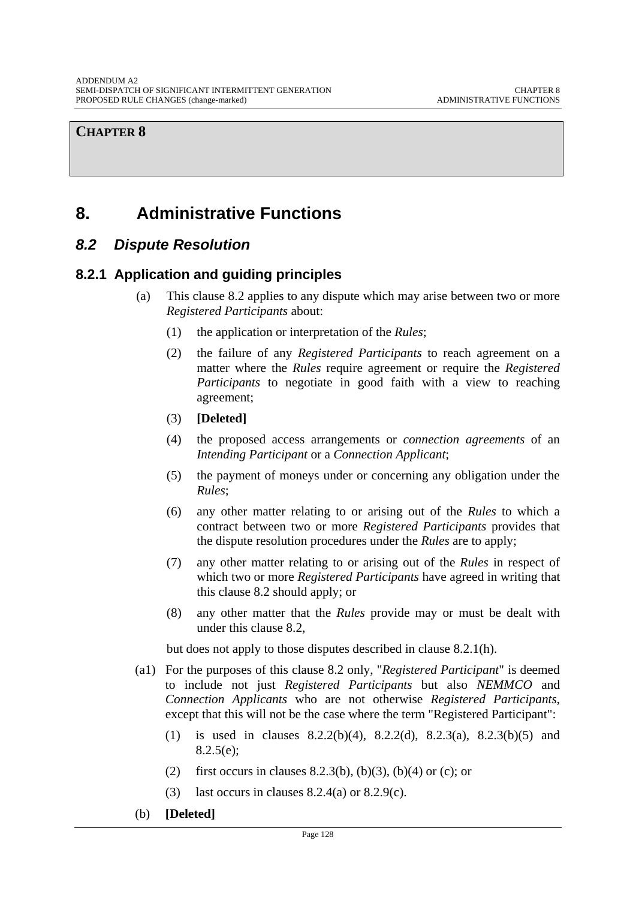**CHAPTER 8**

# 8. Administrative Functions

## *8.2 Dispute Resolution*

### 8.2.1 Application and guiding principles

(a) This clause 8.2 applies to any dispute which may arise between two or more *Registered Participants* about:

(1) the application or interpretation of the *Rules*;

(2) the failure of any *Registered Participants* to reach agreement on a matter where the *Rules* require agreement or require the *Registered Participants* to negotiate in good faith with a view to reaching agreement;

(3) **[Deleted]**

(4) the proposed access arrangements or *connection agreements* of an *Intending Participant* or a *Connection Applicant*;

(5) the payment of moneys under or concerning any obligation under the *Rules*;

(6) any other matter relating to or arising out of the *Rules* to which a contract between two or more *Registered Participants* provides that the dispute resolution procedures under the *Rules* are to apply;

(7) any other matter relating to or arising out of the *Rules* in respect of which two or more *Registered Participants* have agreed in writing that this clause 8.2 should apply; or

(8) any other matter that the *Rules* provide may or must be dealt with under this clause 8.2,

but does not apply to those disputes described in clause 8.2.1(h).

(a1) For the purposes of this clause 8.2 only, "*Registered Participant*" is deemed to include not just *Registered Participants* but also *NEMMCO* and *Connection Applicants* who are not otherwise *Registered Participants*, except that this will not be the case where the term "Registered Participant":

(1) is used in clauses 8.2.2(b)(4), 8.2.2(d), 8.2.3(a), 8.2.3(b)(5) and 8.2.5(e);

(2) first occurs in clauses 8.2.3(b), (b)(3), (b)(4) or (c); or

(3) last occurs in clauses 8.2.4(a) or 8.2.9(c).

(b) **[Deleted]**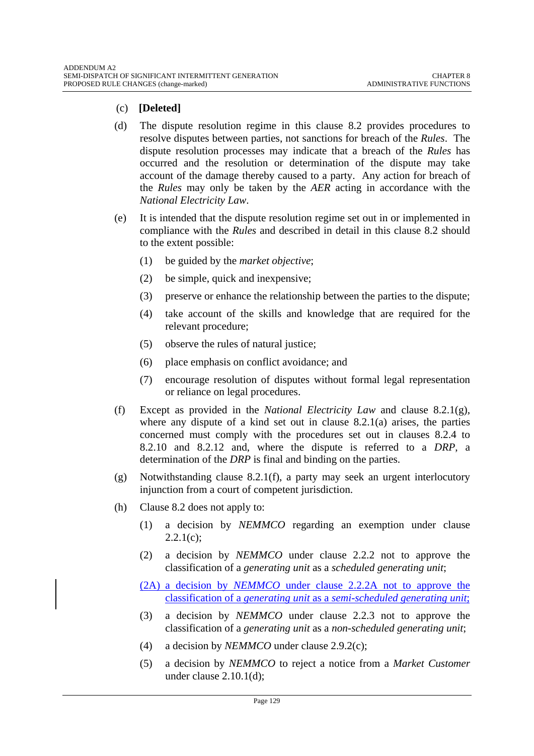(c) **[Deleted]**

(d) The dispute resolution regime in this clause 8.2 provides procedures to resolve disputes between parties, not sanctions for breach of the *Rules*. The dispute resolution processes may indicate that a breach of the *Rules* has occurred and the resolution or determination of the dispute may take account of the damage thereby caused to a party. Any action for breach of the *Rules* may only be taken by the *AER* acting in accordance with the *National Electricity Law*.

(e) It is intended that the dispute resolution regime set out in or implemented in compliance with the *Rules* and described in detail in this clause 8.2 should to the extent possible:

(1) be guided by the *market objective*;

(2) be simple, quick and inexpensive;

(3) preserve or enhance the relationship between the parties to the dispute;

(4) take account of the skills and knowledge that are required for the relevant procedure;

(5) observe the rules of natural justice;

(6) place emphasis on conflict avoidance; and

(7) encourage resolution of disputes without formal legal representation or reliance on legal procedures.

(f) Except as provided in the *National Electricity Law* and clause 8.2.1(g), where any dispute of a kind set out in clause 8.2.1(a) arises, the parties concerned must comply with the procedures set out in clauses 8.2.4 to 8.2.10 and 8.2.12 and, where the dispute is referred to a *DRP*, a determination of the *DRP* is final and binding on the parties.

(g) Notwithstanding clause 8.2.1(f), a party may seek an urgent interlocutory injunction from a court of competent jurisdiction.

(h) Clause 8.2 does not apply to:

(1) a decision by *NEMMCO* regarding an exemption under clause 2.2.1(c);

(2) a decision by *NEMMCO* under clause 2.2.2 not to approve the classification of a *generating unit* as a *scheduled generating unit*;

(2A) a decision by *NEMMCO* under clause 2.2.2A not to approve the classification of a *generating unit* as a *semi-scheduled generating unit*;

(3) a decision by *NEMMCO* under clause 2.2.3 not to approve the classification of a *generating unit* as a *non-scheduled generating unit*;

(4) a decision by *NEMMCO* under clause 2.9.2(c);

(5) a decision by *NEMMCO* to reject a notice from a *Market Customer* under clause 2.10.1(d);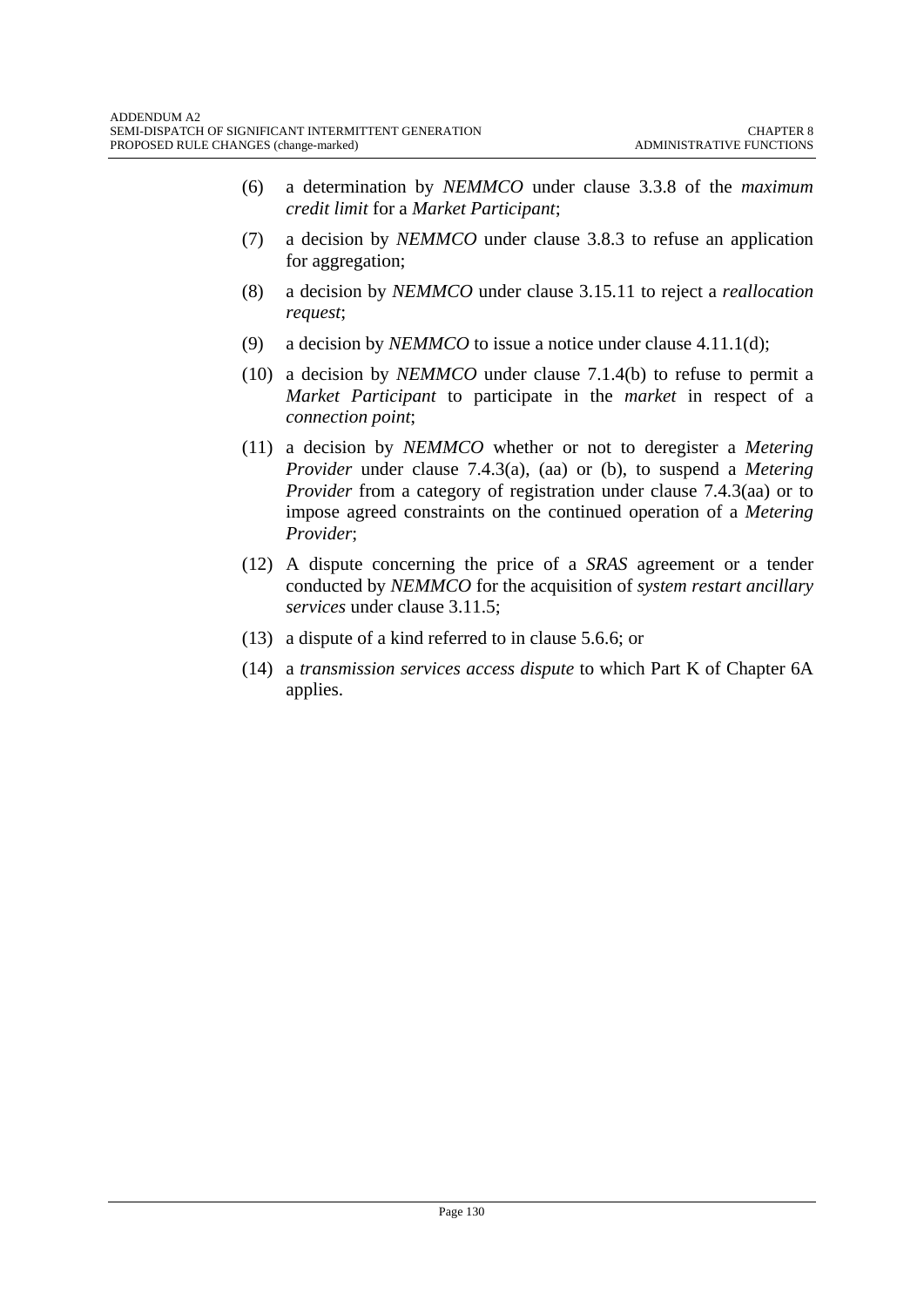(6) a determination by *NEMMCO* under clause 3.3.8 of the *maximum credit limit* for a *Market Participant*;

(7) a decision by *NEMMCO* under clause 3.8.3 to refuse an application for aggregation;

(8) a decision by *NEMMCO* under clause 3.15.11 to reject a *reallocation request*;

(9) a decision by *NEMMCO* to issue a notice under clause 4.11.1(d);

(10) a decision by *NEMMCO* under clause 7.1.4(b) to refuse to permit a *Market Participant* to participate in the *market* in respect of a *connection point*;

(11) a decision by *NEMMCO* whether or not to deregister a *Metering Provider* under clause 7.4.3(a), (aa) or (b), to suspend a *Metering Provider* from a category of registration under clause 7.4.3(aa) or to impose agreed constraints on the continued operation of a *Metering Provider*;

(12) A dispute concerning the price of a *SRAS* agreement or a tender conducted by *NEMMCO* for the acquisition of *system restart ancillary services* under clause 3.11.5;

(13) a dispute of a kind referred to in clause 5.6.6; or

(14) a *transmission services access dispute* to which Part K of Chapter 6A applies.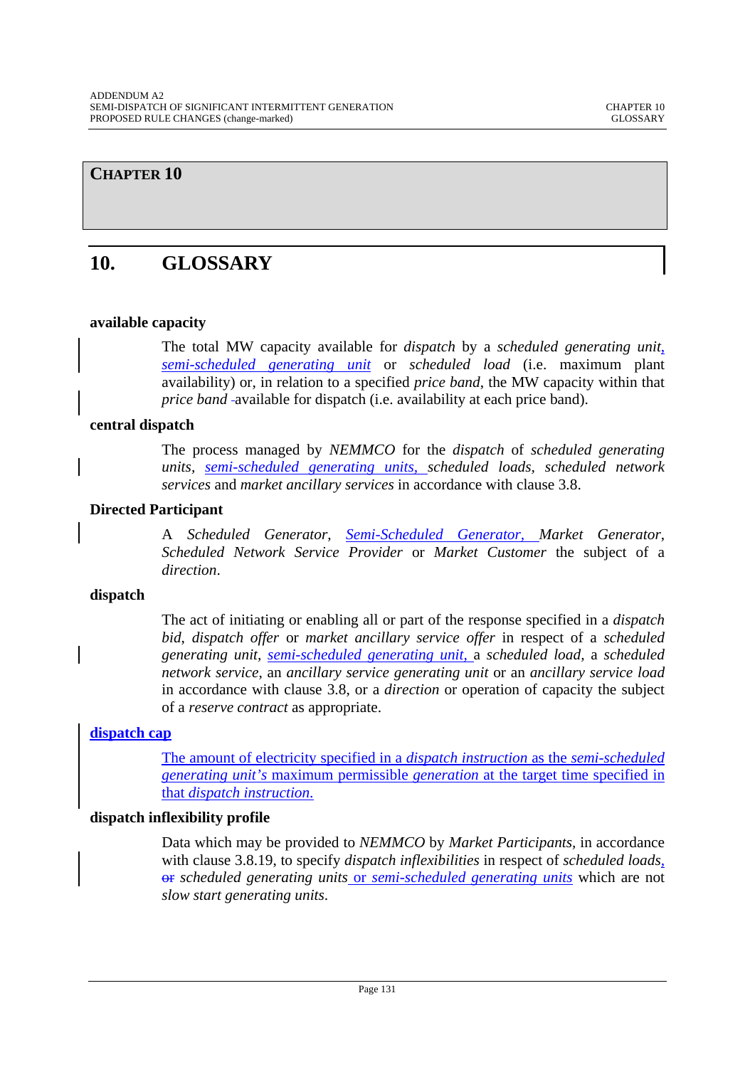# CHAPTER 10

# 10. GLOSSARY

**available capacity**

The total MW capacity available for *dispatch* by a *scheduled generating unit*, *semi-scheduled generating unit* or *scheduled load* (i.e. maximum plant availability) or, in relation to a specified *price band*, the MW capacity within that *price band* available for dispatch (i.e. availability at each price band).

**central dispatch**

The process managed by *NEMMCO* for the *dispatch* of *scheduled generating units*, *semi-scheduled generating units*, *scheduled loads*, *scheduled network services* and *market ancillary services* in accordance with clause 3.8.

**Directed Participant**

A *Scheduled Generator*, *Semi-Scheduled Generator*, *Market Generator*, *Scheduled Network Service Provider* or *Market Customer* the subject of a *direction*.

**dispatch**

The act of initiating or enabling all or part of the response specified in a *dispatch bid*, *dispatch offer* or *market ancillary service offer* in respect of a *scheduled generating unit*, *semi-scheduled generating unit*, a *scheduled load*, a *scheduled network service*, an *ancillary service generating unit* or an *ancillary service load* in accordance with clause 3.8, or a *direction* or operation of capacity the subject of a *reserve contract* as appropriate.

**dispatch cap**

The amount of electricity specified in a *dispatch instruction* as the *semi-scheduled generating unit's* maximum permissible *generation* at the target time specified in that *dispatch instruction*.

**dispatch inflexibility profile**

Data which may be provided to *NEMMCO* by *Market Participants*, in accordance with clause 3.8.19, to specify *dispatch inflexibilities* in respect of *scheduled loads*, ~~or~~ *scheduled generating units* or *semi-scheduled generating units* which are not *slow start generating units*.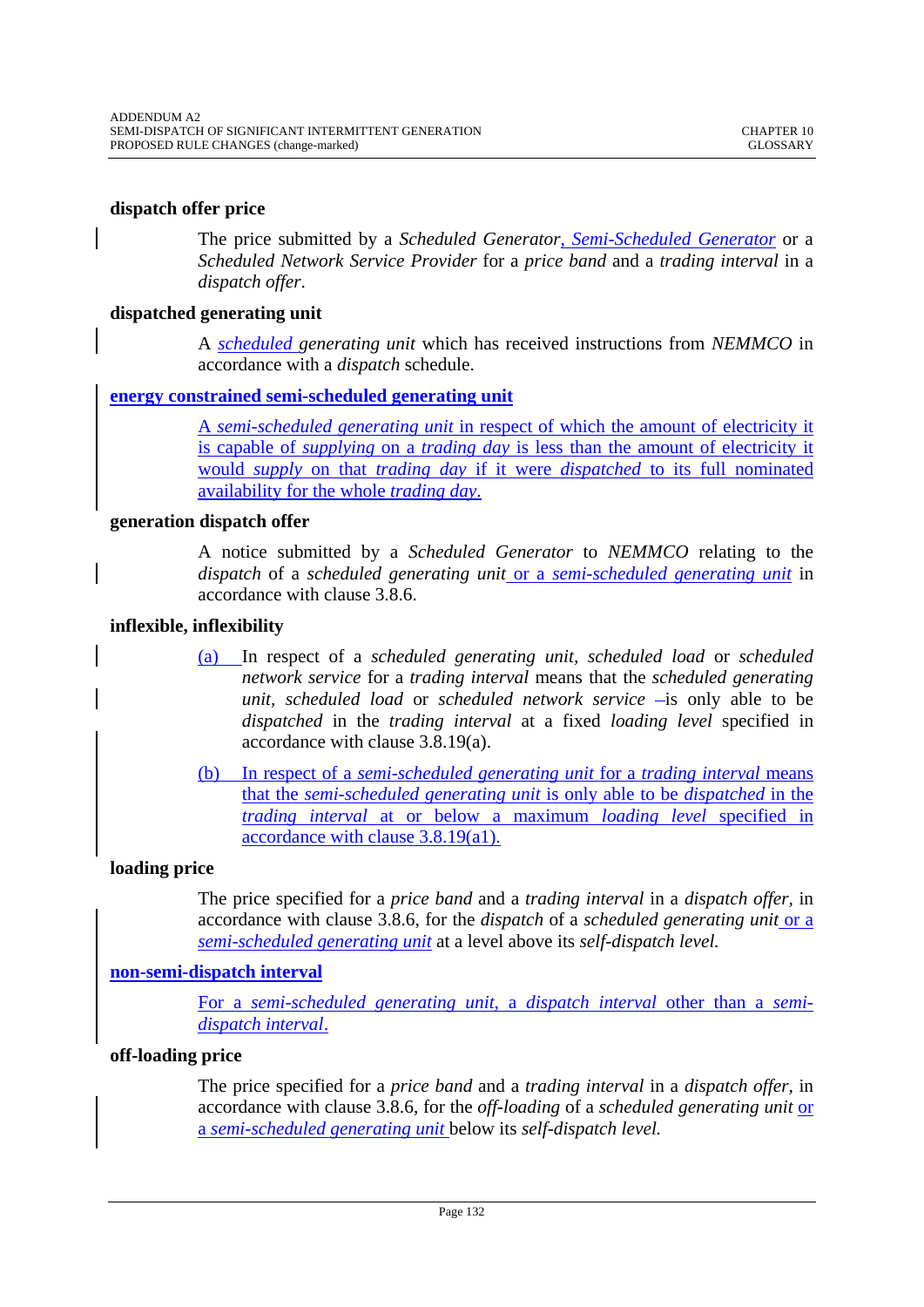**dispatch offer price**

The price submitted by a *Scheduled Generator*, *Semi-Scheduled Generator* or a *Scheduled Network Service Provider* for a *price band* and a *trading interval* in a *dispatch offer*.

**dispatched generating unit**

A *scheduled generating unit* which has received instructions from *NEMMCO* in accordance with a *dispatch* schedule.

**energy constrained semi-scheduled generating unit**

A *semi-scheduled generating unit* in respect of which the amount of electricity it is capable of *supplying* on a *trading day* is less than the amount of electricity it would *supply* on that *trading day* if it were *dispatched* to its full nominated availability for the whole *trading day*.

**generation dispatch offer**

A notice submitted by a *Scheduled Generator* to *NEMMCO* relating to the *dispatch* of a *scheduled generating unit* or a *semi-scheduled generating unit* in accordance with clause 3.8.6.

**inflexible, inflexibility**

(a) In respect of a *scheduled generating unit, scheduled load* or *scheduled network service* for a *trading interval* means that the *scheduled generating unit, scheduled load* or *scheduled network service* –is only able to be *dispatched* in the *trading interval* at a fixed *loading level* specified in accordance with clause 3.8.19(a).

(b) In respect of a *semi-scheduled generating unit* for a *trading interval* means that the *semi-scheduled generating unit* is only able to be *dispatched* in the *trading interval* at or below a maximum *loading level* specified in accordance with clause 3.8.19(a1).

**loading price**

The price specified for a *price band* and a *trading interval* in a *dispatch offer*, in accordance with clause 3.8.6, for the *dispatch* of a *scheduled generating unit* or a *semi-scheduled generating unit* at a level above its *self-dispatch level.*

**non-semi-dispatch interval**

For a *semi-scheduled generating unit*, a *dispatch interval* other than a *semi-dispatch interval*.

**off-loading price**

The price specified for a *price band* and a *trading interval* in a *dispatch offer*, in accordance with clause 3.8.6, for the *off-loading* of a *scheduled generating unit* or a *semi-scheduled generating unit* below its *self-dispatch level.*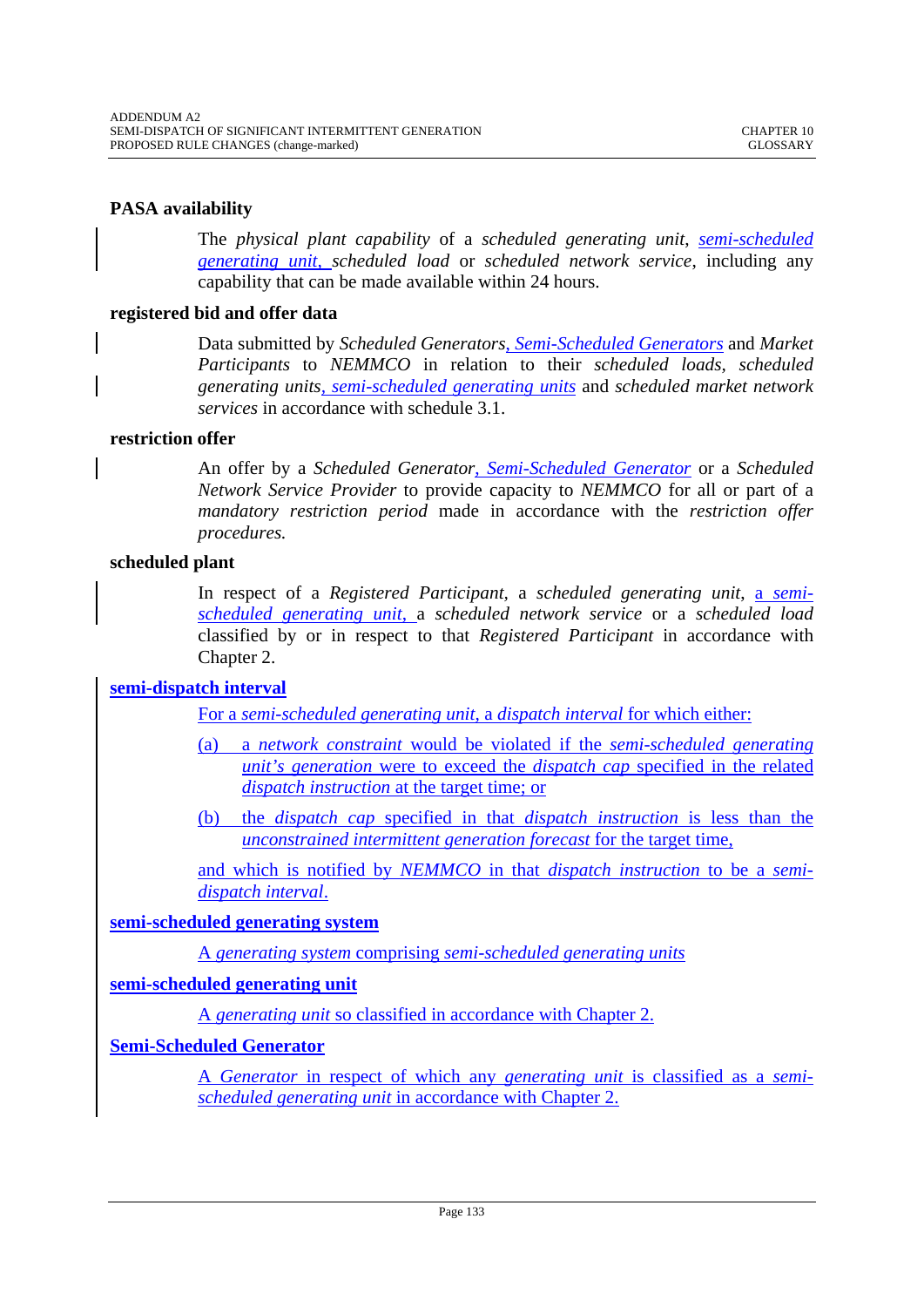**PASA availability**

The *physical plant capability* of a *scheduled generating unit*, *semi-scheduled generating unit*, *scheduled load* or *scheduled network service*, including any capability that can be made available within 24 hours.

**registered bid and offer data**

Data submitted by *Scheduled Generators*, *Semi-Scheduled Generators* and *Market Participants* to *NEMMCO* in relation to their *scheduled loads*, *scheduled generating units*, *semi-scheduled generating units* and *scheduled market network services* in accordance with schedule 3.1.

**restriction offer**

An offer by a *Scheduled Generator*, *Semi-Scheduled Generator* or a *Scheduled Network Service Provider* to provide capacity to *NEMMCO* for all or part of a *mandatory restriction period* made in accordance with the *restriction offer procedures.*

**scheduled plant**

In respect of a *Registered Participant*, a *scheduled generating unit*, a *semi-scheduled generating unit*, a *scheduled network service* or a *scheduled load* classified by or in respect to that *Registered Participant* in accordance with Chapter 2.

**semi-dispatch interval**

For a *semi-scheduled generating unit*, a *dispatch interval* for which either:

(a) a *network constraint* would be violated if the *semi-scheduled generating unit's generation* were to exceed the *dispatch cap* specified in the related *dispatch instruction* at the target time; or

(b) the *dispatch cap* specified in that *dispatch instruction* is less than the *unconstrained intermittent generation forecast* for the target time,

and which is notified by *NEMMCO* in that *dispatch instruction* to be a *semi-dispatch interval*.

**semi-scheduled generating system**

A *generating system* comprising *semi-scheduled generating units*

**semi-scheduled generating unit**

A *generating unit* so classified in accordance with Chapter 2.

**Semi-Scheduled Generator**

A *Generator* in respect of which any *generating unit* is classified as a *semi-scheduled generating unit* in accordance with Chapter 2.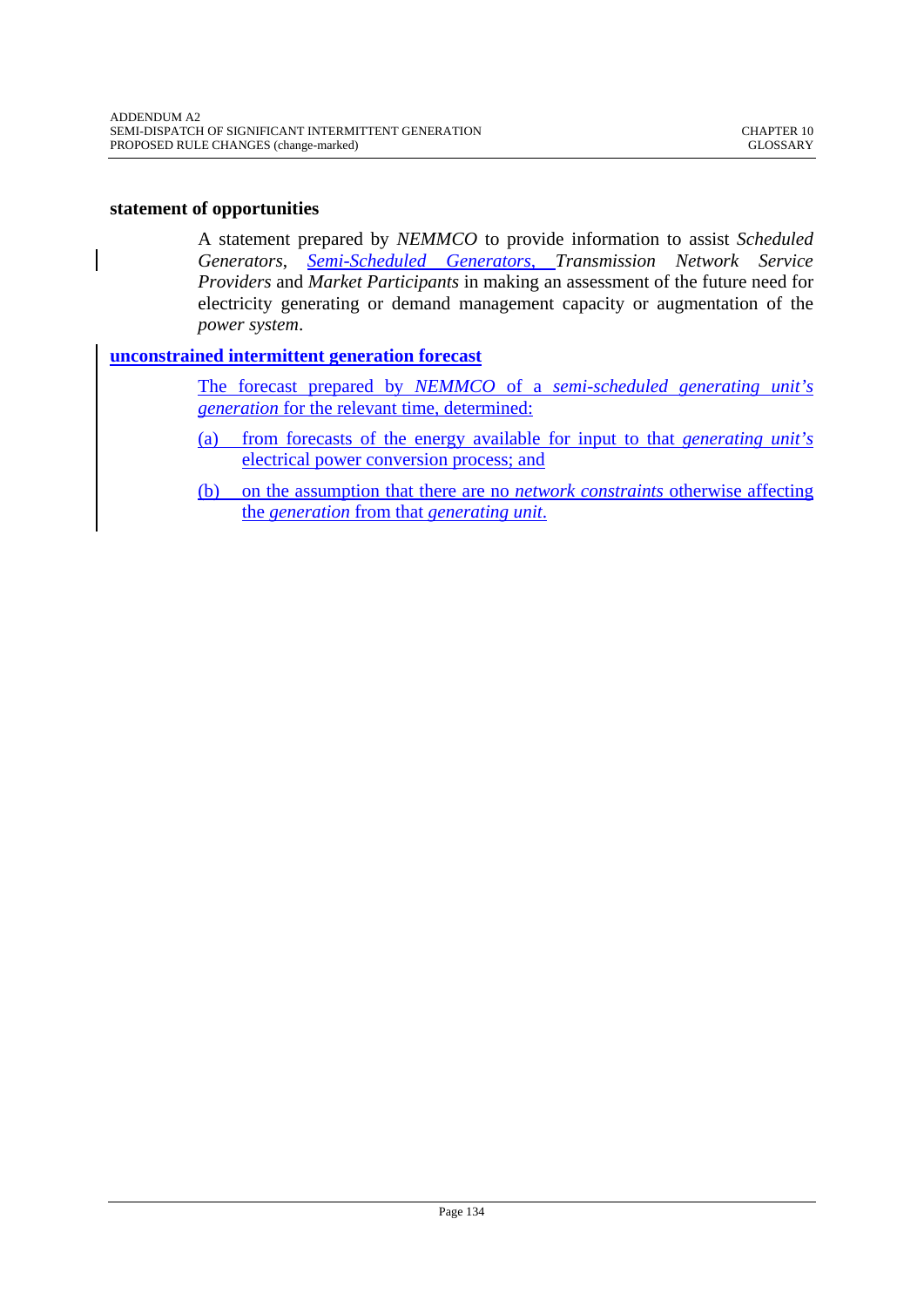**statement of opportunities**

A statement prepared by *NEMMCO* to provide information to assist *Scheduled Generators*, *Semi-Scheduled Generators*, *Transmission Network Service Providers* and *Market Participants* in making an assessment of the future need for electricity generating or demand management capacity or augmentation of the *power system*.

**unconstrained intermittent generation forecast**

The forecast prepared by *NEMMCO* of a *semi-scheduled generating unit's generation* for the relevant time, determined:

(a) from forecasts of the energy available for input to that *generating unit's* electrical power conversion process; and

(b) on the assumption that there are no *network constraints* otherwise affecting the *generation* from that *generating unit*.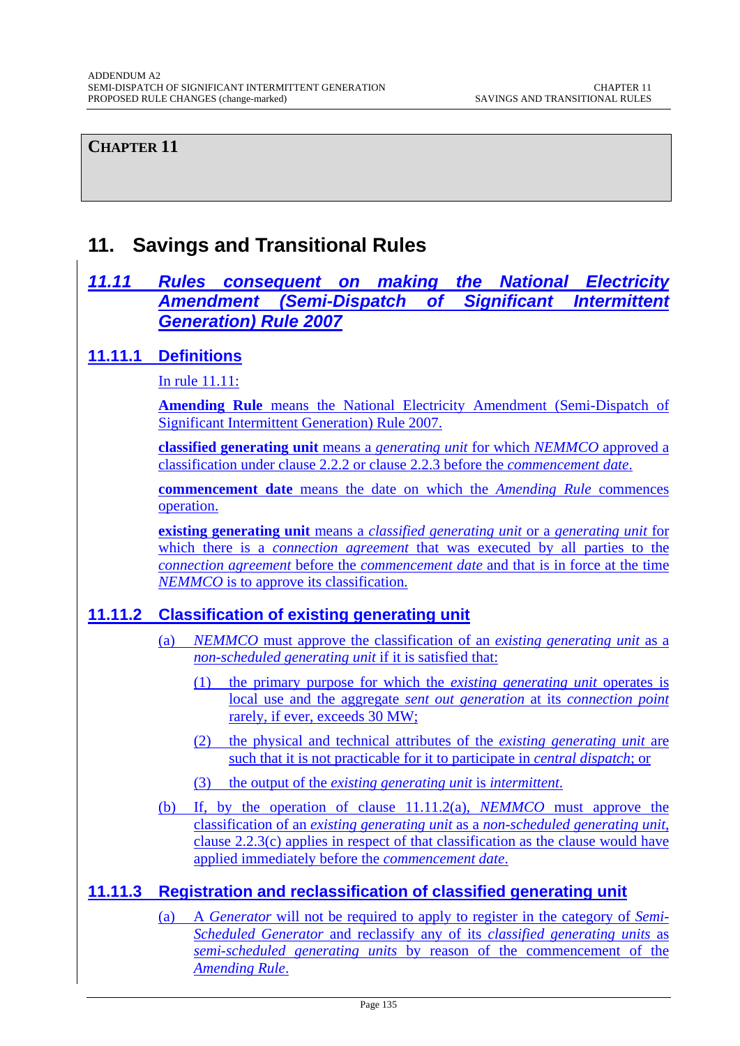# CHAPTER 11

# 11. Savings and Transitional Rules

## *11.11 Rules consequent on making the National Electricity Amendment (Semi-Dispatch of Significant Intermittent Generation) Rule 2007*

### 11.11.1 Definitions

In rule 11.11:

**Amending Rule** means the National Electricity Amendment (Semi-Dispatch of Significant Intermittent Generation) Rule 2007.

**classified generating unit** means a *generating unit* for which *NEMMCO* approved a classification under clause 2.2.2 or clause 2.2.3 before the *commencement date*.

**commencement date** means the date on which the *Amending Rule* commences operation.

**existing generating unit** means a *classified generating unit* or a *generating unit* for which there is a *connection agreement* that was executed by all parties to the *connection agreement* before the *commencement date* and that is in force at the time *NEMMCO* is to approve its classification.

### 11.11.2 Classification of existing generating unit

(a) *NEMMCO* must approve the classification of an *existing generating unit* as a *non-scheduled generating unit* if it is satisfied that:

(1) the primary purpose for which the *existing generating unit* operates is local use and the aggregate *sent out generation* at its *connection point* rarely, if ever, exceeds 30 MW;

(2) the physical and technical attributes of the *existing generating unit* are such that it is not practicable for it to participate in *central dispatch*; or

(3) the output of the *existing generating unit* is *intermittent*.

(b) If, by the operation of clause 11.11.2(a), *NEMMCO* must approve the classification of an *existing generating unit* as a *non-scheduled generating unit*, clause 2.2.3(c) applies in respect of that classification as the clause would have applied immediately before the *commencement date*.

### 11.11.3 Registration and reclassification of classified generating unit

(a) A *Generator* will not be required to apply to register in the category of *Semi-Scheduled Generator* and reclassify any of its *classified generating units* as *semi-scheduled generating units* by reason of the commencement of the *Amending Rule*.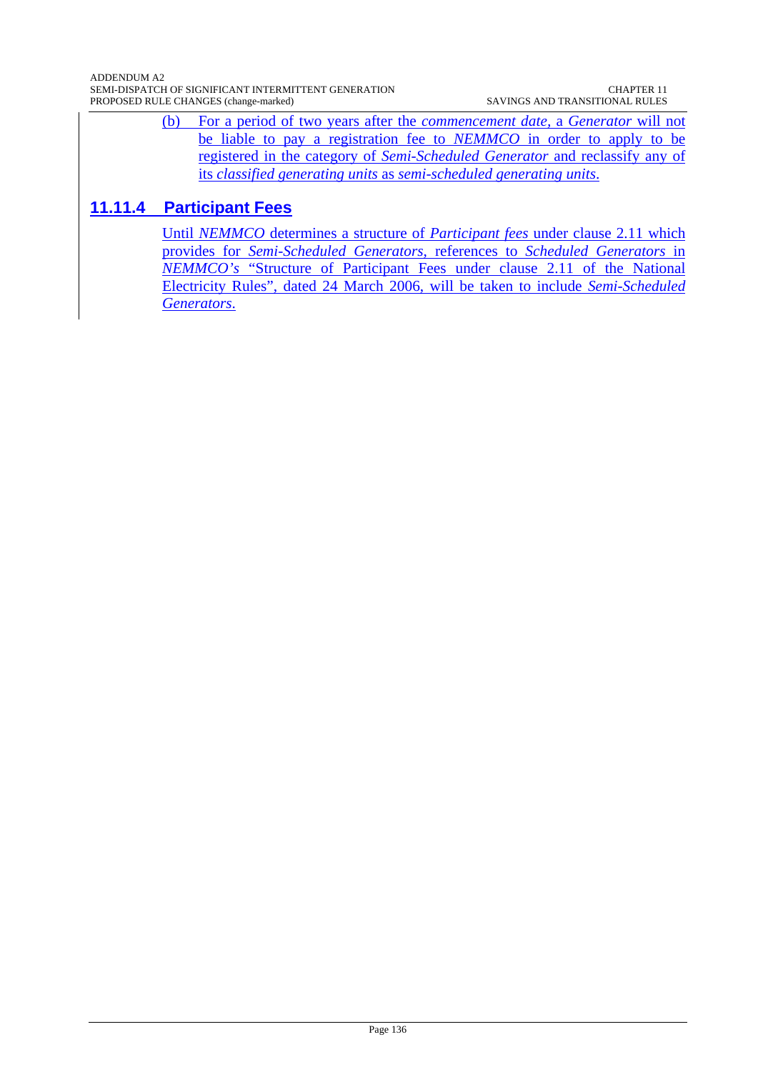(b) For a period of two years after the *commencement date*, a *Generator* will not be liable to pay a registration fee to *NEMMCO* in order to apply to be registered in the category of *Semi-Scheduled Generator* and reclassify any of its *classified generating units* as *semi-scheduled generating units*.

## 11.11.4 Participant Fees

Until *NEMMCO* determines a structure of *Participant fees* under clause 2.11 which provides for *Semi-Scheduled Generators*, references to *Scheduled Generators* in *NEMMCO's* "Structure of Participant Fees under clause 2.11 of the National Electricity Rules", dated 24 March 2006, will be taken to include *Semi-Scheduled Generators*.